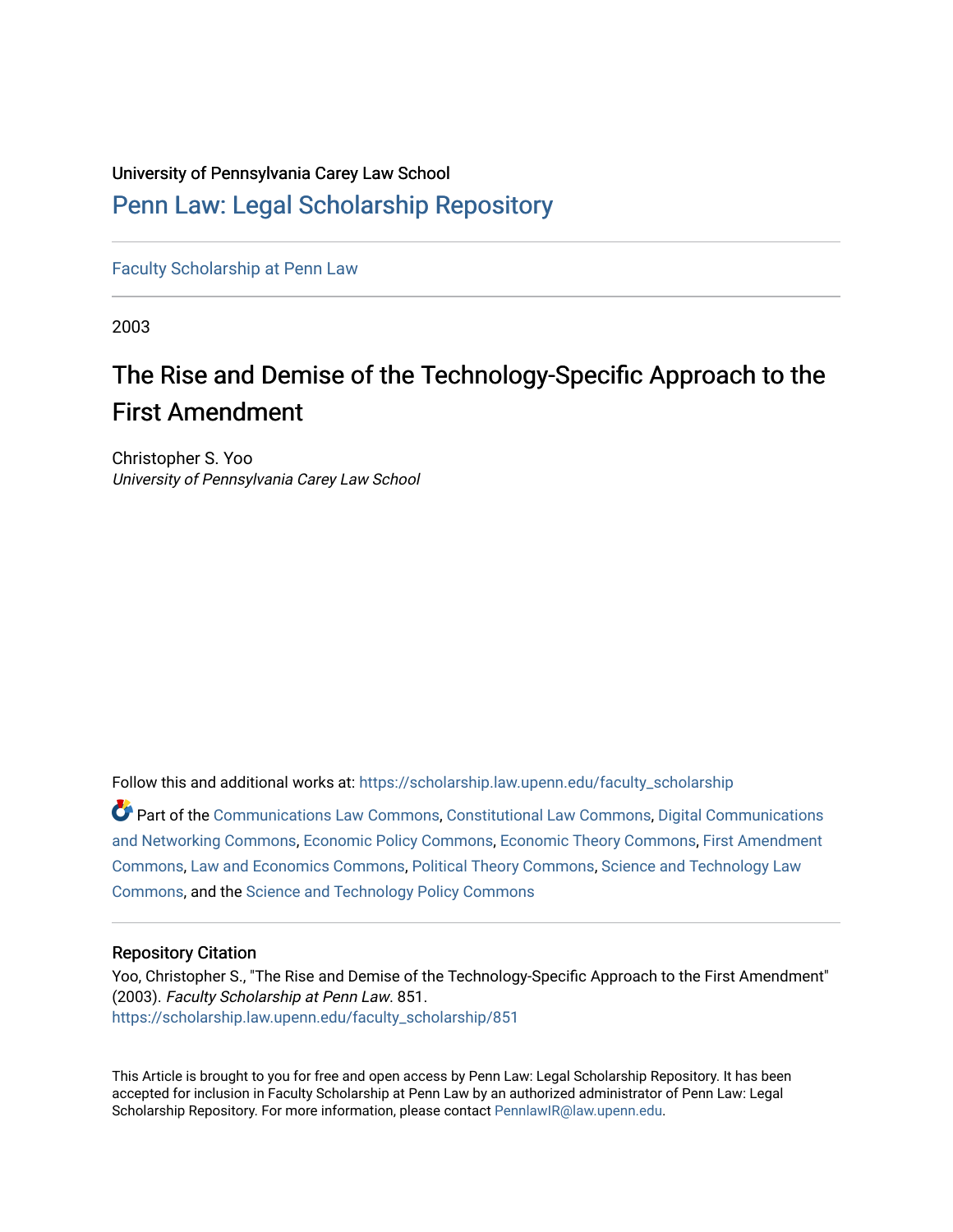University of Pennsylvania Carey Law School

# Penn Law: Legal Scholarship Repository

Faculty Scholarship at Penn Law

2003

## The Rise and Demise of the Technology-Specific Approach to the First Amendment

Christopher S. Yoo
*University of Pennsylvania Carey Law School*

Follow this and additional works at: https://scholarship.law.upenn.edu/faculty_scholarship

Part of the Communications Law Commons, Constitutional Law Commons, Digital Communications and Networking Commons, Economic Policy Commons, Economic Theory Commons, First Amendment Commons, Law and Economics Commons, Political Theory Commons, Science and Technology Law Commons, and the Science and Technology Policy Commons

### Repository Citation

Yoo, Christopher S., "The Rise and Demise of the Technology-Specific Approach to the First Amendment" (2003). *Faculty Scholarship at Penn Law*. 851.
https://scholarship.law.upenn.edu/faculty_scholarship/851

This Article is brought to you for free and open access by Penn Law: Legal Scholarship Repository. It has been accepted for inclusion in Faculty Scholarship at Penn Law by an authorized administrator of Penn Law: Legal Scholarship Repository. For more information, please contact PennlawIR@law.upenn.edu.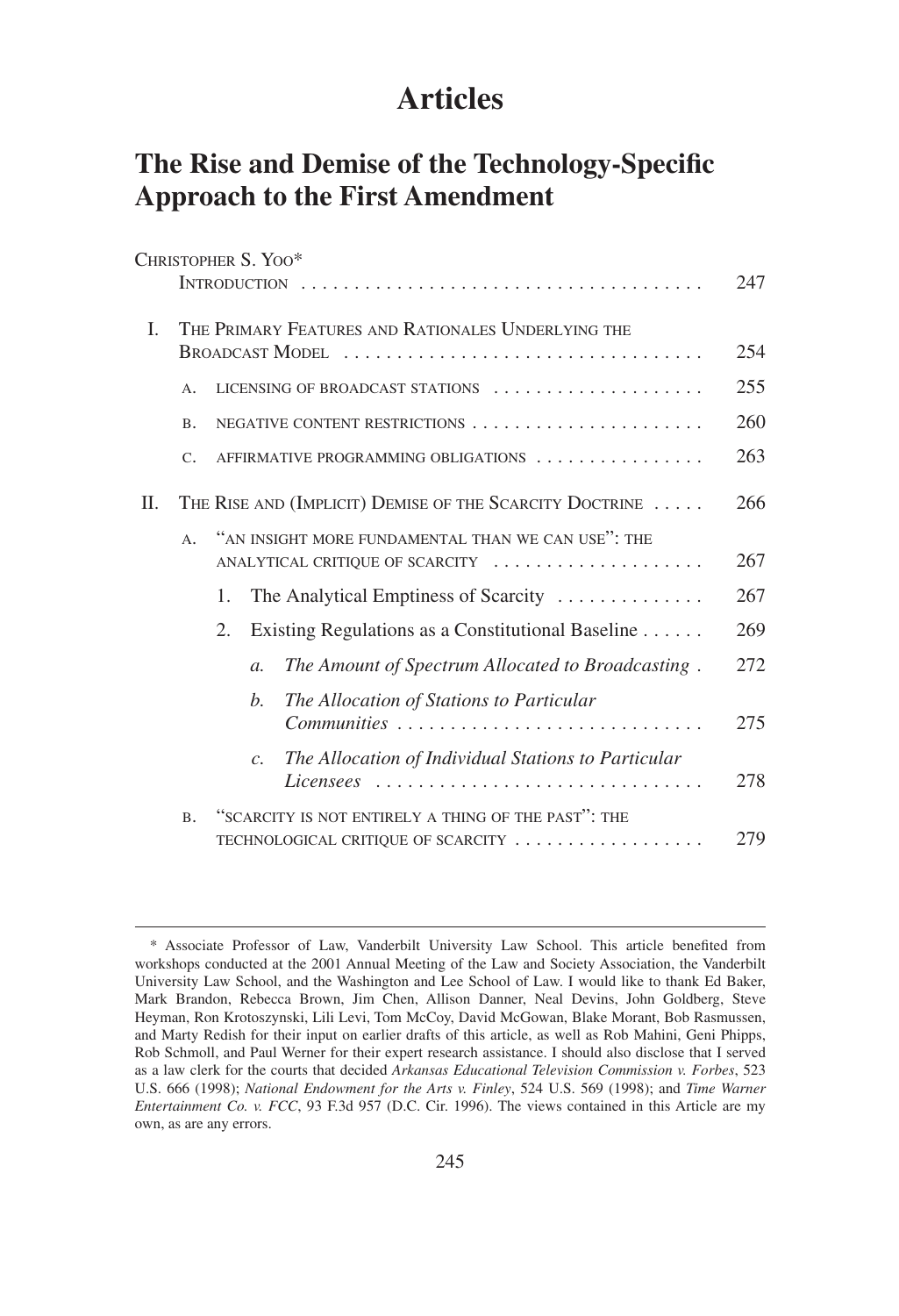# Articles

## The Rise and Demise of the Technology-Specific Approach to the First Amendment

CHRISTOPHER S. YOO*

INTRODUCTION . . . . . . . . . . . . . . . . . . . . . . . . . . . . . . . . . . . . . . 247

I. THE PRIMARY FEATURES AND RATIONALES UNDERLYING THE BROADCAST MODEL . . . . . . . . . . . . . . . . . . . . . . . . . . . . . . . . . . 254

- A. LICENSING OF BROADCAST STATIONS . . . . . . . . . . . . . . . . . . . . 255
- B. NEGATIVE CONTENT RESTRICTIONS . . . . . . . . . . . . . . . . . . . . . . 260
- C. AFFIRMATIVE PROGRAMMING OBLIGATIONS . . . . . . . . . . . . . . . . 263

II. THE RISE AND (IMPLICIT) DEMISE OF THE SCARCITY DOCTRINE . . . . . 266

- A. "AN INSIGHT MORE FUNDAMENTAL THAN WE CAN USE": THE ANALYTICAL CRITIQUE OF SCARCITY . . . . . . . . . . . . . . . . . . . . 267
  1. The Analytical Emptiness of Scarcity . . . . . . . . . . . . . . 267
  2. Existing Regulations as a Constitutional Baseline . . . . . . 269
     - *a. The Amount of Spectrum Allocated to Broadcasting* . 272
     - *b. The Allocation of Stations to Particular Communities* . . . . . . . . . . . . . . . . . . . . . . . . . . . . . 275
     - *c. The Allocation of Individual Stations to Particular Licensees* . . . . . . . . . . . . . . . . . . . . . . . . . . . . . . . 278
- B. "SCARCITY IS NOT ENTIRELY A THING OF THE PAST": THE TECHNOLOGICAL CRITIQUE OF SCARCITY . . . . . . . . . . . . . . . . . . 279

---

\* Associate Professor of Law, Vanderbilt University Law School. This article benefited from workshops conducted at the 2001 Annual Meeting of the Law and Society Association, the Vanderbilt University Law School, and the Washington and Lee School of Law. I would like to thank Ed Baker, Mark Brandon, Rebecca Brown, Jim Chen, Allison Danner, Neal Devins, John Goldberg, Steve Heyman, Ron Krotoszynski, Lili Levi, Tom McCoy, David McGowan, Blake Morant, Bob Rasmussen, and Marty Redish for their input on earlier drafts of this article, as well as Rob Mahini, Geni Phipps, Rob Schmoll, and Paul Werner for their expert research assistance. I should also disclose that I served as a law clerk for the courts that decided *Arkansas Educational Television Commission v. Forbes*, 523 U.S. 666 (1998); *National Endowment for the Arts v. Finley*, 524 U.S. 569 (1998); and *Time Warner Entertainment Co. v. FCC*, 93 F.3d 957 (D.C. Cir. 1996). The views contained in this Article are my own, as are any errors.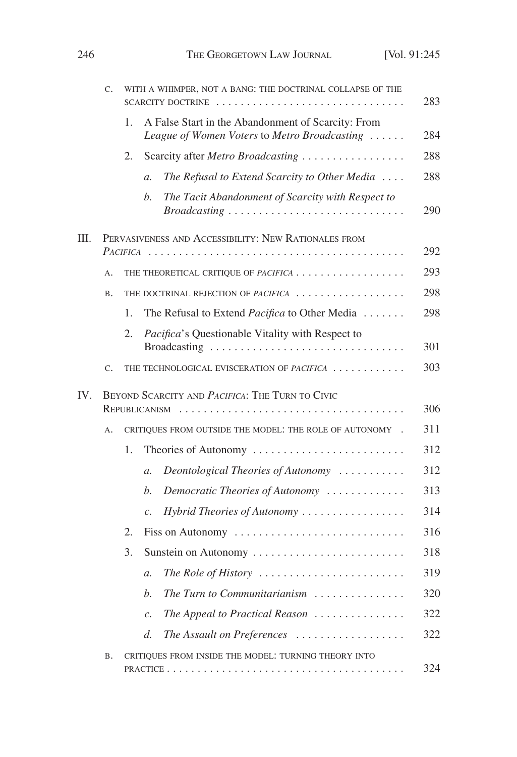C. WITH A WHIMPER, NOT A BANG: THE DOCTRINAL COLLAPSE OF THE SCARCITY DOCTRINE . . . . . . . . . . 283

1. A False Start in the Abandonment of Scarcity: From *League of Women Voters* to *Metro Broadcasting* . . . . . . 284

2. Scarcity after *Metro Broadcasting* . . . . . . . . . . 288

   a. *The Refusal to Extend Scarcity to Other Media* . . . . 288

   b. *The Tacit Abandonment of Scarcity with Respect to Broadcasting* . . . . . . . . . . 290

III. PERVASIVENESS AND ACCESSIBILITY: NEW RATIONALES FROM *PACIFICA* . . . . . . . . . . 292

A. THE THEORETICAL CRITIQUE OF *PACIFICA* . . . . . . . . . . 293

B. THE DOCTRINAL REJECTION OF *PACIFICA* . . . . . . . . . . 298

1. The Refusal to Extend *Pacifica* to Other Media . . . . . . . 298

2. *Pacifica*'s Questionable Vitality with Respect to Broadcasting . . . . . . . . . . 301

C. THE TECHNOLOGICAL EVISCERATION OF *PACIFICA* . . . . . . . . . . 303

IV. BEYOND SCARCITY AND *PACIFICA*: THE TURN TO CIVIC REPUBLICANISM . . . . . . . . . . 306

A. CRITIQUES FROM OUTSIDE THE MODEL: THE ROLE OF AUTONOMY . . 311

1. Theories of Autonomy . . . . . . . . . . 312

   a. *Deontological Theories of Autonomy* . . . . . . . . . . 312

   b. *Democratic Theories of Autonomy* . . . . . . . . . . 313

   c. *Hybrid Theories of Autonomy* . . . . . . . . . . 314

2. Fiss on Autonomy . . . . . . . . . . 316

3. Sunstein on Autonomy . . . . . . . . . . 318

   a. *The Role of History* . . . . . . . . . . 319

   b. *The Turn to Communitarianism* . . . . . . . . . . 320

   c. *The Appeal to Practical Reason* . . . . . . . . . . 322

   d. *The Assault on Preferences* . . . . . . . . . . 322

B. CRITIQUES FROM INSIDE THE MODEL: TURNING THEORY INTO PRACTICE . . . . . . . . . . 324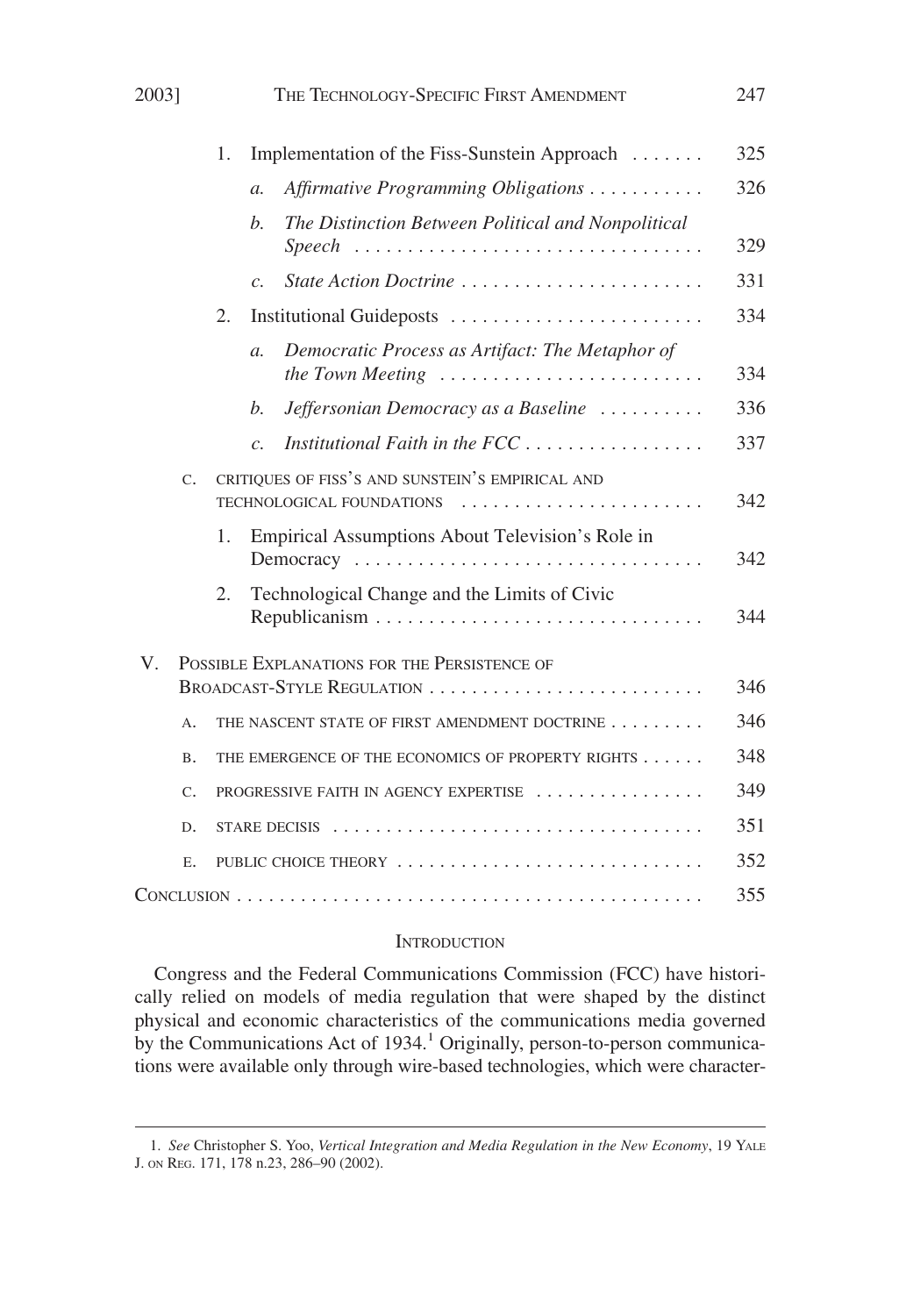1. Implementation of the Fiss-Sunstein Approach ....... 325
   - a. *Affirmative Programming Obligations* ........... 326
   - b. *The Distinction Between Political and Nonpolitical Speech* ................................ 329
   - c. *State Action Doctrine* ....................... 331
2. Institutional Guideposts ........................ 334
   - a. *Democratic Process as Artifact: The Metaphor of the Town Meeting* ......................... 334
   - b. *Jeffersonian Democracy as a Baseline* .......... 336
   - c. *Institutional Faith in the FCC* ................ 337

C. CRITIQUES OF FISS'S AND SUNSTEIN'S EMPIRICAL AND TECHNOLOGICAL FOUNDATIONS ....................... 342

1. Empirical Assumptions About Television's Role in Democracy ................................ 342
2. Technological Change and the Limits of Civic Republicanism ............................... 344

V. POSSIBLE EXPLANATIONS FOR THE PERSISTENCE OF BROADCAST-STYLE REGULATION .......................... 346

A. THE NASCENT STATE OF FIRST AMENDMENT DOCTRINE ......... 346

B. THE EMERGENCE OF THE ECONOMICS OF PROPERTY RIGHTS ...... 348

C. PROGRESSIVE FAITH IN AGENCY EXPERTISE ................ 349

D. STARE DECISIS .................................. 351

E. PUBLIC CHOICE THEORY ............................ 352

CONCLUSION ........................................... 355

## INTRODUCTION

Congress and the Federal Communications Commission (FCC) have historically relied on models of media regulation that were shaped by the distinct physical and economic characteristics of the communications media governed by the Communications Act of 1934.[1] Originally, person-to-person communications were available only through wire-based technologies, which were character-

---

1. *See* Christopher S. Yoo, *Vertical Integration and Media Regulation in the New Economy*, 19 YALE J. ON REG. 171, 178 n.23, 286–90 (2002).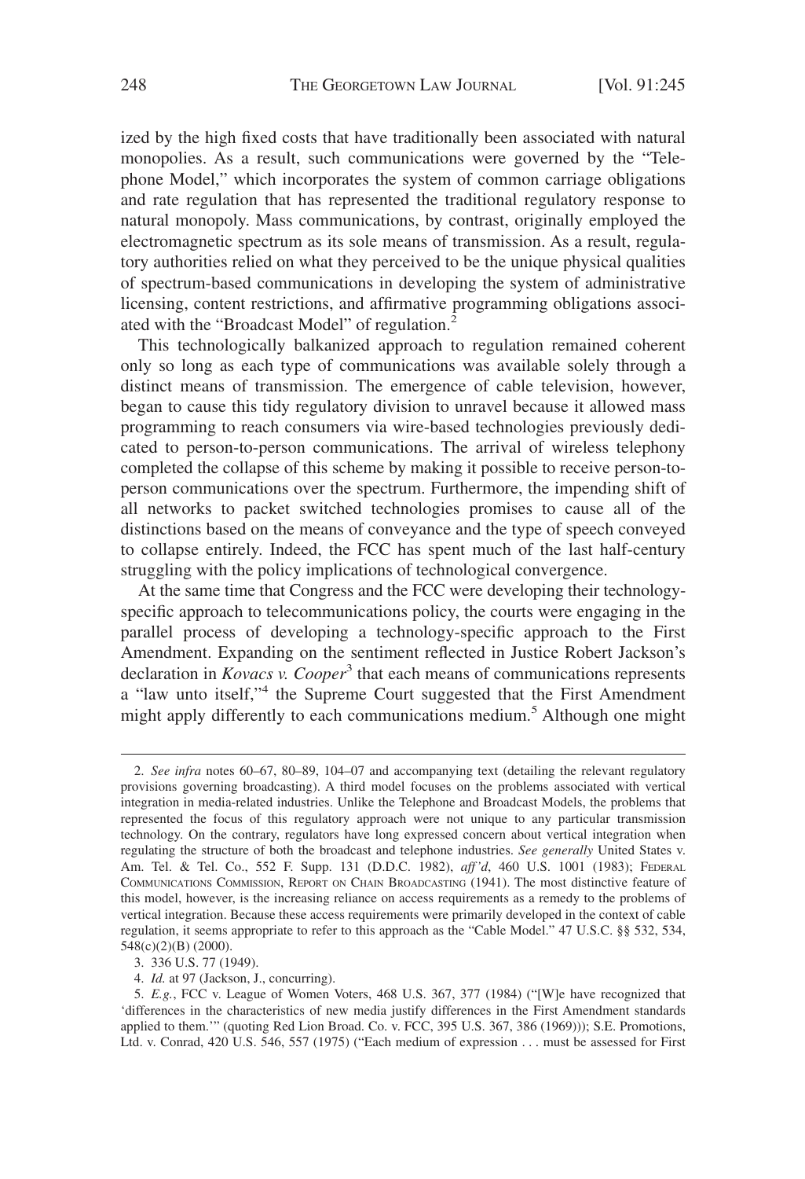ized by the high fixed costs that have traditionally been associated with natural monopolies. As a result, such communications were governed by the "Telephone Model," which incorporates the system of common carriage obligations and rate regulation that has represented the traditional regulatory response to natural monopoly. Mass communications, by contrast, originally employed the electromagnetic spectrum as its sole means of transmission. As a result, regulatory authorities relied on what they perceived to be the unique physical qualities of spectrum-based communications in developing the system of administrative licensing, content restrictions, and affirmative programming obligations associated with the "Broadcast Model" of regulation.[2]

This technologically balkanized approach to regulation remained coherent only so long as each type of communications was available solely through a distinct means of transmission. The emergence of cable television, however, began to cause this tidy regulatory division to unravel because it allowed mass programming to reach consumers via wire-based technologies previously dedicated to person-to-person communications. The arrival of wireless telephony completed the collapse of this scheme by making it possible to receive person-to-person communications over the spectrum. Furthermore, the impending shift of all networks to packet switched technologies promises to cause all of the distinctions based on the means of conveyance and the type of speech conveyed to collapse entirely. Indeed, the FCC has spent much of the last half-century struggling with the policy implications of technological convergence.

At the same time that Congress and the FCC were developing their technology-specific approach to telecommunications policy, the courts were engaging in the parallel process of developing a technology-specific approach to the First Amendment. Expanding on the sentiment reflected in Justice Robert Jackson's declaration in *Kovacs v. Cooper*[3] that each means of communications represents a "law unto itself,"[4] the Supreme Court suggested that the First Amendment might apply differently to each communications medium.[5] Although one might

---

2. *See infra* notes 60–67, 80–89, 104–07 and accompanying text (detailing the relevant regulatory provisions governing broadcasting). A third model focuses on the problems associated with vertical integration in media-related industries. Unlike the Telephone and Broadcast Models, the problems that represented the focus of this regulatory approach were not unique to any particular transmission technology. On the contrary, regulators have long expressed concern about vertical integration when regulating the structure of both the broadcast and telephone industries. *See generally* United States v. Am. Tel. & Tel. Co., 552 F. Supp. 131 (D.D.C. 1982), *aff'd*, 460 U.S. 1001 (1983); FEDERAL COMMUNICATIONS COMMISSION, REPORT ON CHAIN BROADCASTING (1941). The most distinctive feature of this model, however, is the increasing reliance on access requirements as a remedy to the problems of vertical integration. Because these access requirements were primarily developed in the context of cable regulation, it seems appropriate to refer to this approach as the "Cable Model." 47 U.S.C. §§ 532, 534, 548(c)(2)(B) (2000).

3. 336 U.S. 77 (1949).

4. *Id.* at 97 (Jackson, J., concurring).

5. *E.g.*, FCC v. League of Women Voters, 468 U.S. 367, 377 (1984) ("[W]e have recognized that 'differences in the characteristics of new media justify differences in the First Amendment standards applied to them.'" (quoting Red Lion Broad. Co. v. FCC, 395 U.S. 367, 386 (1969))); S.E. Promotions, Ltd. v. Conrad, 420 U.S. 546, 557 (1975) ("Each medium of expression . . . must be assessed for First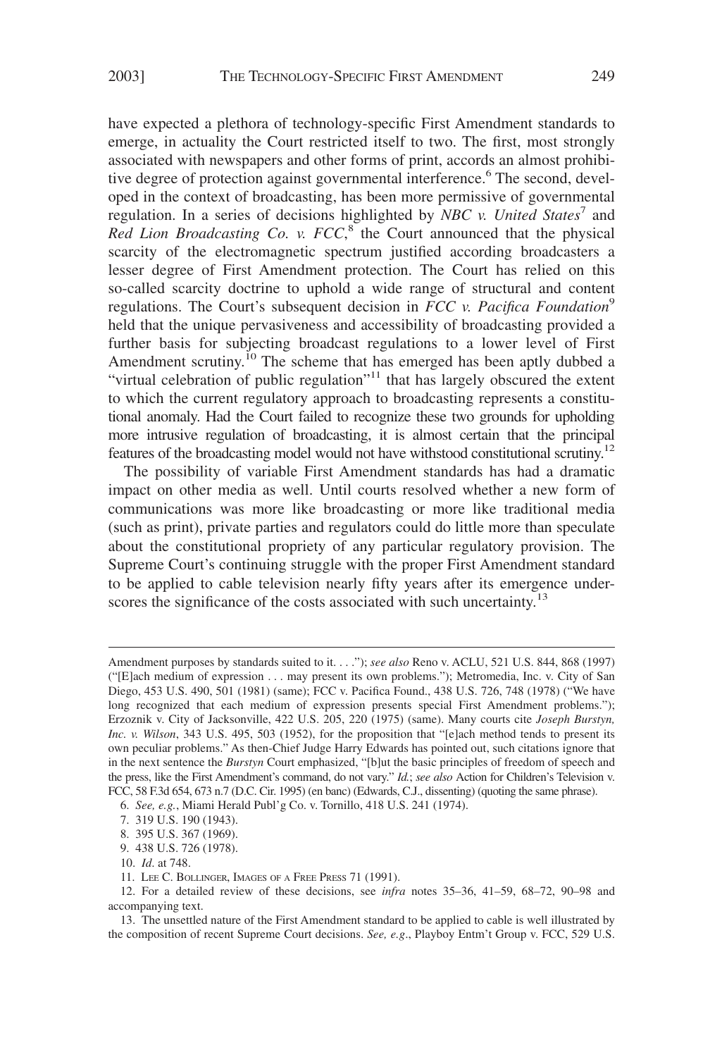have expected a plethora of technology-specific First Amendment standards to emerge, in actuality the Court restricted itself to two. The first, most strongly associated with newspapers and other forms of print, accords an almost prohibitive degree of protection against governmental interference.[6] The second, developed in the context of broadcasting, has been more permissive of governmental regulation. In a series of decisions highlighted by *NBC v. United States*[7] and *Red Lion Broadcasting Co. v. FCC*,[8] the Court announced that the physical scarcity of the electromagnetic spectrum justified according broadcasters a lesser degree of First Amendment protection. The Court has relied on this so-called scarcity doctrine to uphold a wide range of structural and content regulations. The Court's subsequent decision in *FCC v. Pacifica Foundation*[9] held that the unique pervasiveness and accessibility of broadcasting provided a further basis for subjecting broadcast regulations to a lower level of First Amendment scrutiny.[10] The scheme that has emerged has been aptly dubbed a "virtual celebration of public regulation"[11] that has largely obscured the extent to which the current regulatory approach to broadcasting represents a constitutional anomaly. Had the Court failed to recognize these two grounds for upholding more intrusive regulation of broadcasting, it is almost certain that the principal features of the broadcasting model would not have withstood constitutional scrutiny.[12]

The possibility of variable First Amendment standards has had a dramatic impact on other media as well. Until courts resolved whether a new form of communications was more like broadcasting or more like traditional media (such as print), private parties and regulators could do little more than speculate about the constitutional propriety of any particular regulatory provision. The Supreme Court's continuing struggle with the proper First Amendment standard to be applied to cable television nearly fifty years after its emergence underscores the significance of the costs associated with such uncertainty.[13]

---

Amendment purposes by standards suited to it. . . ."); *see also* Reno v. ACLU, 521 U.S. 844, 868 (1997) ("[E]ach medium of expression . . . may present its own problems."); Metromedia, Inc. v. City of San Diego, 453 U.S. 490, 501 (1981) (same); FCC v. Pacifica Found., 438 U.S. 726, 748 (1978) ("We have long recognized that each medium of expression presents special First Amendment problems."); Erzoznik v. City of Jacksonville, 422 U.S. 205, 220 (1975) (same). Many courts cite *Joseph Burstyn, Inc. v. Wilson*, 343 U.S. 495, 503 (1952), for the proposition that "[e]ach method tends to present its own peculiar problems." As then-Chief Judge Harry Edwards has pointed out, such citations ignore that in the next sentence the *Burstyn* Court emphasized, "[b]ut the basic principles of freedom of speech and the press, like the First Amendment's command, do not vary." *Id.*; *see also* Action for Children's Television v. FCC, 58 F.3d 654, 673 n.7 (D.C. Cir. 1995) (en banc) (Edwards, C.J., dissenting) (quoting the same phrase).

6. *See, e.g.*, Miami Herald Publ'g Co. v. Tornillo, 418 U.S. 241 (1974).

7. 319 U.S. 190 (1943).

8. 395 U.S. 367 (1969).

9. 438 U.S. 726 (1978).

10. *Id*. at 748.

11. LEE C. BOLLINGER, IMAGES OF A FREE PRESS 71 (1991).

12. For a detailed review of these decisions, see *infra* notes 35–36, 41–59, 68–72, 90–98 and accompanying text.

13. The unsettled nature of the First Amendment standard to be applied to cable is well illustrated by the composition of recent Supreme Court decisions. *See, e.g*., Playboy Entm't Group v. FCC, 529 U.S.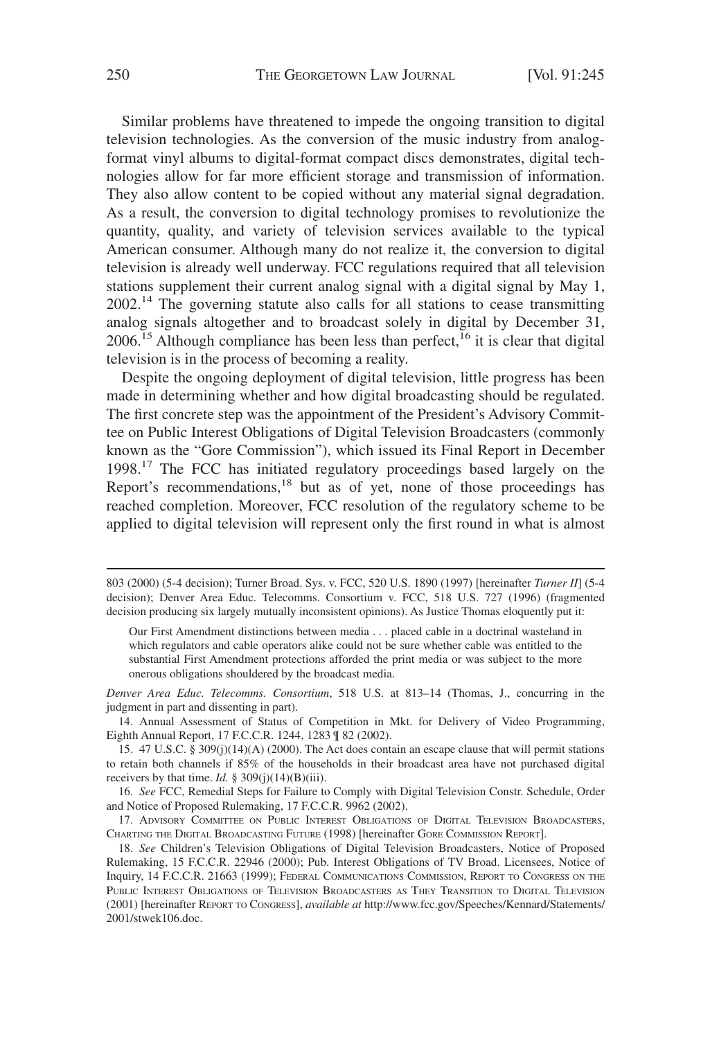Similar problems have threatened to impede the ongoing transition to digital television technologies. As the conversion of the music industry from analog-format vinyl albums to digital-format compact discs demonstrates, digital technologies allow for far more efficient storage and transmission of information. They also allow content to be copied without any material signal degradation. As a result, the conversion to digital technology promises to revolutionize the quantity, quality, and variety of television services available to the typical American consumer. Although many do not realize it, the conversion to digital television is already well underway. FCC regulations required that all television stations supplement their current analog signal with a digital signal by May 1, 2002.[14] The governing statute also calls for all stations to cease transmitting analog signals altogether and to broadcast solely in digital by December 31, 2006.[15] Although compliance has been less than perfect,[16] it is clear that digital television is in the process of becoming a reality.

Despite the ongoing deployment of digital television, little progress has been made in determining whether and how digital broadcasting should be regulated. The first concrete step was the appointment of the President's Advisory Committee on Public Interest Obligations of Digital Television Broadcasters (commonly known as the "Gore Commission"), which issued its Final Report in December 1998.[17] The FCC has initiated regulatory proceedings based largely on the Report's recommendations,[18] but as of yet, none of those proceedings has reached completion. Moreover, FCC resolution of the regulatory scheme to be applied to digital television will represent only the first round in what is almost

---

803 (2000) (5-4 decision); Turner Broad. Sys. v. FCC, 520 U.S. 1890 (1997) [hereinafter *Turner II*] (5-4 decision); Denver Area Educ. Telecomms. Consortium v. FCC, 518 U.S. 727 (1996) (fragmented decision producing six largely mutually inconsistent opinions). As Justice Thomas eloquently put it:

> Our First Amendment distinctions between media . . . placed cable in a doctrinal wasteland in which regulators and cable operators alike could not be sure whether cable was entitled to the substantial First Amendment protections afforded the print media or was subject to the more onerous obligations shouldered by the broadcast media.

*Denver Area Educ. Telecomms. Consortium*, 518 U.S. at 813–14 (Thomas, J., concurring in the judgment in part and dissenting in part).

14. Annual Assessment of Status of Competition in Mkt. for Delivery of Video Programming, Eighth Annual Report, 17 F.C.C.R. 1244, 1283 ¶ 82 (2002).

15. 47 U.S.C. § 309(j)(14)(A) (2000). The Act does contain an escape clause that will permit stations to retain both channels if 85% of the households in their broadcast area have not purchased digital receivers by that time. *Id.* § 309(j)(14)(B)(iii).

16. *See* FCC, Remedial Steps for Failure to Comply with Digital Television Constr. Schedule, Order and Notice of Proposed Rulemaking, 17 F.C.C.R. 9962 (2002).

17. Advisory Committee on Public Interest Obligations of Digital Television Broadcasters, Charting the Digital Broadcasting Future (1998) [hereinafter Gore Commission Report].

18. *See* Children's Television Obligations of Digital Television Broadcasters, Notice of Proposed Rulemaking, 15 F.C.C.R. 22946 (2000); Pub. Interest Obligations of TV Broad. Licensees, Notice of Inquiry, 14 F.C.C.R. 21663 (1999); Federal Communications Commission, Report to Congress on the Public Interest Obligations of Television Broadcasters as They Transition to Digital Television (2001) [hereinafter Report to Congress], *available at* http://www.fcc.gov/Speeches/Kennard/Statements/2001/stwek106.doc.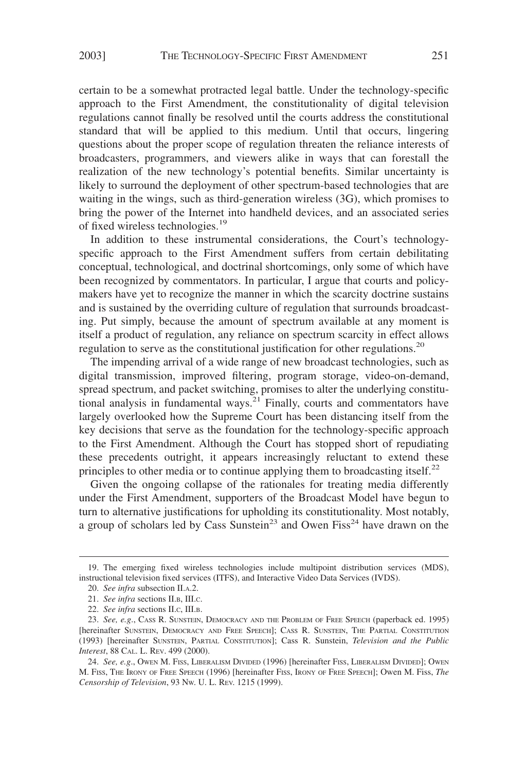certain to be a somewhat protracted legal battle. Under the technology-specific approach to the First Amendment, the constitutionality of digital television regulations cannot finally be resolved until the courts address the constitutional standard that will be applied to this medium. Until that occurs, lingering questions about the proper scope of regulation threaten the reliance interests of broadcasters, programmers, and viewers alike in ways that can forestall the realization of the new technology's potential benefits. Similar uncertainty is likely to surround the deployment of other spectrum-based technologies that are waiting in the wings, such as third-generation wireless (3G), which promises to bring the power of the Internet into handheld devices, and an associated series of fixed wireless technologies.[19]

In addition to these instrumental considerations, the Court's technology-specific approach to the First Amendment suffers from certain debilitating conceptual, technological, and doctrinal shortcomings, only some of which have been recognized by commentators. In particular, I argue that courts and policy-makers have yet to recognize the manner in which the scarcity doctrine sustains and is sustained by the overriding culture of regulation that surrounds broadcasting. Put simply, because the amount of spectrum available at any moment is itself a product of regulation, any reliance on spectrum scarcity in effect allows regulation to serve as the constitutional justification for other regulations.[20]

The impending arrival of a wide range of new broadcast technologies, such as digital transmission, improved filtering, program storage, video-on-demand, spread spectrum, and packet switching, promises to alter the underlying constitutional analysis in fundamental ways.[21] Finally, courts and commentators have largely overlooked how the Supreme Court has been distancing itself from the key decisions that serve as the foundation for the technology-specific approach to the First Amendment. Although the Court has stopped short of repudiating these precedents outright, it appears increasingly reluctant to extend these principles to other media or to continue applying them to broadcasting itself.[22]

Given the ongoing collapse of the rationales for treating media differently under the First Amendment, supporters of the Broadcast Model have begun to turn to alternative justifications for upholding its constitutionality. Most notably, a group of scholars led by Cass Sunstein[23] and Owen Fiss[24] have drawn on the

---

19. The emerging fixed wireless technologies include multipoint distribution services (MDS), instructional television fixed services (ITFS), and Interactive Video Data Services (IVDS).

20. *See infra* subsection II.A.2.

21. *See infra* sections II.B, III.C.

22. *See infra* sections II.C, III.B.

23. *See, e.g.*, Cass R. Sunstein, Democracy and the Problem of Free Speech (paperback ed. 1995) [hereinafter Sunstein, Democracy and Free Speech]; Cass R. Sunstein, The Partial Constitution (1993) [hereinafter Sunstein, Partial Constitution]; Cass R. Sunstein, *Television and the Public Interest*, 88 Cal. L. Rev. 499 (2000).

24. *See, e.g.*, Owen M. Fiss, Liberalism Divided (1996) [hereinafter Fiss, Liberalism Divided]; Owen M. Fiss, The Irony of Free Speech (1996) [hereinafter Fiss, Irony of Free Speech]; Owen M. Fiss, *The Censorship of Television*, 93 Nw. U. L. Rev. 1215 (1999).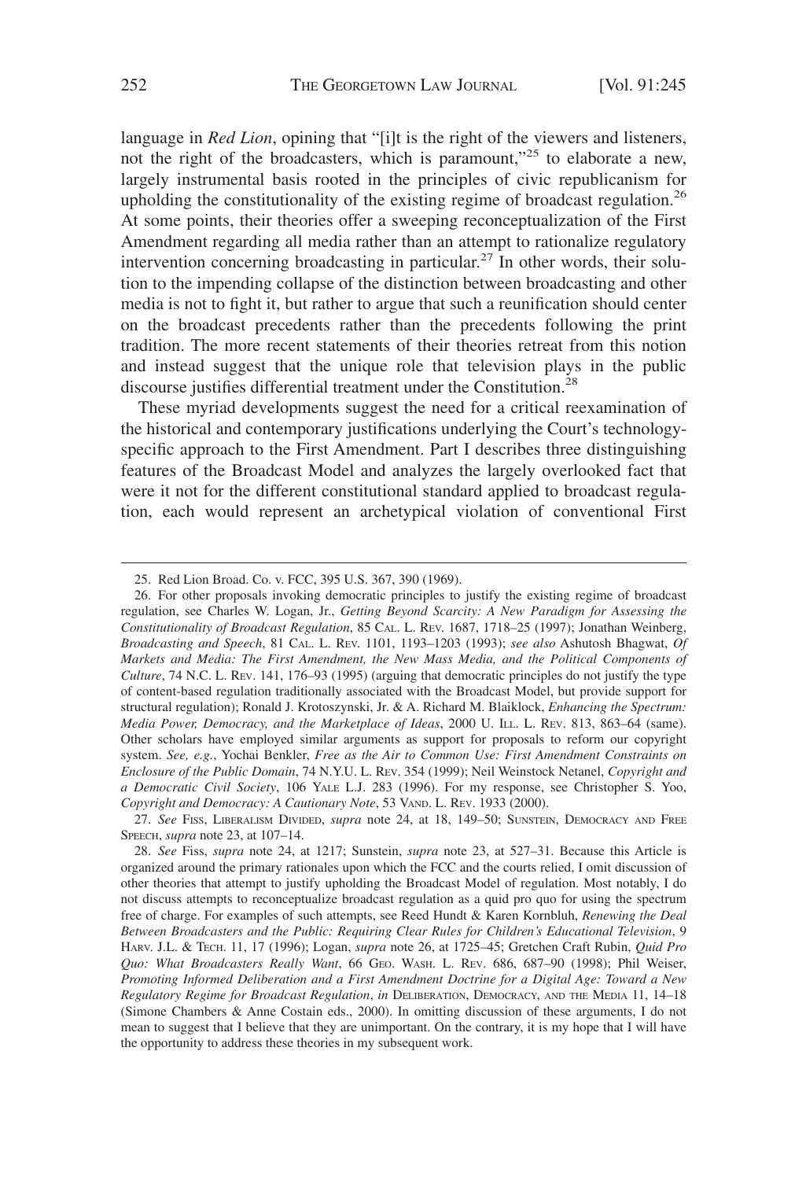language in *Red Lion*, opining that "[i]t is the right of the viewers and listeners, not the right of the broadcasters, which is paramount,"[25] to elaborate a new, largely instrumental basis rooted in the principles of civic republicanism for upholding the constitutionality of the existing regime of broadcast regulation.[26] At some points, their theories offer a sweeping reconceptualization of the First Amendment regarding all media rather than an attempt to rationalize regulatory intervention concerning broadcasting in particular.[27] In other words, their solution to the impending collapse of the distinction between broadcasting and other media is not to fight it, but rather to argue that such a reunification should center on the broadcast precedents rather than the precedents following the print tradition. The more recent statements of their theories retreat from this notion and instead suggest that the unique role that television plays in the public discourse justifies differential treatment under the Constitution.[28]

These myriad developments suggest the need for a critical reexamination of the historical and contemporary justifications underlying the Court's technology-specific approach to the First Amendment. Part I describes three distinguishing features of the Broadcast Model and analyzes the largely overlooked fact that were it not for the different constitutional standard applied to broadcast regulation, each would represent an archetypical violation of conventional First

---

25. Red Lion Broad. Co. v. FCC, 395 U.S. 367, 390 (1969).

26. For other proposals invoking democratic principles to justify the existing regime of broadcast regulation, see Charles W. Logan, Jr., *Getting Beyond Scarcity: A New Paradigm for Assessing the Constitutionality of Broadcast Regulation*, 85 CAL. L. REV. 1687, 1718–25 (1997); Jonathan Weinberg, *Broadcasting and Speech*, 81 CAL. L. REV. 1101, 1193–1203 (1993); *see also* Ashutosh Bhagwat, *Of Markets and Media: The First Amendment, the New Mass Media, and the Political Components of Culture*, 74 N.C. L. REV. 141, 176–93 (1995) (arguing that democratic principles do not justify the type of content-based regulation traditionally associated with the Broadcast Model, but provide support for structural regulation); Ronald J. Krotoszynski, Jr. & A. Richard M. Blaiklock, *Enhancing the Spectrum: Media Power, Democracy, and the Marketplace of Ideas*, 2000 U. ILL. L. REV. 813, 863–64 (same). Other scholars have employed similar arguments as support for proposals to reform our copyright system. *See, e.g.*, Yochai Benkler, *Free as the Air to Common Use: First Amendment Constraints on Enclosure of the Public Domain*, 74 N.Y.U. L. REV. 354 (1999); Neil Weinstock Netanel, *Copyright and a Democratic Civil Society*, 106 YALE L.J. 283 (1996). For my response, see Christopher S. Yoo, *Copyright and Democracy: A Cautionary Note*, 53 VAND. L. REV. 1933 (2000).

27. *See* FISS, LIBERALISM DIVIDED, *supra* note 24, at 18, 149–50; SUNSTEIN, DEMOCRACY AND FREE SPEECH, *supra* note 23, at 107–14.

28. *See* Fiss, *supra* note 24, at 1217; Sunstein, *supra* note 23, at 527–31. Because this Article is organized around the primary rationales upon which the FCC and the courts relied, I omit discussion of other theories that attempt to justify upholding the Broadcast Model of regulation. Most notably, I do not discuss attempts to reconceptualize broadcast regulation as a quid pro quo for using the spectrum free of charge. For examples of such attempts, see Reed Hundt & Karen Kornbluh, *Renewing the Deal Between Broadcasters and the Public: Requiring Clear Rules for Children's Educational Television*, 9 HARV. J.L. & TECH. 11, 17 (1996); Logan, *supra* note 26, at 1725–45; Gretchen Craft Rubin, *Quid Pro Quo: What Broadcasters Really Want*, 66 GEO. WASH. L. REV. 686, 687–90 (1998); Phil Weiser, *Promoting Informed Deliberation and a First Amendment Doctrine for a Digital Age: Toward a New Regulatory Regime for Broadcast Regulation*, *in* DELIBERATION, DEMOCRACY, AND THE MEDIA 11, 14–18 (Simone Chambers & Anne Costain eds., 2000). In omitting discussion of these arguments, I do not mean to suggest that I believe that they are unimportant. On the contrary, it is my hope that I will have the opportunity to address these theories in my subsequent work.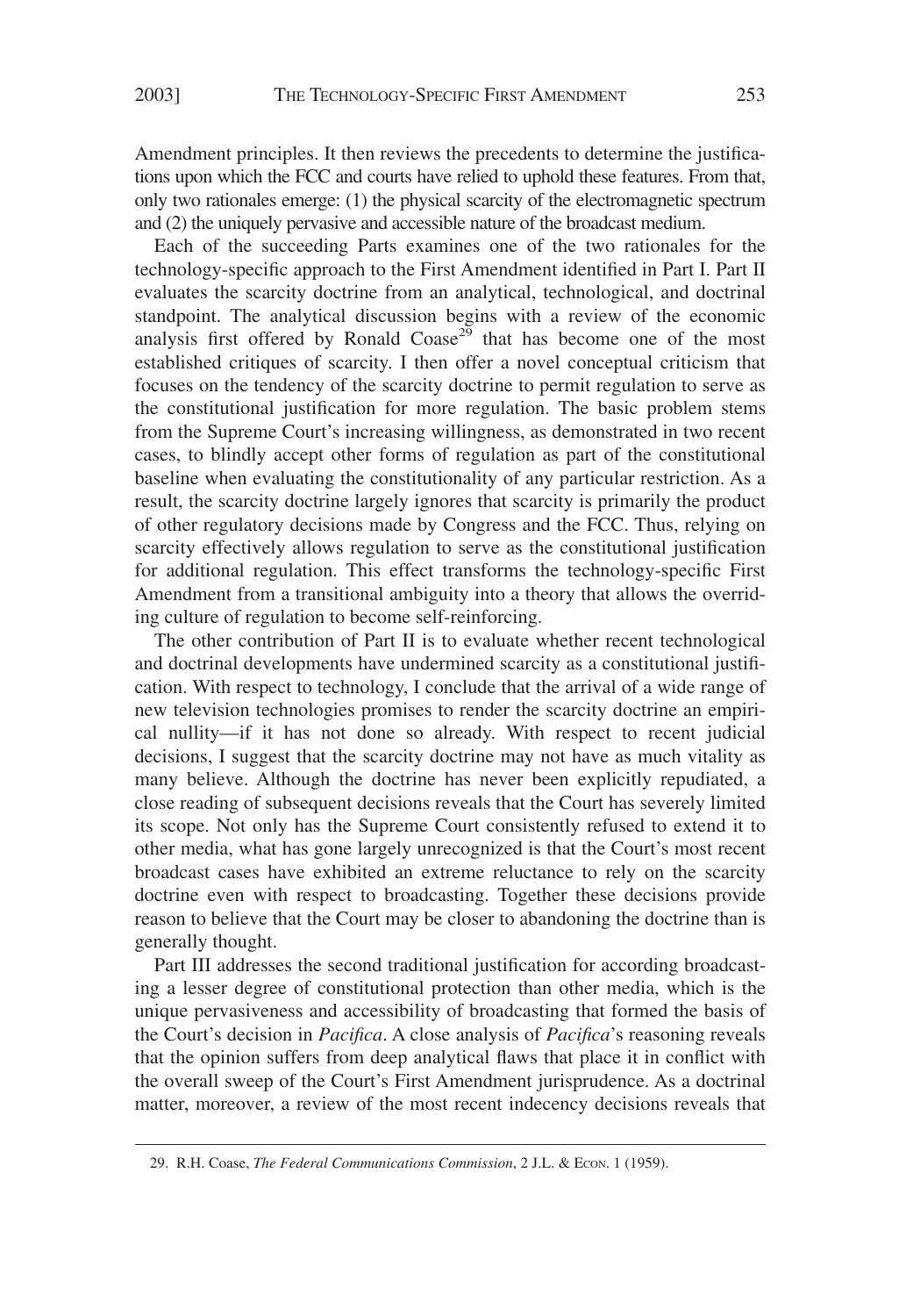Amendment principles. It then reviews the precedents to determine the justifications upon which the FCC and courts have relied to uphold these features. From that, only two rationales emerge: (1) the physical scarcity of the electromagnetic spectrum and (2) the uniquely pervasive and accessible nature of the broadcast medium.

Each of the succeeding Parts examines one of the two rationales for the technology-specific approach to the First Amendment identified in Part I. Part II evaluates the scarcity doctrine from an analytical, technological, and doctrinal standpoint. The analytical discussion begins with a review of the economic analysis first offered by Ronald Coase[29] that has become one of the most established critiques of scarcity. I then offer a novel conceptual criticism that focuses on the tendency of the scarcity doctrine to permit regulation to serve as the constitutional justification for more regulation. The basic problem stems from the Supreme Court's increasing willingness, as demonstrated in two recent cases, to blindly accept other forms of regulation as part of the constitutional baseline when evaluating the constitutionality of any particular restriction. As a result, the scarcity doctrine largely ignores that scarcity is primarily the product of other regulatory decisions made by Congress and the FCC. Thus, relying on scarcity effectively allows regulation to serve as the constitutional justification for additional regulation. This effect transforms the technology-specific First Amendment from a transitional ambiguity into a theory that allows the overriding culture of regulation to become self-reinforcing.

The other contribution of Part II is to evaluate whether recent technological and doctrinal developments have undermined scarcity as a constitutional justification. With respect to technology, I conclude that the arrival of a wide range of new television technologies promises to render the scarcity doctrine an empirical nullity—if it has not done so already. With respect to recent judicial decisions, I suggest that the scarcity doctrine may not have as much vitality as many believe. Although the doctrine has never been explicitly repudiated, a close reading of subsequent decisions reveals that the Court has severely limited its scope. Not only has the Supreme Court consistently refused to extend it to other media, what has gone largely unrecognized is that the Court's most recent broadcast cases have exhibited an extreme reluctance to rely on the scarcity doctrine even with respect to broadcasting. Together these decisions provide reason to believe that the Court may be closer to abandoning the doctrine than is generally thought.

Part III addresses the second traditional justification for according broadcasting a lesser degree of constitutional protection than other media, which is the unique pervasiveness and accessibility of broadcasting that formed the basis of the Court's decision in *Pacifica*. A close analysis of *Pacifica*'s reasoning reveals that the opinion suffers from deep analytical flaws that place it in conflict with the overall sweep of the Court's First Amendment jurisprudence. As a doctrinal matter, moreover, a review of the most recent indecency decisions reveals that

29. R.H. Coase, *The Federal Communications Commission*, 2 J.L. & ECON. 1 (1959).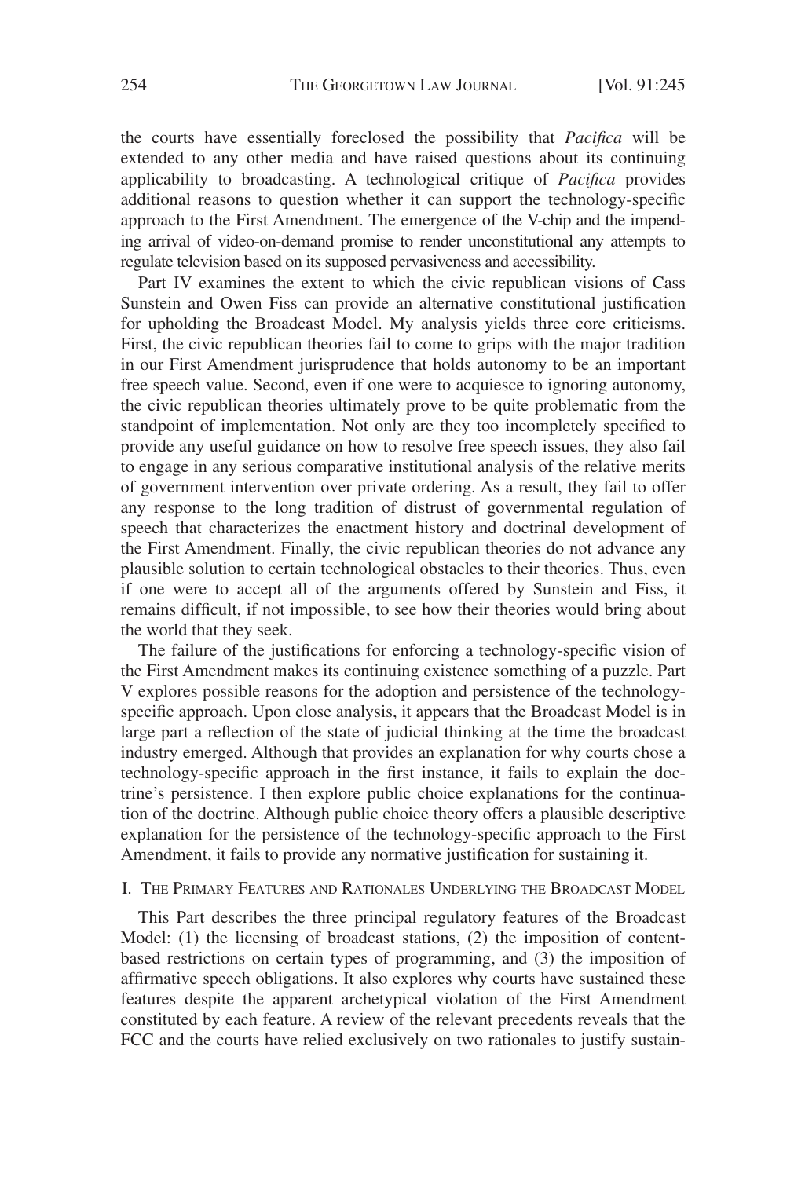the courts have essentially foreclosed the possibility that *Pacifica* will be extended to any other media and have raised questions about its continuing applicability to broadcasting. A technological critique of *Pacifica* provides additional reasons to question whether it can support the technology-specific approach to the First Amendment. The emergence of the V-chip and the impending arrival of video-on-demand promise to render unconstitutional any attempts to regulate television based on its supposed pervasiveness and accessibility.

Part IV examines the extent to which the civic republican visions of Cass Sunstein and Owen Fiss can provide an alternative constitutional justification for upholding the Broadcast Model. My analysis yields three core criticisms. First, the civic republican theories fail to come to grips with the major tradition in our First Amendment jurisprudence that holds autonomy to be an important free speech value. Second, even if one were to acquiesce to ignoring autonomy, the civic republican theories ultimately prove to be quite problematic from the standpoint of implementation. Not only are they too incompletely specified to provide any useful guidance on how to resolve free speech issues, they also fail to engage in any serious comparative institutional analysis of the relative merits of government intervention over private ordering. As a result, they fail to offer any response to the long tradition of distrust of governmental regulation of speech that characterizes the enactment history and doctrinal development of the First Amendment. Finally, the civic republican theories do not advance any plausible solution to certain technological obstacles to their theories. Thus, even if one were to accept all of the arguments offered by Sunstein and Fiss, it remains difficult, if not impossible, to see how their theories would bring about the world that they seek.

The failure of the justifications for enforcing a technology-specific vision of the First Amendment makes its continuing existence something of a puzzle. Part V explores possible reasons for the adoption and persistence of the technology-specific approach. Upon close analysis, it appears that the Broadcast Model is in large part a reflection of the state of judicial thinking at the time the broadcast industry emerged. Although that provides an explanation for why courts chose a technology-specific approach in the first instance, it fails to explain the doctrine's persistence. I then explore public choice explanations for the continuation of the doctrine. Although public choice theory offers a plausible descriptive explanation for the persistence of the technology-specific approach to the First Amendment, it fails to provide any normative justification for sustaining it.

## I. The Primary Features and Rationales Underlying the Broadcast Model

This Part describes the three principal regulatory features of the Broadcast Model: (1) the licensing of broadcast stations, (2) the imposition of content-based restrictions on certain types of programming, and (3) the imposition of affirmative speech obligations. It also explores why courts have sustained these features despite the apparent archetypical violation of the First Amendment constituted by each feature. A review of the relevant precedents reveals that the FCC and the courts have relied exclusively on two rationales to justify sustain-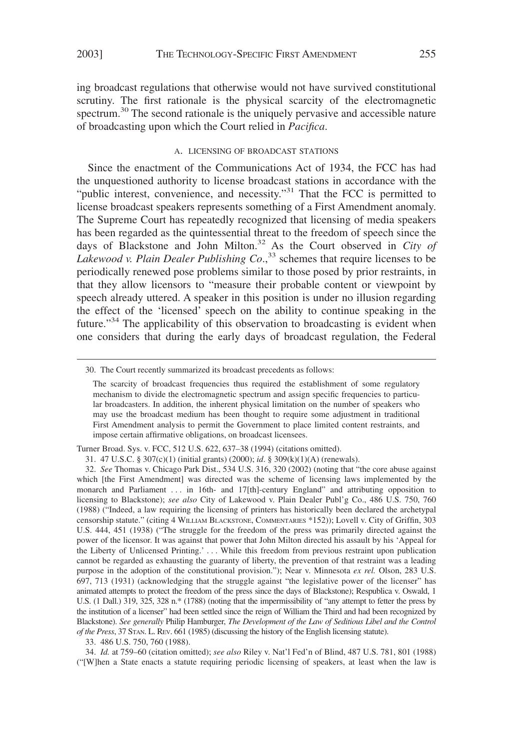ing broadcast regulations that otherwise would not have survived constitutional scrutiny. The first rationale is the physical scarcity of the electromagnetic spectrum.[30] The second rationale is the uniquely pervasive and accessible nature of broadcasting upon which the Court relied in *Pacifica*.

### A. LICENSING OF BROADCAST STATIONS

Since the enactment of the Communications Act of 1934, the FCC has had the unquestioned authority to license broadcast stations in accordance with the "public interest, convenience, and necessity."[31] That the FCC is permitted to license broadcast speakers represents something of a First Amendment anomaly. The Supreme Court has repeatedly recognized that licensing of media speakers has been regarded as the quintessential threat to the freedom of speech since the days of Blackstone and John Milton.[32] As the Court observed in *City of Lakewood v. Plain Dealer Publishing Co.*,[33] schemes that require licenses to be periodically renewed pose problems similar to those posed by prior restraints, in that they allow licensors to "measure their probable content or viewpoint by speech already uttered. A speaker in this position is under no illusion regarding the effect of the 'licensed' speech on the ability to continue speaking in the future."[34] The applicability of this observation to broadcasting is evident when one considers that during the early days of broadcast regulation, the Federal

---

30. The Court recently summarized its broadcast precedents as follows:

> The scarcity of broadcast frequencies thus required the establishment of some regulatory mechanism to divide the electromagnetic spectrum and assign specific frequencies to particular broadcasters. In addition, the inherent physical limitation on the number of speakers who may use the broadcast medium has been thought to require some adjustment in traditional First Amendment analysis to permit the Government to place limited content restraints, and impose certain affirmative obligations, on broadcast licensees.

Turner Broad. Sys. v. FCC, 512 U.S. 622, 637–38 (1994) (citations omitted).

31. 47 U.S.C. § 307(c)(1) (initial grants) (2000); *id*. § 309(k)(1)(A) (renewals).

32. *See* Thomas v. Chicago Park Dist., 534 U.S. 316, 320 (2002) (noting that "the core abuse against which [the First Amendment] was directed was the scheme of licensing laws implemented by the monarch and Parliament . . . in 16th- and 17[th]-century England" and attributing opposition to licensing to Blackstone); *see also* City of Lakewood v. Plain Dealer Publ'g Co., 486 U.S. 750, 760 (1988) ("Indeed, a law requiring the licensing of printers has historically been declared the archetypal censorship statute." (citing 4 WILLIAM BLACKSTONE, COMMENTARIES *152)); Lovell v. City of Griffin, 303 U.S. 444, 451 (1938) ("The struggle for the freedom of the press was primarily directed against the power of the licensor. It was against that power that John Milton directed his assault by his 'Appeal for the Liberty of Unlicensed Printing.' . . . While this freedom from previous restraint upon publication cannot be regarded as exhausting the guaranty of liberty, the prevention of that restraint was a leading purpose in the adoption of the constitutional provision."); Near v. Minnesota *ex rel.* Olson, 283 U.S. 697, 713 (1931) (acknowledging that the struggle against "the legislative power of the licenser" has animated attempts to protect the freedom of the press since the days of Blackstone); Respublica v. Oswald, 1 U.S. (1 Dall.) 319, 325, 328 n.* (1788) (noting that the impermissibility of "any attempt to fetter the press by the institution of a licenser" had been settled since the reign of William the Third and had been recognized by Blackstone). *See generally* Philip Hamburger, *The Development of the Law of Seditious Libel and the Control of the Press*, 37 STAN. L. REV. 661 (1985) (discussing the history of the English licensing statute).

33. 486 U.S. 750, 760 (1988).

34. *Id.* at 759–60 (citation omitted); *see also* Riley v. Nat'l Fed'n of Blind, 487 U.S. 781, 801 (1988) ("[W]hen a State enacts a statute requiring periodic licensing of speakers, at least when the law is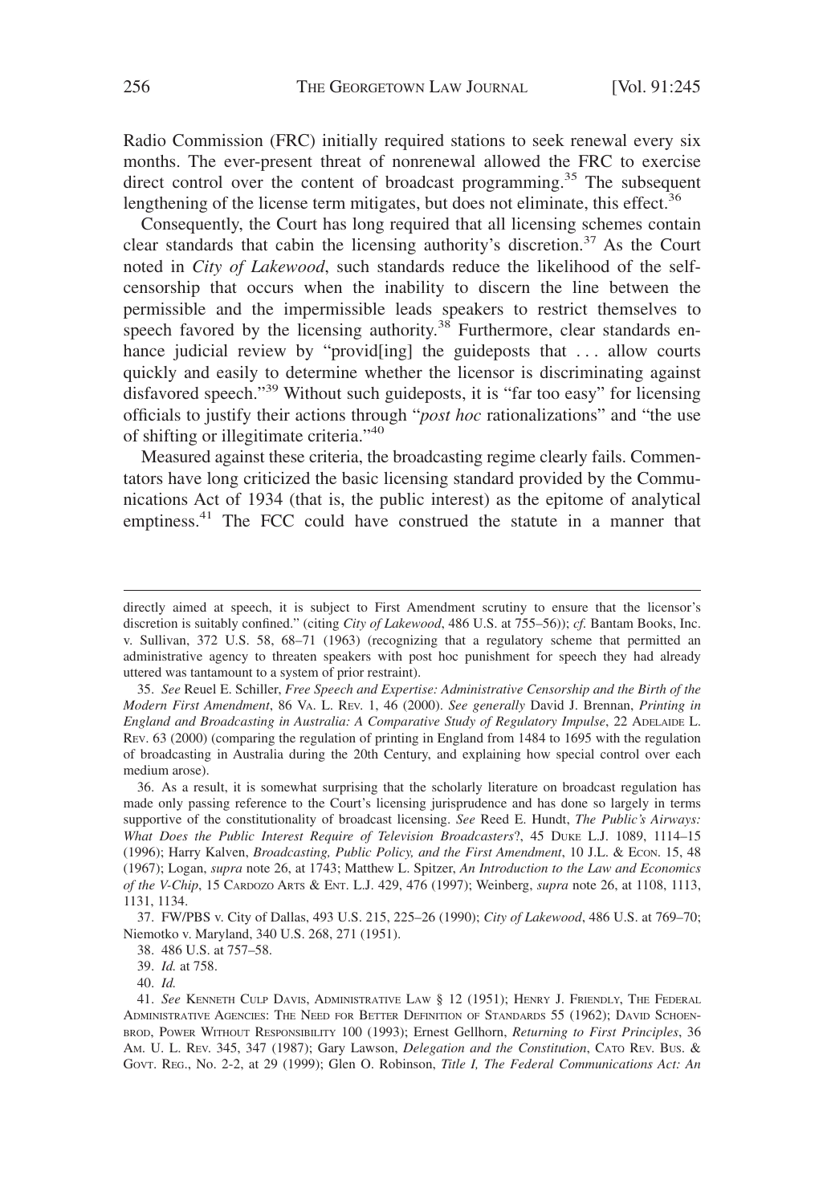Radio Commission (FRC) initially required stations to seek renewal every six months. The ever-present threat of nonrenewal allowed the FRC to exercise direct control over the content of broadcast programming.[35] The subsequent lengthening of the license term mitigates, but does not eliminate, this effect.[36]

Consequently, the Court has long required that all licensing schemes contain clear standards that cabin the licensing authority's discretion.[37] As the Court noted in *City of Lakewood*, such standards reduce the likelihood of the self-censorship that occurs when the inability to discern the line between the permissible and the impermissible leads speakers to restrict themselves to speech favored by the licensing authority.[38] Furthermore, clear standards enhance judicial review by "provid[ing] the guideposts that . . . allow courts quickly and easily to determine whether the licensor is discriminating against disfavored speech."[39] Without such guideposts, it is "far too easy" for licensing officials to justify their actions through "*post hoc* rationalizations" and "the use of shifting or illegitimate criteria."[40]

Measured against these criteria, the broadcasting regime clearly fails. Commentators have long criticized the basic licensing standard provided by the Communications Act of 1934 (that is, the public interest) as the epitome of analytical emptiness.[41] The FCC could have construed the statute in a manner that

---

directly aimed at speech, it is subject to First Amendment scrutiny to ensure that the licensor's discretion is suitably confined." (citing *City of Lakewood*, 486 U.S. at 755–56)); *cf.* Bantam Books, Inc. v. Sullivan, 372 U.S. 58, 68–71 (1963) (recognizing that a regulatory scheme that permitted an administrative agency to threaten speakers with post hoc punishment for speech they had already uttered was tantamount to a system of prior restraint).

35. *See* Reuel E. Schiller, *Free Speech and Expertise: Administrative Censorship and the Birth of the Modern First Amendment*, 86 VA. L. REV. 1, 46 (2000). *See generally* David J. Brennan, *Printing in England and Broadcasting in Australia: A Comparative Study of Regulatory Impulse*, 22 ADELAIDE L. REV. 63 (2000) (comparing the regulation of printing in England from 1484 to 1695 with the regulation of broadcasting in Australia during the 20th Century, and explaining how special control over each medium arose).

36. As a result, it is somewhat surprising that the scholarly literature on broadcast regulation has made only passing reference to the Court's licensing jurisprudence and has done so largely in terms supportive of the constitutionality of broadcast licensing. *See* Reed E. Hundt, *The Public's Airways: What Does the Public Interest Require of Television Broadcasters*?, 45 DUKE L.J. 1089, 1114–15 (1996); Harry Kalven, *Broadcasting, Public Policy, and the First Amendment*, 10 J.L. & ECON. 15, 48 (1967); Logan, *supra* note 26, at 1743; Matthew L. Spitzer, *An Introduction to the Law and Economics of the V-Chip*, 15 CARDOZO ARTS & ENT. L.J. 429, 476 (1997); Weinberg, *supra* note 26, at 1108, 1113, 1131, 1134.

37. FW/PBS v. City of Dallas, 493 U.S. 215, 225–26 (1990); *City of Lakewood*, 486 U.S. at 769–70; Niemotko v. Maryland, 340 U.S. 268, 271 (1951).

38. 486 U.S. at 757–58.

39. *Id.* at 758.

40. *Id.*

41. *See* KENNETH CULP DAVIS, ADMINISTRATIVE LAW § 12 (1951); HENRY J. FRIENDLY, THE FEDERAL ADMINISTRATIVE AGENCIES: THE NEED FOR BETTER DEFINITION OF STANDARDS 55 (1962); DAVID SCHOENBROD, POWER WITHOUT RESPONSIBILITY 100 (1993); Ernest Gellhorn, *Returning to First Principles*, 36 AM. U. L. REV. 345, 347 (1987); Gary Lawson, *Delegation and the Constitution*, CATO REV. BUS. & GOVT. REG., No. 2-2, at 29 (1999); Glen O. Robinson, *Title I, The Federal Communications Act: An*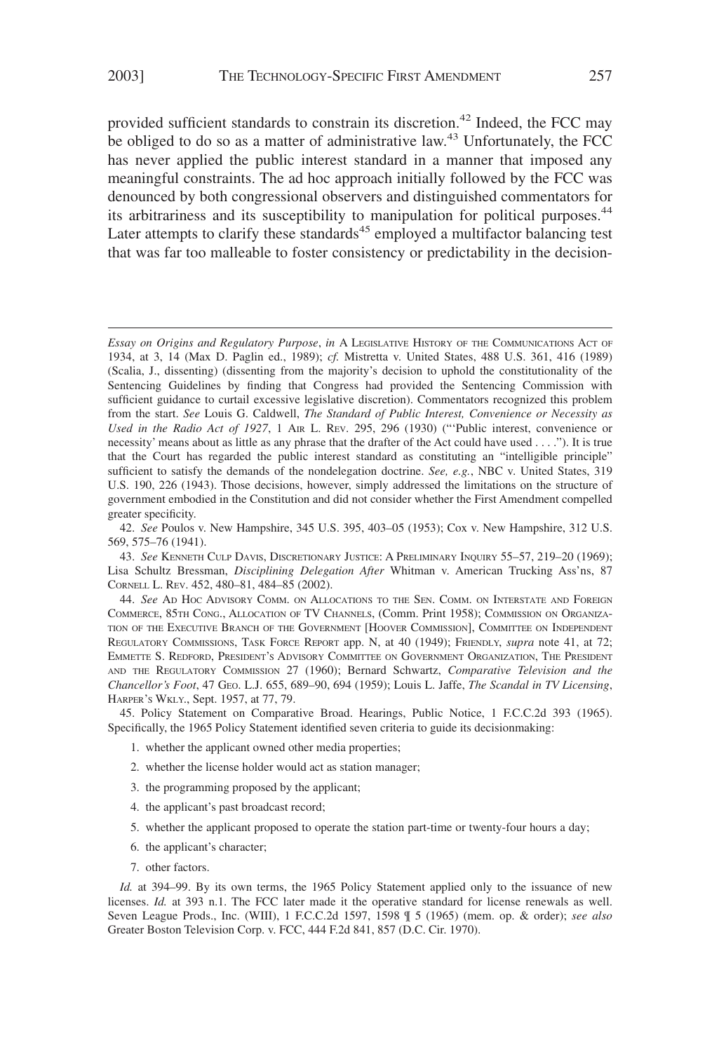provided sufficient standards to constrain its discretion.[42] Indeed, the FCC may be obliged to do so as a matter of administrative law.[43] Unfortunately, the FCC has never applied the public interest standard in a manner that imposed any meaningful constraints. The ad hoc approach initially followed by the FCC was denounced by both congressional observers and distinguished commentators for its arbitrariness and its susceptibility to manipulation for political purposes.[44] Later attempts to clarify these standards[45] employed a multifactor balancing test that was far too malleable to foster consistency or predictability in the decision-

---

*Essay on Origins and Regulatory Purpose*, *in* A LEGISLATIVE HISTORY OF THE COMMUNICATIONS ACT OF 1934, at 3, 14 (Max D. Paglin ed., 1989); *cf.* Mistretta v. United States, 488 U.S. 361, 416 (1989) (Scalia, J., dissenting) (dissenting from the majority's decision to uphold the constitutionality of the Sentencing Guidelines by finding that Congress had provided the Sentencing Commission with sufficient guidance to curtail excessive legislative discretion). Commentators recognized this problem from the start. *See* Louis G. Caldwell, *The Standard of Public Interest, Convenience or Necessity as Used in the Radio Act of 1927*, 1 AIR L. REV. 295, 296 (1930) ("'Public interest, convenience or necessity' means about as little as any phrase that the drafter of the Act could have used . . . ."). It is true that the Court has regarded the public interest standard as constituting an "intelligible principle" sufficient to satisfy the demands of the nondelegation doctrine. *See, e.g.*, NBC v. United States, 319 U.S. 190, 226 (1943). Those decisions, however, simply addressed the limitations on the structure of government embodied in the Constitution and did not consider whether the First Amendment compelled greater specificity.

42. *See* Poulos v. New Hampshire, 345 U.S. 395, 403–05 (1953); Cox v. New Hampshire, 312 U.S. 569, 575–76 (1941).

43. *See* KENNETH CULP DAVIS, DISCRETIONARY JUSTICE: A PRELIMINARY INQUIRY 55–57, 219–20 (1969); Lisa Schultz Bressman, *Disciplining Delegation After* Whitman v. American Trucking Ass'ns, 87 CORNELL L. REV. 452, 480–81, 484–85 (2002).

44. *See* AD HOC ADVISORY COMM. ON ALLOCATIONS TO THE SEN. COMM. ON INTERSTATE AND FOREIGN COMMERCE, 85TH CONG., ALLOCATION OF TV CHANNELS, (Comm. Print 1958); COMMISSION ON ORGANIZATION OF THE EXECUTIVE BRANCH OF THE GOVERNMENT [HOOVER COMMISSION], COMMITTEE ON INDEPENDENT REGULATORY COMMISSIONS, TASK FORCE REPORT app. N, at 40 (1949); FRIENDLY, *supra* note 41, at 72; EMMETTE S. REDFORD, PRESIDENT'S ADVISORY COMMITTEE ON GOVERNMENT ORGANIZATION, THE PRESIDENT AND THE REGULATORY COMMISSION 27 (1960); Bernard Schwartz, *Comparative Television and the Chancellor's Foot*, 47 GEO. L.J. 655, 689–90, 694 (1959); Louis L. Jaffe, *The Scandal in TV Licensing*, HARPER'S WKLY., Sept. 1957, at 77, 79.

45. Policy Statement on Comparative Broad. Hearings, Public Notice, 1 F.C.C.2d 393 (1965). Specifically, the 1965 Policy Statement identified seven criteria to guide its decisionmaking:

1. whether the applicant owned other media properties;
2. whether the license holder would act as station manager;
3. the programming proposed by the applicant;
4. the applicant's past broadcast record;
5. whether the applicant proposed to operate the station part-time or twenty-four hours a day;
6. the applicant's character;
7. other factors.

*Id.* at 394–99. By its own terms, the 1965 Policy Statement applied only to the issuance of new licenses. *Id.* at 393 n.1. The FCC later made it the operative standard for license renewals as well. Seven League Prods., Inc. (WIII), 1 F.C.C.2d 1597, 1598 ¶ 5 (1965) (mem. op. & order); *see also* Greater Boston Television Corp. v. FCC, 444 F.2d 841, 857 (D.C. Cir. 1970).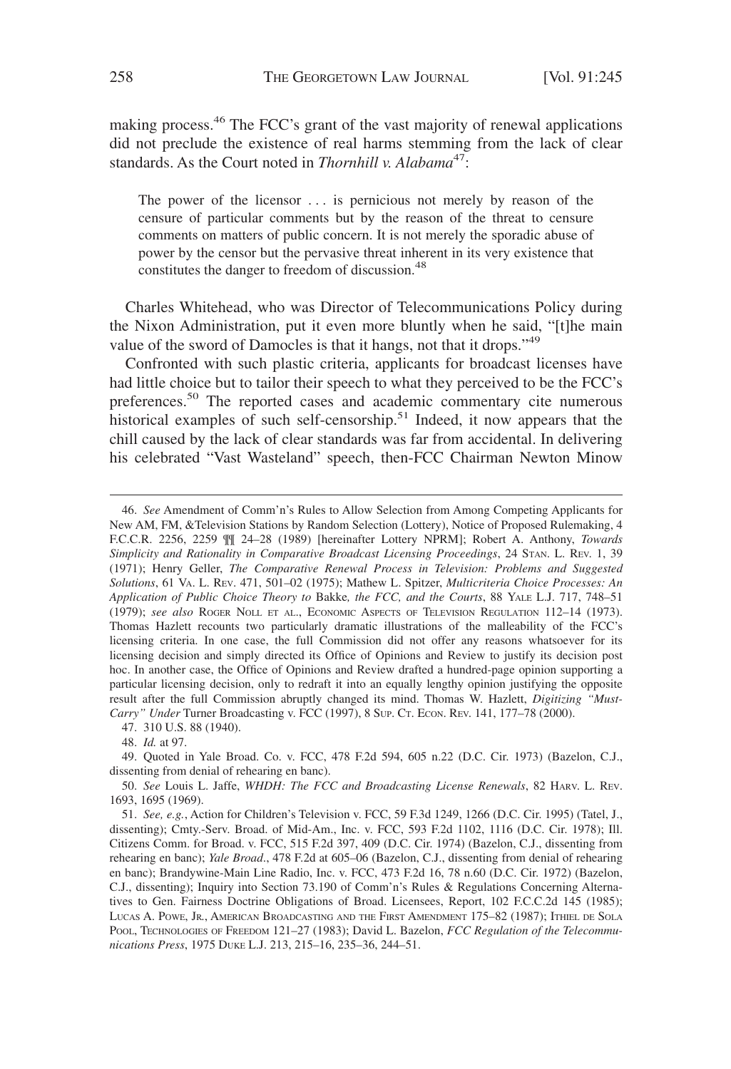making process.[46] The FCC's grant of the vast majority of renewal applications did not preclude the existence of real harms stemming from the lack of clear standards. As the Court noted in *Thornhill v. Alabama*[47]:

> The power of the licensor . . . is pernicious not merely by reason of the censure of particular comments but by the reason of the threat to censure comments on matters of public concern. It is not merely the sporadic abuse of power by the censor but the pervasive threat inherent in its very existence that constitutes the danger to freedom of discussion.[48]

Charles Whitehead, who was Director of Telecommunications Policy during the Nixon Administration, put it even more bluntly when he said, "[t]he main value of the sword of Damocles is that it hangs, not that it drops."[49]

Confronted with such plastic criteria, applicants for broadcast licenses have had little choice but to tailor their speech to what they perceived to be the FCC's preferences.[50] The reported cases and academic commentary cite numerous historical examples of such self-censorship.[51] Indeed, it now appears that the chill caused by the lack of clear standards was far from accidental. In delivering his celebrated "Vast Wasteland" speech, then-FCC Chairman Newton Minow

---

46. *See* Amendment of Comm'n's Rules to Allow Selection from Among Competing Applicants for New AM, FM, &Television Stations by Random Selection (Lottery), Notice of Proposed Rulemaking, 4 F.C.C.R. 2256, 2259 ¶¶ 24–28 (1989) [hereinafter Lottery NPRM]; Robert A. Anthony, *Towards Simplicity and Rationality in Comparative Broadcast Licensing Proceedings*, 24 STAN. L. REV. 1, 39 (1971); Henry Geller, *The Comparative Renewal Process in Television: Problems and Suggested Solutions*, 61 VA. L. REV. 471, 501–02 (1975); Mathew L. Spitzer, *Multicriteria Choice Processes: An Application of Public Choice Theory to* Bakke*, the FCC, and the Courts*, 88 YALE L.J. 717, 748–51 (1979); *see also* ROGER NOLL ET AL., ECONOMIC ASPECTS OF TELEVISION REGULATION 112–14 (1973). Thomas Hazlett recounts two particularly dramatic illustrations of the malleability of the FCC's licensing criteria. In one case, the full Commission did not offer any reasons whatsoever for its licensing decision and simply directed its Office of Opinions and Review to justify its decision post hoc. In another case, the Office of Opinions and Review drafted a hundred-page opinion supporting a particular licensing decision, only to redraft it into an equally lengthy opinion justifying the opposite result after the full Commission abruptly changed its mind. Thomas W. Hazlett, *Digitizing "Must-Carry" Under* Turner Broadcasting v. FCC (1997), 8 SUP. CT. ECON. REV. 141, 177–78 (2000).

47. 310 U.S. 88 (1940).

48. *Id.* at 97.

49. Quoted in Yale Broad. Co. v. FCC, 478 F.2d 594, 605 n.22 (D.C. Cir. 1973) (Bazelon, C.J., dissenting from denial of rehearing en banc).

50. *See* Louis L. Jaffe, *WHDH: The FCC and Broadcasting License Renewals*, 82 HARV. L. REV. 1693, 1695 (1969).

51. *See, e.g.*, Action for Children's Television v. FCC, 59 F.3d 1249, 1266 (D.C. Cir. 1995) (Tatel, J., dissenting); Cmty.-Serv. Broad. of Mid-Am., Inc. v. FCC, 593 F.2d 1102, 1116 (D.C. Cir. 1978); Ill. Citizens Comm. for Broad. v. FCC, 515 F.2d 397, 409 (D.C. Cir. 1974) (Bazelon, C.J., dissenting from rehearing en banc); *Yale Broad.*, 478 F.2d at 605–06 (Bazelon, C.J., dissenting from denial of rehearing en banc); Brandywine-Main Line Radio, Inc. v. FCC, 473 F.2d 16, 78 n.60 (D.C. Cir. 1972) (Bazelon, C.J., dissenting); Inquiry into Section 73.190 of Comm'n's Rules & Regulations Concerning Alternatives to Gen. Fairness Doctrine Obligations of Broad. Licensees, Report, 102 F.C.C.2d 145 (1985); LUCAS A. POWE, JR., AMERICAN BROADCASTING AND THE FIRST AMENDMENT 175–82 (1987); ITHIEL DE SOLA POOL, TECHNOLOGIES OF FREEDOM 121–27 (1983); David L. Bazelon, *FCC Regulation of the Telecommunications Press*, 1975 DUKE L.J. 213, 215–16, 235–36, 244–51.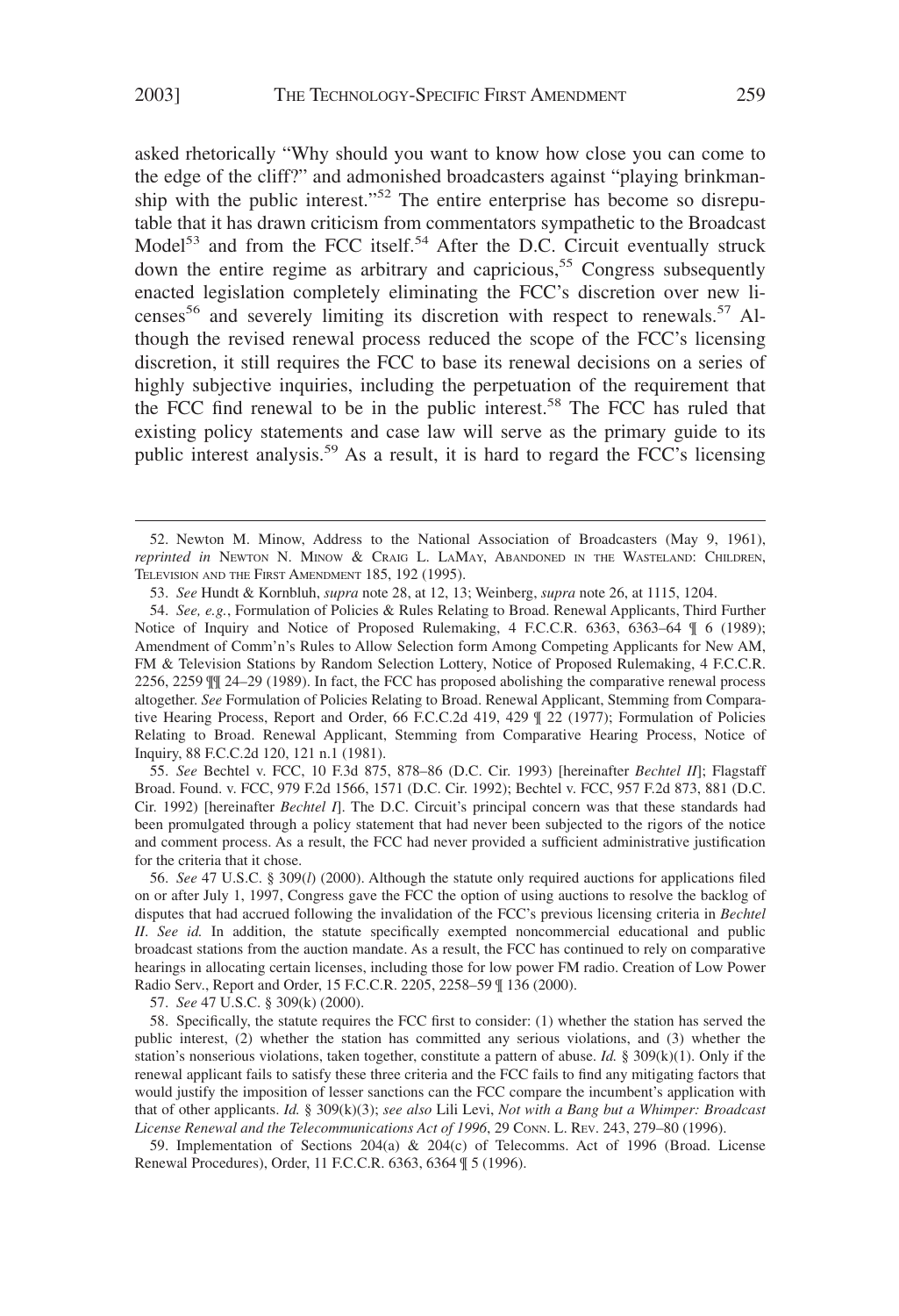asked rhetorically "Why should you want to know how close you can come to the edge of the cliff?" and admonished broadcasters against "playing brinkmanship with the public interest."[52] The entire enterprise has become so disreputable that it has drawn criticism from commentators sympathetic to the Broadcast Model[53] and from the FCC itself.[54] After the D.C. Circuit eventually struck down the entire regime as arbitrary and capricious,[55] Congress subsequently enacted legislation completely eliminating the FCC's discretion over new licenses[56] and severely limiting its discretion with respect to renewals.[57] Although the revised renewal process reduced the scope of the FCC's licensing discretion, it still requires the FCC to base its renewal decisions on a series of highly subjective inquiries, including the perpetuation of the requirement that the FCC find renewal to be in the public interest.[58] The FCC has ruled that existing policy statements and case law will serve as the primary guide to its public interest analysis.[59] As a result, it is hard to regard the FCC's licensing

---

52. Newton M. Minow, Address to the National Association of Broadcasters (May 9, 1961), *reprinted in* Newton N. Minow & Craig L. LaMay, Abandoned in the Wasteland: Children, Television and the First Amendment 185, 192 (1995).

53. *See* Hundt & Kornbluh, *supra* note 28, at 12, 13; Weinberg, *supra* note 26, at 1115, 1204.

54. *See, e.g.*, Formulation of Policies & Rules Relating to Broad. Renewal Applicants, Third Further Notice of Inquiry and Notice of Proposed Rulemaking, 4 F.C.C.R. 6363, 6363–64 ¶ 6 (1989); Amendment of Comm'n's Rules to Allow Selection form Among Competing Applicants for New AM, FM & Television Stations by Random Selection Lottery, Notice of Proposed Rulemaking, 4 F.C.C.R. 2256, 2259 ¶¶ 24–29 (1989). In fact, the FCC has proposed abolishing the comparative renewal process altogether. *See* Formulation of Policies Relating to Broad. Renewal Applicant, Stemming from Comparative Hearing Process, Report and Order, 66 F.C.C.2d 419, 429 ¶ 22 (1977); Formulation of Policies Relating to Broad. Renewal Applicant, Stemming from Comparative Hearing Process, Notice of Inquiry, 88 F.C.C.2d 120, 121 n.1 (1981).

55. *See* Bechtel v. FCC, 10 F.3d 875, 878–86 (D.C. Cir. 1993) [hereinafter *Bechtel II*]; Flagstaff Broad. Found. v. FCC, 979 F.2d 1566, 1571 (D.C. Cir. 1992); Bechtel v. FCC, 957 F.2d 873, 881 (D.C. Cir. 1992) [hereinafter *Bechtel I*]. The D.C. Circuit's principal concern was that these standards had been promulgated through a policy statement that had never been subjected to the rigors of the notice and comment process. As a result, the FCC had never provided a sufficient administrative justification for the criteria that it chose.

56. *See* 47 U.S.C. § 309(*l*) (2000). Although the statute only required auctions for applications filed on or after July 1, 1997, Congress gave the FCC the option of using auctions to resolve the backlog of disputes that had accrued following the invalidation of the FCC's previous licensing criteria in *Bechtel II*. *See id.* In addition, the statute specifically exempted noncommercial educational and public broadcast stations from the auction mandate. As a result, the FCC has continued to rely on comparative hearings in allocating certain licenses, including those for low power FM radio. Creation of Low Power Radio Serv., Report and Order, 15 F.C.C.R. 2205, 2258–59 ¶ 136 (2000).

57. *See* 47 U.S.C. § 309(k) (2000).

58. Specifically, the statute requires the FCC first to consider: (1) whether the station has served the public interest, (2) whether the station has committed any serious violations, and (3) whether the station's nonserious violations, taken together, constitute a pattern of abuse. *Id.* § 309(k)(1). Only if the renewal applicant fails to satisfy these three criteria and the FCC fails to find any mitigating factors that would justify the imposition of lesser sanctions can the FCC compare the incumbent's application with that of other applicants. *Id.* § 309(k)(3); *see also* Lili Levi, *Not with a Bang but a Whimper: Broadcast License Renewal and the Telecommunications Act of 1996*, 29 Conn. L. Rev. 243, 279–80 (1996).

59. Implementation of Sections 204(a) & 204(c) of Telecomms. Act of 1996 (Broad. License Renewal Procedures), Order, 11 F.C.C.R. 6363, 6364 ¶ 5 (1996).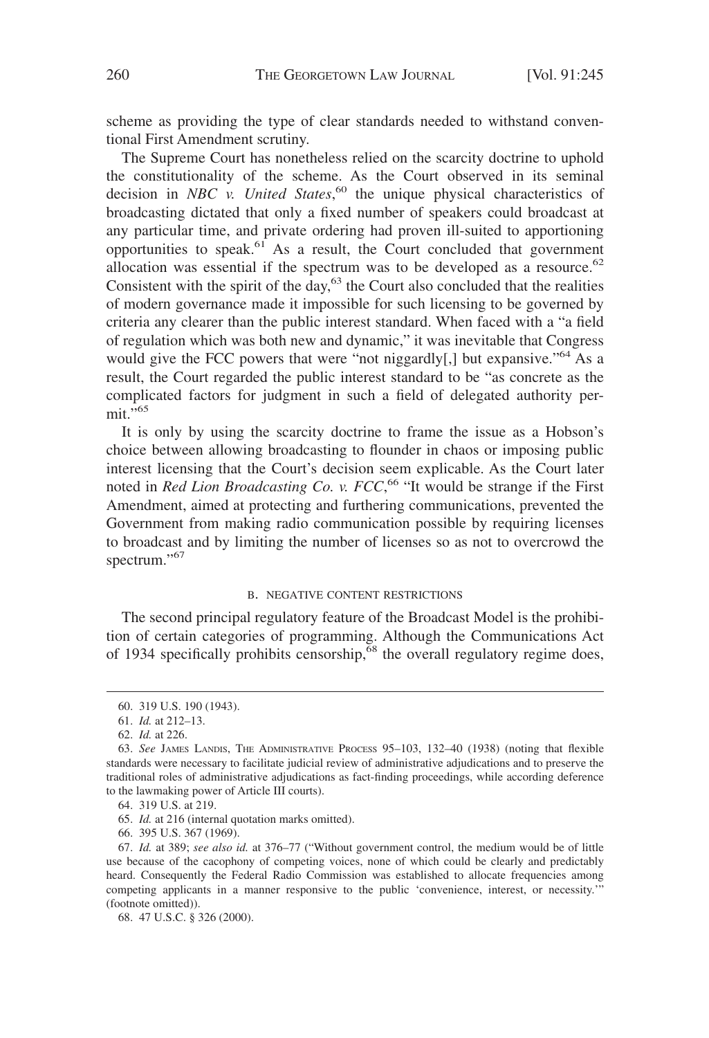scheme as providing the type of clear standards needed to withstand conventional First Amendment scrutiny.

The Supreme Court has nonetheless relied on the scarcity doctrine to uphold the constitutionality of the scheme. As the Court observed in its seminal decision in *NBC v. United States*,[60] the unique physical characteristics of broadcasting dictated that only a fixed number of speakers could broadcast at any particular time, and private ordering had proven ill-suited to apportioning opportunities to speak.[61] As a result, the Court concluded that government allocation was essential if the spectrum was to be developed as a resource.[62] Consistent with the spirit of the day,[63] the Court also concluded that the realities of modern governance made it impossible for such licensing to be governed by criteria any clearer than the public interest standard. When faced with a "a field of regulation which was both new and dynamic," it was inevitable that Congress would give the FCC powers that were "not niggardly[,] but expansive."[64] As a result, the Court regarded the public interest standard to be "as concrete as the complicated factors for judgment in such a field of delegated authority permit."[65]

It is only by using the scarcity doctrine to frame the issue as a Hobson's choice between allowing broadcasting to flounder in chaos or imposing public interest licensing that the Court's decision seem explicable. As the Court later noted in *Red Lion Broadcasting Co. v. FCC*,[66] "It would be strange if the First Amendment, aimed at protecting and furthering communications, prevented the Government from making radio communication possible by requiring licenses to broadcast and by limiting the number of licenses so as not to overcrowd the spectrum."[67]

### B. NEGATIVE CONTENT RESTRICTIONS

The second principal regulatory feature of the Broadcast Model is the prohibition of certain categories of programming. Although the Communications Act of 1934 specifically prohibits censorship,[68] the overall regulatory regime does,

---

60. 319 U.S. 190 (1943).

61. *Id.* at 212–13.

62. *Id.* at 226.

63. *See* James Landis, The Administrative Process 95–103, 132–40 (1938) (noting that flexible standards were necessary to facilitate judicial review of administrative adjudications and to preserve the traditional roles of administrative adjudications as fact-finding proceedings, while according deference to the lawmaking power of Article III courts).

64. 319 U.S. at 219.

65. *Id.* at 216 (internal quotation marks omitted).

66. 395 U.S. 367 (1969).

67. *Id.* at 389; *see also id.* at 376–77 ("Without government control, the medium would be of little use because of the cacophony of competing voices, none of which could be clearly and predictably heard. Consequently the Federal Radio Commission was established to allocate frequencies among competing applicants in a manner responsive to the public 'convenience, interest, or necessity.'" (footnote omitted)).

68. 47 U.S.C. § 326 (2000).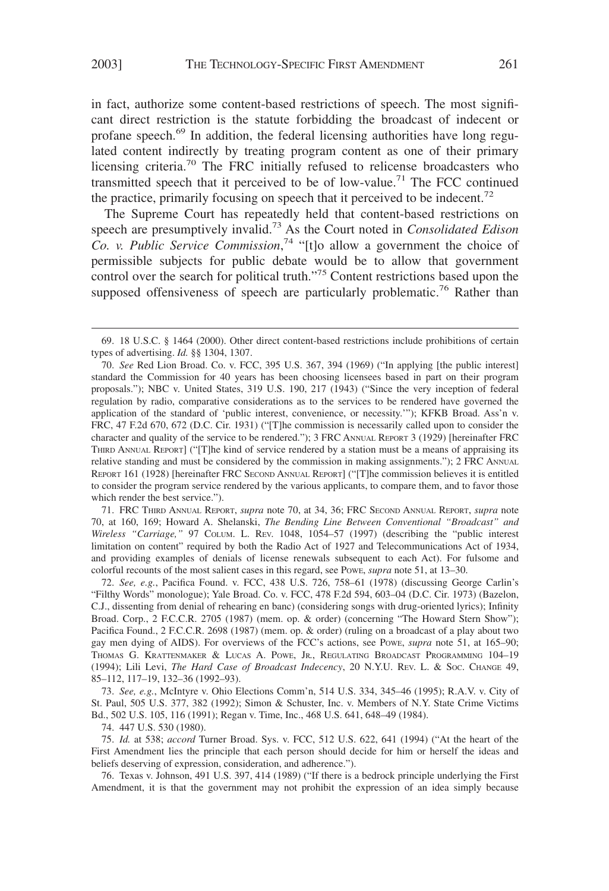in fact, authorize some content-based restrictions of speech. The most significant direct restriction is the statute forbidding the broadcast of indecent or profane speech.[69] In addition, the federal licensing authorities have long regulated content indirectly by treating program content as one of their primary licensing criteria.[70] The FRC initially refused to relicense broadcasters who transmitted speech that it perceived to be of low-value.[71] The FCC continued the practice, primarily focusing on speech that it perceived to be indecent.[72]

The Supreme Court has repeatedly held that content-based restrictions on speech are presumptively invalid.[73] As the Court noted in *Consolidated Edison Co. v. Public Service Commission*,[74] "[t]o allow a government the choice of permissible subjects for public debate would be to allow that government control over the search for political truth."[75] Content restrictions based upon the supposed offensiveness of speech are particularly problematic.[76] Rather than

---

69. 18 U.S.C. § 1464 (2000). Other direct content-based restrictions include prohibitions of certain types of advertising. *Id.* §§ 1304, 1307.

70. *See* Red Lion Broad. Co. v. FCC, 395 U.S. 367, 394 (1969) ("In applying [the public interest] standard the Commission for 40 years has been choosing licensees based in part on their program proposals."); NBC v. United States, 319 U.S. 190, 217 (1943) ("Since the very inception of federal regulation by radio, comparative considerations as to the services to be rendered have governed the application of the standard of 'public interest, convenience, or necessity.'"); KFKB Broad. Ass'n v. FRC, 47 F.2d 670, 672 (D.C. Cir. 1931) ("[T]he commission is necessarily called upon to consider the character and quality of the service to be rendered."); 3 FRC ANNUAL REPORT 3 (1929) [hereinafter FRC THIRD ANNUAL REPORT] ("[T]he kind of service rendered by a station must be a means of appraising its relative standing and must be considered by the commission in making assignments."); 2 FRC ANNUAL REPORT 161 (1928) [hereinafter FRC SECOND ANNUAL REPORT] ("[T]he commission believes it is entitled to consider the program service rendered by the various applicants, to compare them, and to favor those which render the best service.").

71. FRC THIRD ANNUAL REPORT, *supra* note 70, at 34, 36; FRC SECOND ANNUAL REPORT, *supra* note 70, at 160, 169; Howard A. Shelanski, *The Bending Line Between Conventional "Broadcast" and Wireless "Carriage,"* 97 COLUM. L. REV. 1048, 1054–57 (1997) (describing the "public interest limitation on content" required by both the Radio Act of 1927 and Telecommunications Act of 1934, and providing examples of denials of license renewals subsequent to each Act). For fulsome and colorful recounts of the most salient cases in this regard, see POWE, *supra* note 51, at 13–30.

72. *See, e.g.*, Pacifica Found. v. FCC, 438 U.S. 726, 758–61 (1978) (discussing George Carlin's "Filthy Words" monologue); Yale Broad. Co. v. FCC, 478 F.2d 594, 603–04 (D.C. Cir. 1973) (Bazelon, C.J., dissenting from denial of rehearing en banc) (considering songs with drug-oriented lyrics); Infinity Broad. Corp., 2 F.C.C.R. 2705 (1987) (mem. op. & order) (concerning "The Howard Stern Show"); Pacifica Found., 2 F.C.C.R. 2698 (1987) (mem. op. & order) (ruling on a broadcast of a play about two gay men dying of AIDS). For overviews of the FCC's actions, see POWE, *supra* note 51, at 165–90; THOMAS G. KRATTENMAKER & LUCAS A. POWE, JR., REGULATING BROADCAST PROGRAMMING 104–19 (1994); Lili Levi, *The Hard Case of Broadcast Indecency*, 20 N.Y.U. REV. L. & SOC. CHANGE 49, 85–112, 117–19, 132–36 (1992–93).

73. *See, e.g.*, McIntyre v. Ohio Elections Comm'n, 514 U.S. 334, 345–46 (1995); R.A.V. v. City of St. Paul, 505 U.S. 377, 382 (1992); Simon & Schuster, Inc. v. Members of N.Y. State Crime Victims Bd., 502 U.S. 105, 116 (1991); Regan v. Time, Inc., 468 U.S. 641, 648–49 (1984).

74. 447 U.S. 530 (1980).

75. *Id.* at 538; *accord* Turner Broad. Sys. v. FCC, 512 U.S. 622, 641 (1994) ("At the heart of the First Amendment lies the principle that each person should decide for him or herself the ideas and beliefs deserving of expression, consideration, and adherence.").

76. Texas v. Johnson, 491 U.S. 397, 414 (1989) ("If there is a bedrock principle underlying the First Amendment, it is that the government may not prohibit the expression of an idea simply because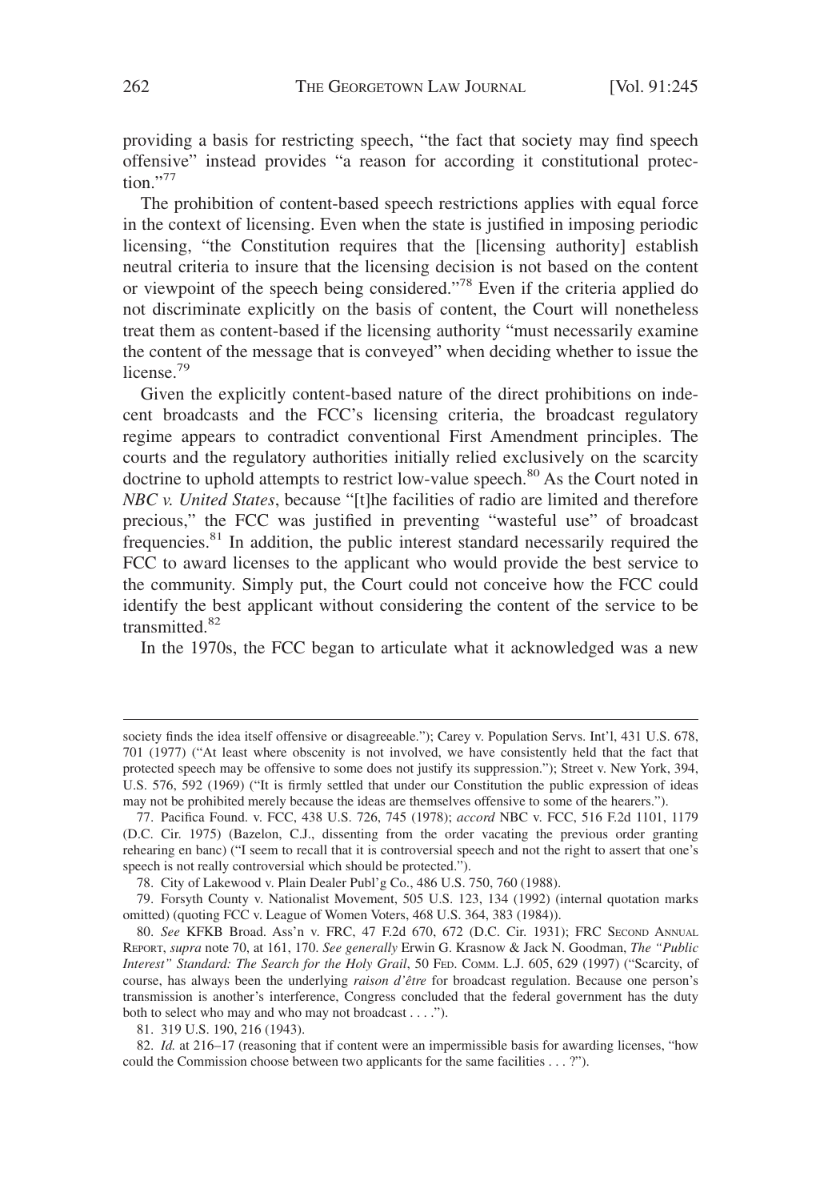providing a basis for restricting speech, "the fact that society may find speech offensive" instead provides "a reason for according it constitutional protection."[77]

The prohibition of content-based speech restrictions applies with equal force in the context of licensing. Even when the state is justified in imposing periodic licensing, "the Constitution requires that the [licensing authority] establish neutral criteria to insure that the licensing decision is not based on the content or viewpoint of the speech being considered."[78] Even if the criteria applied do not discriminate explicitly on the basis of content, the Court will nonetheless treat them as content-based if the licensing authority "must necessarily examine the content of the message that is conveyed" when deciding whether to issue the license.[79]

Given the explicitly content-based nature of the direct prohibitions on indecent broadcasts and the FCC's licensing criteria, the broadcast regulatory regime appears to contradict conventional First Amendment principles. The courts and the regulatory authorities initially relied exclusively on the scarcity doctrine to uphold attempts to restrict low-value speech.[80] As the Court noted in *NBC v. United States*, because "[t]he facilities of radio are limited and therefore precious," the FCC was justified in preventing "wasteful use" of broadcast frequencies.[81] In addition, the public interest standard necessarily required the FCC to award licenses to the applicant who would provide the best service to the community. Simply put, the Court could not conceive how the FCC could identify the best applicant without considering the content of the service to be transmitted.[82]

In the 1970s, the FCC began to articulate what it acknowledged was a new

---

society finds the idea itself offensive or disagreeable."); Carey v. Population Servs. Int'l, 431 U.S. 678, 701 (1977) ("At least where obscenity is not involved, we have consistently held that the fact that protected speech may be offensive to some does not justify its suppression."); Street v. New York, 394, U.S. 576, 592 (1969) ("It is firmly settled that under our Constitution the public expression of ideas may not be prohibited merely because the ideas are themselves offensive to some of the hearers.").

77. Pacifica Found. v. FCC, 438 U.S. 726, 745 (1978); *accord* NBC v. FCC, 516 F.2d 1101, 1179 (D.C. Cir. 1975) (Bazelon, C.J., dissenting from the order vacating the previous order granting rehearing en banc) ("I seem to recall that it is controversial speech and not the right to assert that one's speech is not really controversial which should be protected.").

78. City of Lakewood v. Plain Dealer Publ'g Co., 486 U.S. 750, 760 (1988).

79. Forsyth County v. Nationalist Movement, 505 U.S. 123, 134 (1992) (internal quotation marks omitted) (quoting FCC v. League of Women Voters, 468 U.S. 364, 383 (1984)).

80. *See* KFKB Broad. Ass'n v. FRC, 47 F.2d 670, 672 (D.C. Cir. 1931); FRC Second Annual Report, *supra* note 70, at 161, 170. *See generally* Erwin G. Krasnow & Jack N. Goodman, *The "Public Interest" Standard: The Search for the Holy Grail*, 50 Fed. Comm. L.J. 605, 629 (1997) ("Scarcity, of course, has always been the underlying *raison d'être* for broadcast regulation. Because one person's transmission is another's interference, Congress concluded that the federal government has the duty both to select who may and who may not broadcast . . . .").

81. 319 U.S. 190, 216 (1943).

82. *Id.* at 216–17 (reasoning that if content were an impermissible basis for awarding licenses, "how could the Commission choose between two applicants for the same facilities . . . ?").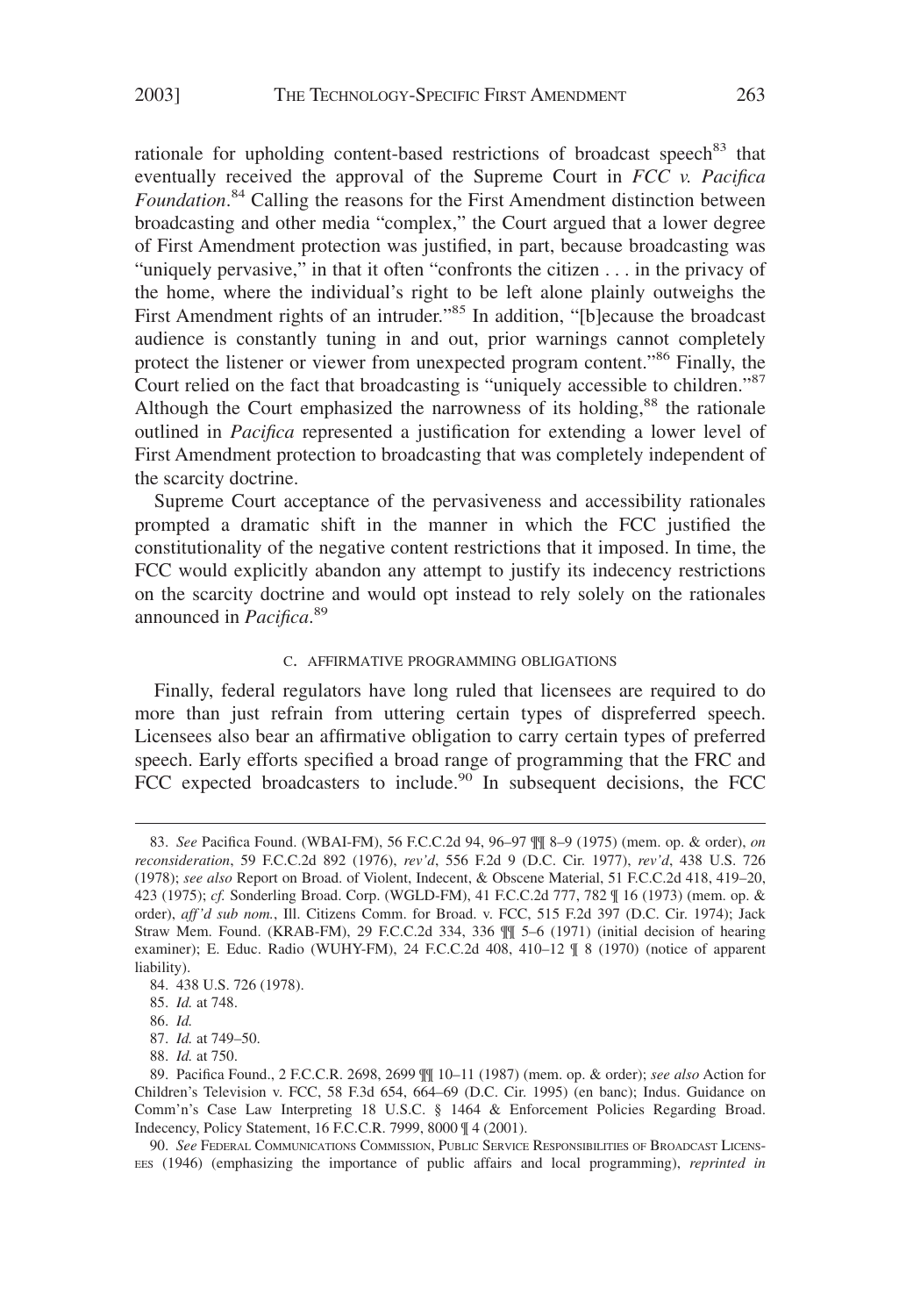rationale for upholding content-based restrictions of broadcast speech[83] that eventually received the approval of the Supreme Court in *FCC v. Pacifica Foundation*.[84] Calling the reasons for the First Amendment distinction between broadcasting and other media "complex," the Court argued that a lower degree of First Amendment protection was justified, in part, because broadcasting was "uniquely pervasive," in that it often "confronts the citizen . . . in the privacy of the home, where the individual's right to be left alone plainly outweighs the First Amendment rights of an intruder."[85] In addition, "[b]ecause the broadcast audience is constantly tuning in and out, prior warnings cannot completely protect the listener or viewer from unexpected program content."[86] Finally, the Court relied on the fact that broadcasting is "uniquely accessible to children."[87] Although the Court emphasized the narrowness of its holding,[88] the rationale outlined in *Pacifica* represented a justification for extending a lower level of First Amendment protection to broadcasting that was completely independent of the scarcity doctrine.

Supreme Court acceptance of the pervasiveness and accessibility rationales prompted a dramatic shift in the manner in which the FCC justified the constitutionality of the negative content restrictions that it imposed. In time, the FCC would explicitly abandon any attempt to justify its indecency restrictions on the scarcity doctrine and would opt instead to rely solely on the rationales announced in *Pacifica*.[89]

### C. AFFIRMATIVE PROGRAMMING OBLIGATIONS

Finally, federal regulators have long ruled that licensees are required to do more than just refrain from uttering certain types of dispreferred speech. Licensees also bear an affirmative obligation to carry certain types of preferred speech. Early efforts specified a broad range of programming that the FRC and FCC expected broadcasters to include.[90] In subsequent decisions, the FCC

---

83. *See* Pacifica Found. (WBAI-FM), 56 F.C.C.2d 94, 96–97 ¶¶ 8–9 (1975) (mem. op. & order), *on reconsideration*, 59 F.C.C.2d 892 (1976), *rev'd*, 556 F.2d 9 (D.C. Cir. 1977), *rev'd*, 438 U.S. 726 (1978); *see also* Report on Broad. of Violent, Indecent, & Obscene Material, 51 F.C.C.2d 418, 419–20, 423 (1975); *cf.* Sonderling Broad. Corp. (WGLD-FM), 41 F.C.C.2d 777, 782 ¶ 16 (1973) (mem. op. & order), *aff'd sub nom.*, Ill. Citizens Comm. for Broad. v. FCC, 515 F.2d 397 (D.C. Cir. 1974); Jack Straw Mem. Found. (KRAB-FM), 29 F.C.C.2d 334, 336 ¶¶ 5–6 (1971) (initial decision of hearing examiner); E. Educ. Radio (WUHY-FM), 24 F.C.C.2d 408, 410–12 ¶ 8 (1970) (notice of apparent liability).

84. 438 U.S. 726 (1978).

85. *Id.* at 748.

86. *Id.*

87. *Id.* at 749–50.

88. *Id.* at 750.

89. Pacifica Found., 2 F.C.C.R. 2698, 2699 ¶¶ 10–11 (1987) (mem. op. & order); *see also* Action for Children's Television v. FCC, 58 F.3d 654, 664–69 (D.C. Cir. 1995) (en banc); Indus. Guidance on Comm'n's Case Law Interpreting 18 U.S.C. § 1464 & Enforcement Policies Regarding Broad. Indecency, Policy Statement, 16 F.C.C.R. 7999, 8000 ¶ 4 (2001).

90. *See* FEDERAL COMMUNICATIONS COMMISSION, PUBLIC SERVICE RESPONSIBILITIES OF BROADCAST LICENSEES (1946) (emphasizing the importance of public affairs and local programming), *reprinted in*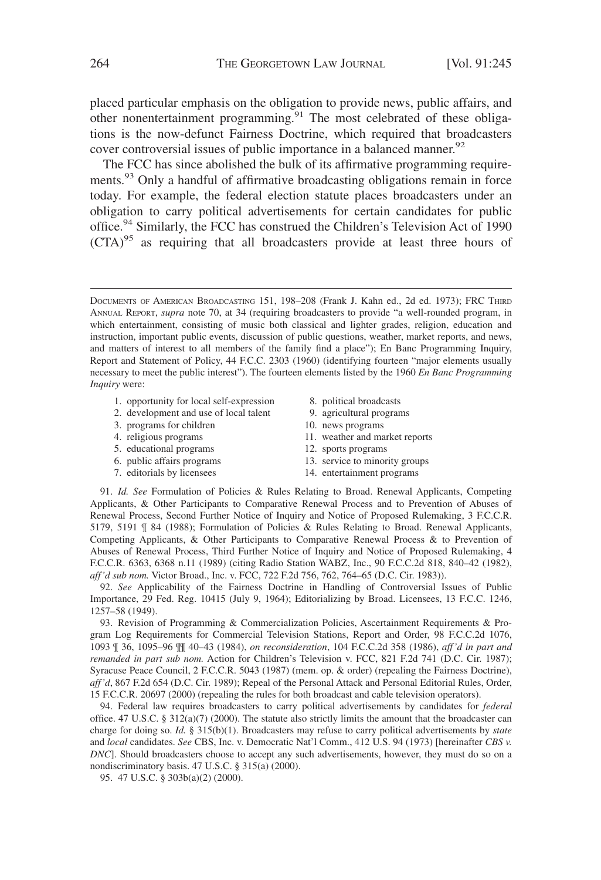placed particular emphasis on the obligation to provide news, public affairs, and other nonentertainment programming.[91] The most celebrated of these obligations is the now-defunct Fairness Doctrine, which required that broadcasters cover controversial issues of public importance in a balanced manner.[92]

The FCC has since abolished the bulk of its affirmative programming requirements.[93] Only a handful of affirmative broadcasting obligations remain in force today. For example, the federal election statute places broadcasters under an obligation to carry political advertisements for certain candidates for public office.[94] Similarly, the FCC has construed the Children's Television Act of 1990 (CTA)[95] as requiring that all broadcasters provide at least three hours of

---

DOCUMENTS OF AMERICAN BROADCASTING 151, 198–208 (Frank J. Kahn ed., 2d ed. 1973); FRC THIRD ANNUAL REPORT, *supra* note 70, at 34 (requiring broadcasters to provide "a well-rounded program, in which entertainment, consisting of music both classical and lighter grades, religion, education and instruction, important public events, discussion of public questions, weather, market reports, and news, and matters of interest to all members of the family find a place"); En Banc Programming Inquiry, Report and Statement of Policy, 44 F.C.C. 2303 (1960) (identifying fourteen "major elements usually necessary to meet the public interest"). The fourteen elements listed by the 1960 *En Banc Programming Inquiry* were:

1. opportunity for local self-expression
2. development and use of local talent
3. programs for children
4. religious programs
5. educational programs
6. public affairs programs
7. editorials by licensees
8. political broadcasts
9. agricultural programs
10. news programs
11. weather and market reports
12. sports programs
13. service to minority groups
14. entertainment programs

91. *Id. See* Formulation of Policies & Rules Relating to Broad. Renewal Applicants, Competing Applicants, & Other Participants to Comparative Renewal Process and to Prevention of Abuses of Renewal Process, Second Further Notice of Inquiry and Notice of Proposed Rulemaking, 3 F.C.C.R. 5179, 5191 ¶ 84 (1988); Formulation of Policies & Rules Relating to Broad. Renewal Applicants, Competing Applicants, & Other Participants to Comparative Renewal Process & to Prevention of Abuses of Renewal Process, Third Further Notice of Inquiry and Notice of Proposed Rulemaking, 4 F.C.C.R. 6363, 6368 n.11 (1989) (citing Radio Station WABZ, Inc., 90 F.C.C.2d 818, 840–42 (1982), *aff'd sub nom.* Victor Broad., Inc. v. FCC, 722 F.2d 756, 762, 764–65 (D.C. Cir. 1983)).

92. *See* Applicability of the Fairness Doctrine in Handling of Controversial Issues of Public Importance, 29 Fed. Reg. 10415 (July 9, 1964); Editorializing by Broad. Licensees, 13 F.C.C. 1246, 1257–58 (1949).

93. Revision of Programming & Commercialization Policies, Ascertainment Requirements & Program Log Requirements for Commercial Television Stations, Report and Order, 98 F.C.C.2d 1076, 1093 ¶ 36, 1095–96 ¶¶ 40–43 (1984), *on reconsideration*, 104 F.C.C.2d 358 (1986), *aff'd in part and remanded in part sub nom.* Action for Children's Television v. FCC, 821 F.2d 741 (D.C. Cir. 1987); Syracuse Peace Council, 2 F.C.C.R. 5043 (1987) (mem. op. & order) (repealing the Fairness Doctrine), *aff'd*, 867 F.2d 654 (D.C. Cir. 1989); Repeal of the Personal Attack and Personal Editorial Rules, Order, 15 F.C.C.R. 20697 (2000) (repealing the rules for both broadcast and cable television operators).

94. Federal law requires broadcasters to carry political advertisements by candidates for *federal* office. 47 U.S.C. § 312(a)(7) (2000). The statute also strictly limits the amount that the broadcaster can charge for doing so. *Id.* § 315(b)(1). Broadcasters may refuse to carry political advertisements by *state* and *local* candidates. *See* CBS, Inc. v. Democratic Nat'l Comm., 412 U.S. 94 (1973) [hereinafter *CBS v. DNC*]. Should broadcasters choose to accept any such advertisements, however, they must do so on a nondiscriminatory basis. 47 U.S.C. § 315(a) (2000).

95. 47 U.S.C. § 303b(a)(2) (2000).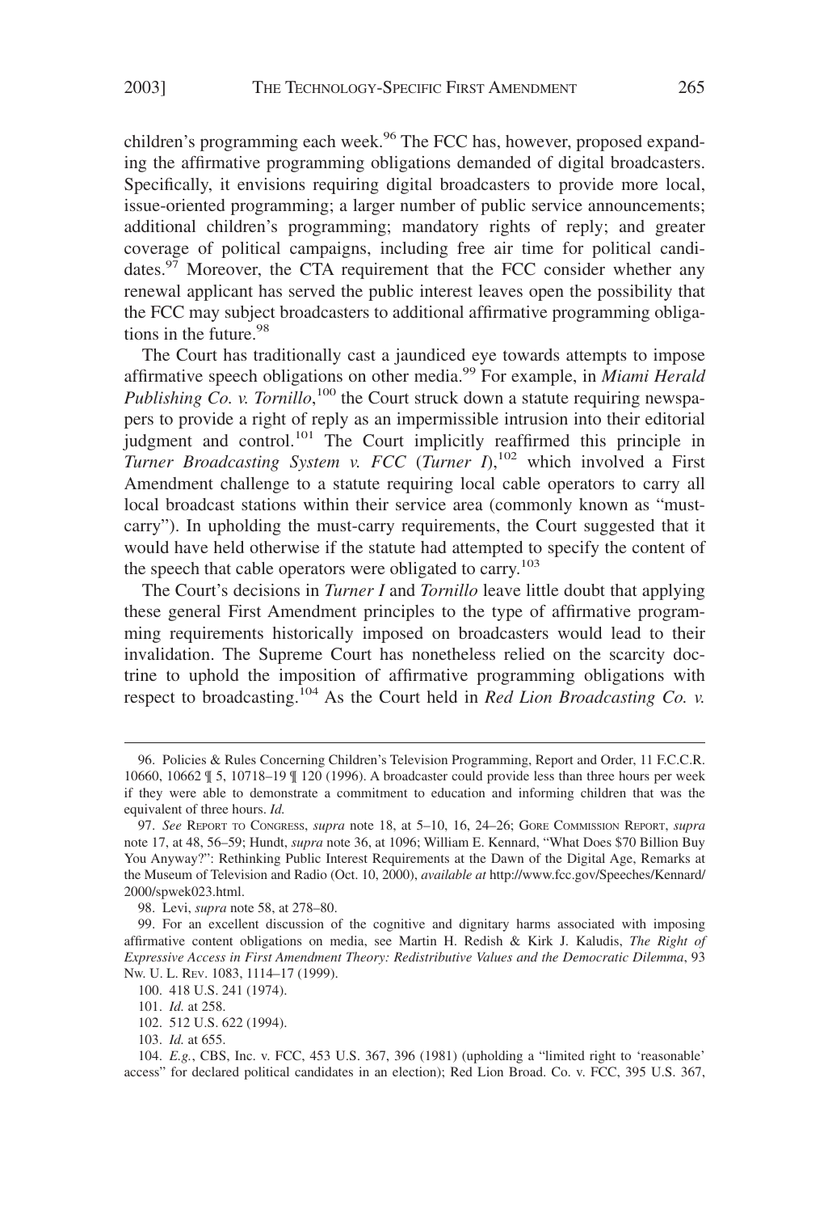children's programming each week.[96] The FCC has, however, proposed expanding the affirmative programming obligations demanded of digital broadcasters. Specifically, it envisions requiring digital broadcasters to provide more local, issue-oriented programming; a larger number of public service announcements; additional children's programming; mandatory rights of reply; and greater coverage of political campaigns, including free air time for political candidates.[97] Moreover, the CTA requirement that the FCC consider whether any renewal applicant has served the public interest leaves open the possibility that the FCC may subject broadcasters to additional affirmative programming obligations in the future.[98]

The Court has traditionally cast a jaundiced eye towards attempts to impose affirmative speech obligations on other media.[99] For example, in *Miami Herald Publishing Co. v. Tornillo*,[100] the Court struck down a statute requiring newspapers to provide a right of reply as an impermissible intrusion into their editorial judgment and control.[101] The Court implicitly reaffirmed this principle in *Turner Broadcasting System v. FCC* (*Turner I*),[102] which involved a First Amendment challenge to a statute requiring local cable operators to carry all local broadcast stations within their service area (commonly known as "must-carry"). In upholding the must-carry requirements, the Court suggested that it would have held otherwise if the statute had attempted to specify the content of the speech that cable operators were obligated to carry.[103]

The Court's decisions in *Turner I* and *Tornillo* leave little doubt that applying these general First Amendment principles to the type of affirmative programming requirements historically imposed on broadcasters would lead to their invalidation. The Supreme Court has nonetheless relied on the scarcity doctrine to uphold the imposition of affirmative programming obligations with respect to broadcasting.[104] As the Court held in *Red Lion Broadcasting Co. v.*

---

96. Policies & Rules Concerning Children's Television Programming, Report and Order, 11 F.C.C.R. 10660, 10662 ¶ 5, 10718–19 ¶ 120 (1996). A broadcaster could provide less than three hours per week if they were able to demonstrate a commitment to education and informing children that was the equivalent of three hours. *Id.*

97. *See* REPORT TO CONGRESS, *supra* note 18, at 5–10, 16, 24–26; GORE COMMISSION REPORT, *supra* note 17, at 48, 56–59; Hundt, *supra* note 36, at 1096; William E. Kennard, "What Does $70 Billion Buy You Anyway?": Rethinking Public Interest Requirements at the Dawn of the Digital Age, Remarks at the Museum of Television and Radio (Oct. 10, 2000), *available at* http://www.fcc.gov/Speeches/Kennard/2000/spwek023.html.

98. Levi, *supra* note 58, at 278–80.

99. For an excellent discussion of the cognitive and dignitary harms associated with imposing affirmative content obligations on media, see Martin H. Redish & Kirk J. Kaludis, *The Right of Expressive Access in First Amendment Theory: Redistributive Values and the Democratic Dilemma*, 93 NW. U. L. REV. 1083, 1114–17 (1999).

100. 418 U.S. 241 (1974).

101. *Id.* at 258.

102. 512 U.S. 622 (1994).

103. *Id.* at 655.

104. *E.g.*, CBS, Inc. v. FCC, 453 U.S. 367, 396 (1981) (upholding a "limited right to 'reasonable' access" for declared political candidates in an election); Red Lion Broad. Co. v. FCC, 395 U.S. 367,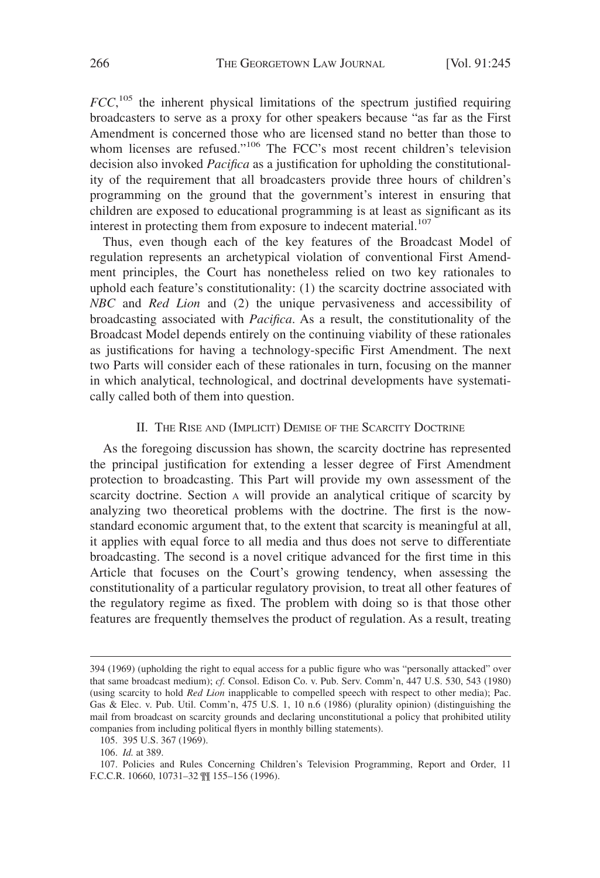*FCC*,[105] the inherent physical limitations of the spectrum justified requiring broadcasters to serve as a proxy for other speakers because "as far as the First Amendment is concerned those who are licensed stand no better than those to whom licenses are refused."[106] The FCC's most recent children's television decision also invoked *Pacifica* as a justification for upholding the constitutionality of the requirement that all broadcasters provide three hours of children's programming on the ground that the government's interest in ensuring that children are exposed to educational programming is at least as significant as its interest in protecting them from exposure to indecent material.[107]

Thus, even though each of the key features of the Broadcast Model of regulation represents an archetypical violation of conventional First Amendment principles, the Court has nonetheless relied on two key rationales to uphold each feature's constitutionality: (1) the scarcity doctrine associated with *NBC* and *Red Lion* and (2) the unique pervasiveness and accessibility of broadcasting associated with *Pacifica*. As a result, the constitutionality of the Broadcast Model depends entirely on the continuing viability of these rationales as justifications for having a technology-specific First Amendment. The next two Parts will consider each of these rationales in turn, focusing on the manner in which analytical, technological, and doctrinal developments have systematically called both of them into question.

## II. The Rise and (Implicit) Demise of the Scarcity Doctrine

As the foregoing discussion has shown, the scarcity doctrine has represented the principal justification for extending a lesser degree of First Amendment protection to broadcasting. This Part will provide my own assessment of the scarcity doctrine. Section A will provide an analytical critique of scarcity by analyzing two theoretical problems with the doctrine. The first is the now-standard economic argument that, to the extent that scarcity is meaningful at all, it applies with equal force to all media and thus does not serve to differentiate broadcasting. The second is a novel critique advanced for the first time in this Article that focuses on the Court's growing tendency, when assessing the constitutionality of a particular regulatory provision, to treat all other features of the regulatory regime as fixed. The problem with doing so is that those other features are frequently themselves the product of regulation. As a result, treating

---

394 (1969) (upholding the right to equal access for a public figure who was "personally attacked" over that same broadcast medium); *cf.* Consol. Edison Co. v. Pub. Serv. Comm'n, 447 U.S. 530, 543 (1980) (using scarcity to hold *Red Lion* inapplicable to compelled speech with respect to other media); Pac. Gas & Elec. v. Pub. Util. Comm'n, 475 U.S. 1, 10 n.6 (1986) (plurality opinion) (distinguishing the mail from broadcast on scarcity grounds and declaring unconstitutional a policy that prohibited utility companies from including political flyers in monthly billing statements).

105. 395 U.S. 367 (1969).

106. *Id.* at 389.

107. Policies and Rules Concerning Children's Television Programming, Report and Order, 11 F.C.C.R. 10660, 10731–32 ¶¶ 155–156 (1996).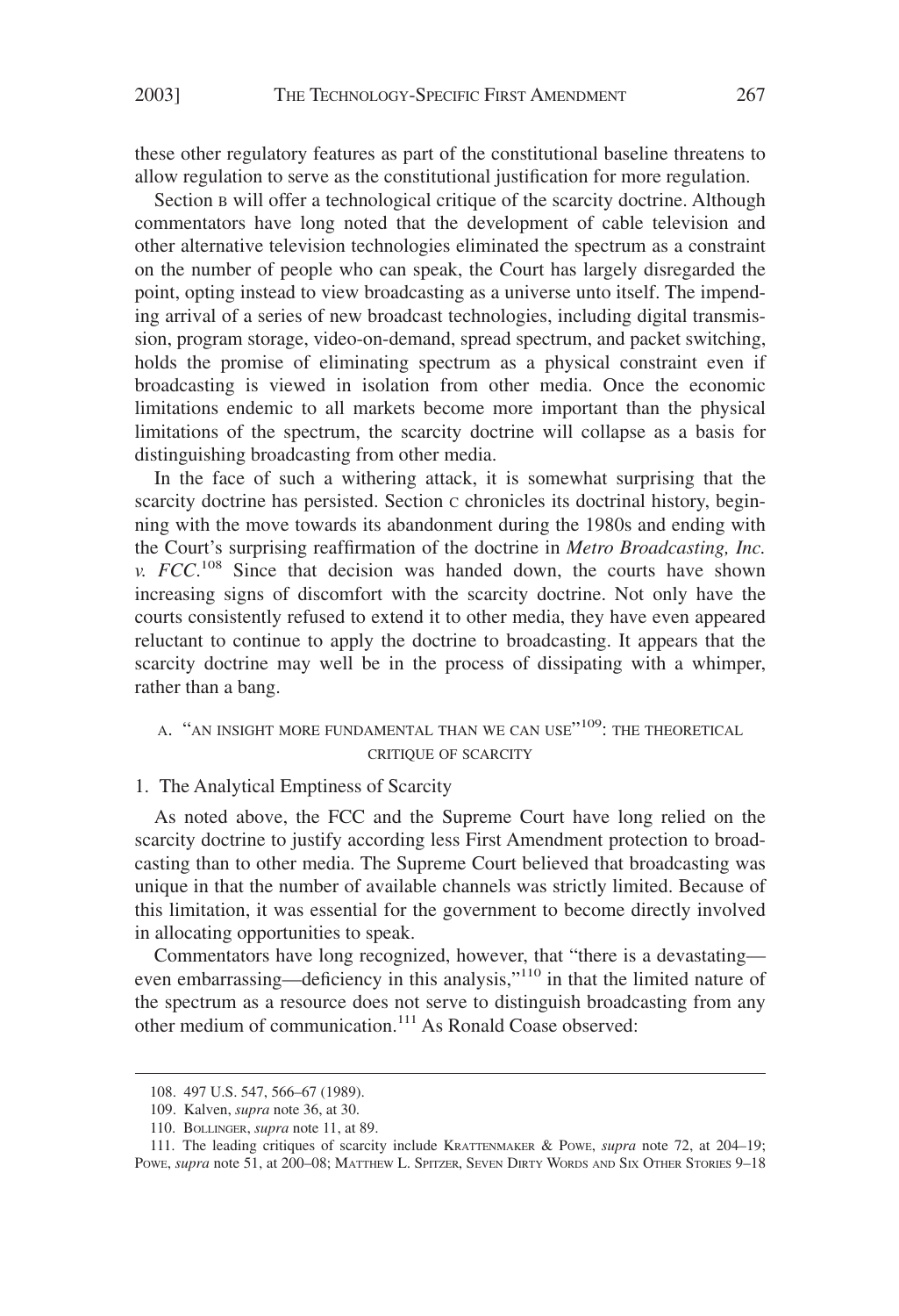these other regulatory features as part of the constitutional baseline threatens to allow regulation to serve as the constitutional justification for more regulation.

Section B will offer a technological critique of the scarcity doctrine. Although commentators have long noted that the development of cable television and other alternative television technologies eliminated the spectrum as a constraint on the number of people who can speak, the Court has largely disregarded the point, opting instead to view broadcasting as a universe unto itself. The impending arrival of a series of new broadcast technologies, including digital transmission, program storage, video-on-demand, spread spectrum, and packet switching, holds the promise of eliminating spectrum as a physical constraint even if broadcasting is viewed in isolation from other media. Once the economic limitations endemic to all markets become more important than the physical limitations of the spectrum, the scarcity doctrine will collapse as a basis for distinguishing broadcasting from other media.

In the face of such a withering attack, it is somewhat surprising that the scarcity doctrine has persisted. Section C chronicles its doctrinal history, beginning with the move towards its abandonment during the 1980s and ending with the Court's surprising reaffirmation of the doctrine in *Metro Broadcasting, Inc. v. FCC*.[108] Since that decision was handed down, the courts have shown increasing signs of discomfort with the scarcity doctrine. Not only have the courts consistently refused to extend it to other media, they have even appeared reluctant to continue to apply the doctrine to broadcasting. It appears that the scarcity doctrine may well be in the process of dissipating with a whimper, rather than a bang.

### A. "AN INSIGHT MORE FUNDAMENTAL THAN WE CAN USE"[109]: THE THEORETICAL CRITIQUE OF SCARCITY

#### 1. The Analytical Emptiness of Scarcity

As noted above, the FCC and the Supreme Court have long relied on the scarcity doctrine to justify according less First Amendment protection to broadcasting than to other media. The Supreme Court believed that broadcasting was unique in that the number of available channels was strictly limited. Because of this limitation, it was essential for the government to become directly involved in allocating opportunities to speak.

Commentators have long recognized, however, that "there is a devastating—even embarrassing—deficiency in this analysis,"[110] in that the limited nature of the spectrum as a resource does not serve to distinguish broadcasting from any other medium of communication.[111] As Ronald Coase observed:

---

108. 497 U.S. 547, 566–67 (1989).

109. Kalven, *supra* note 36, at 30.

110. BOLLINGER, *supra* note 11, at 89.

111. The leading critiques of scarcity include KRATTENMAKER & POWE, *supra* note 72, at 204–19; POWE, *supra* note 51, at 200–08; MATTHEW L. SPITZER, SEVEN DIRTY WORDS AND SIX OTHER STORIES 9–18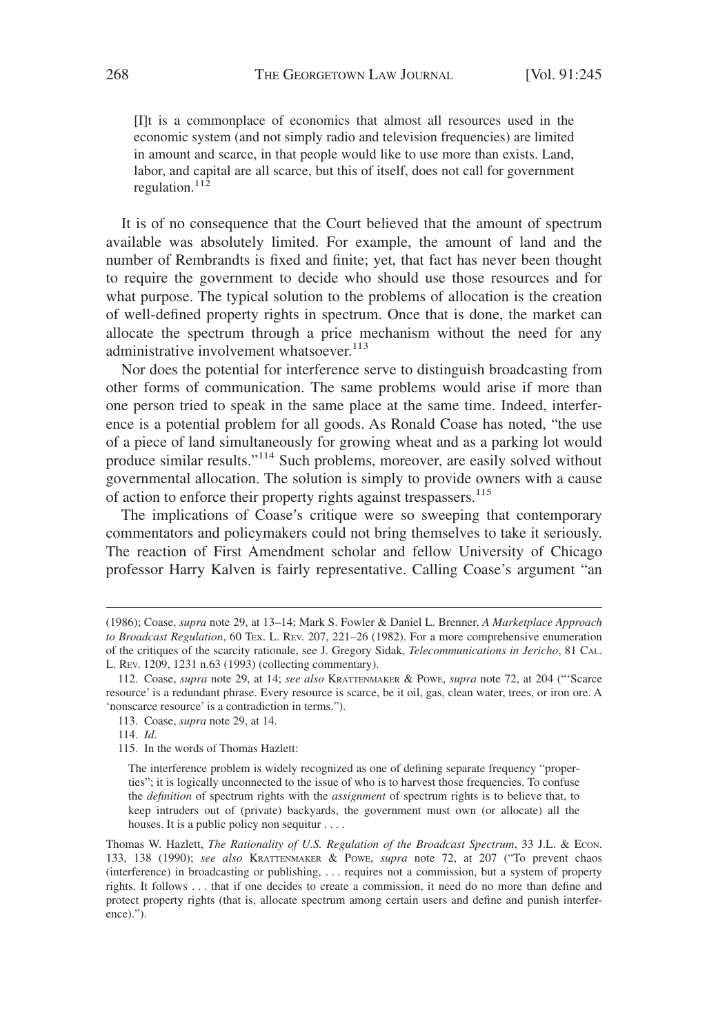> [I]t is a commonplace of economics that almost all resources used in the economic system (and not simply radio and television frequencies) are limited in amount and scarce, in that people would like to use more than exists. Land, labor, and capital are all scarce, but this of itself, does not call for government regulation.[112]

It is of no consequence that the Court believed that the amount of spectrum available was absolutely limited. For example, the amount of land and the number of Rembrandts is fixed and finite; yet, that fact has never been thought to require the government to decide who should use those resources and for what purpose. The typical solution to the problems of allocation is the creation of well-defined property rights in spectrum. Once that is done, the market can allocate the spectrum through a price mechanism without the need for any administrative involvement whatsoever.[113]

Nor does the potential for interference serve to distinguish broadcasting from other forms of communication. The same problems would arise if more than one person tried to speak in the same place at the same time. Indeed, interference is a potential problem for all goods. As Ronald Coase has noted, "the use of a piece of land simultaneously for growing wheat and as a parking lot would produce similar results."[114] Such problems, moreover, are easily solved without governmental allocation. The solution is simply to provide owners with a cause of action to enforce their property rights against trespassers.[115]

The implications of Coase's critique were so sweeping that contemporary commentators and policymakers could not bring themselves to take it seriously. The reaction of First Amendment scholar and fellow University of Chicago professor Harry Kalven is fairly representative. Calling Coase's argument "an

---

(1986); Coase, *supra* note 29, at 13–14; Mark S. Fowler & Daniel L. Brenner, *A Marketplace Approach to Broadcast Regulation*, 60 TEX. L. REV. 207, 221–26 (1982). For a more comprehensive enumeration of the critiques of the scarcity rationale, see J. Gregory Sidak, *Telecommunications in Jericho*, 81 CAL. L. REV. 1209, 1231 n.63 (1993) (collecting commentary).

112. Coase, *supra* note 29, at 14; *see also* KRATTENMAKER & POWE, *supra* note 72, at 204 ("'Scarce resource' is a redundant phrase. Every resource is scarce, be it oil, gas, clean water, trees, or iron ore. A 'nonscarce resource' is a contradiction in terms.").

113. Coase, *supra* note 29, at 14.

114. *Id.*

115. In the words of Thomas Hazlett:

> The interference problem is widely recognized as one of defining separate frequency "properties"; it is logically unconnected to the issue of who is to harvest those frequencies. To confuse the *definition* of spectrum rights with the *assignment* of spectrum rights is to believe that, to keep intruders out of (private) backyards, the government must own (or allocate) all the houses. It is a public policy non sequitur . . . .

Thomas W. Hazlett, *The Rationality of U.S. Regulation of the Broadcast Spectrum*, 33 J.L. & ECON. 133, 138 (1990); *see also* KRATTENMAKER & POWE, *supra* note 72, at 207 ("To prevent chaos (interference) in broadcasting or publishing, . . . requires not a commission, but a system of property rights. It follows . . . that if one decides to create a commission, it need do no more than define and protect property rights (that is, allocate spectrum among certain users and define and punish interference).").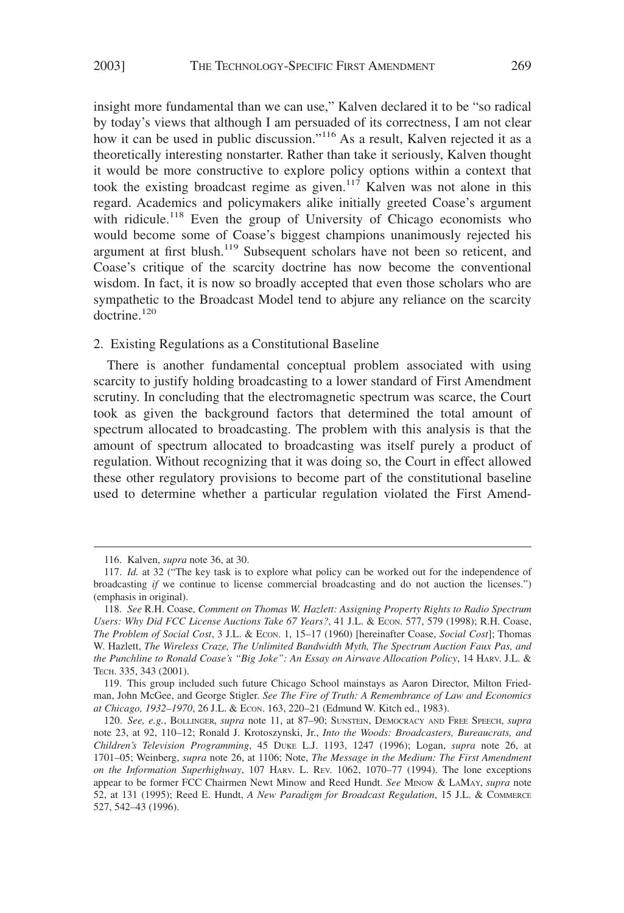insight more fundamental than we can use," Kalven declared it to be "so radical by today's views that although I am persuaded of its correctness, I am not clear how it can be used in public discussion."[116] As a result, Kalven rejected it as a theoretically interesting nonstarter. Rather than take it seriously, Kalven thought it would be more constructive to explore policy options within a context that took the existing broadcast regime as given.[117] Kalven was not alone in this regard. Academics and policymakers alike initially greeted Coase's argument with ridicule.[118] Even the group of University of Chicago economists who would become some of Coase's biggest champions unanimously rejected his argument at first blush.[119] Subsequent scholars have not been so reticent, and Coase's critique of the scarcity doctrine has now become the conventional wisdom. In fact, it is now so broadly accepted that even those scholars who are sympathetic to the Broadcast Model tend to abjure any reliance on the scarcity doctrine.[120]

### 2. Existing Regulations as a Constitutional Baseline

There is another fundamental conceptual problem associated with using scarcity to justify holding broadcasting to a lower standard of First Amendment scrutiny. In concluding that the electromagnetic spectrum was scarce, the Court took as given the background factors that determined the total amount of spectrum allocated to broadcasting. The problem with this analysis is that the amount of spectrum allocated to broadcasting was itself purely a product of regulation. Without recognizing that it was doing so, the Court in effect allowed these other regulatory provisions to become part of the constitutional baseline used to determine whether a particular regulation violated the First Amend-

---

116. Kalven, *supra* note 36, at 30.

117. *Id.* at 32 ("The key task is to explore what policy can be worked out for the independence of broadcasting *if* we continue to license commercial broadcasting and do not auction the licenses.") (emphasis in original).

118. *See* R.H. Coase, *Comment on Thomas W. Hazlett: Assigning Property Rights to Radio Spectrum Users: Why Did FCC License Auctions Take 67 Years?*, 41 J.L. & ECON. 577, 579 (1998); R.H. Coase, *The Problem of Social Cost*, 3 J.L. & ECON. 1, 15–17 (1960) [hereinafter Coase, *Social Cost*]; Thomas W. Hazlett, *The Wireless Craze, The Unlimited Bandwidth Myth, The Spectrum Auction Faux Pas, and the Punchline to Ronald Coase's "Big Joke": An Essay on Airwave Allocation Policy*, 14 HARV. J.L. & TECH. 335, 343 (2001).

119. This group included such future Chicago School mainstays as Aaron Director, Milton Friedman, John McGee, and George Stigler. *See The Fire of Truth: A Remembrance of Law and Economics at Chicago, 1932–1970*, 26 J.L. & ECON. 163, 220–21 (Edmund W. Kitch ed., 1983).

120. *See, e.g.*, BOLLINGER, *supra* note 11, at 87–90; SUNSTEIN, DEMOCRACY AND FREE SPEECH, *supra* note 23, at 92, 110–12; Ronald J. Krotoszynski, Jr., *Into the Woods: Broadcasters, Bureaucrats, and Children's Television Programming*, 45 DUKE L.J. 1193, 1247 (1996); Logan, *supra* note 26, at 1701–05; Weinberg, *supra* note 26, at 1106; Note, *The Message in the Medium: The First Amendment on the Information Superhighway*, 107 HARV. L. REV. 1062, 1070–77 (1994). The lone exceptions appear to be former FCC Chairmen Newt Minow and Reed Hundt. *See* MINOW & LAMAY, *supra* note 52, at 131 (1995); Reed E. Hundt, *A New Paradigm for Broadcast Regulation*, 15 J.L. & COMMERCE 527, 542–43 (1996).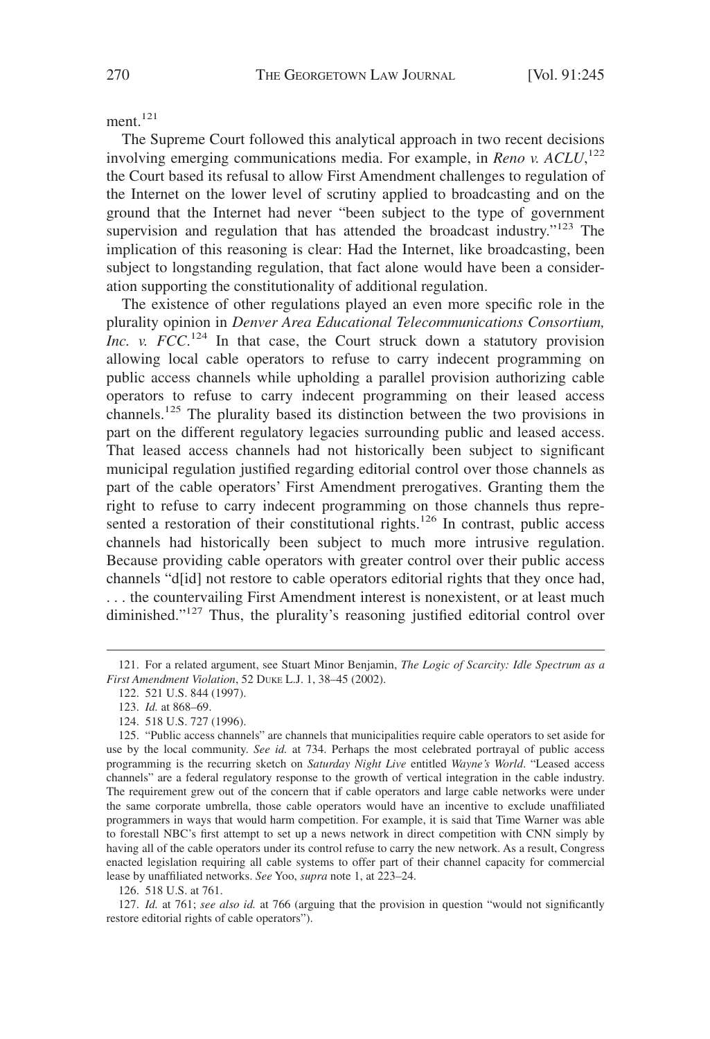ment.[121]

The Supreme Court followed this analytical approach in two recent decisions involving emerging communications media. For example, in *Reno v. ACLU*,[122] the Court based its refusal to allow First Amendment challenges to regulation of the Internet on the lower level of scrutiny applied to broadcasting and on the ground that the Internet had never "been subject to the type of government supervision and regulation that has attended the broadcast industry."[123] The implication of this reasoning is clear: Had the Internet, like broadcasting, been subject to longstanding regulation, that fact alone would have been a consideration supporting the constitutionality of additional regulation.

The existence of other regulations played an even more specific role in the plurality opinion in *Denver Area Educational Telecommunications Consortium, Inc. v. FCC*.[124] In that case, the Court struck down a statutory provision allowing local cable operators to refuse to carry indecent programming on public access channels while upholding a parallel provision authorizing cable operators to refuse to carry indecent programming on their leased access channels.[125] The plurality based its distinction between the two provisions in part on the different regulatory legacies surrounding public and leased access. That leased access channels had not historically been subject to significant municipal regulation justified regarding editorial control over those channels as part of the cable operators' First Amendment prerogatives. Granting them the right to refuse to carry indecent programming on those channels thus represented a restoration of their constitutional rights.[126] In contrast, public access channels had historically been subject to much more intrusive regulation. Because providing cable operators with greater control over their public access channels "d[id] not restore to cable operators editorial rights that they once had, . . . the countervailing First Amendment interest is nonexistent, or at least much diminished."[127] Thus, the plurality's reasoning justified editorial control over

---

121. For a related argument, see Stuart Minor Benjamin, *The Logic of Scarcity: Idle Spectrum as a First Amendment Violation*, 52 DUKE L.J. 1, 38–45 (2002).

122. 521 U.S. 844 (1997).

123. *Id.* at 868–69.

124. 518 U.S. 727 (1996).

125. "Public access channels" are channels that municipalities require cable operators to set aside for use by the local community. *See id.* at 734. Perhaps the most celebrated portrayal of public access programming is the recurring sketch on *Saturday Night Live* entitled *Wayne's World*. "Leased access channels" are a federal regulatory response to the growth of vertical integration in the cable industry. The requirement grew out of the concern that if cable operators and large cable networks were under the same corporate umbrella, those cable operators would have an incentive to exclude unaffiliated programmers in ways that would harm competition. For example, it is said that Time Warner was able to forestall NBC's first attempt to set up a news network in direct competition with CNN simply by having all of the cable operators under its control refuse to carry the new network. As a result, Congress enacted legislation requiring all cable systems to offer part of their channel capacity for commercial lease by unaffiliated networks. *See* Yoo, *supra* note 1, at 223–24.

126. 518 U.S. at 761.

127. *Id.* at 761; *see also id.* at 766 (arguing that the provision in question "would not significantly restore editorial rights of cable operators").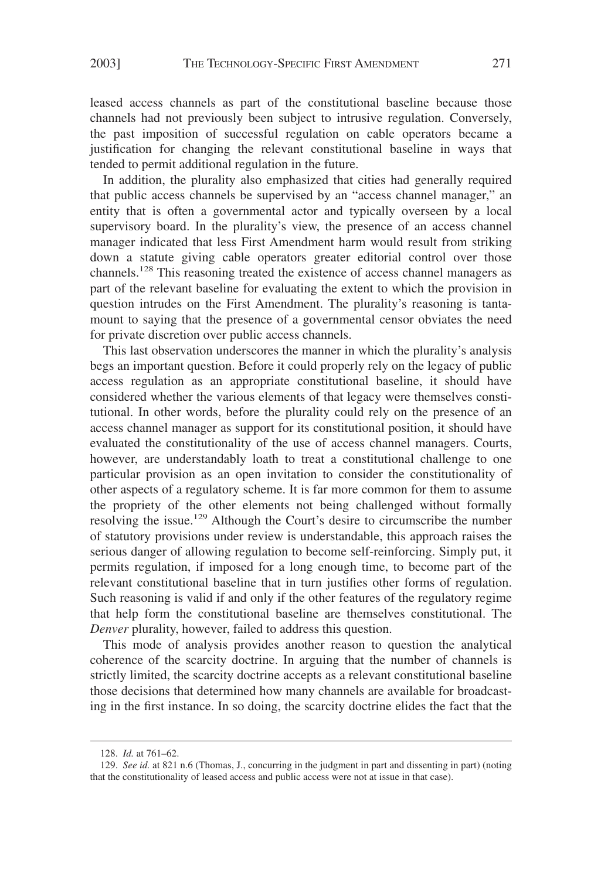leased access channels as part of the constitutional baseline because those channels had not previously been subject to intrusive regulation. Conversely, the past imposition of successful regulation on cable operators became a justification for changing the relevant constitutional baseline in ways that tended to permit additional regulation in the future.

In addition, the plurality also emphasized that cities had generally required that public access channels be supervised by an "access channel manager," an entity that is often a governmental actor and typically overseen by a local supervisory board. In the plurality's view, the presence of an access channel manager indicated that less First Amendment harm would result from striking down a statute giving cable operators greater editorial control over those channels.[128] This reasoning treated the existence of access channel managers as part of the relevant baseline for evaluating the extent to which the provision in question intrudes on the First Amendment. The plurality's reasoning is tantamount to saying that the presence of a governmental censor obviates the need for private discretion over public access channels.

This last observation underscores the manner in which the plurality's analysis begs an important question. Before it could properly rely on the legacy of public access regulation as an appropriate constitutional baseline, it should have considered whether the various elements of that legacy were themselves constitutional. In other words, before the plurality could rely on the presence of an access channel manager as support for its constitutional position, it should have evaluated the constitutionality of the use of access channel managers. Courts, however, are understandably loath to treat a constitutional challenge to one particular provision as an open invitation to consider the constitutionality of other aspects of a regulatory scheme. It is far more common for them to assume the propriety of the other elements not being challenged without formally resolving the issue.[129] Although the Court's desire to circumscribe the number of statutory provisions under review is understandable, this approach raises the serious danger of allowing regulation to become self-reinforcing. Simply put, it permits regulation, if imposed for a long enough time, to become part of the relevant constitutional baseline that in turn justifies other forms of regulation. Such reasoning is valid if and only if the other features of the regulatory regime that help form the constitutional baseline are themselves constitutional. The *Denver* plurality, however, failed to address this question.

This mode of analysis provides another reason to question the analytical coherence of the scarcity doctrine. In arguing that the number of channels is strictly limited, the scarcity doctrine accepts as a relevant constitutional baseline those decisions that determined how many channels are available for broadcasting in the first instance. In so doing, the scarcity doctrine elides the fact that the

128. *Id.* at 761–62.

129. *See id.* at 821 n.6 (Thomas, J., concurring in the judgment in part and dissenting in part) (noting that the constitutionality of leased access and public access were not at issue in that case).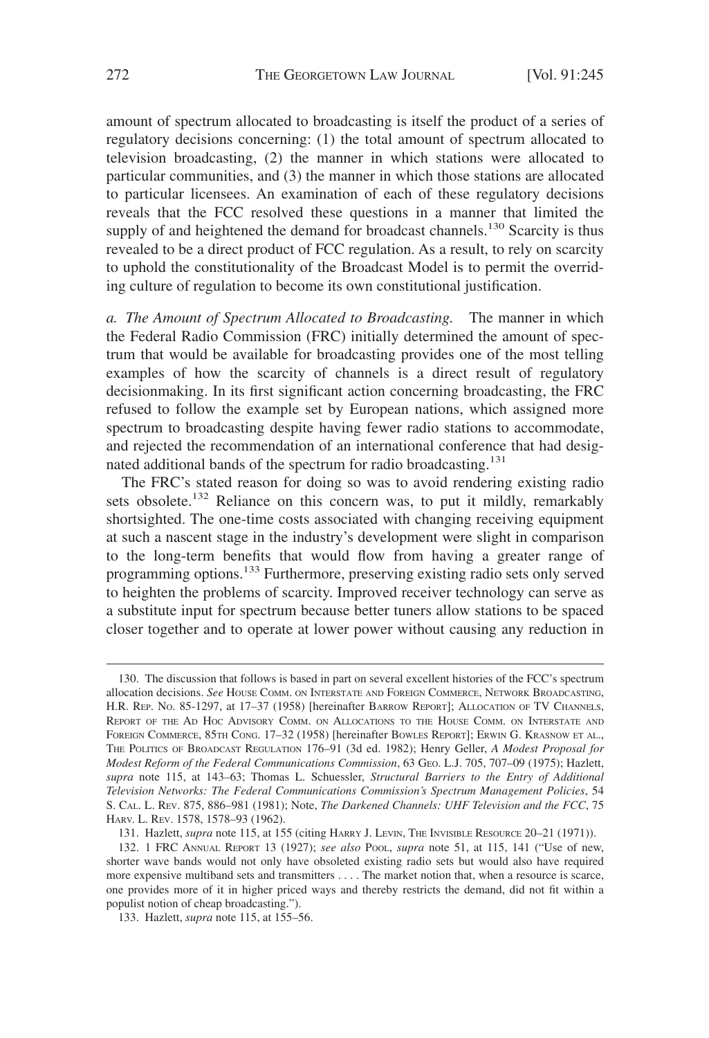amount of spectrum allocated to broadcasting is itself the product of a series of regulatory decisions concerning: (1) the total amount of spectrum allocated to television broadcasting, (2) the manner in which stations were allocated to particular communities, and (3) the manner in which those stations are allocated to particular licensees. An examination of each of these regulatory decisions reveals that the FCC resolved these questions in a manner that limited the supply of and heightened the demand for broadcast channels.[130] Scarcity is thus revealed to be a direct product of FCC regulation. As a result, to rely on scarcity to uphold the constitutionality of the Broadcast Model is to permit the overriding culture of regulation to become its own constitutional justification.

*a. The Amount of Spectrum Allocated to Broadcasting.* The manner in which the Federal Radio Commission (FRC) initially determined the amount of spectrum that would be available for broadcasting provides one of the most telling examples of how the scarcity of channels is a direct result of regulatory decisionmaking. In its first significant action concerning broadcasting, the FRC refused to follow the example set by European nations, which assigned more spectrum to broadcasting despite having fewer radio stations to accommodate, and rejected the recommendation of an international conference that had designated additional bands of the spectrum for radio broadcasting.[131]

The FRC's stated reason for doing so was to avoid rendering existing radio sets obsolete.[132] Reliance on this concern was, to put it mildly, remarkably shortsighted. The one-time costs associated with changing receiving equipment at such a nascent stage in the industry's development were slight in comparison to the long-term benefits that would flow from having a greater range of programming options.[133] Furthermore, preserving existing radio sets only served to heighten the problems of scarcity. Improved receiver technology can serve as a substitute input for spectrum because better tuners allow stations to be spaced closer together and to operate at lower power without causing any reduction in

---

130. The discussion that follows is based in part on several excellent histories of the FCC's spectrum allocation decisions. *See* HOUSE COMM. ON INTERSTATE AND FOREIGN COMMERCE, NETWORK BROADCASTING, H.R. REP. NO. 85-1297, at 17–37 (1958) [hereinafter BARROW REPORT]; ALLOCATION OF TV CHANNELS, REPORT OF THE AD HOC ADVISORY COMM. ON ALLOCATIONS TO THE HOUSE COMM. ON INTERSTATE AND FOREIGN COMMERCE, 85TH CONG. 17–32 (1958) [hereinafter BOWLES REPORT]; ERWIN G. KRASNOW ET AL., THE POLITICS OF BROADCAST REGULATION 176–91 (3d ed. 1982); Henry Geller, *A Modest Proposal for Modest Reform of the Federal Communications Commission*, 63 GEO. L.J. 705, 707–09 (1975); Hazlett, *supra* note 115, at 143–63; Thomas L. Schuessler, *Structural Barriers to the Entry of Additional Television Networks: The Federal Communications Commission's Spectrum Management Policies*, 54 S. CAL. L. REV. 875, 886–981 (1981); Note, *The Darkened Channels: UHF Television and the FCC*, 75 HARV. L. REV. 1578, 1578–93 (1962).

131. Hazlett, *supra* note 115, at 155 (citing HARRY J. LEVIN, THE INVISIBLE RESOURCE 20–21 (1971)).

132. 1 FRC ANNUAL REPORT 13 (1927); *see also* POOL, *supra* note 51, at 115, 141 ("Use of new, shorter wave bands would not only have obsoleted existing radio sets but would also have required more expensive multiband sets and transmitters . . . . The market notion that, when a resource is scarce, one provides more of it in higher priced ways and thereby restricts the demand, did not fit within a populist notion of cheap broadcasting.").

133. Hazlett, *supra* note 115, at 155–56.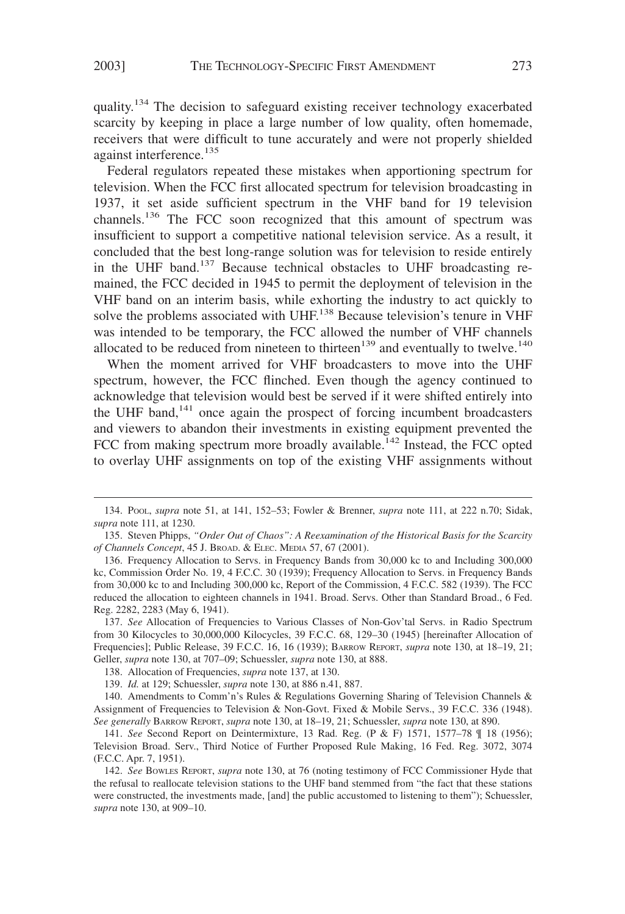quality.[134] The decision to safeguard existing receiver technology exacerbated scarcity by keeping in place a large number of low quality, often homemade, receivers that were difficult to tune accurately and were not properly shielded against interference.[135]

Federal regulators repeated these mistakes when apportioning spectrum for television. When the FCC first allocated spectrum for television broadcasting in 1937, it set aside sufficient spectrum in the VHF band for 19 television channels.[136] The FCC soon recognized that this amount of spectrum was insufficient to support a competitive national television service. As a result, it concluded that the best long-range solution was for television to reside entirely in the UHF band.[137] Because technical obstacles to UHF broadcasting remained, the FCC decided in 1945 to permit the deployment of television in the VHF band on an interim basis, while exhorting the industry to act quickly to solve the problems associated with UHF.[138] Because television's tenure in VHF was intended to be temporary, the FCC allowed the number of VHF channels allocated to be reduced from nineteen to thirteen[139] and eventually to twelve.[140]

When the moment arrived for VHF broadcasters to move into the UHF spectrum, however, the FCC flinched. Even though the agency continued to acknowledge that television would best be served if it were shifted entirely into the UHF band,[141] once again the prospect of forcing incumbent broadcasters and viewers to abandon their investments in existing equipment prevented the FCC from making spectrum more broadly available.[142] Instead, the FCC opted to overlay UHF assignments on top of the existing VHF assignments without

---

134. Pool, *supra* note 51, at 141, 152–53; Fowler & Brenner, *supra* note 111, at 222 n.70; Sidak, *supra* note 111, at 1230.

135. Steven Phipps, *"Order Out of Chaos": A Reexamination of the Historical Basis for the Scarcity of Channels Concept*, 45 J. Broad. & Elec. Media 57, 67 (2001).

136. Frequency Allocation to Servs. in Frequency Bands from 30,000 kc to and Including 300,000 kc, Commission Order No. 19, 4 F.C.C. 30 (1939); Frequency Allocation to Servs. in Frequency Bands from 30,000 kc to and Including 300,000 kc, Report of the Commission, 4 F.C.C. 582 (1939). The FCC reduced the allocation to eighteen channels in 1941. Broad. Servs. Other than Standard Broad., 6 Fed. Reg. 2282, 2283 (May 6, 1941).

137. *See* Allocation of Frequencies to Various Classes of Non-Gov'tal Servs. in Radio Spectrum from 30 Kilocycles to 30,000,000 Kilocycles, 39 F.C.C. 68, 129–30 (1945) [hereinafter Allocation of Frequencies]; Public Release, 39 F.C.C. 16, 16 (1939); Barrow Report, *supra* note 130, at 18–19, 21; Geller, *supra* note 130, at 707–09; Schuessler, *supra* note 130, at 888.

138. Allocation of Frequencies, *supra* note 137, at 130.

139. *Id.* at 129; Schuessler, *supra* note 130, at 886 n.41, 887.

140. Amendments to Comm'n's Rules & Regulations Governing Sharing of Television Channels & Assignment of Frequencies to Television & Non-Govt. Fixed & Mobile Servs., 39 F.C.C. 336 (1948). *See generally* Barrow Report, *supra* note 130, at 18–19, 21; Schuessler, *supra* note 130, at 890.

141. *See* Second Report on Deintermixture, 13 Rad. Reg. (P & F) 1571, 1577–78 ¶ 18 (1956); Television Broad. Serv., Third Notice of Further Proposed Rule Making, 16 Fed. Reg. 3072, 3074 (F.C.C. Apr. 7, 1951).

142. *See* Bowles Report, *supra* note 130, at 76 (noting testimony of FCC Commissioner Hyde that the refusal to reallocate television stations to the UHF band stemmed from "the fact that these stations were constructed, the investments made, [and] the public accustomed to listening to them"); Schuessler, *supra* note 130, at 909–10.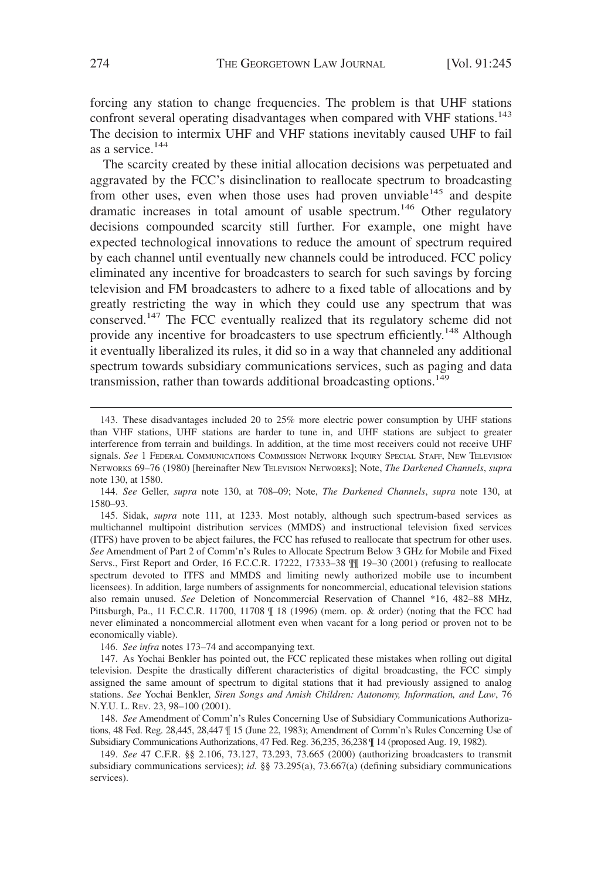forcing any station to change frequencies. The problem is that UHF stations confront several operating disadvantages when compared with VHF stations.[143] The decision to intermix UHF and VHF stations inevitably caused UHF to fail as a service.[144]

The scarcity created by these initial allocation decisions was perpetuated and aggravated by the FCC's disinclination to reallocate spectrum to broadcasting from other uses, even when those uses had proven unviable[145] and despite dramatic increases in total amount of usable spectrum.[146] Other regulatory decisions compounded scarcity still further. For example, one might have expected technological innovations to reduce the amount of spectrum required by each channel until eventually new channels could be introduced. FCC policy eliminated any incentive for broadcasters to search for such savings by forcing television and FM broadcasters to adhere to a fixed table of allocations and by greatly restricting the way in which they could use any spectrum that was conserved.[147] The FCC eventually realized that its regulatory scheme did not provide any incentive for broadcasters to use spectrum efficiently.[148] Although it eventually liberalized its rules, it did so in a way that channeled any additional spectrum towards subsidiary communications services, such as paging and data transmission, rather than towards additional broadcasting options.[149]

---

143. These disadvantages included 20 to 25% more electric power consumption by UHF stations than VHF stations, UHF stations are harder to tune in, and UHF stations are subject to greater interference from terrain and buildings. In addition, at the time most receivers could not receive UHF signals. *See* 1 Federal Communications Commission Network Inquiry Special Staff, New Television Networks 69–76 (1980) [hereinafter New Television Networks]; Note, *The Darkened Channels*, *supra* note 130, at 1580.

144. *See* Geller, *supra* note 130, at 708–09; Note, *The Darkened Channels*, *supra* note 130, at 1580–93.

145. Sidak, *supra* note 111, at 1233. Most notably, although such spectrum-based services as multichannel multipoint distribution services (MMDS) and instructional television fixed services (ITFS) have proven to be abject failures, the FCC has refused to reallocate that spectrum for other uses. *See* Amendment of Part 2 of Comm'n's Rules to Allocate Spectrum Below 3 GHz for Mobile and Fixed Servs., First Report and Order, 16 F.C.C.R. 17222, 17333–38 ¶¶ 19–30 (2001) (refusing to reallocate spectrum devoted to ITFS and MMDS and limiting newly authorized mobile use to incumbent licensees). In addition, large numbers of assignments for noncommercial, educational television stations also remain unused. *See* Deletion of Noncommercial Reservation of Channel \*16, 482–88 MHz, Pittsburgh, Pa., 11 F.C.C.R. 11700, 11708 ¶ 18 (1996) (mem. op. & order) (noting that the FCC had never eliminated a noncommercial allotment even when vacant for a long period or proven not to be economically viable).

146. *See infra* notes 173–74 and accompanying text.

147. As Yochai Benkler has pointed out, the FCC replicated these mistakes when rolling out digital television. Despite the drastically different characteristics of digital broadcasting, the FCC simply assigned the same amount of spectrum to digital stations that it had previously assigned to analog stations. *See* Yochai Benkler, *Siren Songs and Amish Children: Autonomy, Information, and Law*, 76 N.Y.U. L. Rev. 23, 98–100 (2001).

148. *See* Amendment of Comm'n's Rules Concerning Use of Subsidiary Communications Authorizations, 48 Fed. Reg. 28,445, 28,447 ¶ 15 (June 22, 1983); Amendment of Comm'n's Rules Concerning Use of Subsidiary Communications Authorizations, 47 Fed. Reg. 36,235, 36,238 ¶ 14 (proposed Aug. 19, 1982).

149. *See* 47 C.F.R. §§ 2.106, 73.127, 73.293, 73.665 (2000) (authorizing broadcasters to transmit subsidiary communications services); *id.* §§ 73.295(a), 73.667(a) (defining subsidiary communications services).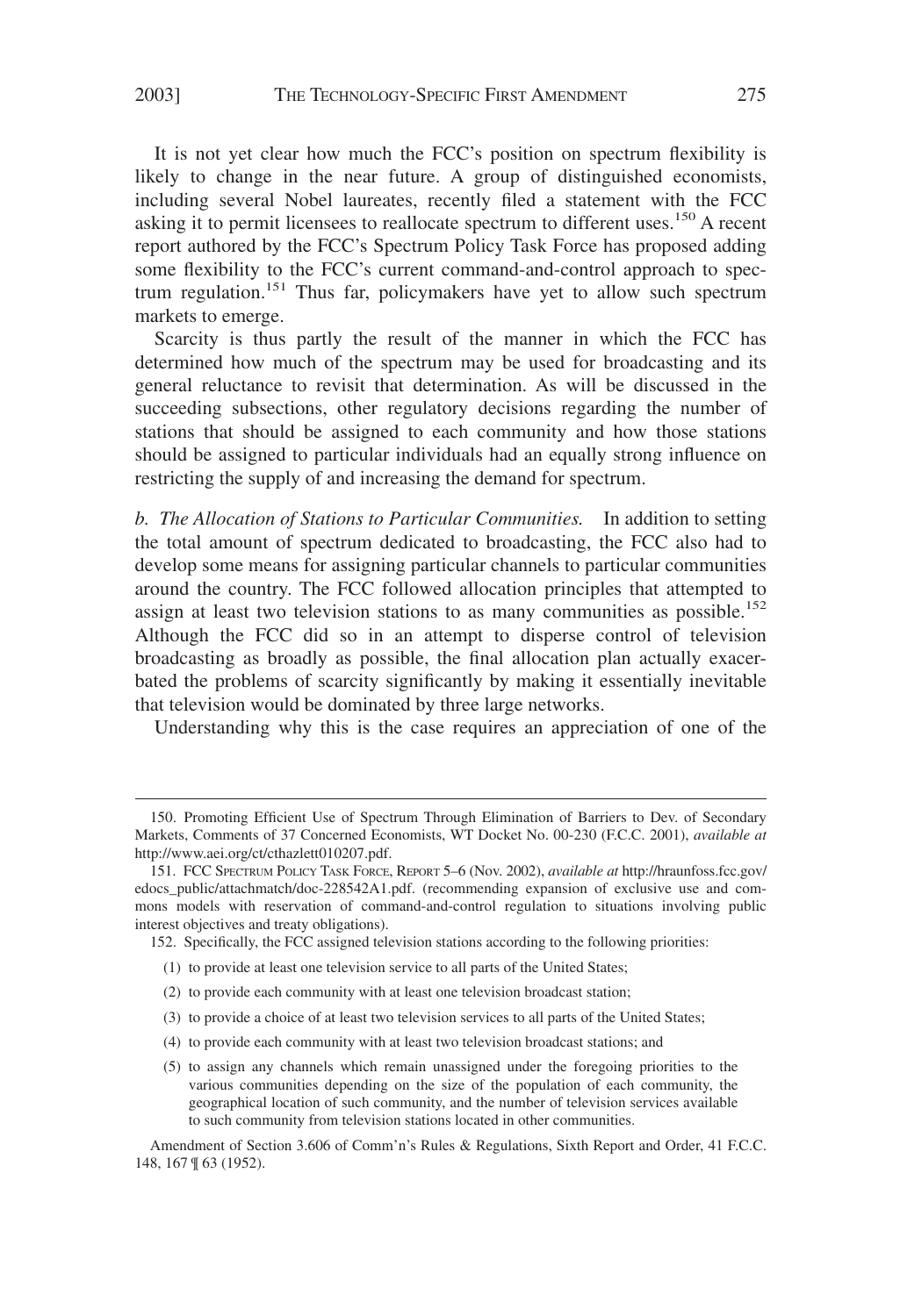It is not yet clear how much the FCC's position on spectrum flexibility is likely to change in the near future. A group of distinguished economists, including several Nobel laureates, recently filed a statement with the FCC asking it to permit licensees to reallocate spectrum to different uses.[150] A recent report authored by the FCC's Spectrum Policy Task Force has proposed adding some flexibility to the FCC's current command-and-control approach to spectrum regulation.[151] Thus far, policymakers have yet to allow such spectrum markets to emerge.

Scarcity is thus partly the result of the manner in which the FCC has determined how much of the spectrum may be used for broadcasting and its general reluctance to revisit that determination. As will be discussed in the succeeding subsections, other regulatory decisions regarding the number of stations that should be assigned to each community and how those stations should be assigned to particular individuals had an equally strong influence on restricting the supply of and increasing the demand for spectrum.

*b. The Allocation of Stations to Particular Communities.* In addition to setting the total amount of spectrum dedicated to broadcasting, the FCC also had to develop some means for assigning particular channels to particular communities around the country. The FCC followed allocation principles that attempted to assign at least two television stations to as many communities as possible.[152] Although the FCC did so in an attempt to disperse control of television broadcasting as broadly as possible, the final allocation plan actually exacerbated the problems of scarcity significantly by making it essentially inevitable that television would be dominated by three large networks.

Understanding why this is the case requires an appreciation of one of the

---

150. Promoting Efficient Use of Spectrum Through Elimination of Barriers to Dev. of Secondary Markets, Comments of 37 Concerned Economists, WT Docket No. 00-230 (F.C.C. 2001), *available at* http://www.aei.org/ct/cthazlett010207.pdf.

151. FCC Spectrum Policy Task Force, Report 5–6 (Nov. 2002), *available at* http://hraunfoss.fcc.gov/edocs_public/attachmatch/doc-228542A1.pdf. (recommending expansion of exclusive use and commons models with reservation of command-and-control regulation to situations involving public interest objectives and treaty obligations).

152. Specifically, the FCC assigned television stations according to the following priorities:

(1) to provide at least one television service to all parts of the United States;

(2) to provide each community with at least one television broadcast station;

(3) to provide a choice of at least two television services to all parts of the United States;

(4) to provide each community with at least two television broadcast stations; and

(5) to assign any channels which remain unassigned under the foregoing priorities to the various communities depending on the size of the population of each community, the geographical location of such community, and the number of television services available to such community from television stations located in other communities.

Amendment of Section 3.606 of Comm'n's Rules & Regulations, Sixth Report and Order, 41 F.C.C. 148, 167 ¶ 63 (1952).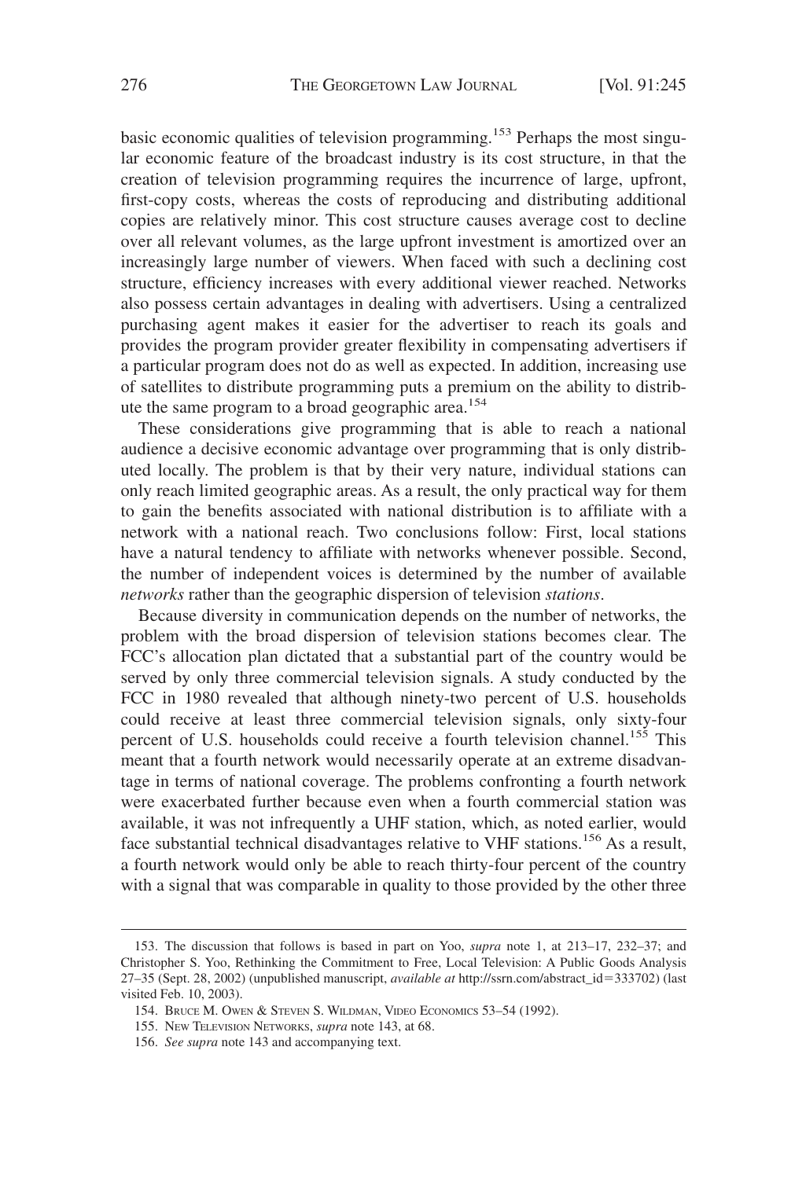basic economic qualities of television programming.[153] Perhaps the most singular economic feature of the broadcast industry is its cost structure, in that the creation of television programming requires the incurrence of large, upfront, first-copy costs, whereas the costs of reproducing and distributing additional copies are relatively minor. This cost structure causes average cost to decline over all relevant volumes, as the large upfront investment is amortized over an increasingly large number of viewers. When faced with such a declining cost structure, efficiency increases with every additional viewer reached. Networks also possess certain advantages in dealing with advertisers. Using a centralized purchasing agent makes it easier for the advertiser to reach its goals and provides the program provider greater flexibility in compensating advertisers if a particular program does not do as well as expected. In addition, increasing use of satellites to distribute programming puts a premium on the ability to distribute the same program to a broad geographic area.[154]

These considerations give programming that is able to reach a national audience a decisive economic advantage over programming that is only distributed locally. The problem is that by their very nature, individual stations can only reach limited geographic areas. As a result, the only practical way for them to gain the benefits associated with national distribution is to affiliate with a network with a national reach. Two conclusions follow: First, local stations have a natural tendency to affiliate with networks whenever possible. Second, the number of independent voices is determined by the number of available *networks* rather than the geographic dispersion of television *stations*.

Because diversity in communication depends on the number of networks, the problem with the broad dispersion of television stations becomes clear. The FCC's allocation plan dictated that a substantial part of the country would be served by only three commercial television signals. A study conducted by the FCC in 1980 revealed that although ninety-two percent of U.S. households could receive at least three commercial television signals, only sixty-four percent of U.S. households could receive a fourth television channel.[155] This meant that a fourth network would necessarily operate at an extreme disadvantage in terms of national coverage. The problems confronting a fourth network were exacerbated further because even when a fourth commercial station was available, it was not infrequently a UHF station, which, as noted earlier, would face substantial technical disadvantages relative to VHF stations.[156] As a result, a fourth network would only be able to reach thirty-four percent of the country with a signal that was comparable in quality to those provided by the other three

---

153. The discussion that follows is based in part on Yoo, *supra* note 1, at 213–17, 232–37; and Christopher S. Yoo, Rethinking the Commitment to Free, Local Television: A Public Goods Analysis 27–35 (Sept. 28, 2002) (unpublished manuscript, *available at* http://ssrn.com/abstract_id=333702) (last visited Feb. 10, 2003).

154. BRUCE M. OWEN & STEVEN S. WILDMAN, VIDEO ECONOMICS 53–54 (1992).

155. NEW TELEVISION NETWORKS, *supra* note 143, at 68.

156. *See supra* note 143 and accompanying text.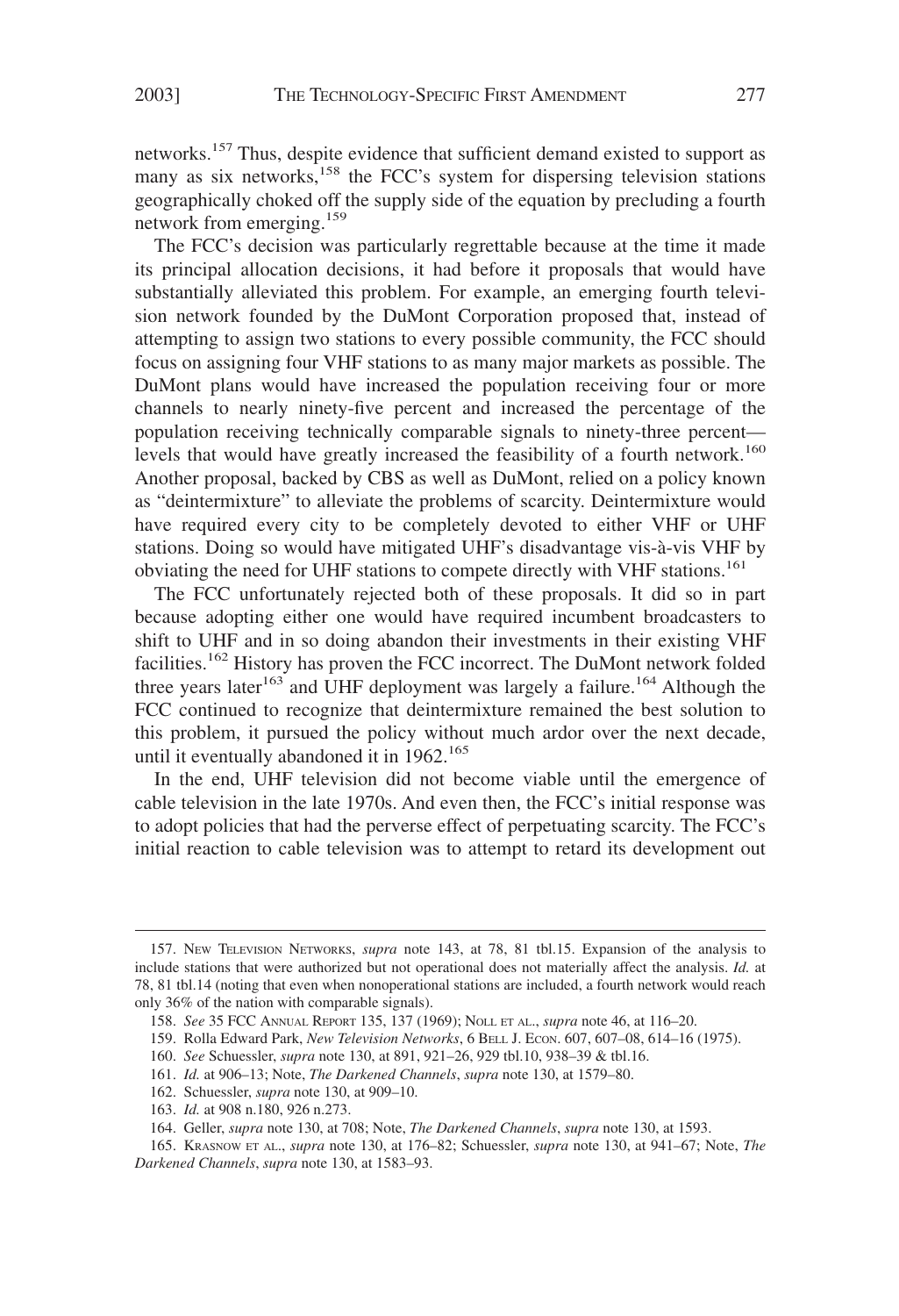networks.[157] Thus, despite evidence that sufficient demand existed to support as many as six networks,[158] the FCC's system for dispersing television stations geographically choked off the supply side of the equation by precluding a fourth network from emerging.[159]

The FCC's decision was particularly regrettable because at the time it made its principal allocation decisions, it had before it proposals that would have substantially alleviated this problem. For example, an emerging fourth television network founded by the DuMont Corporation proposed that, instead of attempting to assign two stations to every possible community, the FCC should focus on assigning four VHF stations to as many major markets as possible. The DuMont plans would have increased the population receiving four or more channels to nearly ninety-five percent and increased the percentage of the population receiving technically comparable signals to ninety-three percent—levels that would have greatly increased the feasibility of a fourth network.[160] Another proposal, backed by CBS as well as DuMont, relied on a policy known as "deintermixture" to alleviate the problems of scarcity. Deintermixture would have required every city to be completely devoted to either VHF or UHF stations. Doing so would have mitigated UHF's disadvantage vis-à-vis VHF by obviating the need for UHF stations to compete directly with VHF stations.[161]

The FCC unfortunately rejected both of these proposals. It did so in part because adopting either one would have required incumbent broadcasters to shift to UHF and in so doing abandon their investments in their existing VHF facilities.[162] History has proven the FCC incorrect. The DuMont network folded three years later[163] and UHF deployment was largely a failure.[164] Although the FCC continued to recognize that deintermixture remained the best solution to this problem, it pursued the policy without much ardor over the next decade, until it eventually abandoned it in 1962.[165]

In the end, UHF television did not become viable until the emergence of cable television in the late 1970s. And even then, the FCC's initial response was to adopt policies that had the perverse effect of perpetuating scarcity. The FCC's initial reaction to cable television was to attempt to retard its development out

---

157. New Television Networks, *supra* note 143, at 78, 81 tbl.15. Expansion of the analysis to include stations that were authorized but not operational does not materially affect the analysis. *Id.* at 78, 81 tbl.14 (noting that even when nonoperational stations are included, a fourth network would reach only 36% of the nation with comparable signals).

158. *See* 35 FCC Annual Report 135, 137 (1969); Noll et al., *supra* note 46, at 116–20.

159. Rolla Edward Park, *New Television Networks*, 6 Bell J. Econ. 607, 607–08, 614–16 (1975).

160. *See* Schuessler, *supra* note 130, at 891, 921–26, 929 tbl.10, 938–39 & tbl.16.

161. *Id.* at 906–13; Note, *The Darkened Channels*, *supra* note 130, at 1579–80.

162. Schuessler, *supra* note 130, at 909–10.

163. *Id.* at 908 n.180, 926 n.273.

164. Geller, *supra* note 130, at 708; Note, *The Darkened Channels*, *supra* note 130, at 1593.

165. Krasnow et al., *supra* note 130, at 176–82; Schuessler, *supra* note 130, at 941–67; Note, *The Darkened Channels*, *supra* note 130, at 1583–93.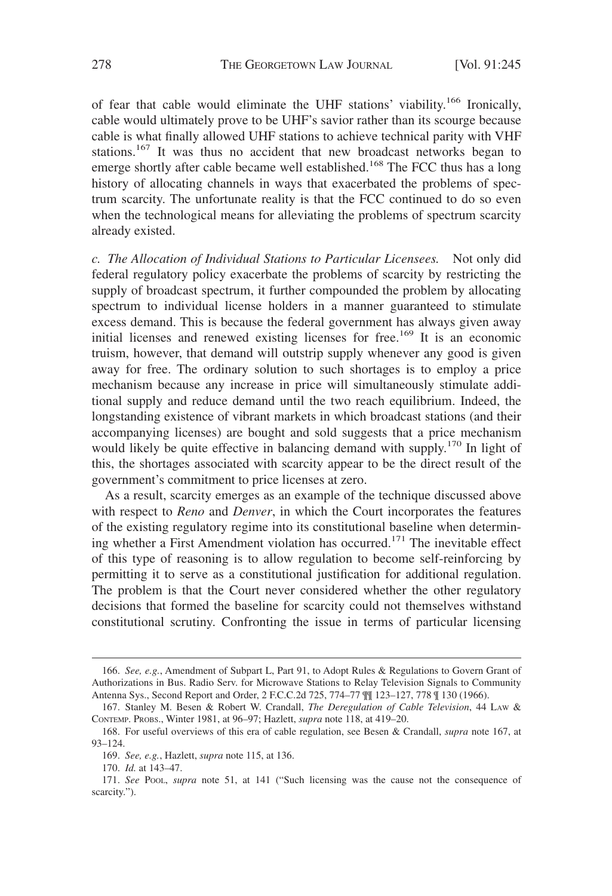of fear that cable would eliminate the UHF stations' viability.[166] Ironically, cable would ultimately prove to be UHF's savior rather than its scourge because cable is what finally allowed UHF stations to achieve technical parity with VHF stations.[167] It was thus no accident that new broadcast networks began to emerge shortly after cable became well established.[168] The FCC thus has a long history of allocating channels in ways that exacerbated the problems of spectrum scarcity. The unfortunate reality is that the FCC continued to do so even when the technological means for alleviating the problems of spectrum scarcity already existed.

*c. The Allocation of Individual Stations to Particular Licensees.* Not only did federal regulatory policy exacerbate the problems of scarcity by restricting the supply of broadcast spectrum, it further compounded the problem by allocating spectrum to individual license holders in a manner guaranteed to stimulate excess demand. This is because the federal government has always given away initial licenses and renewed existing licenses for free.[169] It is an economic truism, however, that demand will outstrip supply whenever any good is given away for free. The ordinary solution to such shortages is to employ a price mechanism because any increase in price will simultaneously stimulate additional supply and reduce demand until the two reach equilibrium. Indeed, the longstanding existence of vibrant markets in which broadcast stations (and their accompanying licenses) are bought and sold suggests that a price mechanism would likely be quite effective in balancing demand with supply.[170] In light of this, the shortages associated with scarcity appear to be the direct result of the government's commitment to price licenses at zero.

As a result, scarcity emerges as an example of the technique discussed above with respect to *Reno* and *Denver*, in which the Court incorporates the features of the existing regulatory regime into its constitutional baseline when determining whether a First Amendment violation has occurred.[171] The inevitable effect of this type of reasoning is to allow regulation to become self-reinforcing by permitting it to serve as a constitutional justification for additional regulation. The problem is that the Court never considered whether the other regulatory decisions that formed the baseline for scarcity could not themselves withstand constitutional scrutiny. Confronting the issue in terms of particular licensing

---

166. *See, e.g.*, Amendment of Subpart L, Part 91, to Adopt Rules & Regulations to Govern Grant of Authorizations in Bus. Radio Serv. for Microwave Stations to Relay Television Signals to Community Antenna Sys., Second Report and Order, 2 F.C.C.2d 725, 774–77 ¶¶ 123–127, 778 ¶ 130 (1966).

167. Stanley M. Besen & Robert W. Crandall, *The Deregulation of Cable Television*, 44 LAW & CONTEMP. PROBS., Winter 1981, at 96–97; Hazlett, *supra* note 118, at 419–20.

168. For useful overviews of this era of cable regulation, see Besen & Crandall, *supra* note 167, at 93–124.

169. *See, e.g.*, Hazlett, *supra* note 115, at 136.

170. *Id.* at 143–47.

171. *See* POOL, *supra* note 51, at 141 ("Such licensing was the cause not the consequence of scarcity.").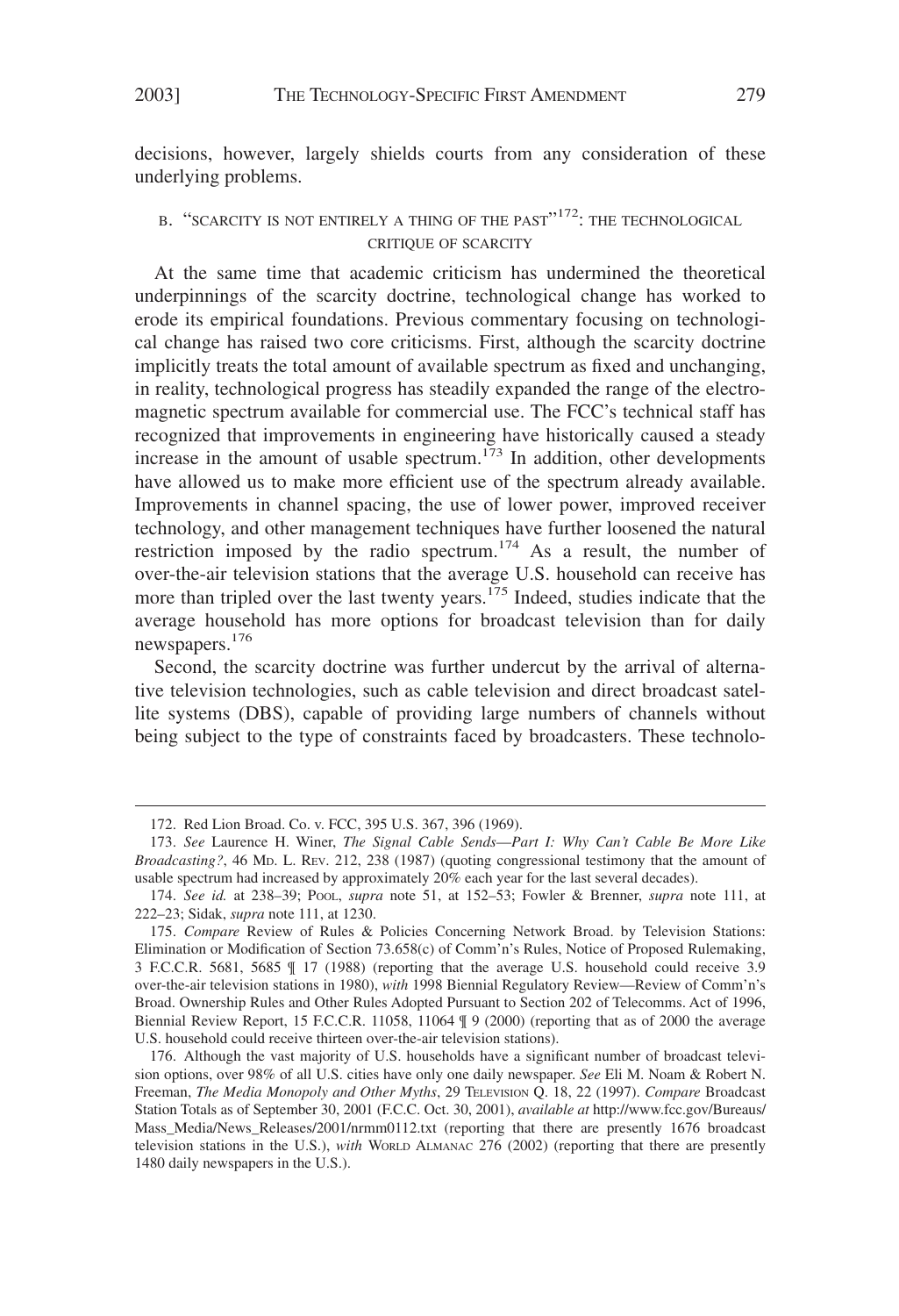decisions, however, largely shields courts from any consideration of these underlying problems.

### B. "SCARCITY IS NOT ENTIRELY A THING OF THE PAST"[172]: THE TECHNOLOGICAL CRITIQUE OF SCARCITY

At the same time that academic criticism has undermined the theoretical underpinnings of the scarcity doctrine, technological change has worked to erode its empirical foundations. Previous commentary focusing on technological change has raised two core criticisms. First, although the scarcity doctrine implicitly treats the total amount of available spectrum as fixed and unchanging, in reality, technological progress has steadily expanded the range of the electromagnetic spectrum available for commercial use. The FCC's technical staff has recognized that improvements in engineering have historically caused a steady increase in the amount of usable spectrum.[173] In addition, other developments have allowed us to make more efficient use of the spectrum already available. Improvements in channel spacing, the use of lower power, improved receiver technology, and other management techniques have further loosened the natural restriction imposed by the radio spectrum.[174] As a result, the number of over-the-air television stations that the average U.S. household can receive has more than tripled over the last twenty years.[175] Indeed, studies indicate that the average household has more options for broadcast television than for daily newspapers.[176]

Second, the scarcity doctrine was further undercut by the arrival of alternative television technologies, such as cable television and direct broadcast satellite systems (DBS), capable of providing large numbers of channels without being subject to the type of constraints faced by broadcasters. These technolo-

---

172. Red Lion Broad. Co. v. FCC, 395 U.S. 367, 396 (1969).

173. *See* Laurence H. Winer, *The Signal Cable Sends—Part I: Why Can't Cable Be More Like Broadcasting?*, 46 MD. L. REV. 212, 238 (1987) (quoting congressional testimony that the amount of usable spectrum had increased by approximately 20% each year for the last several decades).

174. *See id.* at 238–39; POOL, *supra* note 51, at 152–53; Fowler & Brenner, *supra* note 111, at 222–23; Sidak, *supra* note 111, at 1230.

175. *Compare* Review of Rules & Policies Concerning Network Broad. by Television Stations: Elimination or Modification of Section 73.658(c) of Comm'n's Rules, Notice of Proposed Rulemaking, 3 F.C.C.R. 5681, 5685 ¶ 17 (1988) (reporting that the average U.S. household could receive 3.9 over-the-air television stations in 1980), *with* 1998 Biennial Regulatory Review—Review of Comm'n's Broad. Ownership Rules and Other Rules Adopted Pursuant to Section 202 of Telecomms. Act of 1996, Biennial Review Report, 15 F.C.C.R. 11058, 11064 ¶ 9 (2000) (reporting that as of 2000 the average U.S. household could receive thirteen over-the-air television stations).

176. Although the vast majority of U.S. households have a significant number of broadcast television options, over 98% of all U.S. cities have only one daily newspaper. *See* Eli M. Noam & Robert N. Freeman, *The Media Monopoly and Other Myths*, 29 TELEVISION Q. 18, 22 (1997). *Compare* Broadcast Station Totals as of September 30, 2001 (F.C.C. Oct. 30, 2001), *available at* http://www.fcc.gov/Bureaus/Mass_Media/News_Releases/2001/nrmm0112.txt (reporting that there are presently 1676 broadcast television stations in the U.S.), *with* WORLD ALMANAC 276 (2002) (reporting that there are presently 1480 daily newspapers in the U.S.).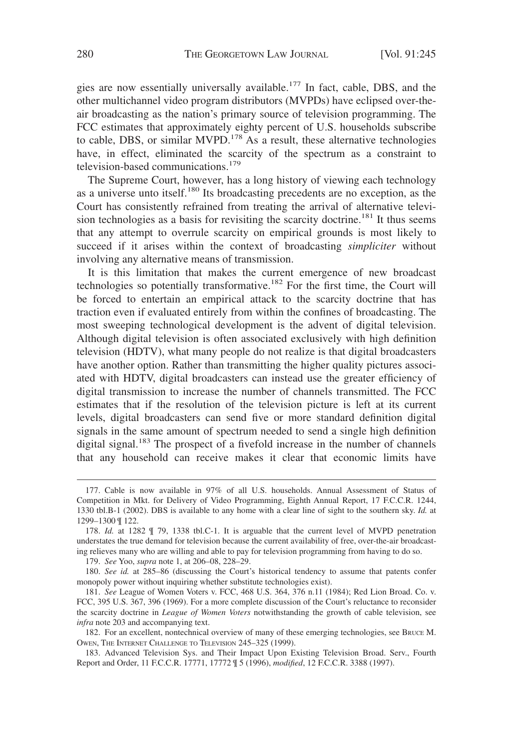gies are now essentially universally available.[177] In fact, cable, DBS, and the other multichannel video program distributors (MVPDs) have eclipsed over-the-air broadcasting as the nation's primary source of television programming. The FCC estimates that approximately eighty percent of U.S. households subscribe to cable, DBS, or similar MVPD.[178] As a result, these alternative technologies have, in effect, eliminated the scarcity of the spectrum as a constraint to television-based communications.[179]

The Supreme Court, however, has a long history of viewing each technology as a universe unto itself.[180] Its broadcasting precedents are no exception, as the Court has consistently refrained from treating the arrival of alternative television technologies as a basis for revisiting the scarcity doctrine.[181] It thus seems that any attempt to overrule scarcity on empirical grounds is most likely to succeed if it arises within the context of broadcasting *simpliciter* without involving any alternative means of transmission.

It is this limitation that makes the current emergence of new broadcast technologies so potentially transformative.[182] For the first time, the Court will be forced to entertain an empirical attack to the scarcity doctrine that has traction even if evaluated entirely from within the confines of broadcasting. The most sweeping technological development is the advent of digital television. Although digital television is often associated exclusively with high definition television (HDTV), what many people do not realize is that digital broadcasters have another option. Rather than transmitting the higher quality pictures associated with HDTV, digital broadcasters can instead use the greater efficiency of digital transmission to increase the number of channels transmitted. The FCC estimates that if the resolution of the television picture is left at its current levels, digital broadcasters can send five or more standard definition digital signals in the same amount of spectrum needed to send a single high definition digital signal.[183] The prospect of a fivefold increase in the number of channels that any household can receive makes it clear that economic limits have

---

177. Cable is now available in 97% of all U.S. households. Annual Assessment of Status of Competition in Mkt. for Delivery of Video Programming, Eighth Annual Report, 17 F.C.C.R. 1244, 1330 tbl.B-1 (2002). DBS is available to any home with a clear line of sight to the southern sky. *Id.* at 1299–1300 ¶ 122.

178. *Id.* at 1282 ¶ 79, 1338 tbl.C-1. It is arguable that the current level of MVPD penetration understates the true demand for television because the current availability of free, over-the-air broadcasting relieves many who are willing and able to pay for television programming from having to do so.

179. *See* Yoo, *supra* note 1, at 206–08, 228–29.

180. *See id.* at 285–86 (discussing the Court's historical tendency to assume that patents confer monopoly power without inquiring whether substitute technologies exist).

181. *See* League of Women Voters v. FCC, 468 U.S. 364, 376 n.11 (1984); Red Lion Broad. Co. v. FCC, 395 U.S. 367, 396 (1969). For a more complete discussion of the Court's reluctance to reconsider the scarcity doctrine in *League of Women Voters* notwithstanding the growth of cable television, see *infra* note 203 and accompanying text.

182. For an excellent, nontechnical overview of many of these emerging technologies, see Bruce M. Owen, The Internet Challenge to Television 245–325 (1999).

183. Advanced Television Sys. and Their Impact Upon Existing Television Broad. Serv., Fourth Report and Order, 11 F.C.C.R. 17771, 17772 ¶ 5 (1996), *modified*, 12 F.C.C.R. 3388 (1997).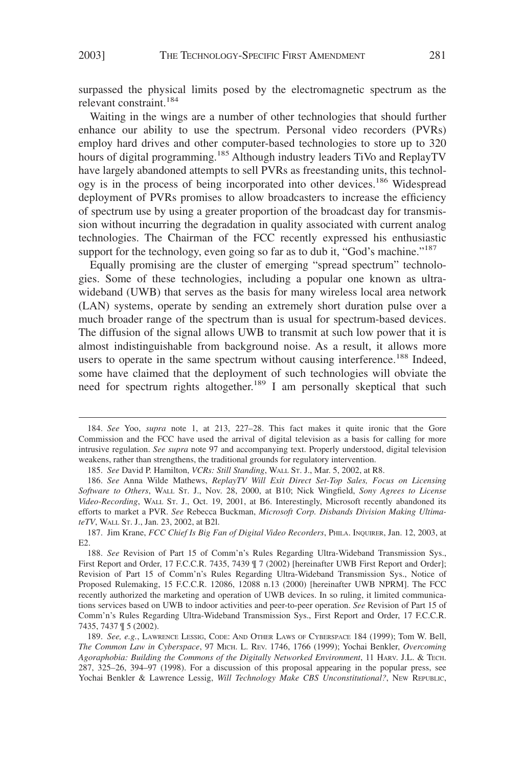surpassed the physical limits posed by the electromagnetic spectrum as the relevant constraint.[184]

Waiting in the wings are a number of other technologies that should further enhance our ability to use the spectrum. Personal video recorders (PVRs) employ hard drives and other computer-based technologies to store up to 320 hours of digital programming.[185] Although industry leaders TiVo and ReplayTV have largely abandoned attempts to sell PVRs as freestanding units, this technology is in the process of being incorporated into other devices.[186] Widespread deployment of PVRs promises to allow broadcasters to increase the efficiency of spectrum use by using a greater proportion of the broadcast day for transmission without incurring the degradation in quality associated with current analog technologies. The Chairman of the FCC recently expressed his enthusiastic support for the technology, even going so far as to dub it, "God's machine."[187]

Equally promising are the cluster of emerging "spread spectrum" technologies. Some of these technologies, including a popular one known as ultra-wideband (UWB) that serves as the basis for many wireless local area network (LAN) systems, operate by sending an extremely short duration pulse over a much broader range of the spectrum than is usual for spectrum-based devices. The diffusion of the signal allows UWB to transmit at such low power that it is almost indistinguishable from background noise. As a result, it allows more users to operate in the same spectrum without causing interference.[188] Indeed, some have claimed that the deployment of such technologies will obviate the need for spectrum rights altogether.[189] I am personally skeptical that such

---

184. *See* Yoo, *supra* note 1, at 213, 227–28. This fact makes it quite ironic that the Gore Commission and the FCC have used the arrival of digital television as a basis for calling for more intrusive regulation. *See supra* note 97 and accompanying text. Properly understood, digital television weakens, rather than strengthens, the traditional grounds for regulatory intervention.

185. *See* David P. Hamilton, *VCRs: Still Standing*, WALL ST. J., Mar. 5, 2002, at R8.

186. *See* Anna Wilde Mathews, *ReplayTV Will Exit Direct Set-Top Sales, Focus on Licensing Software to Others*, WALL ST. J., Nov. 28, 2000, at B10; Nick Wingfield, *Sony Agrees to License Video-Recording*, WALL ST. J., Oct. 19, 2001, at B6. Interestingly, Microsoft recently abandoned its efforts to market a PVR. *See* Rebecca Buckman, *Microsoft Corp. Disbands Division Making UltimateTV*, WALL ST. J., Jan. 23, 2002, at B2l.

187. Jim Krane, *FCC Chief Is Big Fan of Digital Video Recorders*, PHILA. INQUIRER, Jan. 12, 2003, at E2.

188. *See* Revision of Part 15 of Comm'n's Rules Regarding Ultra-Wideband Transmission Sys., First Report and Order, 17 F.C.C.R. 7435, 7439 ¶ 7 (2002) [hereinafter UWB First Report and Order]; Revision of Part 15 of Comm'n's Rules Regarding Ultra-Wideband Transmission Sys., Notice of Proposed Rulemaking, 15 F.C.C.R. 12086, 12088 n.13 (2000) [hereinafter UWB NPRM]. The FCC recently authorized the marketing and operation of UWB devices. In so ruling, it limited communications services based on UWB to indoor activities and peer-to-peer operation. *See* Revision of Part 15 of Comm'n's Rules Regarding Ultra-Wideband Transmission Sys., First Report and Order, 17 F.C.C.R. 7435, 7437 ¶ 5 (2002).

189. *See, e.g.*, LAWRENCE LESSIG, CODE: AND OTHER LAWS OF CYBERSPACE 184 (1999); Tom W. Bell, *The Common Law in Cyberspace*, 97 MICH. L. REV. 1746, 1766 (1999); Yochai Benkler, *Overcoming Agoraphobia: Building the Commons of the Digitally Networked Environment*, 11 HARV. J.L. & TECH. 287, 325–26, 394–97 (1998). For a discussion of this proposal appearing in the popular press, see Yochai Benkler & Lawrence Lessig, *Will Technology Make CBS Unconstitutional?*, NEW REPUBLIC,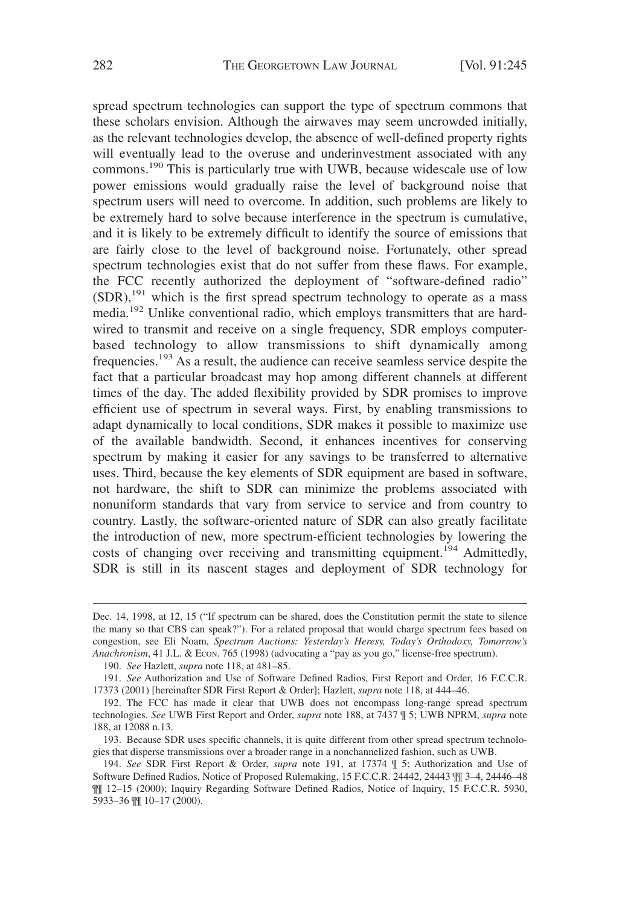spread spectrum technologies can support the type of spectrum commons that these scholars envision. Although the airwaves may seem uncrowded initially, as the relevant technologies develop, the absence of well-defined property rights will eventually lead to the overuse and underinvestment associated with any commons.[190] This is particularly true with UWB, because widescale use of low power emissions would gradually raise the level of background noise that spectrum users will need to overcome. In addition, such problems are likely to be extremely hard to solve because interference in the spectrum is cumulative, and it is likely to be extremely difficult to identify the source of emissions that are fairly close to the level of background noise. Fortunately, other spread spectrum technologies exist that do not suffer from these flaws. For example, the FCC recently authorized the deployment of "software-defined radio" (SDR),[191] which is the first spread spectrum technology to operate as a mass media.[192] Unlike conventional radio, which employs transmitters that are hard-wired to transmit and receive on a single frequency, SDR employs computer-based technology to allow transmissions to shift dynamically among frequencies.[193] As a result, the audience can receive seamless service despite the fact that a particular broadcast may hop among different channels at different times of the day. The added flexibility provided by SDR promises to improve efficient use of spectrum in several ways. First, by enabling transmissions to adapt dynamically to local conditions, SDR makes it possible to maximize use of the available bandwidth. Second, it enhances incentives for conserving spectrum by making it easier for any savings to be transferred to alternative uses. Third, because the key elements of SDR equipment are based in software, not hardware, the shift to SDR can minimize the problems associated with nonuniform standards that vary from service to service and from country to country. Lastly, the software-oriented nature of SDR can also greatly facilitate the introduction of new, more spectrum-efficient technologies by lowering the costs of changing over receiving and transmitting equipment.[194] Admittedly, SDR is still in its nascent stages and deployment of SDR technology for

---

Dec. 14, 1998, at 12, 15 ("If spectrum can be shared, does the Constitution permit the state to silence the many so that CBS can speak?"). For a related proposal that would charge spectrum fees based on congestion, see Eli Noam, *Spectrum Auctions: Yesterday's Heresy, Today's Orthodoxy, Tomorrow's Anachronism*, 41 J.L. & Econ. 765 (1998) (advocating a "pay as you go," license-free spectrum).

190. *See* Hazlett, *supra* note 118, at 481–85.

191. *See* Authorization and Use of Software Defined Radios, First Report and Order, 16 F.C.C.R. 17373 (2001) [hereinafter SDR First Report & Order]; Hazlett, *supra* note 118, at 444–46.

192. The FCC has made it clear that UWB does not encompass long-range spread spectrum technologies. *See* UWB First Report and Order, *supra* note 188, at 7437 ¶ 5; UWB NPRM, *supra* note 188, at 12088 n.13.

193. Because SDR uses specific channels, it is quite different from other spread spectrum technologies that disperse transmissions over a broader range in a nonchannelized fashion, such as UWB.

194. *See* SDR First Report & Order, *supra* note 191, at 17374 ¶ 5; Authorization and Use of Software Defined Radios, Notice of Proposed Rulemaking, 15 F.C.C.R. 24442, 24443 ¶¶ 3–4, 24446–48 ¶¶ 12–15 (2000); Inquiry Regarding Software Defined Radios, Notice of Inquiry, 15 F.C.C.R. 5930, 5933–36 ¶¶ 10–17 (2000).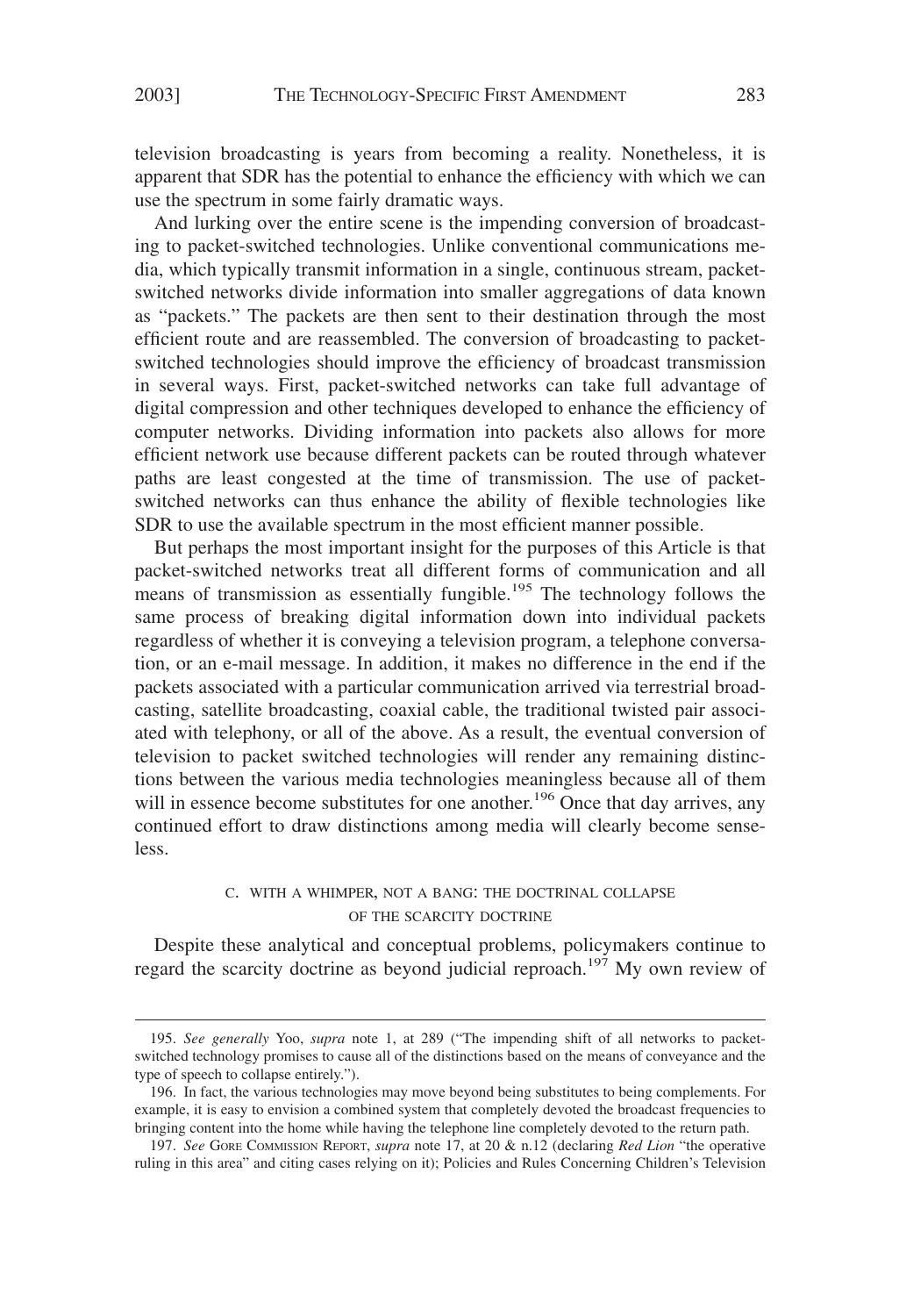television broadcasting is years from becoming a reality. Nonetheless, it is apparent that SDR has the potential to enhance the efficiency with which we can use the spectrum in some fairly dramatic ways.

And lurking over the entire scene is the impending conversion of broadcasting to packet-switched technologies. Unlike conventional communications media, which typically transmit information in a single, continuous stream, packet-switched networks divide information into smaller aggregations of data known as "packets." The packets are then sent to their destination through the most efficient route and are reassembled. The conversion of broadcasting to packet-switched technologies should improve the efficiency of broadcast transmission in several ways. First, packet-switched networks can take full advantage of digital compression and other techniques developed to enhance the efficiency of computer networks. Dividing information into packets also allows for more efficient network use because different packets can be routed through whatever paths are least congested at the time of transmission. The use of packet-switched networks can thus enhance the ability of flexible technologies like SDR to use the available spectrum in the most efficient manner possible.

But perhaps the most important insight for the purposes of this Article is that packet-switched networks treat all different forms of communication and all means of transmission as essentially fungible.[195] The technology follows the same process of breaking digital information down into individual packets regardless of whether it is conveying a television program, a telephone conversation, or an e-mail message. In addition, it makes no difference in the end if the packets associated with a particular communication arrived via terrestrial broadcasting, satellite broadcasting, coaxial cable, the traditional twisted pair associated with telephony, or all of the above. As a result, the eventual conversion of television to packet switched technologies will render any remaining distinctions between the various media technologies meaningless because all of them will in essence become substitutes for one another.[196] Once that day arrives, any continued effort to draw distinctions among media will clearly become senseless.

### C. With a Whimper, Not a Bang: The Doctrinal Collapse of the Scarcity Doctrine

Despite these analytical and conceptual problems, policymakers continue to regard the scarcity doctrine as beyond judicial reproach.[197] My own review of

---

195. *See generally* Yoo, *supra* note 1, at 289 ("The impending shift of all networks to packet-switched technology promises to cause all of the distinctions based on the means of conveyance and the type of speech to collapse entirely.").

196. In fact, the various technologies may move beyond being substitutes to being complements. For example, it is easy to envision a combined system that completely devoted the broadcast frequencies to bringing content into the home while having the telephone line completely devoted to the return path.

197. *See* Gore Commission Report, *supra* note 17, at 20 & n.12 (declaring *Red Lion* "the operative ruling in this area" and citing cases relying on it); Policies and Rules Concerning Children's Television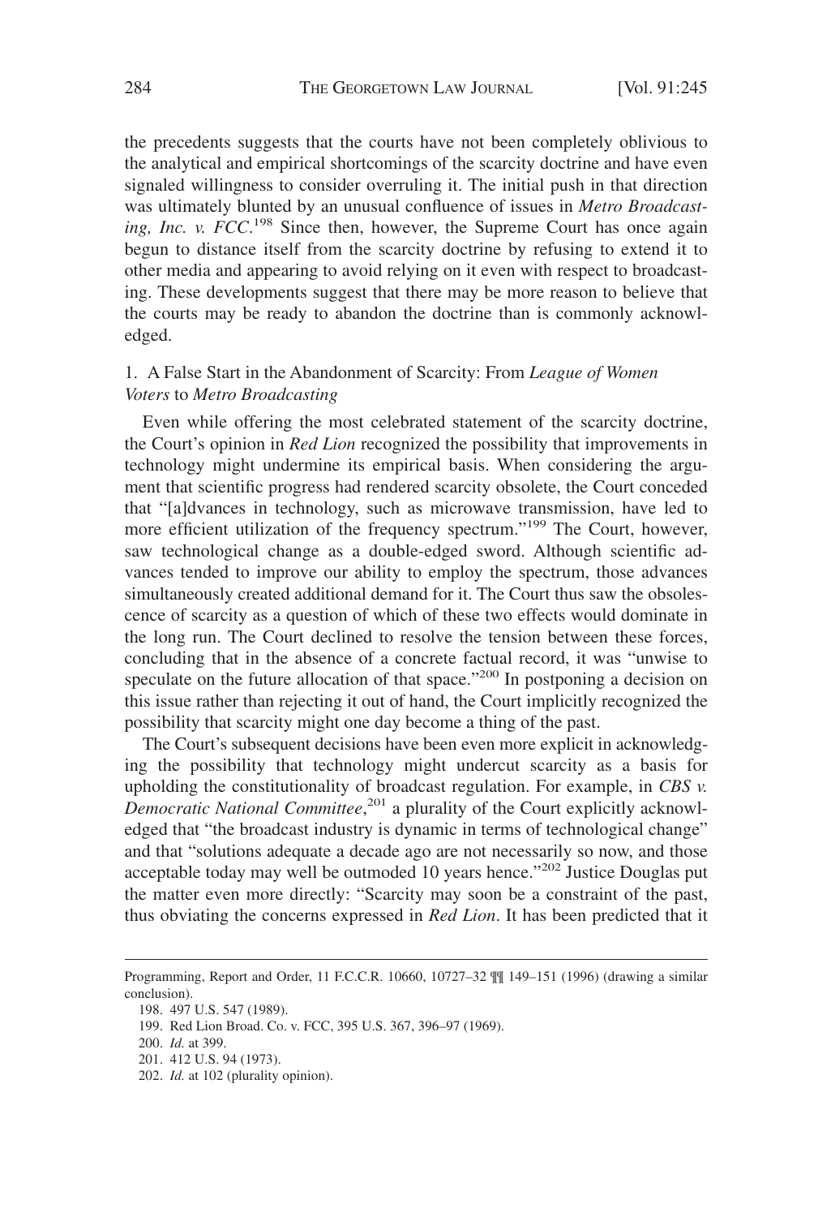the precedents suggests that the courts have not been completely oblivious to the analytical and empirical shortcomings of the scarcity doctrine and have even signaled willingness to consider overruling it. The initial push in that direction was ultimately blunted by an unusual confluence of issues in *Metro Broadcasting, Inc. v. FCC*.[198] Since then, however, the Supreme Court has once again begun to distance itself from the scarcity doctrine by refusing to extend it to other media and appearing to avoid relying on it even with respect to broadcasting. These developments suggest that there may be more reason to believe that the courts may be ready to abandon the doctrine than is commonly acknowledged.

### 1. A False Start in the Abandonment of Scarcity: From *League of Women Voters* to *Metro Broadcasting*

Even while offering the most celebrated statement of the scarcity doctrine, the Court's opinion in *Red Lion* recognized the possibility that improvements in technology might undermine its empirical basis. When considering the argument that scientific progress had rendered scarcity obsolete, the Court conceded that "[a]dvances in technology, such as microwave transmission, have led to more efficient utilization of the frequency spectrum."[199] The Court, however, saw technological change as a double-edged sword. Although scientific advances tended to improve our ability to employ the spectrum, those advances simultaneously created additional demand for it. The Court thus saw the obsolescence of scarcity as a question of which of these two effects would dominate in the long run. The Court declined to resolve the tension between these forces, concluding that in the absence of a concrete factual record, it was "unwise to speculate on the future allocation of that space."[200] In postponing a decision on this issue rather than rejecting it out of hand, the Court implicitly recognized the possibility that scarcity might one day become a thing of the past.

The Court's subsequent decisions have been even more explicit in acknowledging the possibility that technology might undercut scarcity as a basis for upholding the constitutionality of broadcast regulation. For example, in *CBS v. Democratic National Committee*,[201] a plurality of the Court explicitly acknowledged that "the broadcast industry is dynamic in terms of technological change" and that "solutions adequate a decade ago are not necessarily so now, and those acceptable today may well be outmoded 10 years hence."[202] Justice Douglas put the matter even more directly: "Scarcity may soon be a constraint of the past, thus obviating the concerns expressed in *Red Lion*. It has been predicted that it

---

Programming, Report and Order, 11 F.C.C.R. 10660, 10727–32 ¶¶ 149–151 (1996) (drawing a similar conclusion).

198. 497 U.S. 547 (1989).

199. Red Lion Broad. Co. v. FCC, 395 U.S. 367, 396–97 (1969).

200. *Id.* at 399.

201. 412 U.S. 94 (1973).

202. *Id.* at 102 (plurality opinion).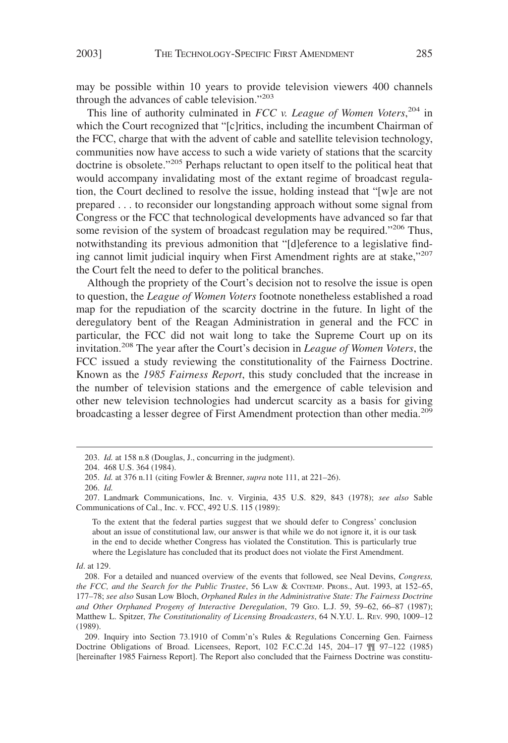may be possible within 10 years to provide television viewers 400 channels through the advances of cable television."[203]

This line of authority culminated in *FCC v. League of Women Voters*,[204] in which the Court recognized that "[c]ritics, including the incumbent Chairman of the FCC, charge that with the advent of cable and satellite television technology, communities now have access to such a wide variety of stations that the scarcity doctrine is obsolete."[205] Perhaps reluctant to open itself to the political heat that would accompany invalidating most of the extant regime of broadcast regulation, the Court declined to resolve the issue, holding instead that "[w]e are not prepared . . . to reconsider our longstanding approach without some signal from Congress or the FCC that technological developments have advanced so far that some revision of the system of broadcast regulation may be required."[206] Thus, notwithstanding its previous admonition that "[d]eference to a legislative finding cannot limit judicial inquiry when First Amendment rights are at stake,"[207] the Court felt the need to defer to the political branches.

Although the propriety of the Court's decision not to resolve the issue is open to question, the *League of Women Voters* footnote nonetheless established a road map for the repudiation of the scarcity doctrine in the future. In light of the deregulatory bent of the Reagan Administration in general and the FCC in particular, the FCC did not wait long to take the Supreme Court up on its invitation.[208] The year after the Court's decision in *League of Women Voters*, the FCC issued a study reviewing the constitutionality of the Fairness Doctrine. Known as the *1985 Fairness Report*, this study concluded that the increase in the number of television stations and the emergence of cable television and other new television technologies had undercut scarcity as a basis for giving broadcasting a lesser degree of First Amendment protection than other media.[209]

---

203. *Id.* at 158 n.8 (Douglas, J., concurring in the judgment).

204. 468 U.S. 364 (1984).

205. *Id.* at 376 n.11 (citing Fowler & Brenner, *supra* note 111, at 221–26).

206. *Id.*

207. Landmark Communications, Inc. v. Virginia, 435 U.S. 829, 843 (1978); *see also* Sable Communications of Cal., Inc. v. FCC, 492 U.S. 115 (1989):

> To the extent that the federal parties suggest that we should defer to Congress' conclusion about an issue of constitutional law, our answer is that while we do not ignore it, it is our task in the end to decide whether Congress has violated the Constitution. This is particularly true where the Legislature has concluded that its product does not violate the First Amendment.

*Id*. at 129.

208. For a detailed and nuanced overview of the events that followed, see Neal Devins, *Congress, the FCC, and the Search for the Public Trustee*, 56 LAW & CONTEMP. PROBS., Aut. 1993, at 152–65, 177–78; *see also* Susan Low Bloch, *Orphaned Rules in the Administrative State: The Fairness Doctrine and Other Orphaned Progeny of Interactive Deregulation*, 79 GEO. L.J. 59, 59–62, 66–87 (1987); Matthew L. Spitzer, *The Constitutionality of Licensing Broadcasters*, 64 N.Y.U. L. REV. 990, 1009–12 (1989).

209. Inquiry into Section 73.1910 of Comm'n's Rules & Regulations Concerning Gen. Fairness Doctrine Obligations of Broad. Licensees, Report, 102 F.C.C.2d 145, 204–17 ¶¶ 97–122 (1985) [hereinafter 1985 Fairness Report]. The Report also concluded that the Fairness Doctrine was constitu-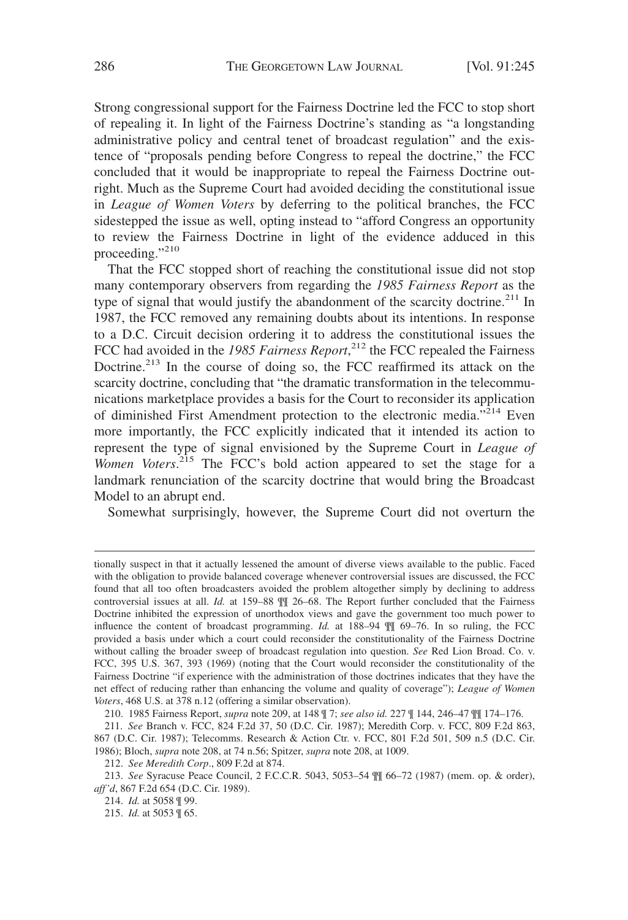Strong congressional support for the Fairness Doctrine led the FCC to stop short of repealing it. In light of the Fairness Doctrine's standing as "a longstanding administrative policy and central tenet of broadcast regulation" and the existence of "proposals pending before Congress to repeal the doctrine," the FCC concluded that it would be inappropriate to repeal the Fairness Doctrine outright. Much as the Supreme Court had avoided deciding the constitutional issue in *League of Women Voters* by deferring to the political branches, the FCC sidestepped the issue as well, opting instead to "afford Congress an opportunity to review the Fairness Doctrine in light of the evidence adduced in this proceeding."[210]

That the FCC stopped short of reaching the constitutional issue did not stop many contemporary observers from regarding the *1985 Fairness Report* as the type of signal that would justify the abandonment of the scarcity doctrine.[211] In 1987, the FCC removed any remaining doubts about its intentions. In response to a D.C. Circuit decision ordering it to address the constitutional issues the FCC had avoided in the *1985 Fairness Report*,[212] the FCC repealed the Fairness Doctrine.[213] In the course of doing so, the FCC reaffirmed its attack on the scarcity doctrine, concluding that "the dramatic transformation in the telecommunications marketplace provides a basis for the Court to reconsider its application of diminished First Amendment protection to the electronic media."[214] Even more importantly, the FCC explicitly indicated that it intended its action to represent the type of signal envisioned by the Supreme Court in *League of Women Voters*.[215] The FCC's bold action appeared to set the stage for a landmark renunciation of the scarcity doctrine that would bring the Broadcast Model to an abrupt end.

Somewhat surprisingly, however, the Supreme Court did not overturn the

---

tionally suspect in that it actually lessened the amount of diverse views available to the public. Faced with the obligation to provide balanced coverage whenever controversial issues are discussed, the FCC found that all too often broadcasters avoided the problem altogether simply by declining to address controversial issues at all. *Id.* at 159–88 ¶¶ 26–68. The Report further concluded that the Fairness Doctrine inhibited the expression of unorthodox views and gave the government too much power to influence the content of broadcast programming. *Id.* at 188–94 ¶¶ 69–76. In so ruling, the FCC provided a basis under which a court could reconsider the constitutionality of the Fairness Doctrine without calling the broader sweep of broadcast regulation into question. *See* Red Lion Broad. Co. v. FCC, 395 U.S. 367, 393 (1969) (noting that the Court would reconsider the constitutionality of the Fairness Doctrine "if experience with the administration of those doctrines indicates that they have the net effect of reducing rather than enhancing the volume and quality of coverage"); *League of Women Voters*, 468 U.S. at 378 n.12 (offering a similar observation).

210. 1985 Fairness Report, *supra* note 209, at 148 ¶ 7; *see also id.* 227 ¶ 144, 246–47 ¶¶ 174–176.

211. *See* Branch v. FCC, 824 F.2d 37, 50 (D.C. Cir. 1987); Meredith Corp. v. FCC, 809 F.2d 863, 867 (D.C. Cir. 1987); Telecomms. Research & Action Ctr. v. FCC, 801 F.2d 501, 509 n.5 (D.C. Cir. 1986); Bloch, *supra* note 208, at 74 n.56; Spitzer, *supra* note 208, at 1009.

212. *See Meredith Corp*., 809 F.2d at 874.

213. *See* Syracuse Peace Council, 2 F.C.C.R. 5043, 5053–54 ¶¶ 66–72 (1987) (mem. op. & order), *aff'd*, 867 F.2d 654 (D.C. Cir. 1989).

214. *Id.* at 5058 ¶ 99.

215. *Id.* at 5053 ¶ 65.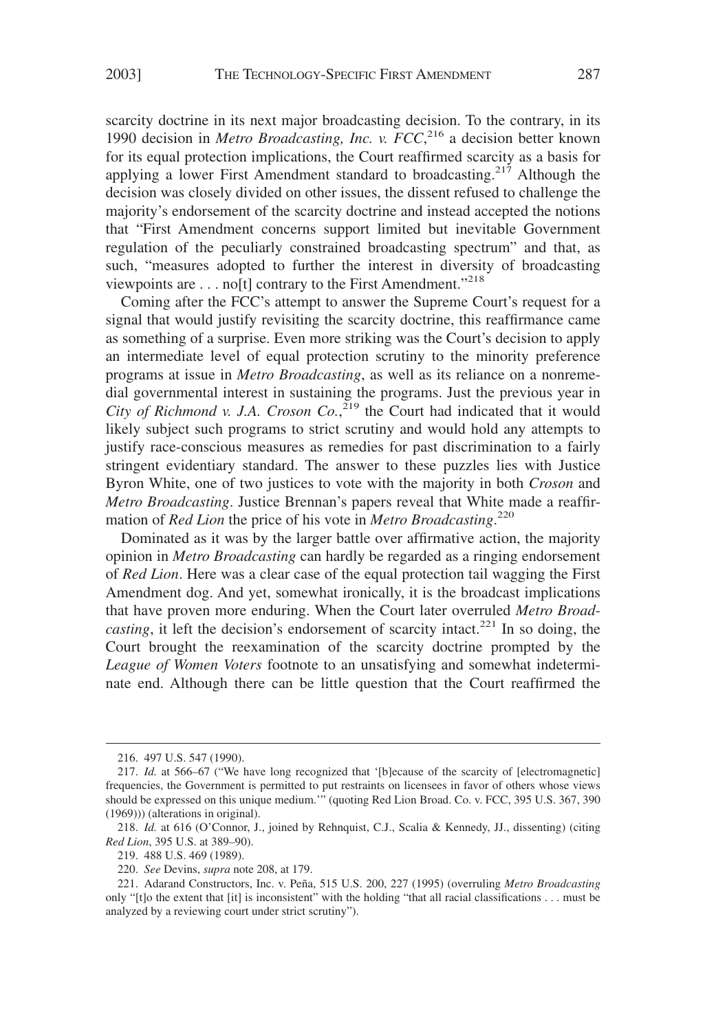scarcity doctrine in its next major broadcasting decision. To the contrary, in its 1990 decision in *Metro Broadcasting, Inc. v. FCC*,[216] a decision better known for its equal protection implications, the Court reaffirmed scarcity as a basis for applying a lower First Amendment standard to broadcasting.[217] Although the decision was closely divided on other issues, the dissent refused to challenge the majority's endorsement of the scarcity doctrine and instead accepted the notions that "First Amendment concerns support limited but inevitable Government regulation of the peculiarly constrained broadcasting spectrum" and that, as such, "measures adopted to further the interest in diversity of broadcasting viewpoints are . . . no[t] contrary to the First Amendment."[218]

Coming after the FCC's attempt to answer the Supreme Court's request for a signal that would justify revisiting the scarcity doctrine, this reaffirmance came as something of a surprise. Even more striking was the Court's decision to apply an intermediate level of equal protection scrutiny to the minority preference programs at issue in *Metro Broadcasting*, as well as its reliance on a nonremedial governmental interest in sustaining the programs. Just the previous year in *City of Richmond v. J.A. Croson Co.*,[219] the Court had indicated that it would likely subject such programs to strict scrutiny and would hold any attempts to justify race-conscious measures as remedies for past discrimination to a fairly stringent evidentiary standard. The answer to these puzzles lies with Justice Byron White, one of two justices to vote with the majority in both *Croson* and *Metro Broadcasting*. Justice Brennan's papers reveal that White made a reaffirmation of *Red Lion* the price of his vote in *Metro Broadcasting*.[220]

Dominated as it was by the larger battle over affirmative action, the majority opinion in *Metro Broadcasting* can hardly be regarded as a ringing endorsement of *Red Lion*. Here was a clear case of the equal protection tail wagging the First Amendment dog. And yet, somewhat ironically, it is the broadcast implications that have proven more enduring. When the Court later overruled *Metro Broadcasting*, it left the decision's endorsement of scarcity intact.[221] In so doing, the Court brought the reexamination of the scarcity doctrine prompted by the *League of Women Voters* footnote to an unsatisfying and somewhat indeterminate end. Although there can be little question that the Court reaffirmed the

---

216. 497 U.S. 547 (1990).

217. *Id.* at 566–67 ("We have long recognized that '[b]ecause of the scarcity of [electromagnetic] frequencies, the Government is permitted to put restraints on licensees in favor of others whose views should be expressed on this unique medium.'" (quoting Red Lion Broad. Co. v. FCC, 395 U.S. 367, 390 (1969))) (alterations in original).

218. *Id.* at 616 (O'Connor, J., joined by Rehnquist, C.J., Scalia & Kennedy, JJ., dissenting) (citing *Red Lion*, 395 U.S. at 389–90).

219. 488 U.S. 469 (1989).

220. *See* Devins, *supra* note 208, at 179.

221. Adarand Constructors, Inc. v. Peña, 515 U.S. 200, 227 (1995) (overruling *Metro Broadcasting* only "[t]o the extent that [it] is inconsistent" with the holding "that all racial classifications . . . must be analyzed by a reviewing court under strict scrutiny").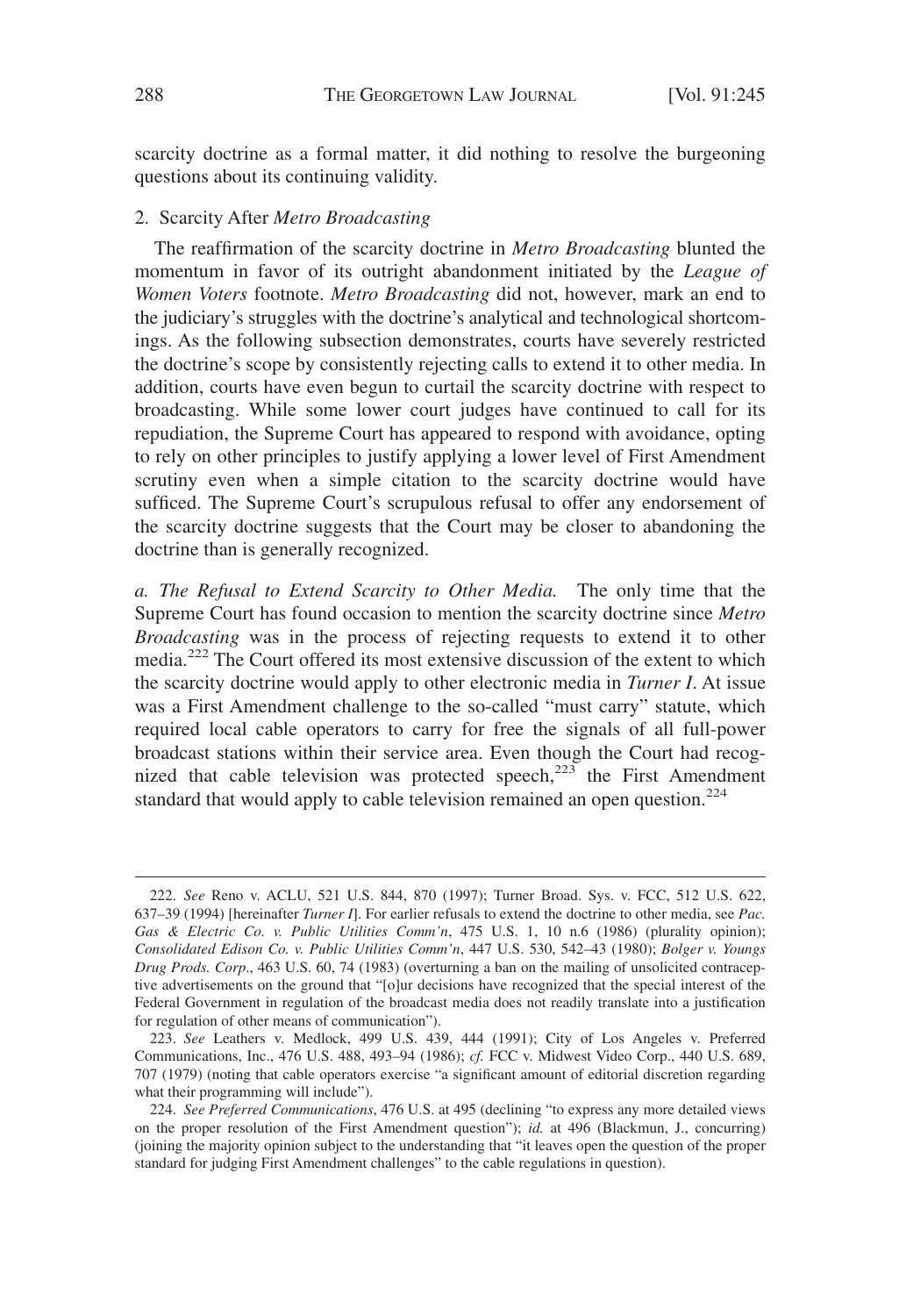scarcity doctrine as a formal matter, it did nothing to resolve the burgeoning questions about its continuing validity.

### 2. Scarcity After *Metro Broadcasting*

The reaffirmation of the scarcity doctrine in *Metro Broadcasting* blunted the momentum in favor of its outright abandonment initiated by the *League of Women Voters* footnote. *Metro Broadcasting* did not, however, mark an end to the judiciary's struggles with the doctrine's analytical and technological shortcomings. As the following subsection demonstrates, courts have severely restricted the doctrine's scope by consistently rejecting calls to extend it to other media. In addition, courts have even begun to curtail the scarcity doctrine with respect to broadcasting. While some lower court judges have continued to call for its repudiation, the Supreme Court has appeared to respond with avoidance, opting to rely on other principles to justify applying a lower level of First Amendment scrutiny even when a simple citation to the scarcity doctrine would have sufficed. The Supreme Court's scrupulous refusal to offer any endorsement of the scarcity doctrine suggests that the Court may be closer to abandoning the doctrine than is generally recognized.

*a. The Refusal to Extend Scarcity to Other Media.* The only time that the Supreme Court has found occasion to mention the scarcity doctrine since *Metro Broadcasting* was in the process of rejecting requests to extend it to other media.[222] The Court offered its most extensive discussion of the extent to which the scarcity doctrine would apply to other electronic media in *Turner I*. At issue was a First Amendment challenge to the so-called "must carry" statute, which required local cable operators to carry for free the signals of all full-power broadcast stations within their service area. Even though the Court had recognized that cable television was protected speech,[223] the First Amendment standard that would apply to cable television remained an open question.[224]

---

222. *See* Reno v. ACLU, 521 U.S. 844, 870 (1997); Turner Broad. Sys. v. FCC, 512 U.S. 622, 637–39 (1994) [hereinafter *Turner I*]. For earlier refusals to extend the doctrine to other media, see *Pac. Gas & Electric Co. v. Public Utilities Comm'n*, 475 U.S. 1, 10 n.6 (1986) (plurality opinion); *Consolidated Edison Co. v. Public Utilities Comm'n*, 447 U.S. 530, 542–43 (1980); *Bolger v. Youngs Drug Prods. Corp*., 463 U.S. 60, 74 (1983) (overturning a ban on the mailing of unsolicited contraceptive advertisements on the ground that "[o]ur decisions have recognized that the special interest of the Federal Government in regulation of the broadcast media does not readily translate into a justification for regulation of other means of communication").

223. *See* Leathers v. Medlock, 499 U.S. 439, 444 (1991); City of Los Angeles v. Preferred Communications, Inc., 476 U.S. 488, 493–94 (1986); *cf.* FCC v. Midwest Video Corp., 440 U.S. 689, 707 (1979) (noting that cable operators exercise "a significant amount of editorial discretion regarding what their programming will include").

224. *See Preferred Communications*, 476 U.S. at 495 (declining "to express any more detailed views on the proper resolution of the First Amendment question"); *id.* at 496 (Blackmun, J., concurring) (joining the majority opinion subject to the understanding that "it leaves open the question of the proper standard for judging First Amendment challenges" to the cable regulations in question).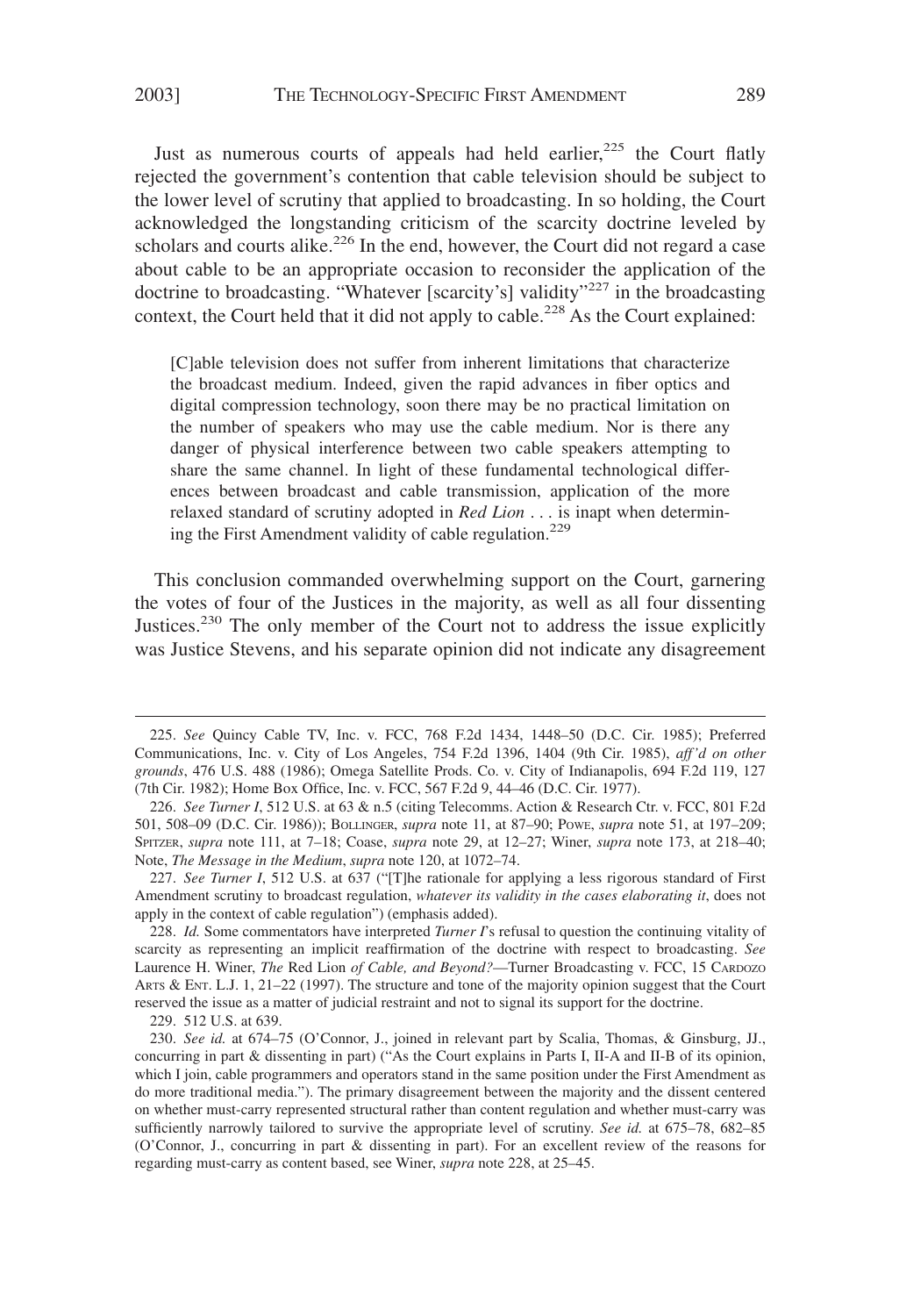Just as numerous courts of appeals had held earlier,[225] the Court flatly rejected the government's contention that cable television should be subject to the lower level of scrutiny that applied to broadcasting. In so holding, the Court acknowledged the longstanding criticism of the scarcity doctrine leveled by scholars and courts alike.[226] In the end, however, the Court did not regard a case about cable to be an appropriate occasion to reconsider the application of the doctrine to broadcasting. "Whatever [scarcity's] validity"[227] in the broadcasting context, the Court held that it did not apply to cable.[228] As the Court explained:

> [C]able television does not suffer from inherent limitations that characterize the broadcast medium. Indeed, given the rapid advances in fiber optics and digital compression technology, soon there may be no practical limitation on the number of speakers who may use the cable medium. Nor is there any danger of physical interference between two cable speakers attempting to share the same channel. In light of these fundamental technological differences between broadcast and cable transmission, application of the more relaxed standard of scrutiny adopted in *Red Lion* . . . is inapt when determining the First Amendment validity of cable regulation.[229]

This conclusion commanded overwhelming support on the Court, garnering the votes of four of the Justices in the majority, as well as all four dissenting Justices.[230] The only member of the Court not to address the issue explicitly was Justice Stevens, and his separate opinion did not indicate any disagreement

---

225. *See* Quincy Cable TV, Inc. v. FCC, 768 F.2d 1434, 1448–50 (D.C. Cir. 1985); Preferred Communications, Inc. v. City of Los Angeles, 754 F.2d 1396, 1404 (9th Cir. 1985), *aff'd on other grounds*, 476 U.S. 488 (1986); Omega Satellite Prods. Co. v. City of Indianapolis, 694 F.2d 119, 127 (7th Cir. 1982); Home Box Office, Inc. v. FCC, 567 F.2d 9, 44–46 (D.C. Cir. 1977).

226. *See Turner I*, 512 U.S. at 63 & n.5 (citing Telecomms. Action & Research Ctr. v. FCC, 801 F.2d 501, 508–09 (D.C. Cir. 1986)); BOLLINGER, *supra* note 11, at 87–90; POWE, *supra* note 51, at 197–209; SPITZER, *supra* note 111, at 7–18; Coase, *supra* note 29, at 12–27; Winer, *supra* note 173, at 218–40; Note, *The Message in the Medium*, *supra* note 120, at 1072–74.

227. *See Turner I*, 512 U.S. at 637 ("[T]he rationale for applying a less rigorous standard of First Amendment scrutiny to broadcast regulation, *whatever its validity in the cases elaborating it*, does not apply in the context of cable regulation") (emphasis added).

228. *Id.* Some commentators have interpreted *Turner I*'s refusal to question the continuing vitality of scarcity as representing an implicit reaffirmation of the doctrine with respect to broadcasting. *See* Laurence H. Winer, *The* Red Lion *of Cable, and Beyond?*—Turner Broadcasting v. FCC, 15 CARDOZO ARTS & ENT. L.J. 1, 21–22 (1997). The structure and tone of the majority opinion suggest that the Court reserved the issue as a matter of judicial restraint and not to signal its support for the doctrine.

229. 512 U.S. at 639.

230. *See id.* at 674–75 (O'Connor, J., joined in relevant part by Scalia, Thomas, & Ginsburg, JJ., concurring in part & dissenting in part) ("As the Court explains in Parts I, II-A and II-B of its opinion, which I join, cable programmers and operators stand in the same position under the First Amendment as do more traditional media."). The primary disagreement between the majority and the dissent centered on whether must-carry represented structural rather than content regulation and whether must-carry was sufficiently narrowly tailored to survive the appropriate level of scrutiny. *See id.* at 675–78, 682–85 (O'Connor, J., concurring in part & dissenting in part). For an excellent review of the reasons for regarding must-carry as content based, see Winer, *supra* note 228, at 25–45.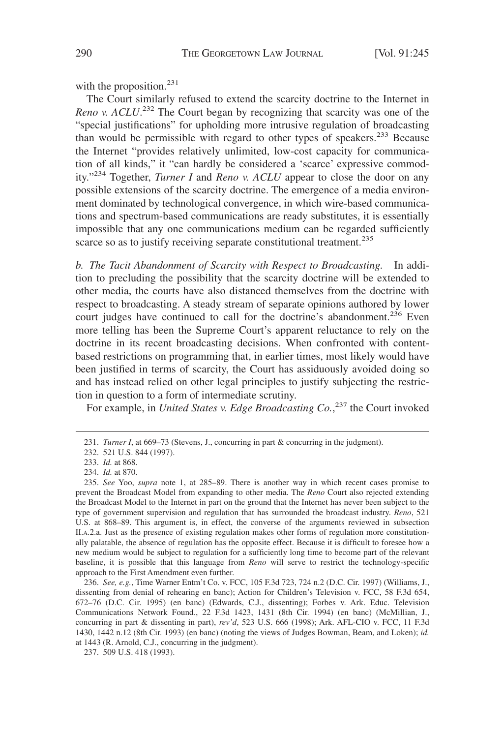with the proposition.[231]

The Court similarly refused to extend the scarcity doctrine to the Internet in *Reno v. ACLU*.[232] The Court began by recognizing that scarcity was one of the "special justifications" for upholding more intrusive regulation of broadcasting than would be permissible with regard to other types of speakers.[233] Because the Internet "provides relatively unlimited, low-cost capacity for communication of all kinds," it "can hardly be considered a 'scarce' expressive commodity."[234] Together, *Turner I* and *Reno v. ACLU* appear to close the door on any possible extensions of the scarcity doctrine. The emergence of a media environment dominated by technological convergence, in which wire-based communications and spectrum-based communications are ready substitutes, it is essentially impossible that any one communications medium can be regarded sufficiently scarce so as to justify receiving separate constitutional treatment.[235]

*b. The Tacit Abandonment of Scarcity with Respect to Broadcasting.* In addition to precluding the possibility that the scarcity doctrine will be extended to other media, the courts have also distanced themselves from the doctrine with respect to broadcasting. A steady stream of separate opinions authored by lower court judges have continued to call for the doctrine's abandonment.[236] Even more telling has been the Supreme Court's apparent reluctance to rely on the doctrine in its recent broadcasting decisions. When confronted with content-based restrictions on programming that, in earlier times, most likely would have been justified in terms of scarcity, the Court has assiduously avoided doing so and has instead relied on other legal principles to justify subjecting the restriction in question to a form of intermediate scrutiny.

For example, in *United States v. Edge Broadcasting Co.*,[237] the Court invoked

---

231. *Turner I*, at 669–73 (Stevens, J., concurring in part & concurring in the judgment).

232. 521 U.S. 844 (1997).

233. *Id.* at 868.

234. *Id.* at 870.

235. *See* Yoo, *supra* note 1, at 285–89. There is another way in which recent cases promise to prevent the Broadcast Model from expanding to other media. The *Reno* Court also rejected extending the Broadcast Model to the Internet in part on the ground that the Internet has never been subject to the type of government supervision and regulation that has surrounded the broadcast industry. *Reno*, 521 U.S. at 868–89. This argument is, in effect, the converse of the arguments reviewed in subsection II.A.2.a. Just as the presence of existing regulation makes other forms of regulation more constitutionally palatable, the absence of regulation has the opposite effect. Because it is difficult to foresee how a new medium would be subject to regulation for a sufficiently long time to become part of the relevant baseline, it is possible that this language from *Reno* will serve to restrict the technology-specific approach to the First Amendment even further.

236. *See, e.g.*, Time Warner Entm't Co. v. FCC, 105 F.3d 723, 724 n.2 (D.C. Cir. 1997) (Williams, J., dissenting from denial of rehearing en banc); Action for Children's Television v. FCC, 58 F.3d 654, 672–76 (D.C. Cir. 1995) (en banc) (Edwards, C.J., dissenting); Forbes v. Ark. Educ. Television Communications Network Found., 22 F.3d 1423, 1431 (8th Cir. 1994) (en banc) (McMillian, J., concurring in part & dissenting in part), *rev'd*, 523 U.S. 666 (1998); Ark. AFL-CIO v. FCC, 11 F.3d 1430, 1442 n.12 (8th Cir. 1993) (en banc) (noting the views of Judges Bowman, Beam, and Loken); *id.* at 1443 (R. Arnold, C.J., concurring in the judgment).

237. 509 U.S. 418 (1993).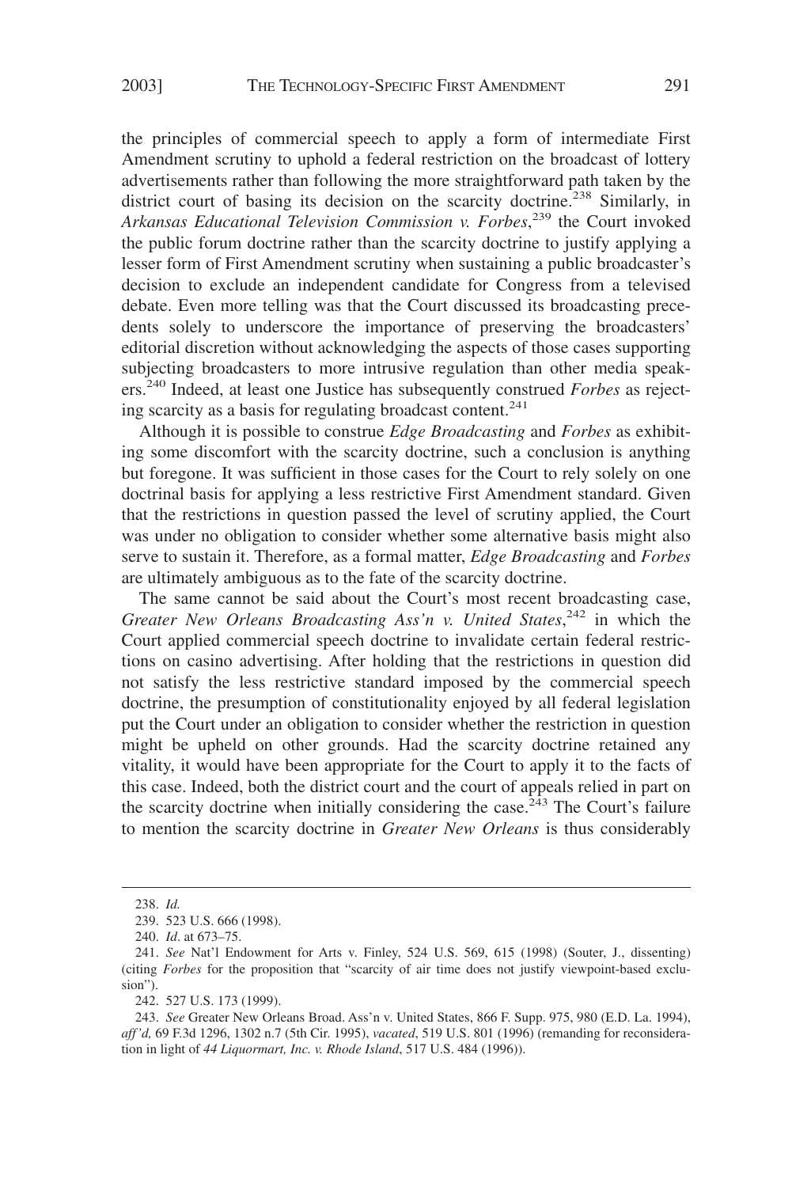the principles of commercial speech to apply a form of intermediate First Amendment scrutiny to uphold a federal restriction on the broadcast of lottery advertisements rather than following the more straightforward path taken by the district court of basing its decision on the scarcity doctrine.[238] Similarly, in *Arkansas Educational Television Commission v. Forbes*,[239] the Court invoked the public forum doctrine rather than the scarcity doctrine to justify applying a lesser form of First Amendment scrutiny when sustaining a public broadcaster's decision to exclude an independent candidate for Congress from a televised debate. Even more telling was that the Court discussed its broadcasting precedents solely to underscore the importance of preserving the broadcasters' editorial discretion without acknowledging the aspects of those cases supporting subjecting broadcasters to more intrusive regulation than other media speakers.[240] Indeed, at least one Justice has subsequently construed *Forbes* as rejecting scarcity as a basis for regulating broadcast content.[241]

Although it is possible to construe *Edge Broadcasting* and *Forbes* as exhibiting some discomfort with the scarcity doctrine, such a conclusion is anything but foregone. It was sufficient in those cases for the Court to rely solely on one doctrinal basis for applying a less restrictive First Amendment standard. Given that the restrictions in question passed the level of scrutiny applied, the Court was under no obligation to consider whether some alternative basis might also serve to sustain it. Therefore, as a formal matter, *Edge Broadcasting* and *Forbes* are ultimately ambiguous as to the fate of the scarcity doctrine.

The same cannot be said about the Court's most recent broadcasting case, *Greater New Orleans Broadcasting Ass'n v. United States*,[242] in which the Court applied commercial speech doctrine to invalidate certain federal restrictions on casino advertising. After holding that the restrictions in question did not satisfy the less restrictive standard imposed by the commercial speech doctrine, the presumption of constitutionality enjoyed by all federal legislation put the Court under an obligation to consider whether the restriction in question might be upheld on other grounds. Had the scarcity doctrine retained any vitality, it would have been appropriate for the Court to apply it to the facts of this case. Indeed, both the district court and the court of appeals relied in part on the scarcity doctrine when initially considering the case.[243] The Court's failure to mention the scarcity doctrine in *Greater New Orleans* is thus considerably

---

238. *Id.*

239. 523 U.S. 666 (1998).

240. *Id*. at 673–75.

241. *See* Nat'l Endowment for Arts v. Finley, 524 U.S. 569, 615 (1998) (Souter, J., dissenting) (citing *Forbes* for the proposition that "scarcity of air time does not justify viewpoint-based exclusion").

242. 527 U.S. 173 (1999).

243. *See* Greater New Orleans Broad. Ass'n v. United States, 866 F. Supp. 975, 980 (E.D. La. 1994), *aff'd,* 69 F.3d 1296, 1302 n.7 (5th Cir. 1995), *vacated*, 519 U.S. 801 (1996) (remanding for reconsideration in light of *44 Liquormart, Inc. v. Rhode Island*, 517 U.S. 484 (1996)).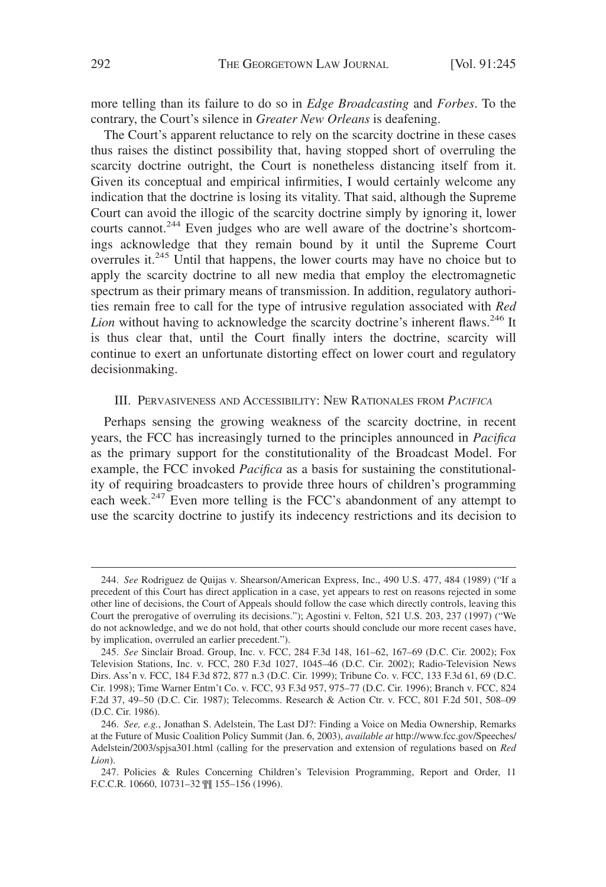more telling than its failure to do so in *Edge Broadcasting* and *Forbes*. To the contrary, the Court's silence in *Greater New Orleans* is deafening.

The Court's apparent reluctance to rely on the scarcity doctrine in these cases thus raises the distinct possibility that, having stopped short of overruling the scarcity doctrine outright, the Court is nonetheless distancing itself from it. Given its conceptual and empirical infirmities, I would certainly welcome any indication that the doctrine is losing its vitality. That said, although the Supreme Court can avoid the illogic of the scarcity doctrine simply by ignoring it, lower courts cannot.[244] Even judges who are well aware of the doctrine's shortcomings acknowledge that they remain bound by it until the Supreme Court overrules it.[245] Until that happens, the lower courts may have no choice but to apply the scarcity doctrine to all new media that employ the electromagnetic spectrum as their primary means of transmission. In addition, regulatory authorities remain free to call for the type of intrusive regulation associated with *Red Lion* without having to acknowledge the scarcity doctrine's inherent flaws.[246] It is thus clear that, until the Court finally inters the doctrine, scarcity will continue to exert an unfortunate distorting effect on lower court and regulatory decisionmaking.

## III. Pervasiveness and Accessibility: New Rationales from *Pacifica*

Perhaps sensing the growing weakness of the scarcity doctrine, in recent years, the FCC has increasingly turned to the principles announced in *Pacifica* as the primary support for the constitutionality of the Broadcast Model. For example, the FCC invoked *Pacifica* as a basis for sustaining the constitutionality of requiring broadcasters to provide three hours of children's programming each week.[247] Even more telling is the FCC's abandonment of any attempt to use the scarcity doctrine to justify its indecency restrictions and its decision to

---

244. *See* Rodriguez de Quijas v. Shearson/American Express, Inc., 490 U.S. 477, 484 (1989) ("If a precedent of this Court has direct application in a case, yet appears to rest on reasons rejected in some other line of decisions, the Court of Appeals should follow the case which directly controls, leaving this Court the prerogative of overruling its decisions."); Agostini v. Felton, 521 U.S. 203, 237 (1997) ("We do not acknowledge, and we do not hold, that other courts should conclude our more recent cases have, by implication, overruled an earlier precedent.").

245. *See* Sinclair Broad. Group, Inc. v. FCC, 284 F.3d 148, 161–62, 167–69 (D.C. Cir. 2002); Fox Television Stations, Inc. v. FCC, 280 F.3d 1027, 1045–46 (D.C. Cir. 2002); Radio-Television News Dirs. Ass'n v. FCC, 184 F.3d 872, 877 n.3 (D.C. Cir. 1999); Tribune Co. v. FCC, 133 F.3d 61, 69 (D.C. Cir. 1998); Time Warner Entm't Co. v. FCC, 93 F.3d 957, 975–77 (D.C. Cir. 1996); Branch v. FCC, 824 F.2d 37, 49–50 (D.C. Cir. 1987); Telecomms. Research & Action Ctr. v. FCC, 801 F.2d 501, 508–09 (D.C. Cir. 1986).

246. *See, e.g.*, Jonathan S. Adelstein, The Last DJ?: Finding a Voice on Media Ownership, Remarks at the Future of Music Coalition Policy Summit (Jan. 6, 2003), *available at* http://www.fcc.gov/Speeches/Adelstein/2003/spjsa301.html (calling for the preservation and extension of regulations based on *Red Lion*).

247. Policies & Rules Concerning Children's Television Programming, Report and Order, 11 F.C.C.R. 10660, 10731–32 ¶¶ 155–156 (1996).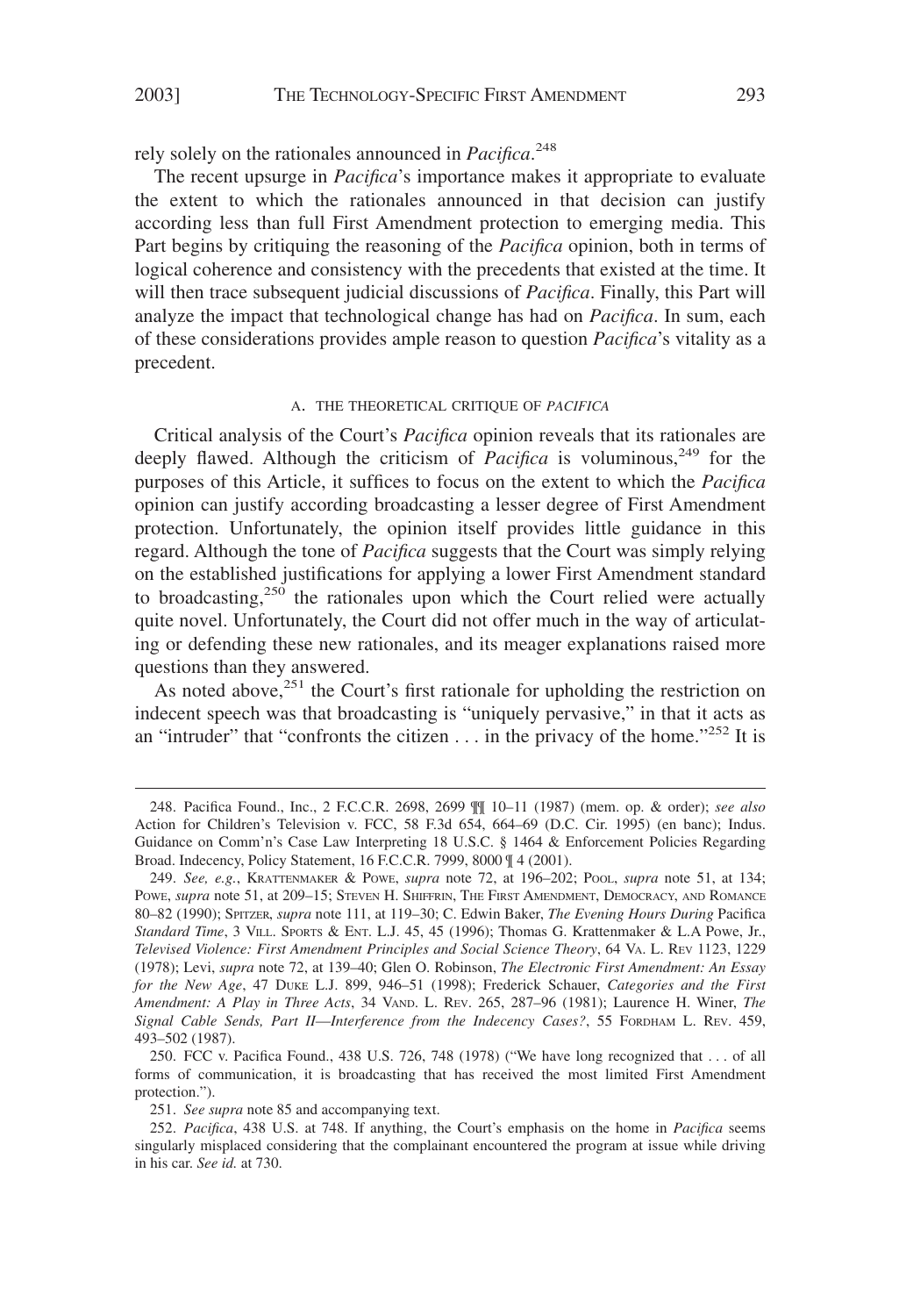rely solely on the rationales announced in *Pacifica*.[248]

The recent upsurge in *Pacifica*'s importance makes it appropriate to evaluate the extent to which the rationales announced in that decision can justify according less than full First Amendment protection to emerging media. This Part begins by critiquing the reasoning of the *Pacifica* opinion, both in terms of logical coherence and consistency with the precedents that existed at the time. It will then trace subsequent judicial discussions of *Pacifica*. Finally, this Part will analyze the impact that technological change has had on *Pacifica*. In sum, each of these considerations provides ample reason to question *Pacifica*'s vitality as a precedent.

### A. THE THEORETICAL CRITIQUE OF *PACIFICA*

Critical analysis of the Court's *Pacifica* opinion reveals that its rationales are deeply flawed. Although the criticism of *Pacifica* is voluminous,[249] for the purposes of this Article, it suffices to focus on the extent to which the *Pacifica* opinion can justify according broadcasting a lesser degree of First Amendment protection. Unfortunately, the opinion itself provides little guidance in this regard. Although the tone of *Pacifica* suggests that the Court was simply relying on the established justifications for applying a lower First Amendment standard to broadcasting,[250] the rationales upon which the Court relied were actually quite novel. Unfortunately, the Court did not offer much in the way of articulating or defending these new rationales, and its meager explanations raised more questions than they answered.

As noted above,[251] the Court's first rationale for upholding the restriction on indecent speech was that broadcasting is "uniquely pervasive," in that it acts as an "intruder" that "confronts the citizen . . . in the privacy of the home."[252] It is

---

248. Pacifica Found., Inc., 2 F.C.C.R. 2698, 2699 ¶¶ 10–11 (1987) (mem. op. & order); *see also* Action for Children's Television v. FCC, 58 F.3d 654, 664–69 (D.C. Cir. 1995) (en banc); Indus. Guidance on Comm'n's Case Law Interpreting 18 U.S.C. § 1464 & Enforcement Policies Regarding Broad. Indecency, Policy Statement, 16 F.C.C.R. 7999, 8000 ¶ 4 (2001).

249. *See, e.g.*, KRATTENMAKER & POWE, *supra* note 72, at 196–202; POOL, *supra* note 51, at 134; POWE, *supra* note 51, at 209–15; STEVEN H. SHIFFRIN, THE FIRST AMENDMENT, DEMOCRACY, AND ROMANCE 80–82 (1990); SPITZER, *supra* note 111, at 119–30; C. Edwin Baker, *The Evening Hours During* Pacifica *Standard Time*, 3 VILL. SPORTS & ENT. L.J. 45, 45 (1996); Thomas G. Krattenmaker & L.A Powe, Jr., *Televised Violence: First Amendment Principles and Social Science Theory*, 64 VA. L. REV 1123, 1229 (1978); Levi, *supra* note 72, at 139–40; Glen O. Robinson, *The Electronic First Amendment: An Essay for the New Age*, 47 DUKE L.J. 899, 946–51 (1998); Frederick Schauer, *Categories and the First Amendment: A Play in Three Acts*, 34 VAND. L. REV. 265, 287–96 (1981); Laurence H. Winer, *The Signal Cable Sends, Part II—Interference from the Indecency Cases?*, 55 FORDHAM L. REV. 459, 493–502 (1987).

250. FCC v. Pacifica Found., 438 U.S. 726, 748 (1978) ("We have long recognized that . . . of all forms of communication, it is broadcasting that has received the most limited First Amendment protection.").

251. *See supra* note 85 and accompanying text.

252. *Pacifica*, 438 U.S. at 748. If anything, the Court's emphasis on the home in *Pacifica* seems singularly misplaced considering that the complainant encountered the program at issue while driving in his car. *See id.* at 730.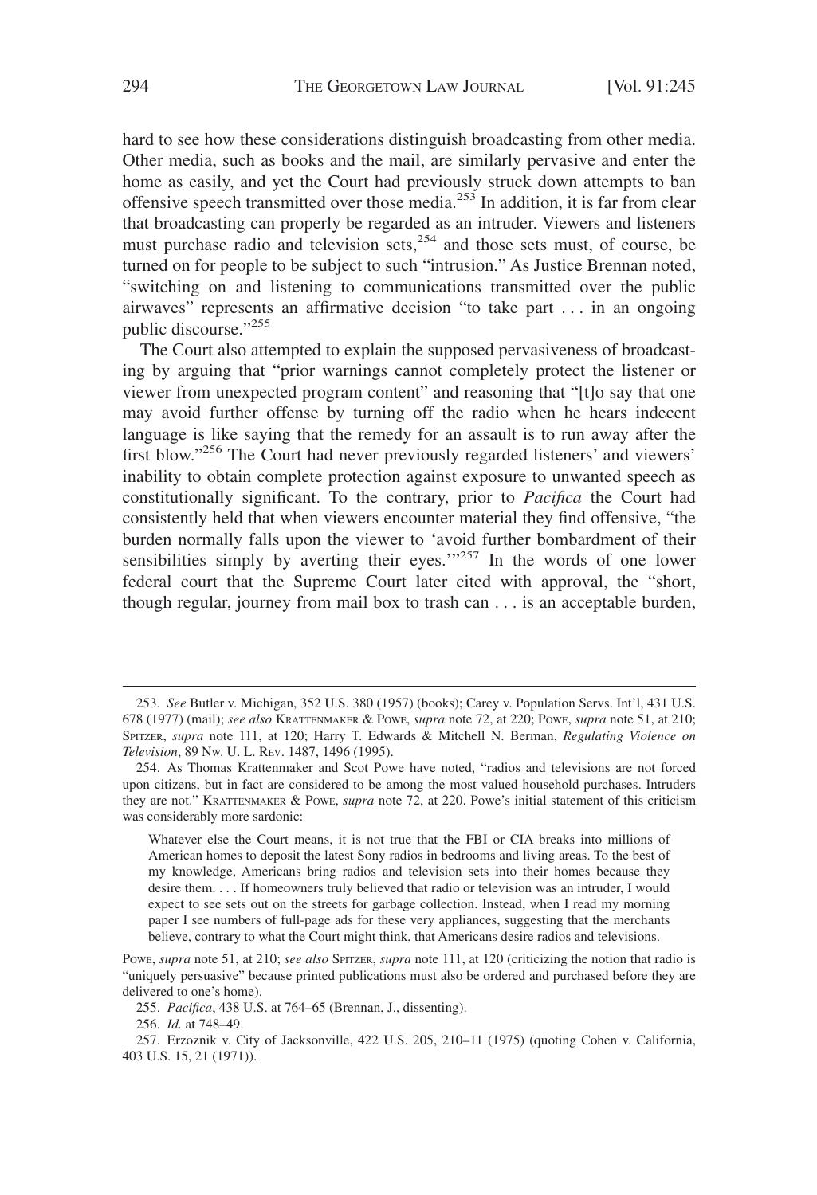hard to see how these considerations distinguish broadcasting from other media. Other media, such as books and the mail, are similarly pervasive and enter the home as easily, and yet the Court had previously struck down attempts to ban offensive speech transmitted over those media.[253] In addition, it is far from clear that broadcasting can properly be regarded as an intruder. Viewers and listeners must purchase radio and television sets,[254] and those sets must, of course, be turned on for people to be subject to such "intrusion." As Justice Brennan noted, "switching on and listening to communications transmitted over the public airwaves" represents an affirmative decision "to take part . . . in an ongoing public discourse."[255]

The Court also attempted to explain the supposed pervasiveness of broadcasting by arguing that "prior warnings cannot completely protect the listener or viewer from unexpected program content" and reasoning that "[t]o say that one may avoid further offense by turning off the radio when he hears indecent language is like saying that the remedy for an assault is to run away after the first blow."[256] The Court had never previously regarded listeners' and viewers' inability to obtain complete protection against exposure to unwanted speech as constitutionally significant. To the contrary, prior to *Pacifica* the Court had consistently held that when viewers encounter material they find offensive, "the burden normally falls upon the viewer to 'avoid further bombardment of their sensibilities simply by averting their eyes.'"[257] In the words of one lower federal court that the Supreme Court later cited with approval, the "short, though regular, journey from mail box to trash can . . . is an acceptable burden,

---

253. *See* Butler v. Michigan, 352 U.S. 380 (1957) (books); Carey v. Population Servs. Int'l, 431 U.S. 678 (1977) (mail); *see also* KRATTENMAKER & POWE, *supra* note 72, at 220; POWE, *supra* note 51, at 210; SPITZER, *supra* note 111, at 120; Harry T. Edwards & Mitchell N. Berman, *Regulating Violence on Television*, 89 NW. U. L. REV. 1487, 1496 (1995).

254. As Thomas Krattenmaker and Scot Powe have noted, "radios and televisions are not forced upon citizens, but in fact are considered to be among the most valued household purchases. Intruders they are not." KRATTENMAKER & POWE, *supra* note 72, at 220. Powe's initial statement of this criticism was considerably more sardonic:

> Whatever else the Court means, it is not true that the FBI or CIA breaks into millions of American homes to deposit the latest Sony radios in bedrooms and living areas. To the best of my knowledge, Americans bring radios and television sets into their homes because they desire them. . . . If homeowners truly believed that radio or television was an intruder, I would expect to see sets out on the streets for garbage collection. Instead, when I read my morning paper I see numbers of full-page ads for these very appliances, suggesting that the merchants believe, contrary to what the Court might think, that Americans desire radios and televisions.

POWE, *supra* note 51, at 210; *see also* SPITZER, *supra* note 111, at 120 (criticizing the notion that radio is "uniquely persuasive" because printed publications must also be ordered and purchased before they are delivered to one's home).

255. *Pacifica*, 438 U.S. at 764–65 (Brennan, J., dissenting).

256. *Id.* at 748–49.

257. Erzoznik v. City of Jacksonville, 422 U.S. 205, 210–11 (1975) (quoting Cohen v. California, 403 U.S. 15, 21 (1971)).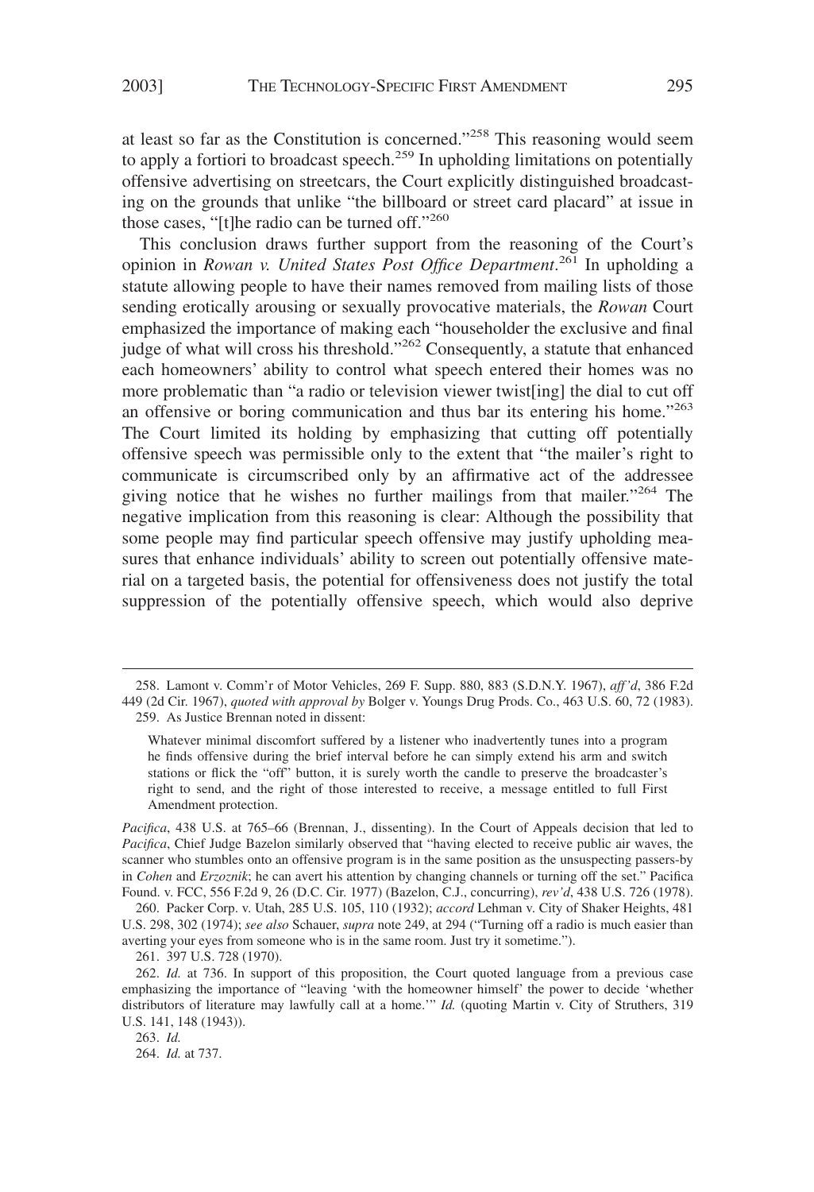at least so far as the Constitution is concerned."[258] This reasoning would seem to apply a fortiori to broadcast speech.[259] In upholding limitations on potentially offensive advertising on streetcars, the Court explicitly distinguished broadcasting on the grounds that unlike "the billboard or street card placard" at issue in those cases, "[t]he radio can be turned off."[260]

This conclusion draws further support from the reasoning of the Court's opinion in *Rowan v. United States Post Office Department*.[261] In upholding a statute allowing people to have their names removed from mailing lists of those sending erotically arousing or sexually provocative materials, the *Rowan* Court emphasized the importance of making each "householder the exclusive and final judge of what will cross his threshold."[262] Consequently, a statute that enhanced each homeowners' ability to control what speech entered their homes was no more problematic than "a radio or television viewer twist[ing] the dial to cut off an offensive or boring communication and thus bar its entering his home."[263] The Court limited its holding by emphasizing that cutting off potentially offensive speech was permissible only to the extent that "the mailer's right to communicate is circumscribed only by an affirmative act of the addressee giving notice that he wishes no further mailings from that mailer."[264] The negative implication from this reasoning is clear: Although the possibility that some people may find particular speech offensive may justify upholding measures that enhance individuals' ability to screen out potentially offensive material on a targeted basis, the potential for offensiveness does not justify the total suppression of the potentially offensive speech, which would also deprive

---

258. Lamont v. Comm'r of Motor Vehicles, 269 F. Supp. 880, 883 (S.D.N.Y. 1967), *aff'd*, 386 F.2d 449 (2d Cir. 1967), *quoted with approval by* Bolger v. Youngs Drug Prods. Co., 463 U.S. 60, 72 (1983).

259. As Justice Brennan noted in dissent:

> Whatever minimal discomfort suffered by a listener who inadvertently tunes into a program he finds offensive during the brief interval before he can simply extend his arm and switch stations or flick the "off" button, it is surely worth the candle to preserve the broadcaster's right to send, and the right of those interested to receive, a message entitled to full First Amendment protection.

*Pacifica*, 438 U.S. at 765–66 (Brennan, J., dissenting). In the Court of Appeals decision that led to *Pacifica*, Chief Judge Bazelon similarly observed that "having elected to receive public air waves, the scanner who stumbles onto an offensive program is in the same position as the unsuspecting passers-by in *Cohen* and *Erzoznik*; he can avert his attention by changing channels or turning off the set." Pacifica Found. v. FCC, 556 F.2d 9, 26 (D.C. Cir. 1977) (Bazelon, C.J., concurring), *rev'd*, 438 U.S. 726 (1978).

260. Packer Corp. v. Utah, 285 U.S. 105, 110 (1932); *accord* Lehman v. City of Shaker Heights, 481 U.S. 298, 302 (1974); *see also* Schauer, *supra* note 249, at 294 ("Turning off a radio is much easier than averting your eyes from someone who is in the same room. Just try it sometime.").

261. 397 U.S. 728 (1970).

262. *Id.* at 736. In support of this proposition, the Court quoted language from a previous case emphasizing the importance of "leaving 'with the homeowner himself' the power to decide 'whether distributors of literature may lawfully call at a home.'" *Id.* (quoting Martin v. City of Struthers, 319 U.S. 141, 148 (1943)).

263. *Id.*

264. *Id.* at 737.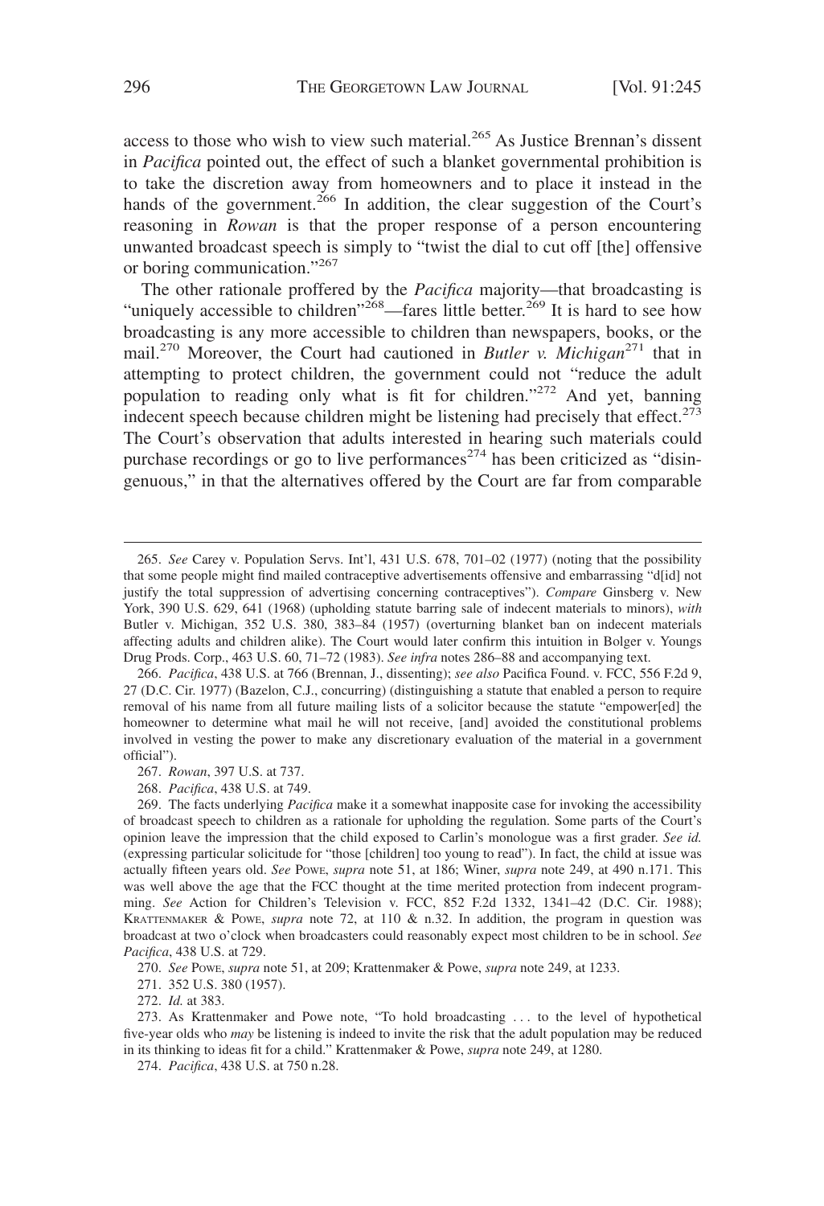access to those who wish to view such material.[265] As Justice Brennan's dissent in *Pacifica* pointed out, the effect of such a blanket governmental prohibition is to take the discretion away from homeowners and to place it instead in the hands of the government.[266] In addition, the clear suggestion of the Court's reasoning in *Rowan* is that the proper response of a person encountering unwanted broadcast speech is simply to "twist the dial to cut off [the] offensive or boring communication."[267]

The other rationale proffered by the *Pacifica* majority—that broadcasting is "uniquely accessible to children"[268]—fares little better.[269] It is hard to see how broadcasting is any more accessible to children than newspapers, books, or the mail.[270] Moreover, the Court had cautioned in *Butler v. Michigan*[271] that in attempting to protect children, the government could not "reduce the adult population to reading only what is fit for children."[272] And yet, banning indecent speech because children might be listening had precisely that effect.[273] The Court's observation that adults interested in hearing such materials could purchase recordings or go to live performances[274] has been criticized as "disingenuous," in that the alternatives offered by the Court are far from comparable

---

265. *See* Carey v. Population Servs. Int'l, 431 U.S. 678, 701–02 (1977) (noting that the possibility that some people might find mailed contraceptive advertisements offensive and embarrassing "d[id] not justify the total suppression of advertising concerning contraceptives"). *Compare* Ginsberg v. New York, 390 U.S. 629, 641 (1968) (upholding statute barring sale of indecent materials to minors), *with* Butler v. Michigan, 352 U.S. 380, 383–84 (1957) (overturning blanket ban on indecent materials affecting adults and children alike). The Court would later confirm this intuition in Bolger v. Youngs Drug Prods. Corp., 463 U.S. 60, 71–72 (1983). *See infra* notes 286–88 and accompanying text.

266. *Pacifica*, 438 U.S. at 766 (Brennan, J., dissenting); *see also* Pacifica Found. v. FCC, 556 F.2d 9, 27 (D.C. Cir. 1977) (Bazelon, C.J., concurring) (distinguishing a statute that enabled a person to require removal of his name from all future mailing lists of a solicitor because the statute "empower[ed] the homeowner to determine what mail he will not receive, [and] avoided the constitutional problems involved in vesting the power to make any discretionary evaluation of the material in a government official").

267. *Rowan*, 397 U.S. at 737.

268. *Pacifica*, 438 U.S. at 749.

269. The facts underlying *Pacifica* make it a somewhat inapposite case for invoking the accessibility of broadcast speech to children as a rationale for upholding the regulation. Some parts of the Court's opinion leave the impression that the child exposed to Carlin's monologue was a first grader. *See id.* (expressing particular solicitude for "those [children] too young to read"). In fact, the child at issue was actually fifteen years old. *See* POWE, *supra* note 51, at 186; Winer, *supra* note 249, at 490 n.171. This was well above the age that the FCC thought at the time merited protection from indecent programming. *See* Action for Children's Television v. FCC, 852 F.2d 1332, 1341–42 (D.C. Cir. 1988); KRATTENMAKER & POWE, *supra* note 72, at 110 & n.32. In addition, the program in question was broadcast at two o'clock when broadcasters could reasonably expect most children to be in school. *See Pacifica*, 438 U.S. at 729.

270. *See* POWE, *supra* note 51, at 209; Krattenmaker & Powe, *supra* note 249, at 1233.

271. 352 U.S. 380 (1957).

272. *Id.* at 383.

273. As Krattenmaker and Powe note, "To hold broadcasting . . . to the level of hypothetical five-year olds who *may* be listening is indeed to invite the risk that the adult population may be reduced in its thinking to ideas fit for a child." Krattenmaker & Powe, *supra* note 249, at 1280.

274. *Pacifica*, 438 U.S. at 750 n.28.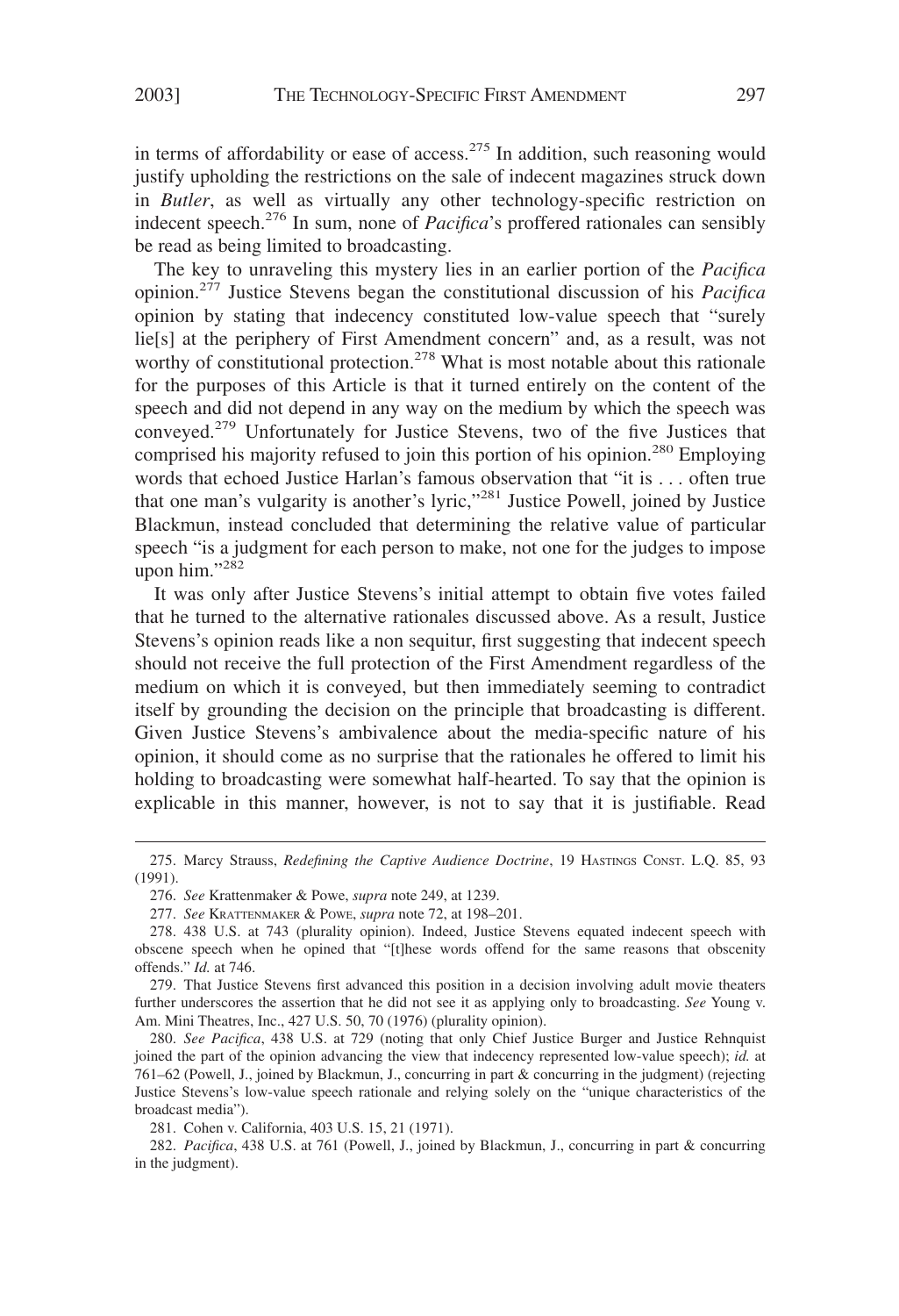in terms of affordability or ease of access.[275] In addition, such reasoning would justify upholding the restrictions on the sale of indecent magazines struck down in *Butler*, as well as virtually any other technology-specific restriction on indecent speech.[276] In sum, none of *Pacifica*'s proffered rationales can sensibly be read as being limited to broadcasting.

The key to unraveling this mystery lies in an earlier portion of the *Pacifica* opinion.[277] Justice Stevens began the constitutional discussion of his *Pacifica* opinion by stating that indecency constituted low-value speech that "surely lie[s] at the periphery of First Amendment concern" and, as a result, was not worthy of constitutional protection.[278] What is most notable about this rationale for the purposes of this Article is that it turned entirely on the content of the speech and did not depend in any way on the medium by which the speech was conveyed.[279] Unfortunately for Justice Stevens, two of the five Justices that comprised his majority refused to join this portion of his opinion.[280] Employing words that echoed Justice Harlan's famous observation that "it is . . . often true that one man's vulgarity is another's lyric,"[281] Justice Powell, joined by Justice Blackmun, instead concluded that determining the relative value of particular speech "is a judgment for each person to make, not one for the judges to impose upon him."[282]

It was only after Justice Stevens's initial attempt to obtain five votes failed that he turned to the alternative rationales discussed above. As a result, Justice Stevens's opinion reads like a non sequitur, first suggesting that indecent speech should not receive the full protection of the First Amendment regardless of the medium on which it is conveyed, but then immediately seeming to contradict itself by grounding the decision on the principle that broadcasting is different. Given Justice Stevens's ambivalence about the media-specific nature of his opinion, it should come as no surprise that the rationales he offered to limit his holding to broadcasting were somewhat half-hearted. To say that the opinion is explicable in this manner, however, is not to say that it is justifiable. Read

---

275. Marcy Strauss, *Redefining the Captive Audience Doctrine*, 19 HASTINGS CONST. L.Q. 85, 93 (1991).

276. *See* Krattenmaker & Powe, *supra* note 249, at 1239.

277. *See* KRATTENMAKER & POWE, *supra* note 72, at 198–201.

278. 438 U.S. at 743 (plurality opinion). Indeed, Justice Stevens equated indecent speech with obscene speech when he opined that "[t]hese words offend for the same reasons that obscenity offends." *Id.* at 746.

279. That Justice Stevens first advanced this position in a decision involving adult movie theaters further underscores the assertion that he did not see it as applying only to broadcasting. *See* Young v. Am. Mini Theatres, Inc., 427 U.S. 50, 70 (1976) (plurality opinion).

280. *See Pacifica*, 438 U.S. at 729 (noting that only Chief Justice Burger and Justice Rehnquist joined the part of the opinion advancing the view that indecency represented low-value speech); *id.* at 761–62 (Powell, J., joined by Blackmun, J., concurring in part & concurring in the judgment) (rejecting Justice Stevens's low-value speech rationale and relying solely on the "unique characteristics of the broadcast media").

281. Cohen v. California, 403 U.S. 15, 21 (1971).

282. *Pacifica*, 438 U.S. at 761 (Powell, J., joined by Blackmun, J., concurring in part & concurring in the judgment).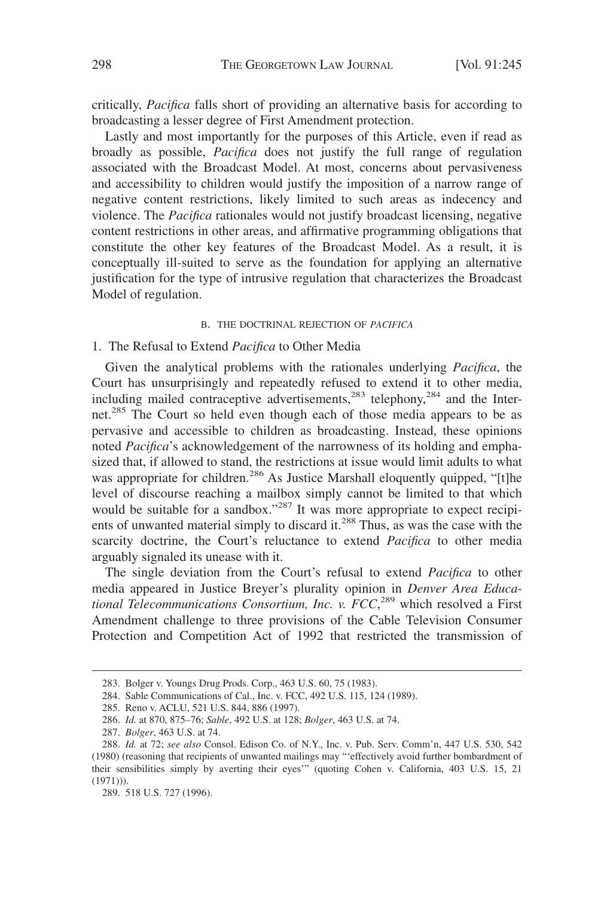critically, *Pacifica* falls short of providing an alternative basis for according to broadcasting a lesser degree of First Amendment protection.

Lastly and most importantly for the purposes of this Article, even if read as broadly as possible, *Pacifica* does not justify the full range of regulation associated with the Broadcast Model. At most, concerns about pervasiveness and accessibility to children would justify the imposition of a narrow range of negative content restrictions, likely limited to such areas as indecency and violence. The *Pacifica* rationales would not justify broadcast licensing, negative content restrictions in other areas, and affirmative programming obligations that constitute the other key features of the Broadcast Model. As a result, it is conceptually ill-suited to serve as the foundation for applying an alternative justification for the type of intrusive regulation that characterizes the Broadcast Model of regulation.

### B. THE DOCTRINAL REJECTION OF *PACIFICA*

#### 1. The Refusal to Extend *Pacifica* to Other Media

Given the analytical problems with the rationales underlying *Pacifica*, the Court has unsurprisingly and repeatedly refused to extend it to other media, including mailed contraceptive advertisements,[283] telephony,[284] and the Internet.[285] The Court so held even though each of those media appears to be as pervasive and accessible to children as broadcasting. Instead, these opinions noted *Pacifica*'s acknowledgement of the narrowness of its holding and emphasized that, if allowed to stand, the restrictions at issue would limit adults to what was appropriate for children.[286] As Justice Marshall eloquently quipped, "[t]he level of discourse reaching a mailbox simply cannot be limited to that which would be suitable for a sandbox."[287] It was more appropriate to expect recipients of unwanted material simply to discard it.[288] Thus, as was the case with the scarcity doctrine, the Court's reluctance to extend *Pacifica* to other media arguably signaled its unease with it.

The single deviation from the Court's refusal to extend *Pacifica* to other media appeared in Justice Breyer's plurality opinion in *Denver Area Educational Telecommunications Consortium, Inc. v. FCC*,[289] which resolved a First Amendment challenge to three provisions of the Cable Television Consumer Protection and Competition Act of 1992 that restricted the transmission of

---

283. Bolger v. Youngs Drug Prods. Corp., 463 U.S. 60, 75 (1983).

284. Sable Communications of Cal., Inc. v. FCC, 492 U.S. 115, 124 (1989).

285. Reno v. ACLU, 521 U.S. 844, 886 (1997).

286. *Id.* at 870, 875–76; *Sable*, 492 U.S. at 128; *Bolger*, 463 U.S. at 74.

287. *Bolger*, 463 U.S. at 74.

288. *Id.* at 72; *see also* Consol. Edison Co. of N.Y., Inc. v. Pub. Serv. Comm'n, 447 U.S. 530, 542 (1980) (reasoning that recipients of unwanted mailings may "'effectively avoid further bombardment of their sensibilities simply by averting their eyes'" (quoting Cohen v. California, 403 U.S. 15, 21 (1971))).

289. 518 U.S. 727 (1996).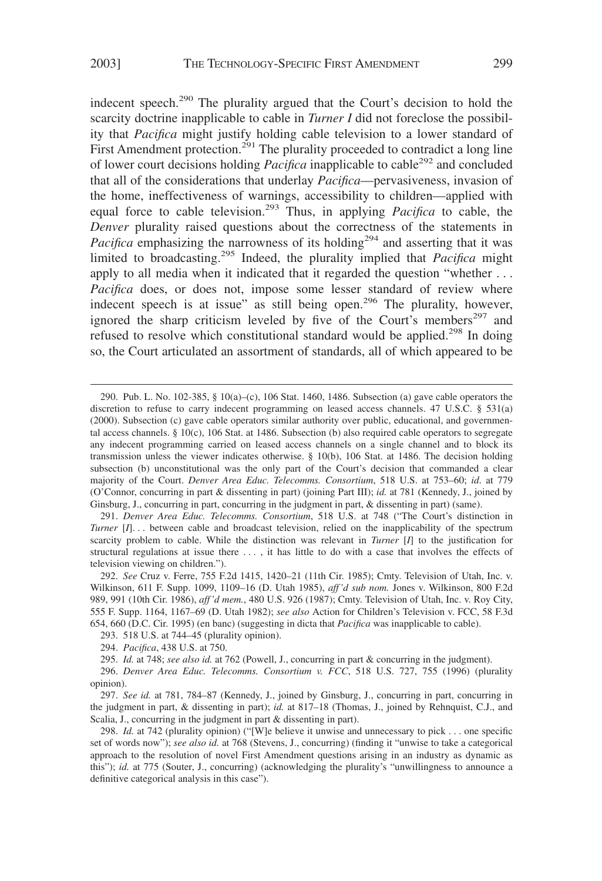indecent speech.[290] The plurality argued that the Court's decision to hold the scarcity doctrine inapplicable to cable in *Turner I* did not foreclose the possibility that *Pacifica* might justify holding cable television to a lower standard of First Amendment protection.[291] The plurality proceeded to contradict a long line of lower court decisions holding *Pacifica* inapplicable to cable[292] and concluded that all of the considerations that underlay *Pacifica*—pervasiveness, invasion of the home, ineffectiveness of warnings, accessibility to children—applied with equal force to cable television.[293] Thus, in applying *Pacifica* to cable, the *Denver* plurality raised questions about the correctness of the statements in *Pacifica* emphasizing the narrowness of its holding[294] and asserting that it was limited to broadcasting.[295] Indeed, the plurality implied that *Pacifica* might apply to all media when it indicated that it regarded the question "whether . . . *Pacifica* does, or does not, impose some lesser standard of review where indecent speech is at issue" as still being open.[296] The plurality, however, ignored the sharp criticism leveled by five of the Court's members[297] and refused to resolve which constitutional standard would be applied.[298] In doing so, the Court articulated an assortment of standards, all of which appeared to be

---

290. Pub. L. No. 102-385, § 10(a)–(c), 106 Stat. 1460, 1486. Subsection (a) gave cable operators the discretion to refuse to carry indecent programming on leased access channels. 47 U.S.C. § 531(a) (2000). Subsection (c) gave cable operators similar authority over public, educational, and governmental access channels. § 10(c), 106 Stat. at 1486. Subsection (b) also required cable operators to segregate any indecent programming carried on leased access channels on a single channel and to block its transmission unless the viewer indicates otherwise. § 10(b), 106 Stat. at 1486. The decision holding subsection (b) unconstitutional was the only part of the Court's decision that commanded a clear majority of the Court. *Denver Area Educ. Telecomms. Consortium*, 518 U.S. at 753–60; *id.* at 779 (O'Connor, concurring in part & dissenting in part) (joining Part III); *id.* at 781 (Kennedy, J., joined by Ginsburg, J., concurring in part, concurring in the judgment in part, & dissenting in part) (same).

291. *Denver Area Educ. Telecomms. Consortium*, 518 U.S. at 748 ("The Court's distinction in *Turner* [*I*]. . . between cable and broadcast television, relied on the inapplicability of the spectrum scarcity problem to cable. While the distinction was relevant in *Turner* [*I*] to the justification for structural regulations at issue there . . . , it has little to do with a case that involves the effects of television viewing on children.").

292. *See* Cruz v. Ferre, 755 F.2d 1415, 1420–21 (11th Cir. 1985); Cmty. Television of Utah, Inc. v. Wilkinson, 611 F. Supp. 1099, 1109–16 (D. Utah 1985), *aff'd sub nom.* Jones v. Wilkinson, 800 F.2d 989, 991 (10th Cir. 1986), *aff'd mem.*, 480 U.S. 926 (1987); Cmty. Television of Utah, Inc. v. Roy City, 555 F. Supp. 1164, 1167–69 (D. Utah 1982); *see also* Action for Children's Television v. FCC, 58 F.3d 654, 660 (D.C. Cir. 1995) (en banc) (suggesting in dicta that *Pacifica* was inapplicable to cable).

293. 518 U.S. at 744–45 (plurality opinion).

294. *Pacifica*, 438 U.S. at 750.

295. *Id.* at 748; *see also id.* at 762 (Powell, J., concurring in part & concurring in the judgment).

296. *Denver Area Educ. Telecomms. Consortium v. FCC*, 518 U.S. 727, 755 (1996) (plurality opinion).

297. *See id.* at 781, 784–87 (Kennedy, J., joined by Ginsburg, J., concurring in part, concurring in the judgment in part, & dissenting in part); *id.* at 817–18 (Thomas, J., joined by Rehnquist, C.J., and Scalia, J., concurring in the judgment in part & dissenting in part).

298. *Id.* at 742 (plurality opinion) ("[W]e believe it unwise and unnecessary to pick . . . one specific set of words now"); *see also id.* at 768 (Stevens, J., concurring) (finding it "unwise to take a categorical approach to the resolution of novel First Amendment questions arising in an industry as dynamic as this"); *id.* at 775 (Souter, J., concurring) (acknowledging the plurality's "unwillingness to announce a definitive categorical analysis in this case").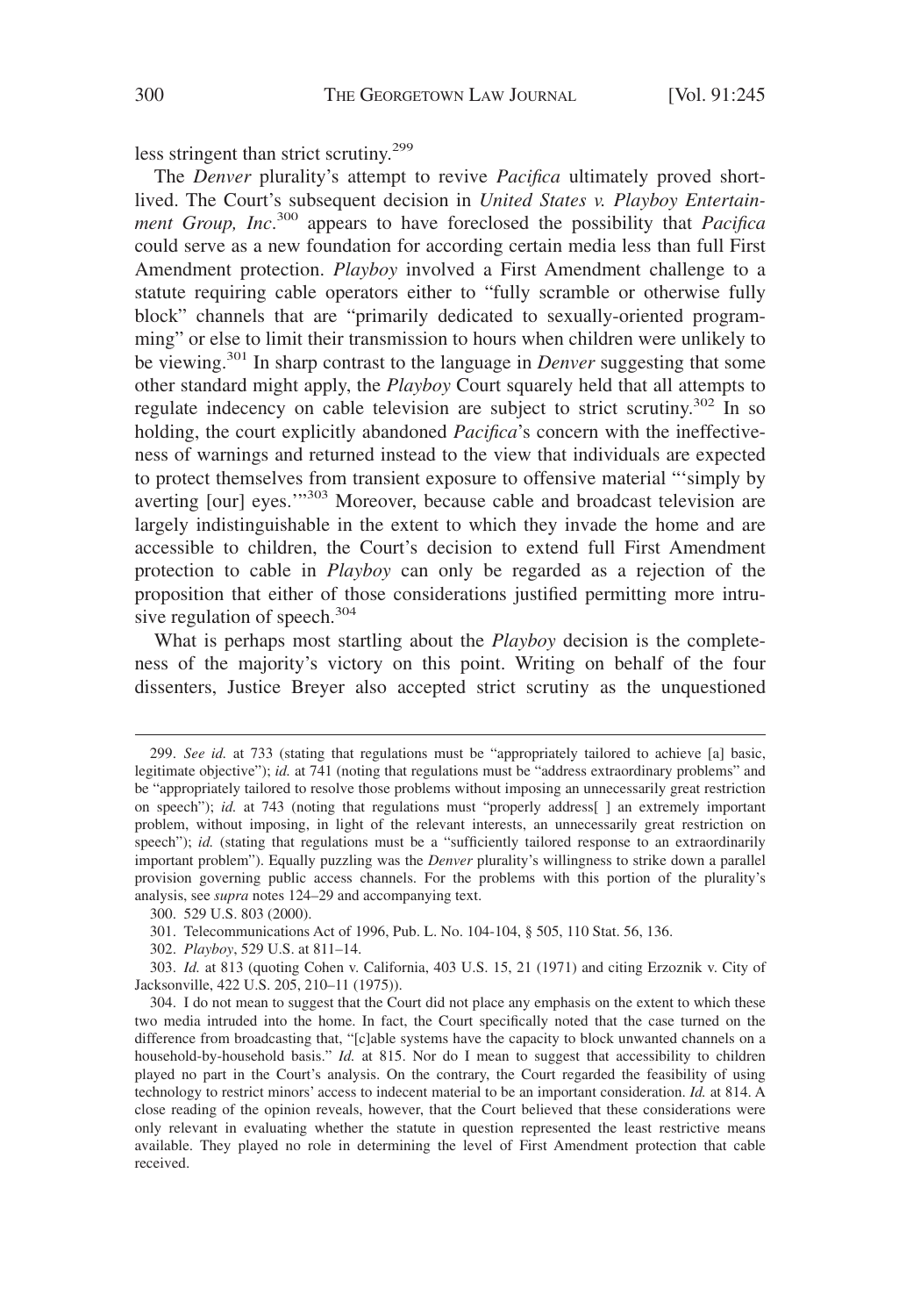less stringent than strict scrutiny.[299]

The *Denver* plurality's attempt to revive *Pacifica* ultimately proved short-lived. The Court's subsequent decision in *United States v. Playboy Entertainment Group, Inc*.[300] appears to have foreclosed the possibility that *Pacifica* could serve as a new foundation for according certain media less than full First Amendment protection. *Playboy* involved a First Amendment challenge to a statute requiring cable operators either to "fully scramble or otherwise fully block" channels that are "primarily dedicated to sexually-oriented programming" or else to limit their transmission to hours when children were unlikely to be viewing.[301] In sharp contrast to the language in *Denver* suggesting that some other standard might apply, the *Playboy* Court squarely held that all attempts to regulate indecency on cable television are subject to strict scrutiny.[302] In so holding, the court explicitly abandoned *Pacifica*'s concern with the ineffectiveness of warnings and returned instead to the view that individuals are expected to protect themselves from transient exposure to offensive material "'simply by averting [our] eyes.'"[303] Moreover, because cable and broadcast television are largely indistinguishable in the extent to which they invade the home and are accessible to children, the Court's decision to extend full First Amendment protection to cable in *Playboy* can only be regarded as a rejection of the proposition that either of those considerations justified permitting more intrusive regulation of speech.[304]

What is perhaps most startling about the *Playboy* decision is the completeness of the majority's victory on this point. Writing on behalf of the four dissenters, Justice Breyer also accepted strict scrutiny as the unquestioned

---

299. *See id.* at 733 (stating that regulations must be "appropriately tailored to achieve [a] basic, legitimate objective"); *id.* at 741 (noting that regulations must be "address extraordinary problems" and be "appropriately tailored to resolve those problems without imposing an unnecessarily great restriction on speech"); *id.* at 743 (noting that regulations must "properly address[ ] an extremely important problem, without imposing, in light of the relevant interests, an unnecessarily great restriction on speech"); *id.* (stating that regulations must be a "sufficiently tailored response to an extraordinarily important problem"). Equally puzzling was the *Denver* plurality's willingness to strike down a parallel provision governing public access channels. For the problems with this portion of the plurality's analysis, see *supra* notes 124–29 and accompanying text.

300. 529 U.S. 803 (2000).

301. Telecommunications Act of 1996, Pub. L. No. 104-104, § 505, 110 Stat. 56, 136.

302. *Playboy*, 529 U.S. at 811–14.

303. *Id.* at 813 (quoting Cohen v. California, 403 U.S. 15, 21 (1971) and citing Erzoznik v. City of Jacksonville, 422 U.S. 205, 210–11 (1975)).

304. I do not mean to suggest that the Court did not place any emphasis on the extent to which these two media intruded into the home. In fact, the Court specifically noted that the case turned on the difference from broadcasting that, "[c]able systems have the capacity to block unwanted channels on a household-by-household basis." *Id.* at 815. Nor do I mean to suggest that accessibility to children played no part in the Court's analysis. On the contrary, the Court regarded the feasibility of using technology to restrict minors' access to indecent material to be an important consideration. *Id.* at 814. A close reading of the opinion reveals, however, that the Court believed that these considerations were only relevant in evaluating whether the statute in question represented the least restrictive means available. They played no role in determining the level of First Amendment protection that cable received.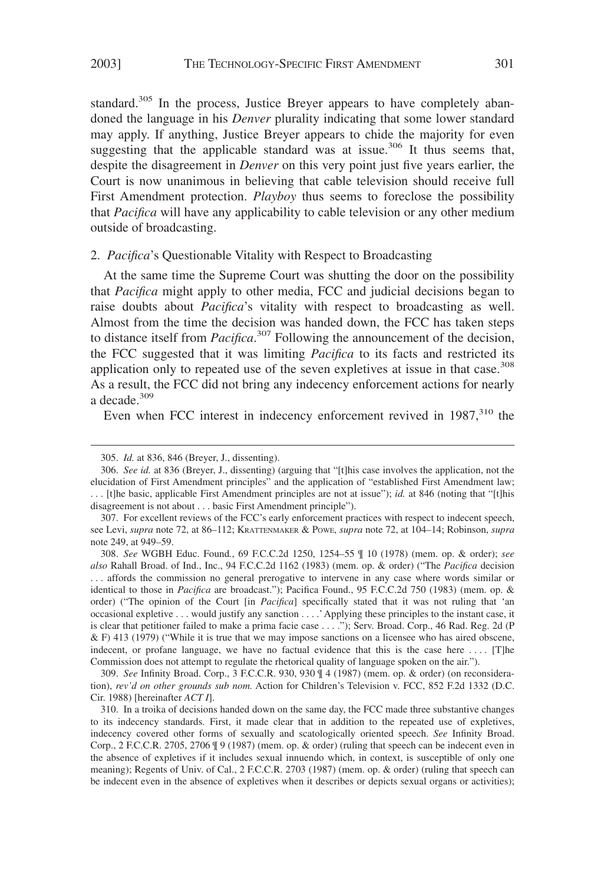standard.[305] In the process, Justice Breyer appears to have completely abandoned the language in his *Denver* plurality indicating that some lower standard may apply. If anything, Justice Breyer appears to chide the majority for even suggesting that the applicable standard was at issue.[306] It thus seems that, despite the disagreement in *Denver* on this very point just five years earlier, the Court is now unanimous in believing that cable television should receive full First Amendment protection. *Playboy* thus seems to foreclose the possibility that *Pacifica* will have any applicability to cable television or any other medium outside of broadcasting.

### 2. *Pacifica*'s Questionable Vitality with Respect to Broadcasting

At the same time the Supreme Court was shutting the door on the possibility that *Pacifica* might apply to other media, FCC and judicial decisions began to raise doubts about *Pacifica*'s vitality with respect to broadcasting as well. Almost from the time the decision was handed down, the FCC has taken steps to distance itself from *Pacifica*.[307] Following the announcement of the decision, the FCC suggested that it was limiting *Pacifica* to its facts and restricted its application only to repeated use of the seven expletives at issue in that case.[308] As a result, the FCC did not bring any indecency enforcement actions for nearly a decade.[309]

Even when FCC interest in indecency enforcement revived in 1987,[310] the

---

305. *Id.* at 836, 846 (Breyer, J., dissenting).

306. *See id.* at 836 (Breyer, J., dissenting) (arguing that "[t]his case involves the application, not the elucidation of First Amendment principles" and the application of "established First Amendment law; . . . [t]he basic, applicable First Amendment principles are not at issue"); *id.* at 846 (noting that "[t]his disagreement is not about . . . basic First Amendment principle").

307. For excellent reviews of the FCC's early enforcement practices with respect to indecent speech, see Levi, *supra* note 72, at 86–112; KRATTENMAKER & POWE, *supra* note 72, at 104–14; Robinson, *supra* note 249, at 949–59.

308. *See* WGBH Educ. Found., 69 F.C.C.2d 1250, 1254–55 ¶ 10 (1978) (mem. op. & order); *see also* Rahall Broad. of Ind., Inc., 94 F.C.C.2d 1162 (1983) (mem. op. & order) ("The *Pacifica* decision . . . affords the commission no general prerogative to intervene in any case where words similar or identical to those in *Pacifica* are broadcast."); Pacifica Found., 95 F.C.C.2d 750 (1983) (mem. op. & order) ("The opinion of the Court [in *Pacifica*] specifically stated that it was not ruling that 'an occasional expletive . . . would justify any sanction . . . .' Applying these principles to the instant case, it is clear that petitioner failed to make a prima facie case . . . ."); Serv. Broad. Corp., 46 Rad. Reg. 2d (P & F) 413 (1979) ("While it is true that we may impose sanctions on a licensee who has aired obscene, indecent, or profane language, we have no factual evidence that this is the case here . . . . [T]he Commission does not attempt to regulate the rhetorical quality of language spoken on the air.").

309. *See* Infinity Broad. Corp., 3 F.C.C.R. 930, 930 ¶ 4 (1987) (mem. op. & order) (on reconsideration), *rev'd on other grounds sub nom.* Action for Children's Television v. FCC, 852 F.2d 1332 (D.C. Cir. 1988) [hereinafter *ACT I*].

310. In a troika of decisions handed down on the same day, the FCC made three substantive changes to its indecency standards. First, it made clear that in addition to the repeated use of expletives, indecency covered other forms of sexually and scatologically oriented speech. *See* Infinity Broad. Corp., 2 F.C.C.R. 2705, 2706 ¶ 9 (1987) (mem. op. & order) (ruling that speech can be indecent even in the absence of expletives if it includes sexual innuendo which, in context, is susceptible of only one meaning); Regents of Univ. of Cal., 2 F.C.C.R. 2703 (1987) (mem. op. & order) (ruling that speech can be indecent even in the absence of expletives when it describes or depicts sexual organs or activities);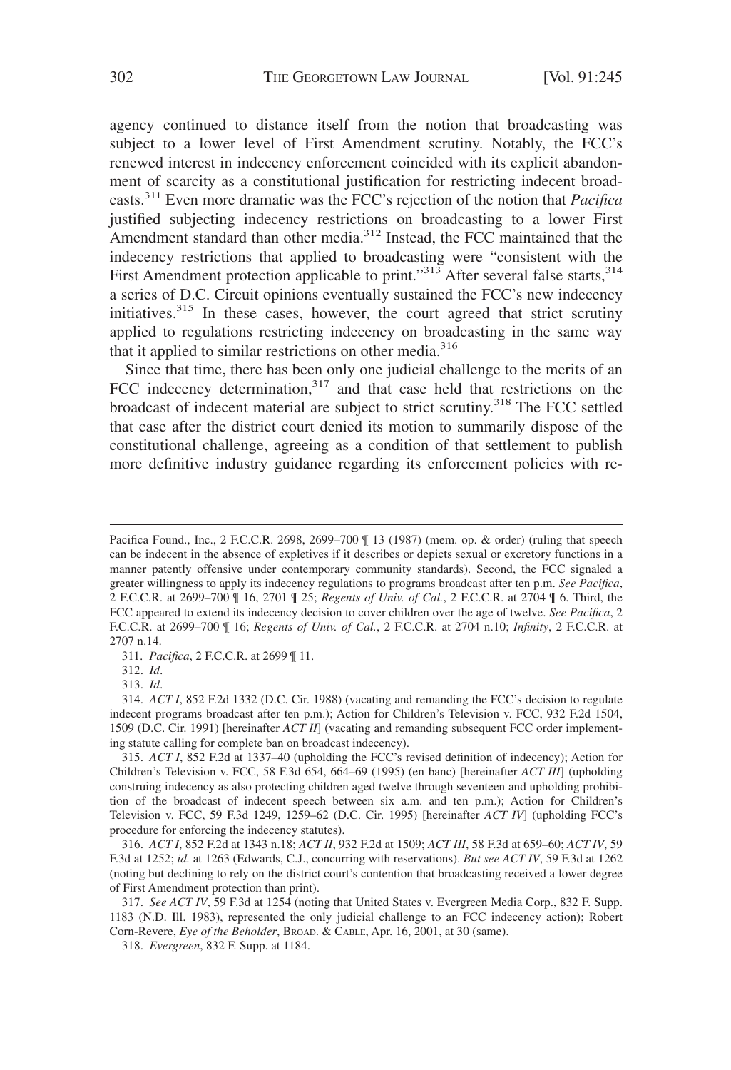agency continued to distance itself from the notion that broadcasting was subject to a lower level of First Amendment scrutiny. Notably, the FCC's renewed interest in indecency enforcement coincided with its explicit abandonment of scarcity as a constitutional justification for restricting indecent broadcasts.[311] Even more dramatic was the FCC's rejection of the notion that *Pacifica* justified subjecting indecency restrictions on broadcasting to a lower First Amendment standard than other media.[312] Instead, the FCC maintained that the indecency restrictions that applied to broadcasting were "consistent with the First Amendment protection applicable to print."[313] After several false starts,[314] a series of D.C. Circuit opinions eventually sustained the FCC's new indecency initiatives.[315] In these cases, however, the court agreed that strict scrutiny applied to regulations restricting indecency on broadcasting in the same way that it applied to similar restrictions on other media.[316]

Since that time, there has been only one judicial challenge to the merits of an FCC indecency determination,[317] and that case held that restrictions on the broadcast of indecent material are subject to strict scrutiny.[318] The FCC settled that case after the district court denied its motion to summarily dispose of the constitutional challenge, agreeing as a condition of that settlement to publish more definitive industry guidance regarding its enforcement policies with re-

---

Pacifica Found., Inc., 2 F.C.C.R. 2698, 2699–700 ¶ 13 (1987) (mem. op. & order) (ruling that speech can be indecent in the absence of expletives if it describes or depicts sexual or excretory functions in a manner patently offensive under contemporary community standards). Second, the FCC signaled a greater willingness to apply its indecency regulations to programs broadcast after ten p.m. *See Pacifica*, 2 F.C.C.R. at 2699–700 ¶ 16, 2701 ¶ 25; *Regents of Univ. of Cal.*, 2 F.C.C.R. at 2704 ¶ 6. Third, the FCC appeared to extend its indecency decision to cover children over the age of twelve. *See Pacifica*, 2 F.C.C.R. at 2699–700 ¶ 16; *Regents of Univ. of Cal.*, 2 F.C.C.R. at 2704 n.10; *Infinity*, 2 F.C.C.R. at 2707 n.14.

311. *Pacifica*, 2 F.C.C.R. at 2699 ¶ 11.

312. *Id*.

313. *Id*.

314. *ACT I*, 852 F.2d 1332 (D.C. Cir. 1988) (vacating and remanding the FCC's decision to regulate indecent programs broadcast after ten p.m.); Action for Children's Television v. FCC, 932 F.2d 1504, 1509 (D.C. Cir. 1991) [hereinafter *ACT II*] (vacating and remanding subsequent FCC order implementing statute calling for complete ban on broadcast indecency).

315. *ACT I*, 852 F.2d at 1337–40 (upholding the FCC's revised definition of indecency); Action for Children's Television v. FCC, 58 F.3d 654, 664–69 (1995) (en banc) [hereinafter *ACT III*] (upholding construing indecency as also protecting children aged twelve through seventeen and upholding prohibition of the broadcast of indecent speech between six a.m. and ten p.m.); Action for Children's Television v. FCC, 59 F.3d 1249, 1259–62 (D.C. Cir. 1995) [hereinafter *ACT IV*] (upholding FCC's procedure for enforcing the indecency statutes).

316. *ACT I*, 852 F.2d at 1343 n.18; *ACT II*, 932 F.2d at 1509; *ACT III*, 58 F.3d at 659–60; *ACT IV*, 59 F.3d at 1252; *id.* at 1263 (Edwards, C.J., concurring with reservations). *But see ACT IV*, 59 F.3d at 1262 (noting but declining to rely on the district court's contention that broadcasting received a lower degree of First Amendment protection than print).

317. *See ACT IV*, 59 F.3d at 1254 (noting that United States v. Evergreen Media Corp., 832 F. Supp. 1183 (N.D. Ill. 1983), represented the only judicial challenge to an FCC indecency action); Robert Corn-Revere, *Eye of the Beholder*, BROAD. & CABLE, Apr. 16, 2001, at 30 (same).

318. *Evergreen*, 832 F. Supp. at 1184.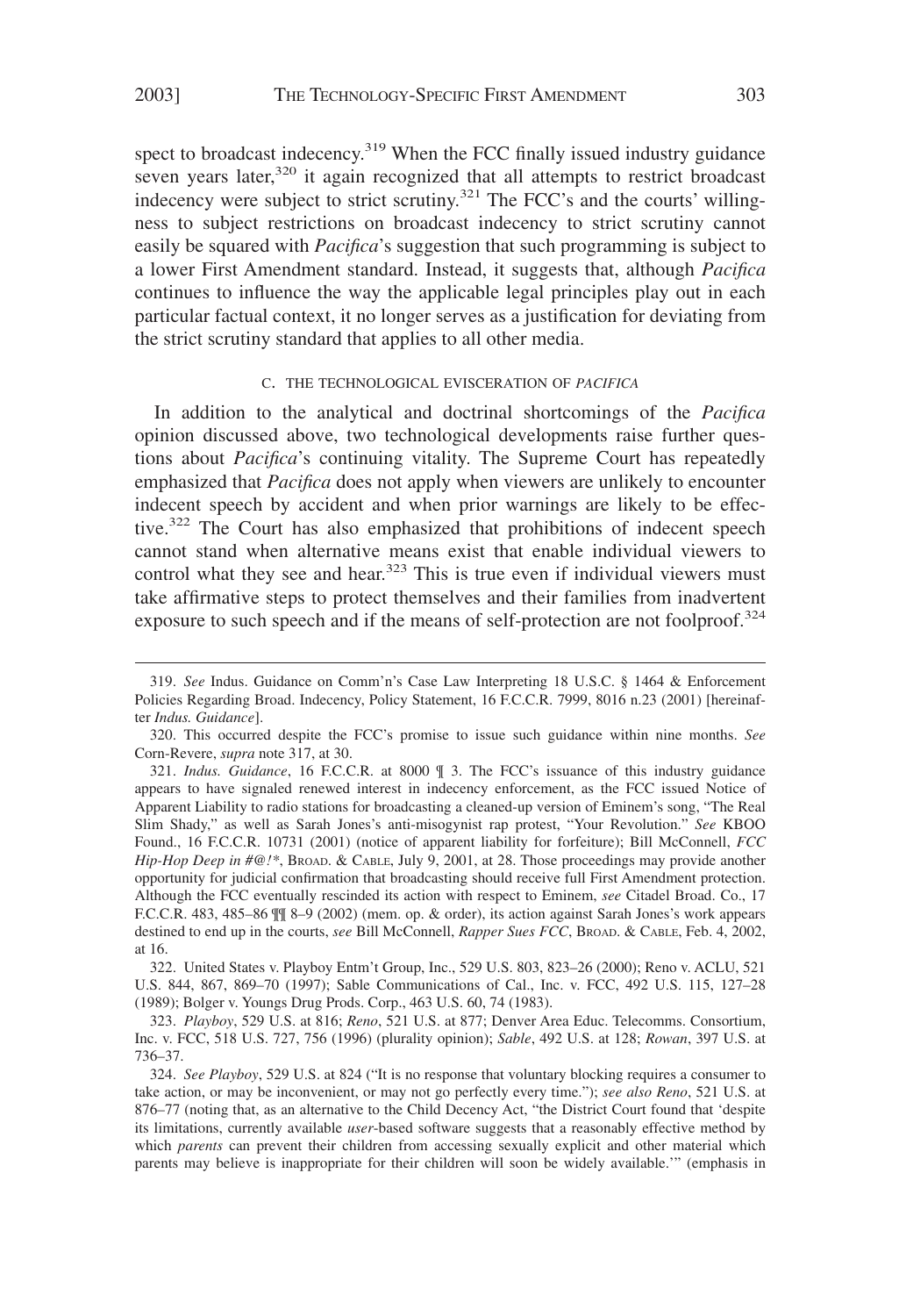spect to broadcast indecency.[319] When the FCC finally issued industry guidance seven years later,[320] it again recognized that all attempts to restrict broadcast indecency were subject to strict scrutiny.[321] The FCC's and the courts' willingness to subject restrictions on broadcast indecency to strict scrutiny cannot easily be squared with *Pacifica*'s suggestion that such programming is subject to a lower First Amendment standard. Instead, it suggests that, although *Pacifica* continues to influence the way the applicable legal principles play out in each particular factual context, it no longer serves as a justification for deviating from the strict scrutiny standard that applies to all other media.

### C. THE TECHNOLOGICAL EVISCERATION OF *PACIFICA*

In addition to the analytical and doctrinal shortcomings of the *Pacifica* opinion discussed above, two technological developments raise further questions about *Pacifica*'s continuing vitality. The Supreme Court has repeatedly emphasized that *Pacifica* does not apply when viewers are unlikely to encounter indecent speech by accident and when prior warnings are likely to be effective.[322] The Court has also emphasized that prohibitions of indecent speech cannot stand when alternative means exist that enable individual viewers to control what they see and hear.[323] This is true even if individual viewers must take affirmative steps to protect themselves and their families from inadvertent exposure to such speech and if the means of self-protection are not foolproof.[324]

---

319. *See* Indus. Guidance on Comm'n's Case Law Interpreting 18 U.S.C. § 1464 & Enforcement Policies Regarding Broad. Indecency, Policy Statement, 16 F.C.C.R. 7999, 8016 n.23 (2001) [hereinafter *Indus. Guidance*].

320. This occurred despite the FCC's promise to issue such guidance within nine months. *See* Corn-Revere, *supra* note 317, at 30.

321. *Indus. Guidance*, 16 F.C.C.R. at 8000 ¶ 3. The FCC's issuance of this industry guidance appears to have signaled renewed interest in indecency enforcement, as the FCC issued Notice of Apparent Liability to radio stations for broadcasting a cleaned-up version of Eminem's song, "The Real Slim Shady," as well as Sarah Jones's anti-misogynist rap protest, "Your Revolution." *See* KBOO Found., 16 F.C.C.R. 10731 (2001) (notice of apparent liability for forfeiture); Bill McConnell, *FCC Hip-Hop Deep in #@!\**, BROAD. & CABLE, July 9, 2001, at 28. Those proceedings may provide another opportunity for judicial confirmation that broadcasting should receive full First Amendment protection. Although the FCC eventually rescinded its action with respect to Eminem, *see* Citadel Broad. Co., 17 F.C.C.R. 483, 485–86 ¶¶ 8–9 (2002) (mem. op. & order), its action against Sarah Jones's work appears destined to end up in the courts, *see* Bill McConnell, *Rapper Sues FCC*, BROAD. & CABLE, Feb. 4, 2002, at 16.

322. United States v. Playboy Entm't Group, Inc., 529 U.S. 803, 823–26 (2000); Reno v. ACLU, 521 U.S. 844, 867, 869–70 (1997); Sable Communications of Cal., Inc. v. FCC, 492 U.S. 115, 127–28 (1989); Bolger v. Youngs Drug Prods. Corp., 463 U.S. 60, 74 (1983).

323. *Playboy*, 529 U.S. at 816; *Reno*, 521 U.S. at 877; Denver Area Educ. Telecomms. Consortium, Inc. v. FCC, 518 U.S. 727, 756 (1996) (plurality opinion); *Sable*, 492 U.S. at 128; *Rowan*, 397 U.S. at 736–37.

324. *See Playboy*, 529 U.S. at 824 ("It is no response that voluntary blocking requires a consumer to take action, or may be inconvenient, or may not go perfectly every time."); *see also Reno*, 521 U.S. at 876–77 (noting that, as an alternative to the Child Decency Act, "the District Court found that 'despite its limitations, currently available *user*-based software suggests that a reasonably effective method by which *parents* can prevent their children from accessing sexually explicit and other material which parents may believe is inappropriate for their children will soon be widely available.'" (emphasis in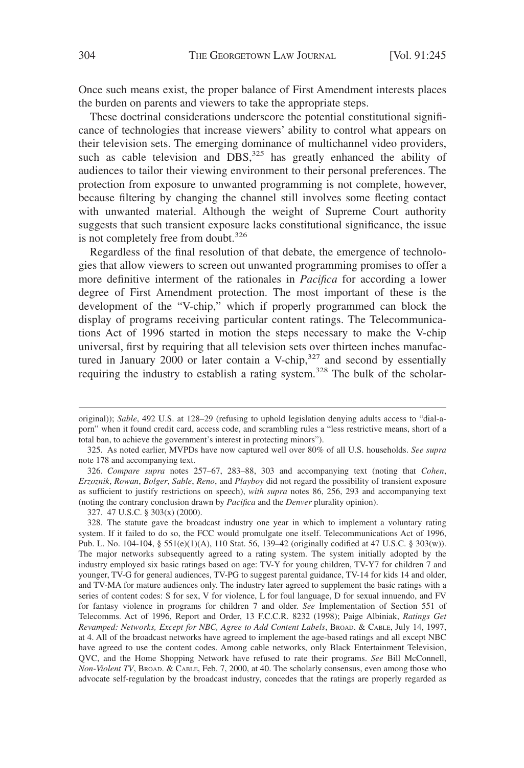Once such means exist, the proper balance of First Amendment interests places the burden on parents and viewers to take the appropriate steps.

These doctrinal considerations underscore the potential constitutional significance of technologies that increase viewers' ability to control what appears on their television sets. The emerging dominance of multichannel video providers, such as cable television and DBS,[325] has greatly enhanced the ability of audiences to tailor their viewing environment to their personal preferences. The protection from exposure to unwanted programming is not complete, however, because filtering by changing the channel still involves some fleeting contact with unwanted material. Although the weight of Supreme Court authority suggests that such transient exposure lacks constitutional significance, the issue is not completely free from doubt.[326]

Regardless of the final resolution of that debate, the emergence of technologies that allow viewers to screen out unwanted programming promises to offer a more definitive interment of the rationales in *Pacifica* for according a lower degree of First Amendment protection. The most important of these is the development of the "V-chip," which if properly programmed can block the display of programs receiving particular content ratings. The Telecommunications Act of 1996 started in motion the steps necessary to make the V-chip universal, first by requiring that all television sets over thirteen inches manufactured in January 2000 or later contain a V-chip,[327] and second by essentially requiring the industry to establish a rating system.[328] The bulk of the scholar-

---

original)); *Sable*, 492 U.S. at 128–29 (refusing to uphold legislation denying adults access to "dial-a-porn" when it found credit card, access code, and scrambling rules a "less restrictive means, short of a total ban, to achieve the government's interest in protecting minors").

325. As noted earlier, MVPDs have now captured well over 80% of all U.S. households. *See supra* note 178 and accompanying text.

326. *Compare supra* notes 257–67, 283–88, 303 and accompanying text (noting that *Cohen*, *Erzoznik*, *Rowan*, *Bolger*, *Sable*, *Reno*, and *Playboy* did not regard the possibility of transient exposure as sufficient to justify restrictions on speech), *with supra* notes 86, 256, 293 and accompanying text (noting the contrary conclusion drawn by *Pacifica* and the *Denver* plurality opinion).

327. 47 U.S.C. § 303(x) (2000).

328. The statute gave the broadcast industry one year in which to implement a voluntary rating system. If it failed to do so, the FCC would promulgate one itself. Telecommunications Act of 1996, Pub. L. No. 104-104, § 551(e)(1)(A), 110 Stat. 56, 139–42 (originally codified at 47 U.S.C. § 303(w)). The major networks subsequently agreed to a rating system. The system initially adopted by the industry employed six basic ratings based on age: TV-Y for young children, TV-Y7 for children 7 and younger, TV-G for general audiences, TV-PG to suggest parental guidance, TV-14 for kids 14 and older, and TV-MA for mature audiences only. The industry later agreed to supplement the basic ratings with a series of content codes: S for sex, V for violence, L for foul language, D for sexual innuendo, and FV for fantasy violence in programs for children 7 and older. *See* Implementation of Section 551 of Telecomms. Act of 1996, Report and Order, 13 F.C.C.R. 8232 (1998); Paige Albiniak, *Ratings Get Revamped: Networks, Except for NBC, Agree to Add Content Labels*, BROAD. & CABLE, July 14, 1997, at 4. All of the broadcast networks have agreed to implement the age-based ratings and all except NBC have agreed to use the content codes. Among cable networks, only Black Entertainment Television, QVC, and the Home Shopping Network have refused to rate their programs. *See* Bill McConnell, *Non-Violent TV*, BROAD. & CABLE, Feb. 7, 2000, at 40. The scholarly consensus, even among those who advocate self-regulation by the broadcast industry, concedes that the ratings are properly regarded as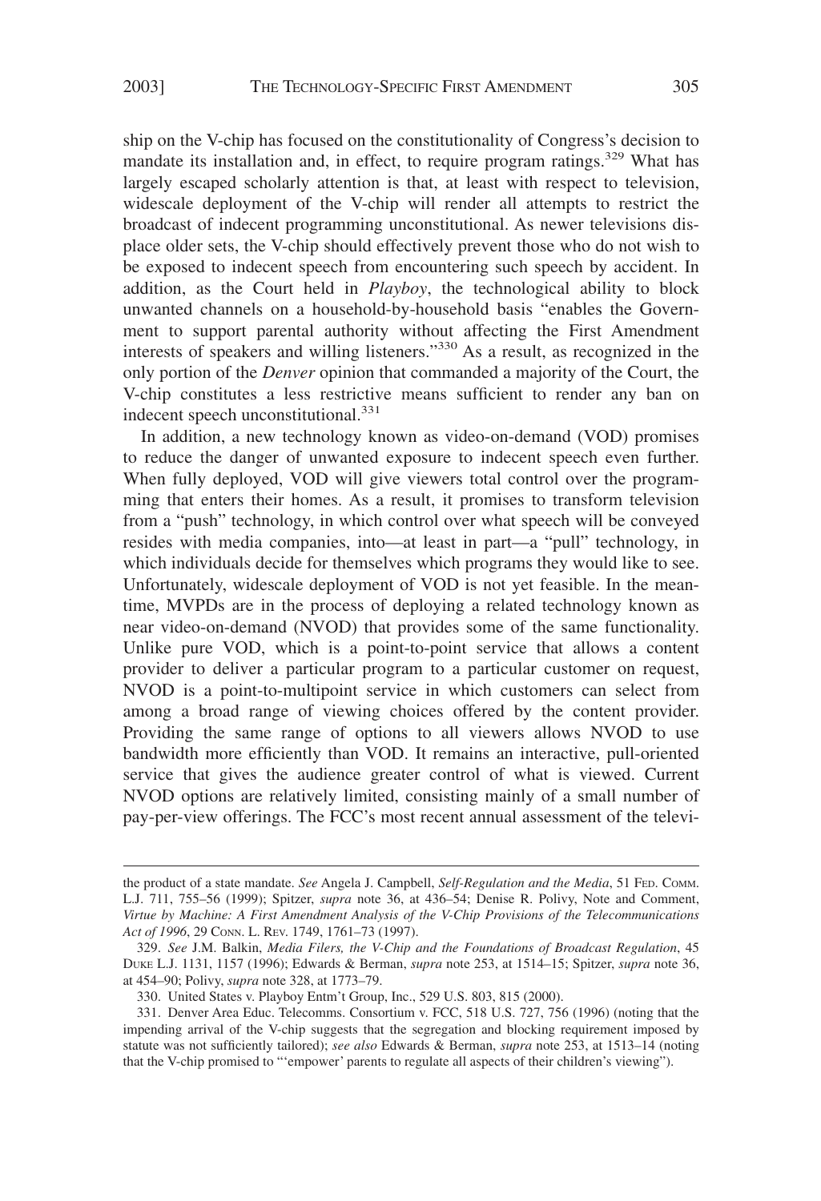ship on the V-chip has focused on the constitutionality of Congress's decision to mandate its installation and, in effect, to require program ratings.[329] What has largely escaped scholarly attention is that, at least with respect to television, widescale deployment of the V-chip will render all attempts to restrict the broadcast of indecent programming unconstitutional. As newer televisions displace older sets, the V-chip should effectively prevent those who do not wish to be exposed to indecent speech from encountering such speech by accident. In addition, as the Court held in *Playboy*, the technological ability to block unwanted channels on a household-by-household basis "enables the Government to support parental authority without affecting the First Amendment interests of speakers and willing listeners."[330] As a result, as recognized in the only portion of the *Denver* opinion that commanded a majority of the Court, the V-chip constitutes a less restrictive means sufficient to render any ban on indecent speech unconstitutional.[331]

In addition, a new technology known as video-on-demand (VOD) promises to reduce the danger of unwanted exposure to indecent speech even further. When fully deployed, VOD will give viewers total control over the programming that enters their homes. As a result, it promises to transform television from a "push" technology, in which control over what speech will be conveyed resides with media companies, into—at least in part—a "pull" technology, in which individuals decide for themselves which programs they would like to see. Unfortunately, widescale deployment of VOD is not yet feasible. In the meantime, MVPDs are in the process of deploying a related technology known as near video-on-demand (NVOD) that provides some of the same functionality. Unlike pure VOD, which is a point-to-point service that allows a content provider to deliver a particular program to a particular customer on request, NVOD is a point-to-multipoint service in which customers can select from among a broad range of viewing choices offered by the content provider. Providing the same range of options to all viewers allows NVOD to use bandwidth more efficiently than VOD. It remains an interactive, pull-oriented service that gives the audience greater control of what is viewed. Current NVOD options are relatively limited, consisting mainly of a small number of pay-per-view offerings. The FCC's most recent annual assessment of the televi-

---

the product of a state mandate. *See* Angela J. Campbell, *Self-Regulation and the Media*, 51 FED. COMM. L.J. 711, 755–56 (1999); Spitzer, *supra* note 36, at 436–54; Denise R. Polivy, Note and Comment, *Virtue by Machine: A First Amendment Analysis of the V-Chip Provisions of the Telecommunications Act of 1996*, 29 CONN. L. REV. 1749, 1761–73 (1997).

329. *See* J.M. Balkin, *Media Filers, the V-Chip and the Foundations of Broadcast Regulation*, 45 DUKE L.J. 1131, 1157 (1996); Edwards & Berman, *supra* note 253, at 1514–15; Spitzer, *supra* note 36, at 454–90; Polivy, *supra* note 328, at 1773–79.

330. United States v. Playboy Entm't Group, Inc., 529 U.S. 803, 815 (2000).

331. Denver Area Educ. Telecomms. Consortium v. FCC, 518 U.S. 727, 756 (1996) (noting that the impending arrival of the V-chip suggests that the segregation and blocking requirement imposed by statute was not sufficiently tailored); *see also* Edwards & Berman, *supra* note 253, at 1513–14 (noting that the V-chip promised to "'empower' parents to regulate all aspects of their children's viewing").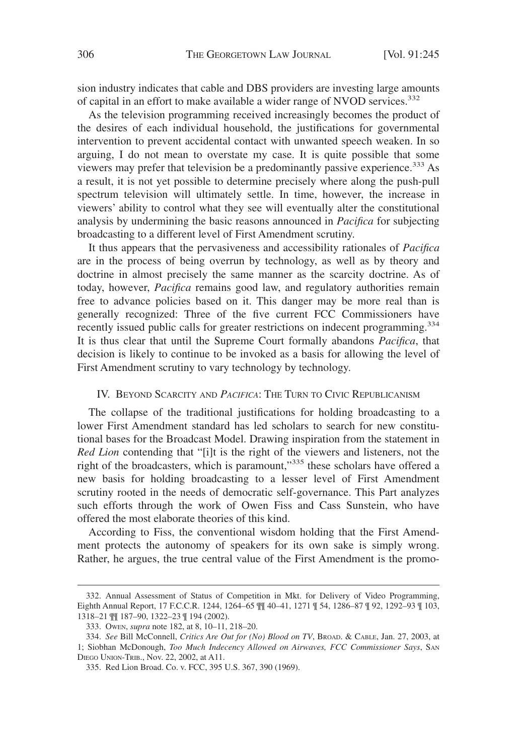sion industry indicates that cable and DBS providers are investing large amounts of capital in an effort to make available a wider range of NVOD services.[332]

As the television programming received increasingly becomes the product of the desires of each individual household, the justifications for governmental intervention to prevent accidental contact with unwanted speech weaken. In so arguing, I do not mean to overstate my case. It is quite possible that some viewers may prefer that television be a predominantly passive experience.[333] As a result, it is not yet possible to determine precisely where along the push-pull spectrum television will ultimately settle. In time, however, the increase in viewers' ability to control what they see will eventually alter the constitutional analysis by undermining the basic reasons announced in *Pacifica* for subjecting broadcasting to a different level of First Amendment scrutiny.

It thus appears that the pervasiveness and accessibility rationales of *Pacifica* are in the process of being overrun by technology, as well as by theory and doctrine in almost precisely the same manner as the scarcity doctrine. As of today, however, *Pacifica* remains good law, and regulatory authorities remain free to advance policies based on it. This danger may be more real than is generally recognized: Three of the five current FCC Commissioners have recently issued public calls for greater restrictions on indecent programming.[334] It is thus clear that until the Supreme Court formally abandons *Pacifica*, that decision is likely to continue to be invoked as a basis for allowing the level of First Amendment scrutiny to vary technology by technology.

## IV. Beyond Scarcity and *Pacifica*: The Turn to Civic Republicanism

The collapse of the traditional justifications for holding broadcasting to a lower First Amendment standard has led scholars to search for new constitutional bases for the Broadcast Model. Drawing inspiration from the statement in *Red Lion* contending that "[i]t is the right of the viewers and listeners, not the right of the broadcasters, which is paramount,"[335] these scholars have offered a new basis for holding broadcasting to a lesser level of First Amendment scrutiny rooted in the needs of democratic self-governance. This Part analyzes such efforts through the work of Owen Fiss and Cass Sunstein, who have offered the most elaborate theories of this kind.

According to Fiss, the conventional wisdom holding that the First Amendment protects the autonomy of speakers for its own sake is simply wrong. Rather, he argues, the true central value of the First Amendment is the promo-

---

332. Annual Assessment of Status of Competition in Mkt. for Delivery of Video Programming, Eighth Annual Report, 17 F.C.C.R. 1244, 1264–65 ¶¶ 40–41, 1271 ¶ 54, 1286–87 ¶ 92, 1292–93 ¶ 103, 1318–21 ¶¶ 187–90, 1322–23 ¶ 194 (2002).

333. Owen, *supra* note 182, at 8, 10–11, 218–20.

334. *See* Bill McConnell, *Critics Are Out for (No) Blood on TV*, Broad. & Cable, Jan. 27, 2003, at 1; Siobhan McDonough, *Too Much Indecency Allowed on Airwaves, FCC Commissioner Says*, San Diego Union-Trib., Nov. 22, 2002, at A11.

335. Red Lion Broad. Co. v. FCC, 395 U.S. 367, 390 (1969).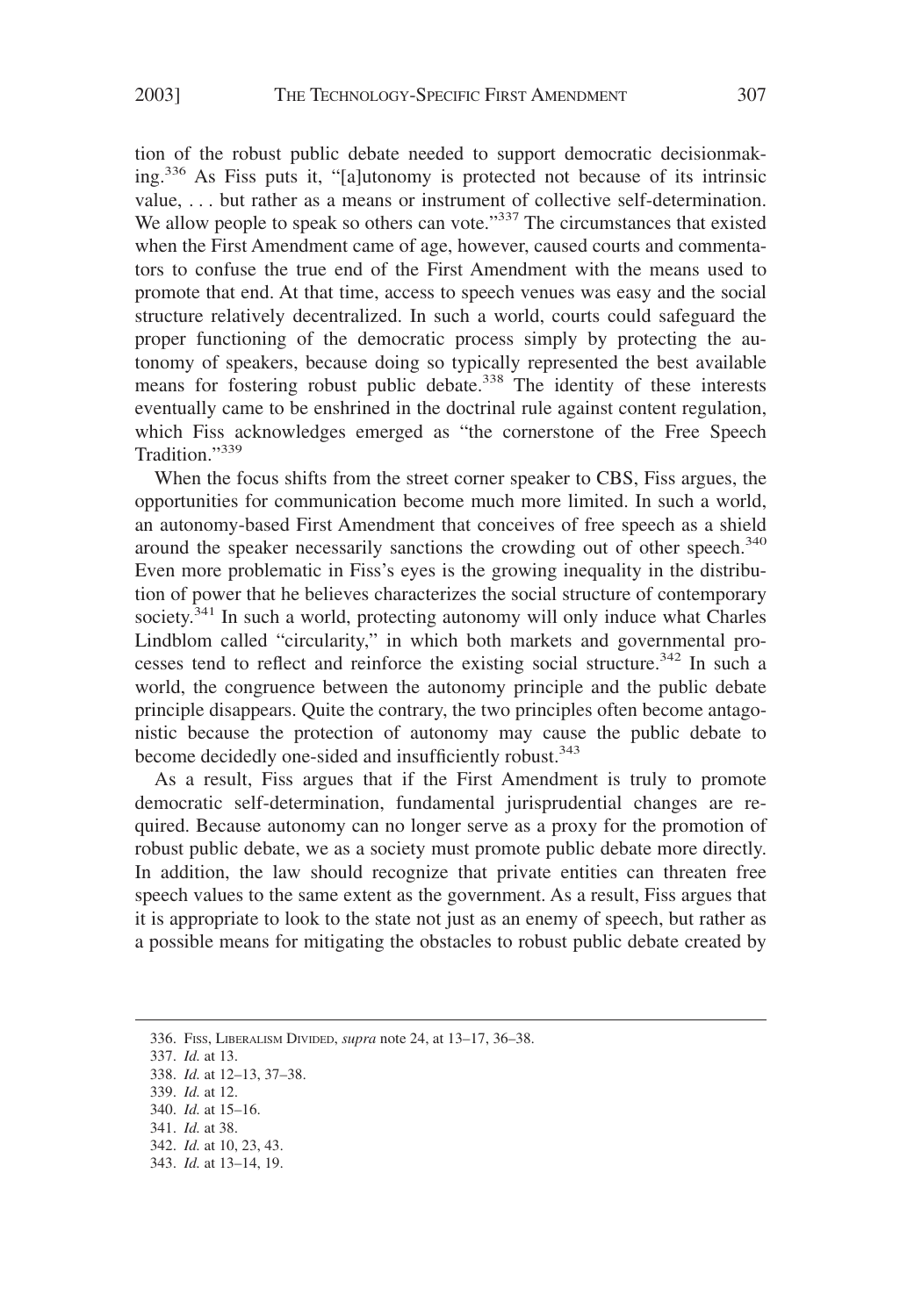tion of the robust public debate needed to support democratic decisionmaking.[336] As Fiss puts it, "[a]utonomy is protected not because of its intrinsic value, . . . but rather as a means or instrument of collective self-determination. We allow people to speak so others can vote."[337] The circumstances that existed when the First Amendment came of age, however, caused courts and commentators to confuse the true end of the First Amendment with the means used to promote that end. At that time, access to speech venues was easy and the social structure relatively decentralized. In such a world, courts could safeguard the proper functioning of the democratic process simply by protecting the autonomy of speakers, because doing so typically represented the best available means for fostering robust public debate.[338] The identity of these interests eventually came to be enshrined in the doctrinal rule against content regulation, which Fiss acknowledges emerged as "the cornerstone of the Free Speech Tradition."[339]

When the focus shifts from the street corner speaker to CBS, Fiss argues, the opportunities for communication become much more limited. In such a world, an autonomy-based First Amendment that conceives of free speech as a shield around the speaker necessarily sanctions the crowding out of other speech.[340] Even more problematic in Fiss's eyes is the growing inequality in the distribution of power that he believes characterizes the social structure of contemporary society.[341] In such a world, protecting autonomy will only induce what Charles Lindblom called "circularity," in which both markets and governmental processes tend to reflect and reinforce the existing social structure.[342] In such a world, the congruence between the autonomy principle and the public debate principle disappears. Quite the contrary, the two principles often become antagonistic because the protection of autonomy may cause the public debate to become decidedly one-sided and insufficiently robust.[343]

As a result, Fiss argues that if the First Amendment is truly to promote democratic self-determination, fundamental jurisprudential changes are required. Because autonomy can no longer serve as a proxy for the promotion of robust public debate, we as a society must promote public debate more directly. In addition, the law should recognize that private entities can threaten free speech values to the same extent as the government. As a result, Fiss argues that it is appropriate to look to the state not just as an enemy of speech, but rather as a possible means for mitigating the obstacles to robust public debate created by

336. FISS, LIBERALISM DIVIDED, *supra* note 24, at 13–17, 36–38.

337. *Id.* at 13.

338. *Id.* at 12–13, 37–38.

339. *Id.* at 12.

340. *Id.* at 15–16.

341. *Id.* at 38.

342. *Id.* at 10, 23, 43.

343. *Id.* at 13–14, 19.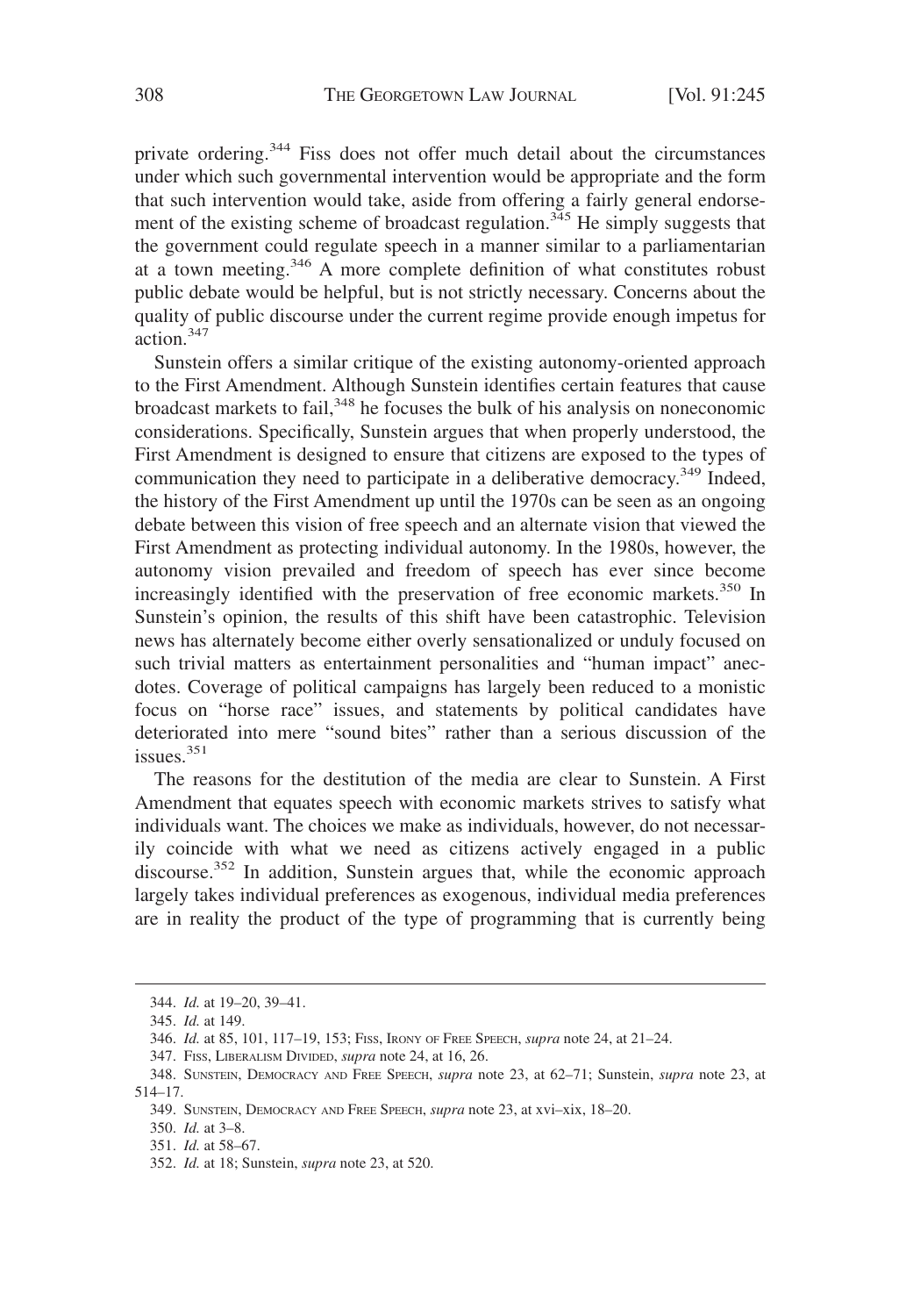private ordering.[344] Fiss does not offer much detail about the circumstances under which such governmental intervention would be appropriate and the form that such intervention would take, aside from offering a fairly general endorsement of the existing scheme of broadcast regulation.[345] He simply suggests that the government could regulate speech in a manner similar to a parliamentarian at a town meeting.[346] A more complete definition of what constitutes robust public debate would be helpful, but is not strictly necessary. Concerns about the quality of public discourse under the current regime provide enough impetus for action.[347]

Sunstein offers a similar critique of the existing autonomy-oriented approach to the First Amendment. Although Sunstein identifies certain features that cause broadcast markets to fail,[348] he focuses the bulk of his analysis on noneconomic considerations. Specifically, Sunstein argues that when properly understood, the First Amendment is designed to ensure that citizens are exposed to the types of communication they need to participate in a deliberative democracy.[349] Indeed, the history of the First Amendment up until the 1970s can be seen as an ongoing debate between this vision of free speech and an alternate vision that viewed the First Amendment as protecting individual autonomy. In the 1980s, however, the autonomy vision prevailed and freedom of speech has ever since become increasingly identified with the preservation of free economic markets.[350] In Sunstein's opinion, the results of this shift have been catastrophic. Television news has alternately become either overly sensationalized or unduly focused on such trivial matters as entertainment personalities and "human impact" anecdotes. Coverage of political campaigns has largely been reduced to a monistic focus on "horse race" issues, and statements by political candidates have deteriorated into mere "sound bites" rather than a serious discussion of the issues.[351]

The reasons for the destitution of the media are clear to Sunstein. A First Amendment that equates speech with economic markets strives to satisfy what individuals want. The choices we make as individuals, however, do not necessarily coincide with what we need as citizens actively engaged in a public discourse.[352] In addition, Sunstein argues that, while the economic approach largely takes individual preferences as exogenous, individual media preferences are in reality the product of the type of programming that is currently being

---

344. *Id.* at 19–20, 39–41.

345. *Id.* at 149.

346. *Id.* at 85, 101, 117–19, 153; Fiss, Irony of Free Speech, *supra* note 24, at 21–24.

347. Fiss, Liberalism Divided, *supra* note 24, at 16, 26.

348. Sunstein, Democracy and Free Speech, *supra* note 23, at 62–71; Sunstein, *supra* note 23, at 514–17.

349. Sunstein, Democracy and Free Speech, *supra* note 23, at xvi–xix, 18–20.

350. *Id.* at 3–8.

351. *Id.* at 58–67.

352. *Id.* at 18; Sunstein, *supra* note 23, at 520.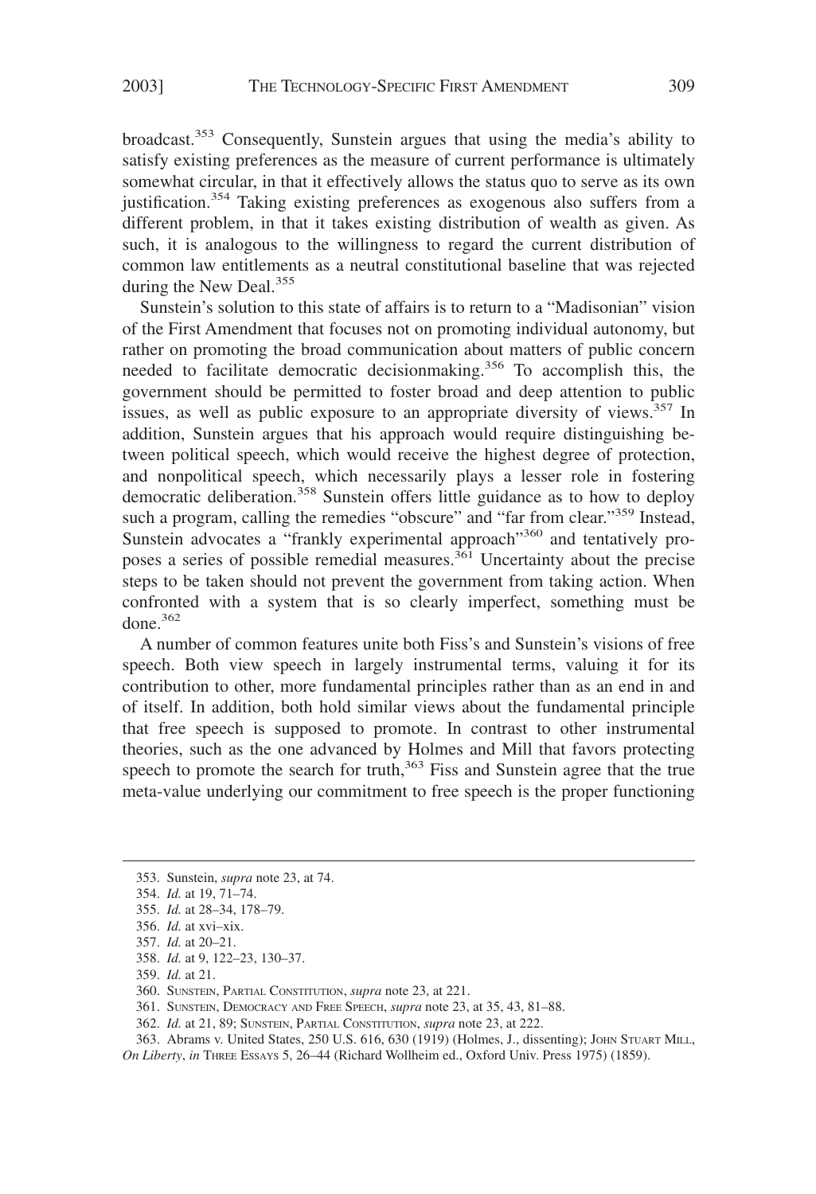broadcast.[353] Consequently, Sunstein argues that using the media's ability to satisfy existing preferences as the measure of current performance is ultimately somewhat circular, in that it effectively allows the status quo to serve as its own justification.[354] Taking existing preferences as exogenous also suffers from a different problem, in that it takes existing distribution of wealth as given. As such, it is analogous to the willingness to regard the current distribution of common law entitlements as a neutral constitutional baseline that was rejected during the New Deal.[355]

Sunstein's solution to this state of affairs is to return to a "Madisonian" vision of the First Amendment that focuses not on promoting individual autonomy, but rather on promoting the broad communication about matters of public concern needed to facilitate democratic decisionmaking.[356] To accomplish this, the government should be permitted to foster broad and deep attention to public issues, as well as public exposure to an appropriate diversity of views.[357] In addition, Sunstein argues that his approach would require distinguishing between political speech, which would receive the highest degree of protection, and nonpolitical speech, which necessarily plays a lesser role in fostering democratic deliberation.[358] Sunstein offers little guidance as to how to deploy such a program, calling the remedies "obscure" and "far from clear."[359] Instead, Sunstein advocates a "frankly experimental approach"[360] and tentatively proposes a series of possible remedial measures.[361] Uncertainty about the precise steps to be taken should not prevent the government from taking action. When confronted with a system that is so clearly imperfect, something must be done.[362]

A number of common features unite both Fiss's and Sunstein's visions of free speech. Both view speech in largely instrumental terms, valuing it for its contribution to other, more fundamental principles rather than as an end in and of itself. In addition, both hold similar views about the fundamental principle that free speech is supposed to promote. In contrast to other instrumental theories, such as the one advanced by Holmes and Mill that favors protecting speech to promote the search for truth,[363] Fiss and Sunstein agree that the true meta-value underlying our commitment to free speech is the proper functioning

---

353. Sunstein, *supra* note 23, at 74.

354. *Id.* at 19, 71–74.

355. *Id.* at 28–34, 178–79.

356. *Id.* at xvi–xix.

357. *Id.* at 20–21.

358. *Id.* at 9, 122–23, 130–37.

359. *Id.* at 21.

360. Sunstein, Partial Constitution, *supra* note 23, at 221.

361. Sunstein, Democracy and Free Speech, *supra* note 23, at 35, 43, 81–88.

362. *Id.* at 21, 89; Sunstein, Partial Constitution, *supra* note 23, at 222.

363. Abrams v. United States, 250 U.S. 616, 630 (1919) (Holmes, J., dissenting); John Stuart Mill, *On Liberty*, *in* Three Essays 5, 26–44 (Richard Wollheim ed., Oxford Univ. Press 1975) (1859).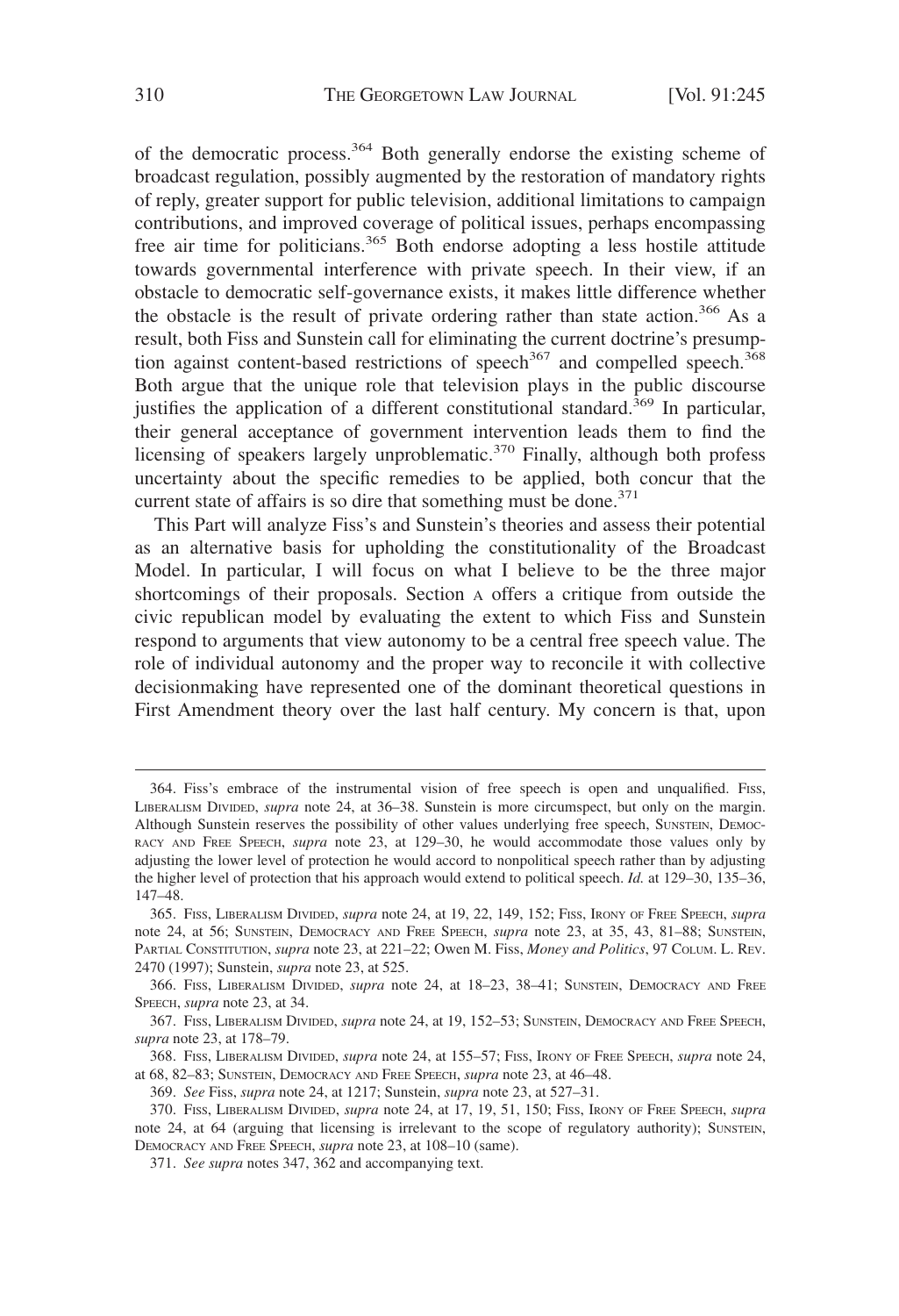of the democratic process.[364] Both generally endorse the existing scheme of broadcast regulation, possibly augmented by the restoration of mandatory rights of reply, greater support for public television, additional limitations to campaign contributions, and improved coverage of political issues, perhaps encompassing free air time for politicians.[365] Both endorse adopting a less hostile attitude towards governmental interference with private speech. In their view, if an obstacle to democratic self-governance exists, it makes little difference whether the obstacle is the result of private ordering rather than state action.[366] As a result, both Fiss and Sunstein call for eliminating the current doctrine's presumption against content-based restrictions of speech[367] and compelled speech.[368] Both argue that the unique role that television plays in the public discourse justifies the application of a different constitutional standard.[369] In particular, their general acceptance of government intervention leads them to find the licensing of speakers largely unproblematic.[370] Finally, although both profess uncertainty about the specific remedies to be applied, both concur that the current state of affairs is so dire that something must be done.[371]

This Part will analyze Fiss's and Sunstein's theories and assess their potential as an alternative basis for upholding the constitutionality of the Broadcast Model. In particular, I will focus on what I believe to be the three major shortcomings of their proposals. Section A offers a critique from outside the civic republican model by evaluating the extent to which Fiss and Sunstein respond to arguments that view autonomy to be a central free speech value. The role of individual autonomy and the proper way to reconcile it with collective decisionmaking have represented one of the dominant theoretical questions in First Amendment theory over the last half century. My concern is that, upon

---

364. Fiss's embrace of the instrumental vision of free speech is open and unqualified. Fiss, Liberalism Divided, *supra* note 24, at 36–38. Sunstein is more circumspect, but only on the margin. Although Sunstein reserves the possibility of other values underlying free speech, Sunstein, Democracy and Free Speech, *supra* note 23, at 129–30, he would accommodate those values only by adjusting the lower level of protection he would accord to nonpolitical speech rather than by adjusting the higher level of protection that his approach would extend to political speech. *Id.* at 129–30, 135–36, 147–48.

365. Fiss, Liberalism Divided, *supra* note 24, at 19, 22, 149, 152; Fiss, Irony of Free Speech, *supra* note 24, at 56; Sunstein, Democracy and Free Speech, *supra* note 23, at 35, 43, 81–88; Sunstein, Partial Constitution, *supra* note 23, at 221–22; Owen M. Fiss, *Money and Politics*, 97 Colum. L. Rev. 2470 (1997); Sunstein, *supra* note 23, at 525.

366. Fiss, Liberalism Divided, *supra* note 24, at 18–23, 38–41; Sunstein, Democracy and Free Speech, *supra* note 23, at 34.

367. Fiss, Liberalism Divided, *supra* note 24, at 19, 152–53; Sunstein, Democracy and Free Speech, *supra* note 23, at 178–79.

368. Fiss, Liberalism Divided, *supra* note 24, at 155–57; Fiss, Irony of Free Speech, *supra* note 24, at 68, 82–83; Sunstein, Democracy and Free Speech, *supra* note 23, at 46–48.

369. *See* Fiss, *supra* note 24, at 1217; Sunstein, *supra* note 23, at 527–31.

370. Fiss, Liberalism Divided, *supra* note 24, at 17, 19, 51, 150; Fiss, Irony of Free Speech, *supra* note 24, at 64 (arguing that licensing is irrelevant to the scope of regulatory authority); Sunstein, Democracy and Free Speech, *supra* note 23, at 108–10 (same).

371. *See supra* notes 347, 362 and accompanying text.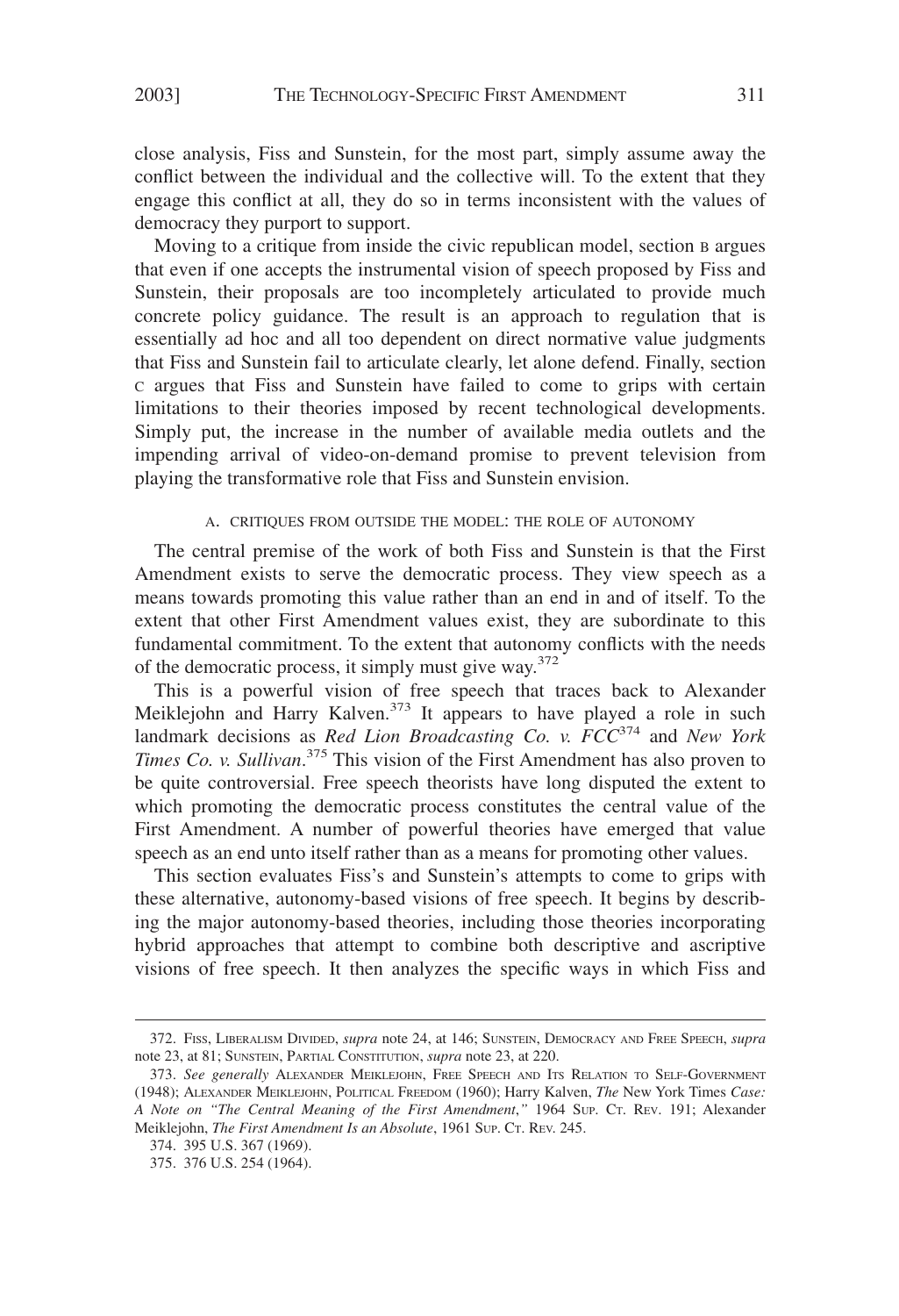close analysis, Fiss and Sunstein, for the most part, simply assume away the conflict between the individual and the collective will. To the extent that they engage this conflict at all, they do so in terms inconsistent with the values of democracy they purport to support.

Moving to a critique from inside the civic republican model, section B argues that even if one accepts the instrumental vision of speech proposed by Fiss and Sunstein, their proposals are too incompletely articulated to provide much concrete policy guidance. The result is an approach to regulation that is essentially ad hoc and all too dependent on direct normative value judgments that Fiss and Sunstein fail to articulate clearly, let alone defend. Finally, section C argues that Fiss and Sunstein have failed to come to grips with certain limitations to their theories imposed by recent technological developments. Simply put, the increase in the number of available media outlets and the impending arrival of video-on-demand promise to prevent television from playing the transformative role that Fiss and Sunstein envision.

### A. Critiques from Outside the Model: The Role of Autonomy

The central premise of the work of both Fiss and Sunstein is that the First Amendment exists to serve the democratic process. They view speech as a means towards promoting this value rather than an end in and of itself. To the extent that other First Amendment values exist, they are subordinate to this fundamental commitment. To the extent that autonomy conflicts with the needs of the democratic process, it simply must give way.[372]

This is a powerful vision of free speech that traces back to Alexander Meiklejohn and Harry Kalven.[373] It appears to have played a role in such landmark decisions as *Red Lion Broadcasting Co. v. FCC*[374] and *New York Times Co. v. Sullivan*.[375] This vision of the First Amendment has also proven to be quite controversial. Free speech theorists have long disputed the extent to which promoting the democratic process constitutes the central value of the First Amendment. A number of powerful theories have emerged that value speech as an end unto itself rather than as a means for promoting other values.

This section evaluates Fiss's and Sunstein's attempts to come to grips with these alternative, autonomy-based visions of free speech. It begins by describing the major autonomy-based theories, including those theories incorporating hybrid approaches that attempt to combine both descriptive and ascriptive visions of free speech. It then analyzes the specific ways in which Fiss and

---

372. Fiss, Liberalism Divided, *supra* note 24, at 146; Sunstein, Democracy and Free Speech, *supra* note 23, at 81; Sunstein, Partial Constitution, *supra* note 23, at 220.

373. *See generally* Alexander Meiklejohn, Free Speech and Its Relation to Self-Government (1948); Alexander Meiklejohn, Political Freedom (1960); Harry Kalven, *The* New York Times *Case: A Note on "The Central Meaning of the First Amendment*,*"* 1964 Sup. Ct. Rev. 191; Alexander Meiklejohn, *The First Amendment Is an Absolute*, 1961 Sup. Ct. Rev. 245.

374. 395 U.S. 367 (1969).

375. 376 U.S. 254 (1964).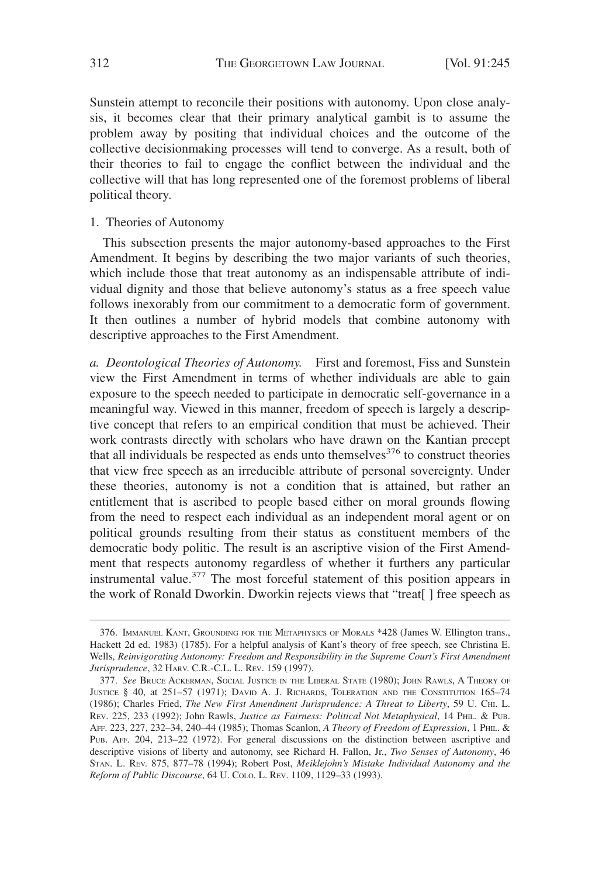Sunstein attempt to reconcile their positions with autonomy. Upon close analysis, it becomes clear that their primary analytical gambit is to assume the problem away by positing that individual choices and the outcome of the collective decisionmaking processes will tend to converge. As a result, both of their theories to fail to engage the conflict between the individual and the collective will that has long represented one of the foremost problems of liberal political theory.

1. Theories of Autonomy

This subsection presents the major autonomy-based approaches to the First Amendment. It begins by describing the two major variants of such theories, which include those that treat autonomy as an indispensable attribute of individual dignity and those that believe autonomy's status as a free speech value follows inexorably from our commitment to a democratic form of government. It then outlines a number of hybrid models that combine autonomy with descriptive approaches to the First Amendment.

*a. Deontological Theories of Autonomy.* First and foremost, Fiss and Sunstein view the First Amendment in terms of whether individuals are able to gain exposure to the speech needed to participate in democratic self-governance in a meaningful way. Viewed in this manner, freedom of speech is largely a descriptive concept that refers to an empirical condition that must be achieved. Their work contrasts directly with scholars who have drawn on the Kantian precept that all individuals be respected as ends unto themselves[376] to construct theories that view free speech as an irreducible attribute of personal sovereignty. Under these theories, autonomy is not a condition that is attained, but rather an entitlement that is ascribed to people based either on moral grounds flowing from the need to respect each individual as an independent moral agent or on political grounds resulting from their status as constituent members of the democratic body politic. The result is an ascriptive vision of the First Amendment that respects autonomy regardless of whether it furthers any particular instrumental value.[377] The most forceful statement of this position appears in the work of Ronald Dworkin. Dworkin rejects views that "treat[ ] free speech as

---

376. Immanuel Kant, Grounding for the Metaphysics of Morals *428 (James W. Ellington trans., Hackett 2d ed. 1983) (1785). For a helpful analysis of Kant's theory of free speech, see Christina E. Wells, *Reinvigorating Autonomy: Freedom and Responsibility in the Supreme Court's First Amendment Jurisprudence*, 32 Harv. C.R.-C.L. L. Rev. 159 (1997).

377. *See* Bruce Ackerman, Social Justice in the Liberal State (1980); John Rawls, A Theory of Justice § 40, at 251–57 (1971); David A. J. Richards, Toleration and the Constitution 165–74 (1986); Charles Fried, *The New First Amendment Jurisprudence: A Threat to Liberty*, 59 U. Chi. L. Rev. 225, 233 (1992); John Rawls, *Justice as Fairness: Political Not Metaphysical*, 14 Phil. & Pub. Aff. 223, 227, 232–34, 240–44 (1985); Thomas Scanlon, *A Theory of Freedom of Expression*, 1 Phil. & Pub. Aff. 204, 213–22 (1972). For general discussions on the distinction between ascriptive and descriptive visions of liberty and autonomy, see Richard H. Fallon, Jr., *Two Senses of Autonomy*, 46 Stan. L. Rev. 875, 877–78 (1994); Robert Post, *Meiklejohn's Mistake Individual Autonomy and the Reform of Public Discourse*, 64 U. Colo. L. Rev. 1109, 1129–33 (1993).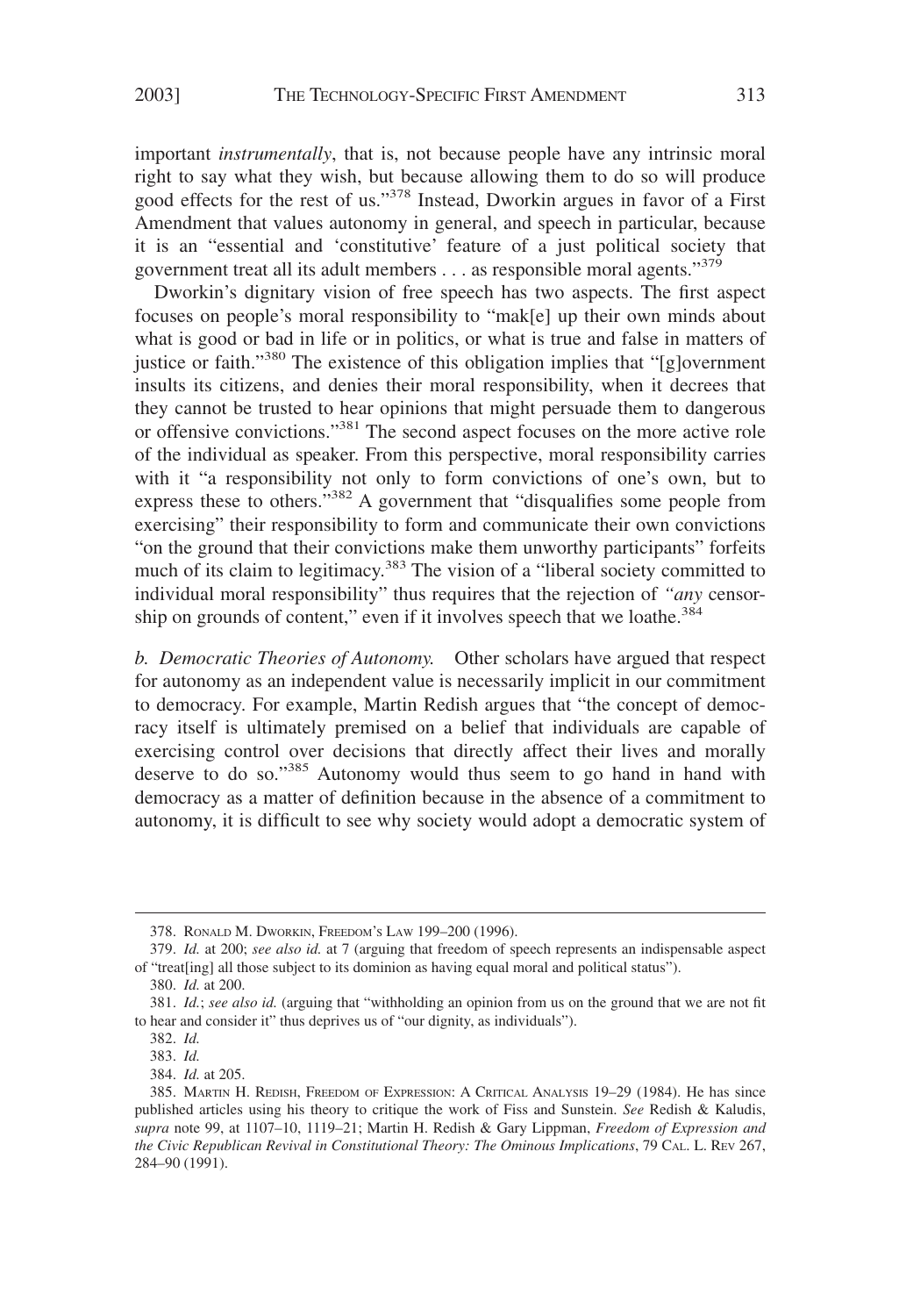important *instrumentally*, that is, not because people have any intrinsic moral right to say what they wish, but because allowing them to do so will produce good effects for the rest of us."[378] Instead, Dworkin argues in favor of a First Amendment that values autonomy in general, and speech in particular, because it is an "essential and 'constitutive' feature of a just political society that government treat all its adult members . . . as responsible moral agents."[379]

Dworkin's dignitary vision of free speech has two aspects. The first aspect focuses on people's moral responsibility to "mak[e] up their own minds about what is good or bad in life or in politics, or what is true and false in matters of justice or faith."[380] The existence of this obligation implies that "[g]overnment insults its citizens, and denies their moral responsibility, when it decrees that they cannot be trusted to hear opinions that might persuade them to dangerous or offensive convictions."[381] The second aspect focuses on the more active role of the individual as speaker. From this perspective, moral responsibility carries with it "a responsibility not only to form convictions of one's own, but to express these to others."[382] A government that "disqualifies some people from exercising" their responsibility to form and communicate their own convictions "on the ground that their convictions make them unworthy participants" forfeits much of its claim to legitimacy.[383] The vision of a "liberal society committed to individual moral responsibility" thus requires that the rejection of *"any* censorship on grounds of content," even if it involves speech that we loathe.[384]

*b. Democratic Theories of Autonomy.* Other scholars have argued that respect for autonomy as an independent value is necessarily implicit in our commitment to democracy. For example, Martin Redish argues that "the concept of democracy itself is ultimately premised on a belief that individuals are capable of exercising control over decisions that directly affect their lives and morally deserve to do so."[385] Autonomy would thus seem to go hand in hand with democracy as a matter of definition because in the absence of a commitment to autonomy, it is difficult to see why society would adopt a democratic system of

---

378. Ronald M. Dworkin, Freedom's Law 199–200 (1996).

379. *Id.* at 200; *see also id.* at 7 (arguing that freedom of speech represents an indispensable aspect of "treat[ing] all those subject to its dominion as having equal moral and political status").

380. *Id.* at 200.

381. *Id.*; *see also id.* (arguing that "withholding an opinion from us on the ground that we are not fit to hear and consider it" thus deprives us of "our dignity, as individuals").

382. *Id.*

383. *Id.*

384. *Id.* at 205.

385. Martin H. Redish, Freedom of Expression: A Critical Analysis 19–29 (1984). He has since published articles using his theory to critique the work of Fiss and Sunstein. *See* Redish & Kaludis, *supra* note 99, at 1107–10, 1119–21; Martin H. Redish & Gary Lippman, *Freedom of Expression and the Civic Republican Revival in Constitutional Theory: The Ominous Implications*, 79 Cal. L. Rev 267, 284–90 (1991).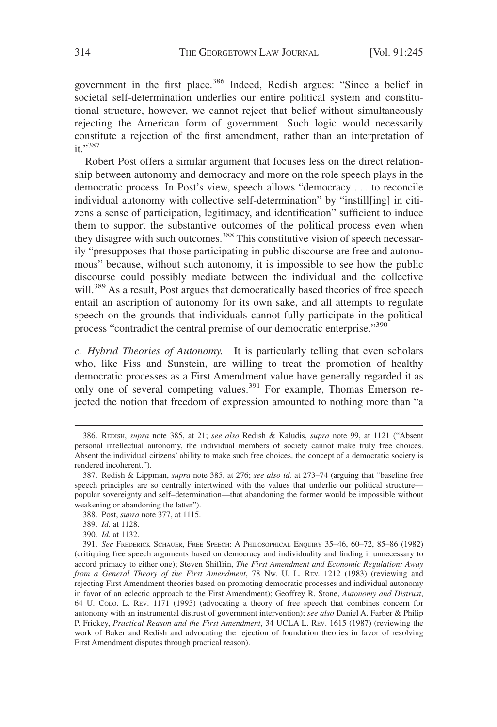government in the first place.[386] Indeed, Redish argues: "Since a belief in societal self-determination underlies our entire political system and constitutional structure, however, we cannot reject that belief without simultaneously rejecting the American form of government. Such logic would necessarily constitute a rejection of the first amendment, rather than an interpretation of it."[387]

Robert Post offers a similar argument that focuses less on the direct relationship between autonomy and democracy and more on the role speech plays in the democratic process. In Post's view, speech allows "democracy . . . to reconcile individual autonomy with collective self-determination" by "instill[ing] in citizens a sense of participation, legitimacy, and identification" sufficient to induce them to support the substantive outcomes of the political process even when they disagree with such outcomes.[388] This constitutive vision of speech necessarily "presupposes that those participating in public discourse are free and autonomous" because, without such autonomy, it is impossible to see how the public discourse could possibly mediate between the individual and the collective will.[389] As a result, Post argues that democratically based theories of free speech entail an ascription of autonomy for its own sake, and all attempts to regulate speech on the grounds that individuals cannot fully participate in the political process "contradict the central premise of our democratic enterprise."[390]

*c. Hybrid Theories of Autonomy.* It is particularly telling that even scholars who, like Fiss and Sunstein, are willing to treat the promotion of healthy democratic processes as a First Amendment value have generally regarded it as only one of several competing values.[391] For example, Thomas Emerson rejected the notion that freedom of expression amounted to nothing more than "a

---

386. REDISH, *supra* note 385, at 21; *see also* Redish & Kaludis, *supra* note 99, at 1121 ("Absent personal intellectual autonomy, the individual members of society cannot make truly free choices. Absent the individual citizens' ability to make such free choices, the concept of a democratic society is rendered incoherent.").

387. Redish & Lippman, *supra* note 385, at 276; *see also id.* at 273–74 (arguing that "baseline free speech principles are so centrally intertwined with the values that underlie our political structure—popular sovereignty and self–determination—that abandoning the former would be impossible without weakening or abandoning the latter").

388. Post, *supra* note 377, at 1115.

389. *Id.* at 1128.

390. *Id.* at 1132.

391. *See* FREDERICK SCHAUER, FREE SPEECH: A PHILOSOPHICAL ENQUIRY 35–46, 60–72, 85–86 (1982) (critiquing free speech arguments based on democracy and individuality and finding it unnecessary to accord primacy to either one); Steven Shiffrin, *The First Amendment and Economic Regulation: Away from a General Theory of the First Amendment*, 78 NW. U. L. REV. 1212 (1983) (reviewing and rejecting First Amendment theories based on promoting democratic processes and individual autonomy in favor of an eclectic approach to the First Amendment); Geoffrey R. Stone, *Autonomy and Distrust*, 64 U. COLO. L. REV. 1171 (1993) (advocating a theory of free speech that combines concern for autonomy with an instrumental distrust of government intervention); *see also* Daniel A. Farber & Philip P. Frickey, *Practical Reason and the First Amendment*, 34 UCLA L. REV. 1615 (1987) (reviewing the work of Baker and Redish and advocating the rejection of foundation theories in favor of resolving First Amendment disputes through practical reason).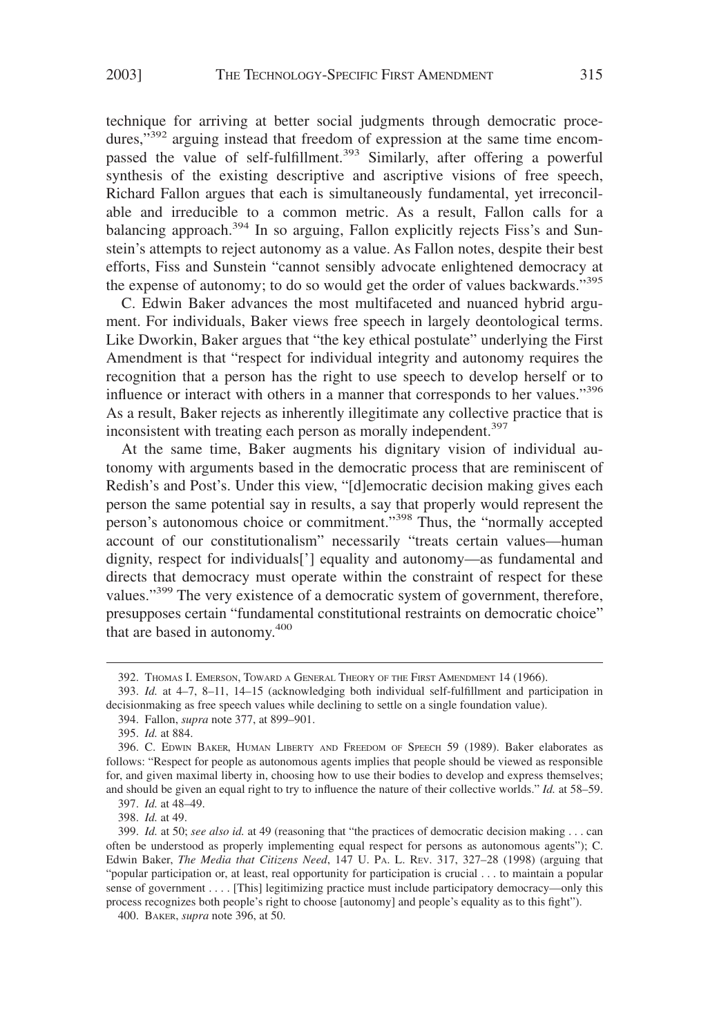technique for arriving at better social judgments through democratic procedures,"[392] arguing instead that freedom of expression at the same time encompassed the value of self-fulfillment.[393] Similarly, after offering a powerful synthesis of the existing descriptive and ascriptive visions of free speech, Richard Fallon argues that each is simultaneously fundamental, yet irreconcilable and irreducible to a common metric. As a result, Fallon calls for a balancing approach.[394] In so arguing, Fallon explicitly rejects Fiss's and Sunstein's attempts to reject autonomy as a value. As Fallon notes, despite their best efforts, Fiss and Sunstein "cannot sensibly advocate enlightened democracy at the expense of autonomy; to do so would get the order of values backwards."[395]

C. Edwin Baker advances the most multifaceted and nuanced hybrid argument. For individuals, Baker views free speech in largely deontological terms. Like Dworkin, Baker argues that "the key ethical postulate" underlying the First Amendment is that "respect for individual integrity and autonomy requires the recognition that a person has the right to use speech to develop herself or to influence or interact with others in a manner that corresponds to her values."[396] As a result, Baker rejects as inherently illegitimate any collective practice that is inconsistent with treating each person as morally independent.[397]

At the same time, Baker augments his dignitary vision of individual autonomy with arguments based in the democratic process that are reminiscent of Redish's and Post's. Under this view, "[d]emocratic decision making gives each person the same potential say in results, a say that properly would represent the person's autonomous choice or commitment."[398] Thus, the "normally accepted account of our constitutionalism" necessarily "treats certain values—human dignity, respect for individuals['] equality and autonomy—as fundamental and directs that democracy must operate within the constraint of respect for these values."[399] The very existence of a democratic system of government, therefore, presupposes certain "fundamental constitutional restraints on democratic choice" that are based in autonomy.[400]

---

392. Thomas I. Emerson, Toward a General Theory of the First Amendment 14 (1966).

393. *Id.* at 4–7, 8–11, 14–15 (acknowledging both individual self-fulfillment and participation in decisionmaking as free speech values while declining to settle on a single foundation value).

394. Fallon, *supra* note 377, at 899–901.

395. *Id.* at 884.

396. C. Edwin Baker, Human Liberty and Freedom of Speech 59 (1989). Baker elaborates as follows: "Respect for people as autonomous agents implies that people should be viewed as responsible for, and given maximal liberty in, choosing how to use their bodies to develop and express themselves; and should be given an equal right to try to influence the nature of their collective worlds." *Id.* at 58–59.

397. *Id.* at 48–49.

398. *Id.* at 49.

399. *Id.* at 50; *see also id.* at 49 (reasoning that "the practices of democratic decision making . . . can often be understood as properly implementing equal respect for persons as autonomous agents"); C. Edwin Baker, *The Media that Citizens Need*, 147 U. Pa. L. Rev. 317, 327–28 (1998) (arguing that "popular participation or, at least, real opportunity for participation is crucial . . . to maintain a popular sense of government . . . . [This] legitimizing practice must include participatory democracy—only this process recognizes both people's right to choose [autonomy] and people's equality as to this fight").

400. Baker, *supra* note 396, at 50.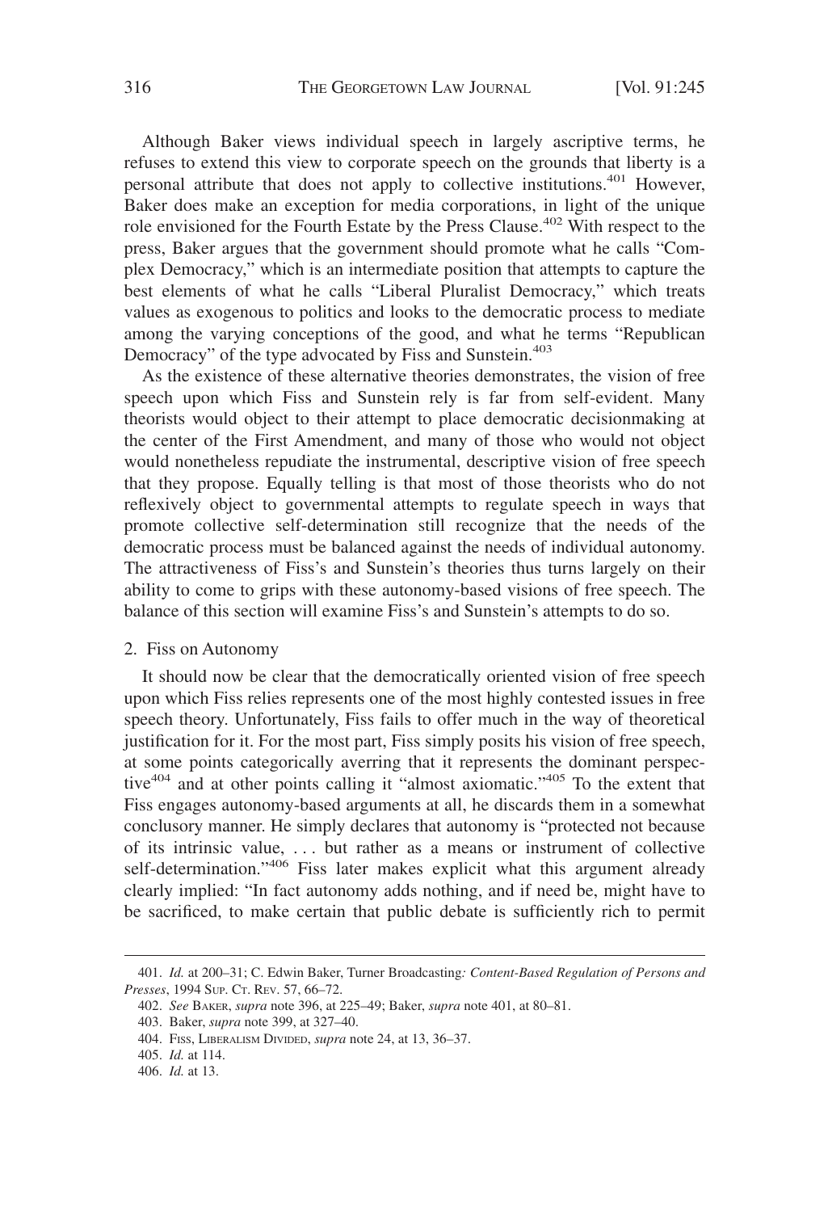Although Baker views individual speech in largely ascriptive terms, he refuses to extend this view to corporate speech on the grounds that liberty is a personal attribute that does not apply to collective institutions.[401] However, Baker does make an exception for media corporations, in light of the unique role envisioned for the Fourth Estate by the Press Clause.[402] With respect to the press, Baker argues that the government should promote what he calls "Complex Democracy," which is an intermediate position that attempts to capture the best elements of what he calls "Liberal Pluralist Democracy," which treats values as exogenous to politics and looks to the democratic process to mediate among the varying conceptions of the good, and what he terms "Republican Democracy" of the type advocated by Fiss and Sunstein.[403]

As the existence of these alternative theories demonstrates, the vision of free speech upon which Fiss and Sunstein rely is far from self-evident. Many theorists would object to their attempt to place democratic decisionmaking at the center of the First Amendment, and many of those who would not object would nonetheless repudiate the instrumental, descriptive vision of free speech that they propose. Equally telling is that most of those theorists who do not reflexively object to governmental attempts to regulate speech in ways that promote collective self-determination still recognize that the needs of the democratic process must be balanced against the needs of individual autonomy. The attractiveness of Fiss's and Sunstein's theories thus turns largely on their ability to come to grips with these autonomy-based visions of free speech. The balance of this section will examine Fiss's and Sunstein's attempts to do so.

### 2. Fiss on Autonomy

It should now be clear that the democratically oriented vision of free speech upon which Fiss relies represents one of the most highly contested issues in free speech theory. Unfortunately, Fiss fails to offer much in the way of theoretical justification for it. For the most part, Fiss simply posits his vision of free speech, at some points categorically averring that it represents the dominant perspective[404] and at other points calling it "almost axiomatic."[405] To the extent that Fiss engages autonomy-based arguments at all, he discards them in a somewhat conclusory manner. He simply declares that autonomy is "protected not because of its intrinsic value, . . . but rather as a means or instrument of collective self-determination."[406] Fiss later makes explicit what this argument already clearly implied: "In fact autonomy adds nothing, and if need be, might have to be sacrificed, to make certain that public debate is sufficiently rich to permit

---

401. *Id.* at 200–31; C. Edwin Baker, Turner Broadcasting*: Content-Based Regulation of Persons and Presses*, 1994 SUP. CT. REV. 57, 66–72.

402. *See* BAKER, *supra* note 396, at 225–49; Baker, *supra* note 401, at 80–81.

403. Baker, *supra* note 399, at 327–40.

404. FISS, LIBERALISM DIVIDED, *supra* note 24, at 13, 36–37.

405. *Id.* at 114.

406. *Id.* at 13.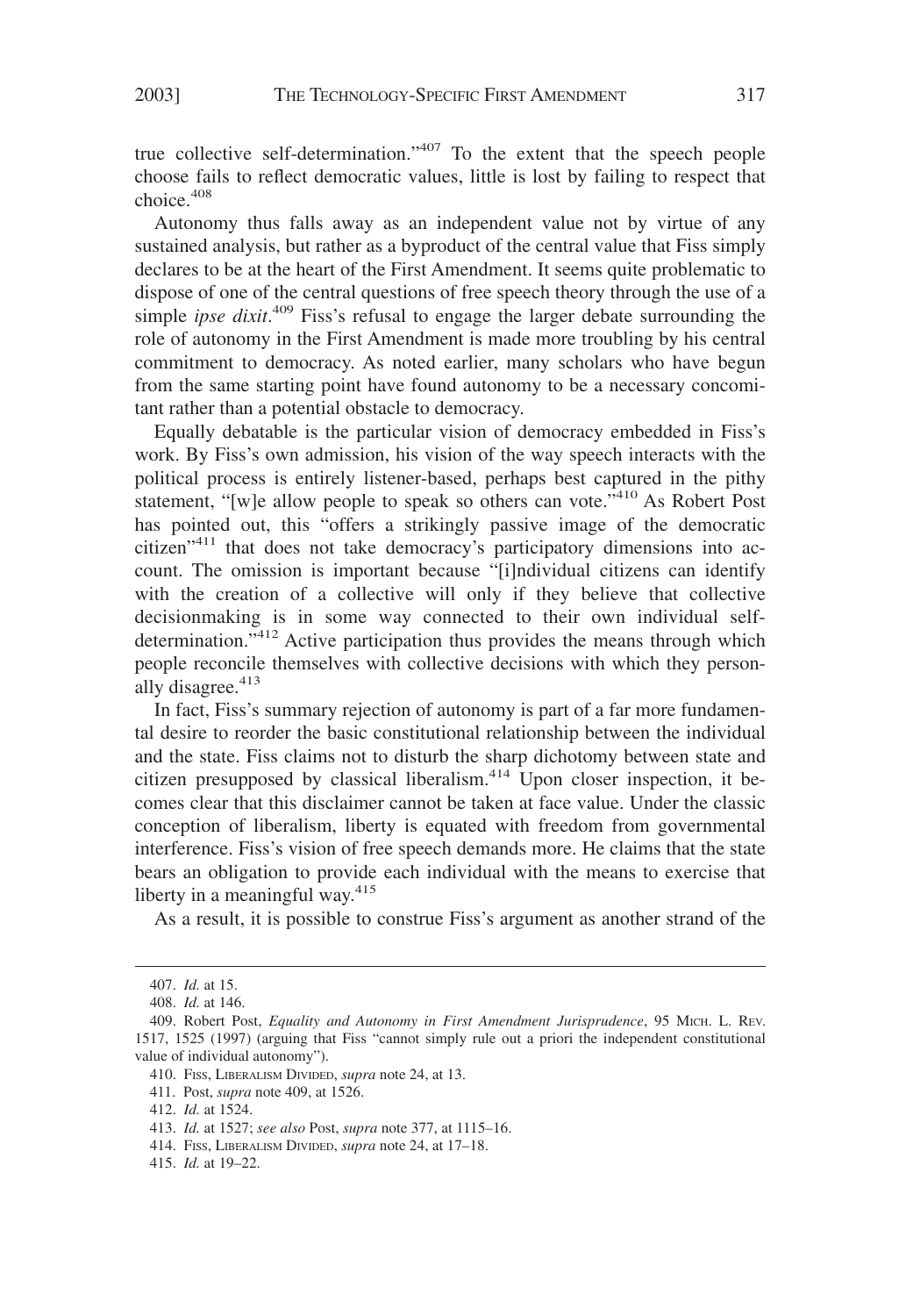true collective self-determination."[407] To the extent that the speech people choose fails to reflect democratic values, little is lost by failing to respect that choice.[408]

Autonomy thus falls away as an independent value not by virtue of any sustained analysis, but rather as a byproduct of the central value that Fiss simply declares to be at the heart of the First Amendment. It seems quite problematic to dispose of one of the central questions of free speech theory through the use of a simple *ipse dixit*.[409] Fiss's refusal to engage the larger debate surrounding the role of autonomy in the First Amendment is made more troubling by his central commitment to democracy. As noted earlier, many scholars who have begun from the same starting point have found autonomy to be a necessary concomitant rather than a potential obstacle to democracy.

Equally debatable is the particular vision of democracy embedded in Fiss's work. By Fiss's own admission, his vision of the way speech interacts with the political process is entirely listener-based, perhaps best captured in the pithy statement, "[w]e allow people to speak so others can vote."[410] As Robert Post has pointed out, this "offers a strikingly passive image of the democratic citizen"[411] that does not take democracy's participatory dimensions into account. The omission is important because "[i]ndividual citizens can identify with the creation of a collective will only if they believe that collective decisionmaking is in some way connected to their own individual self-determination."[412] Active participation thus provides the means through which people reconcile themselves with collective decisions with which they personally disagree.[413]

In fact, Fiss's summary rejection of autonomy is part of a far more fundamental desire to reorder the basic constitutional relationship between the individual and the state. Fiss claims not to disturb the sharp dichotomy between state and citizen presupposed by classical liberalism.[414] Upon closer inspection, it becomes clear that this disclaimer cannot be taken at face value. Under the classic conception of liberalism, liberty is equated with freedom from governmental interference. Fiss's vision of free speech demands more. He claims that the state bears an obligation to provide each individual with the means to exercise that liberty in a meaningful way.[415]

As a result, it is possible to construe Fiss's argument as another strand of the

---

407. *Id.* at 15.

408. *Id.* at 146.

409. Robert Post, *Equality and Autonomy in First Amendment Jurisprudence*, 95 MICH. L. REV. 1517, 1525 (1997) (arguing that Fiss "cannot simply rule out a priori the independent constitutional value of individual autonomy").

410. FISS, LIBERALISM DIVIDED, *supra* note 24, at 13.

411. Post, *supra* note 409, at 1526.

412. *Id.* at 1524.

413. *Id.* at 1527; *see also* Post, *supra* note 377, at 1115–16.

414. FISS, LIBERALISM DIVIDED, *supra* note 24, at 17–18.

415. *Id.* at 19–22.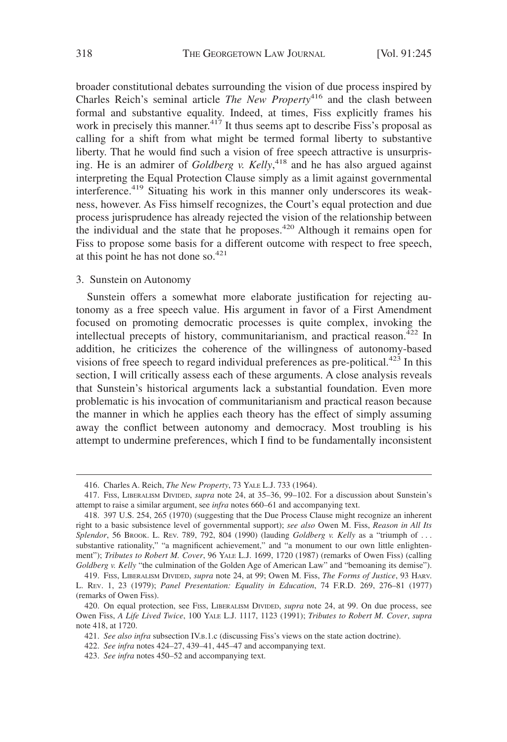broader constitutional debates surrounding the vision of due process inspired by Charles Reich's seminal article *The New Property*[416] and the clash between formal and substantive equality. Indeed, at times, Fiss explicitly frames his work in precisely this manner.[417] It thus seems apt to describe Fiss's proposal as calling for a shift from what might be termed formal liberty to substantive liberty. That he would find such a vision of free speech attractive is unsurprising. He is an admirer of *Goldberg v. Kelly*,[418] and he has also argued against interpreting the Equal Protection Clause simply as a limit against governmental interference.[419] Situating his work in this manner only underscores its weakness, however. As Fiss himself recognizes, the Court's equal protection and due process jurisprudence has already rejected the vision of the relationship between the individual and the state that he proposes.[420] Although it remains open for Fiss to propose some basis for a different outcome with respect to free speech, at this point he has not done so.[421]

### 3. Sunstein on Autonomy

Sunstein offers a somewhat more elaborate justification for rejecting autonomy as a free speech value. His argument in favor of a First Amendment focused on promoting democratic processes is quite complex, invoking the intellectual precepts of history, communitarianism, and practical reason.[422] In addition, he criticizes the coherence of the willingness of autonomy-based visions of free speech to regard individual preferences as pre-political.[423] In this section, I will critically assess each of these arguments. A close analysis reveals that Sunstein's historical arguments lack a substantial foundation. Even more problematic is his invocation of communitarianism and practical reason because the manner in which he applies each theory has the effect of simply assuming away the conflict between autonomy and democracy. Most troubling is his attempt to undermine preferences, which I find to be fundamentally inconsistent

---

416. Charles A. Reich, *The New Property*, 73 YALE L.J. 733 (1964).

417. FISS, LIBERALISM DIVIDED, *supra* note 24, at 35–36, 99–102. For a discussion about Sunstein's attempt to raise a similar argument, see *infra* notes 660–61 and accompanying text.

418. 397 U.S. 254, 265 (1970) (suggesting that the Due Process Clause might recognize an inherent right to a basic subsistence level of governmental support); *see also* Owen M. Fiss, *Reason in All Its Splendor*, 56 BROOK. L. REV. 789, 792, 804 (1990) (lauding *Goldberg v. Kelly* as a "triumph of . . . substantive rationality," "a magnificent achievement," and "a monument to our own little enlightenment"); *Tributes to Robert M. Cover*, 96 YALE L.J. 1699, 1720 (1987) (remarks of Owen Fiss) (calling *Goldberg v. Kelly* "the culmination of the Golden Age of American Law" and "bemoaning its demise").

419. FISS, LIBERALISM DIVIDED, *supra* note 24, at 99; Owen M. Fiss, *The Forms of Justice*, 93 HARV. L. REV. 1, 23 (1979); *Panel Presentation: Equality in Education*, 74 F.R.D. 269, 276–81 (1977) (remarks of Owen Fiss).

420. On equal protection, see FISS, LIBERALISM DIVIDED, *supra* note 24, at 99. On due process, see Owen Fiss, *A Life Lived Twice*, 100 YALE L.J. 1117, 1123 (1991); *Tributes to Robert M. Cover*, *supra* note 418, at 1720.

421. *See also infra* subsection IV.B.1.c (discussing Fiss's views on the state action doctrine).

422. *See infra* notes 424–27, 439–41, 445–47 and accompanying text.

423. *See infra* notes 450–52 and accompanying text.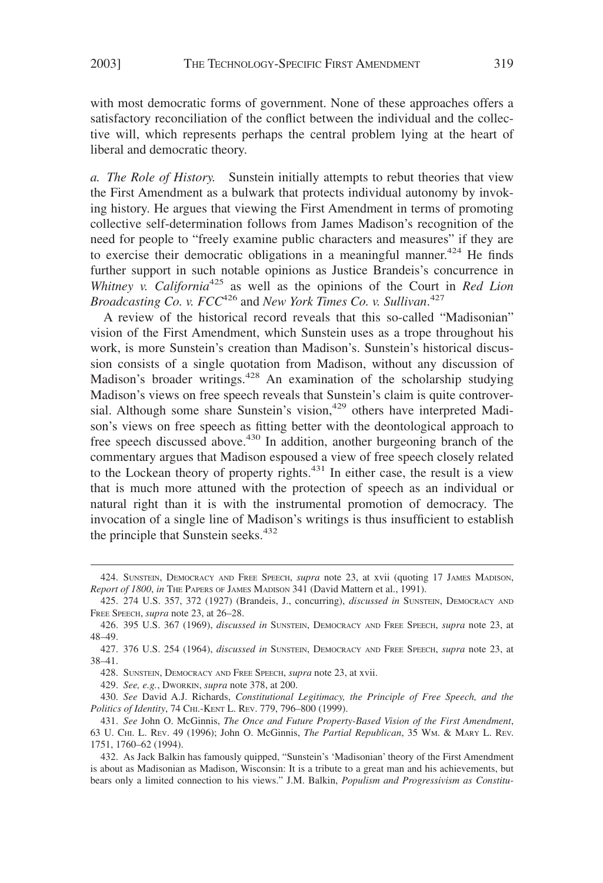with most democratic forms of government. None of these approaches offers a satisfactory reconciliation of the conflict between the individual and the collective will, which represents perhaps the central problem lying at the heart of liberal and democratic theory.

*a. The Role of History.* Sunstein initially attempts to rebut theories that view the First Amendment as a bulwark that protects individual autonomy by invoking history. He argues that viewing the First Amendment in terms of promoting collective self-determination follows from James Madison's recognition of the need for people to "freely examine public characters and measures" if they are to exercise their democratic obligations in a meaningful manner.[424] He finds further support in such notable opinions as Justice Brandeis's concurrence in *Whitney v. California*[425] as well as the opinions of the Court in *Red Lion Broadcasting Co. v. FCC*[426] and *New York Times Co. v. Sullivan*.[427]

A review of the historical record reveals that this so-called "Madisonian" vision of the First Amendment, which Sunstein uses as a trope throughout his work, is more Sunstein's creation than Madison's. Sunstein's historical discussion consists of a single quotation from Madison, without any discussion of Madison's broader writings.[428] An examination of the scholarship studying Madison's views on free speech reveals that Sunstein's claim is quite controversial. Although some share Sunstein's vision,[429] others have interpreted Madison's views on free speech as fitting better with the deontological approach to free speech discussed above.[430] In addition, another burgeoning branch of the commentary argues that Madison espoused a view of free speech closely related to the Lockean theory of property rights.[431] In either case, the result is a view that is much more attuned with the protection of speech as an individual or natural right than it is with the instrumental promotion of democracy. The invocation of a single line of Madison's writings is thus insufficient to establish the principle that Sunstein seeks.[432]

---

424. SUNSTEIN, DEMOCRACY AND FREE SPEECH, *supra* note 23, at xvii (quoting 17 JAMES MADISON, *Report of 1800*, *in* THE PAPERS OF JAMES MADISON 341 (David Mattern et al., 1991).

425. 274 U.S. 357, 372 (1927) (Brandeis, J., concurring), *discussed in* SUNSTEIN, DEMOCRACY AND FREE SPEECH, *supra* note 23, at 26–28.

426. 395 U.S. 367 (1969), *discussed in* SUNSTEIN, DEMOCRACY AND FREE SPEECH, *supra* note 23, at 48–49.

427. 376 U.S. 254 (1964), *discussed in* SUNSTEIN, DEMOCRACY AND FREE SPEECH, *supra* note 23, at 38–41.

428. SUNSTEIN, DEMOCRACY AND FREE SPEECH, *supra* note 23, at xvii.

429. *See, e.g.*, DWORKIN, *supra* note 378, at 200.

430. *See* David A.J. Richards, *Constitutional Legitimacy, the Principle of Free Speech, and the Politics of Identity*, 74 CHI.-KENT L. REV. 779, 796–800 (1999).

431. *See* John O. McGinnis, *The Once and Future Property-Based Vision of the First Amendment*, 63 U. CHI. L. REV. 49 (1996); John O. McGinnis, *The Partial Republican*, 35 WM. & MARY L. REV. 1751, 1760–62 (1994).

432. As Jack Balkin has famously quipped, "Sunstein's 'Madisonian' theory of the First Amendment is about as Madisonian as Madison, Wisconsin: It is a tribute to a great man and his achievements, but bears only a limited connection to his views." J.M. Balkin, *Populism and Progressivism as Constitu-*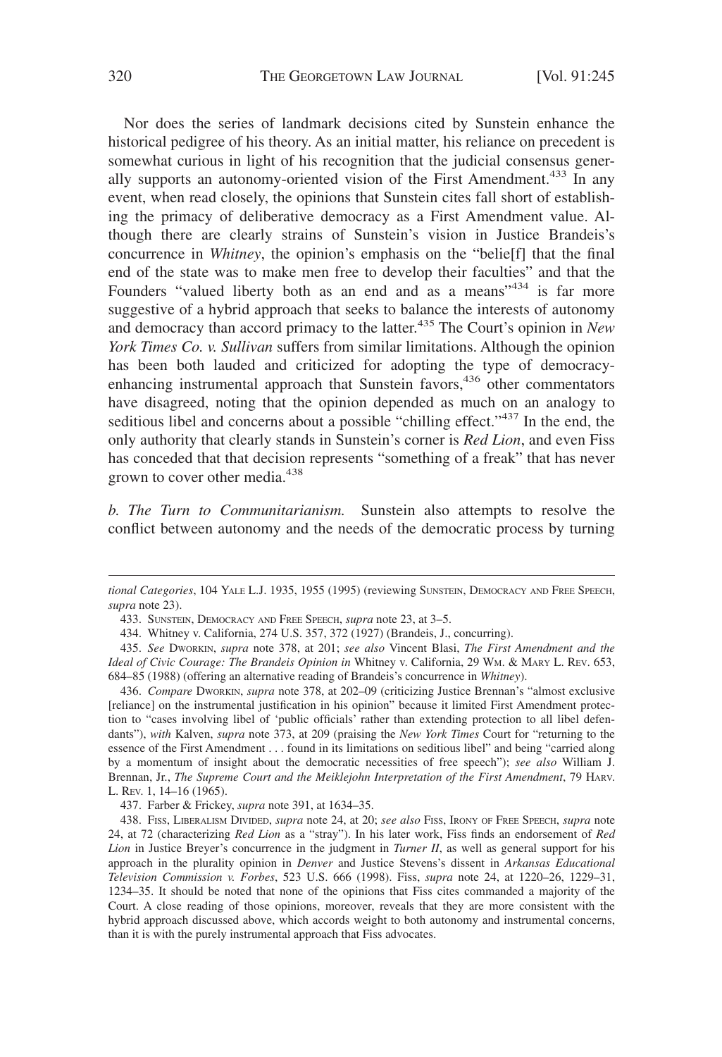Nor does the series of landmark decisions cited by Sunstein enhance the historical pedigree of his theory. As an initial matter, his reliance on precedent is somewhat curious in light of his recognition that the judicial consensus generally supports an autonomy-oriented vision of the First Amendment.[433] In any event, when read closely, the opinions that Sunstein cites fall short of establishing the primacy of deliberative democracy as a First Amendment value. Although there are clearly strains of Sunstein's vision in Justice Brandeis's concurrence in *Whitney*, the opinion's emphasis on the "belie[f] that the final end of the state was to make men free to develop their faculties" and that the Founders "valued liberty both as an end and as a means"[434] is far more suggestive of a hybrid approach that seeks to balance the interests of autonomy and democracy than accord primacy to the latter.[435] The Court's opinion in *New York Times Co. v. Sullivan* suffers from similar limitations. Although the opinion has been both lauded and criticized for adopting the type of democracy-enhancing instrumental approach that Sunstein favors,[436] other commentators have disagreed, noting that the opinion depended as much on an analogy to seditious libel and concerns about a possible "chilling effect."[437] In the end, the only authority that clearly stands in Sunstein's corner is *Red Lion*, and even Fiss has conceded that that decision represents "something of a freak" that has never grown to cover other media.[438]

*b. The Turn to Communitarianism.* Sunstein also attempts to resolve the conflict between autonomy and the needs of the democratic process by turning

---

*tional Categories*, 104 YALE L.J. 1935, 1955 (1995) (reviewing SUNSTEIN, DEMOCRACY AND FREE SPEECH, *supra* note 23).

433. SUNSTEIN, DEMOCRACY AND FREE SPEECH, *supra* note 23, at 3–5.

434. Whitney v. California, 274 U.S. 357, 372 (1927) (Brandeis, J., concurring).

435. *See* DWORKIN, *supra* note 378, at 201; *see also* Vincent Blasi, *The First Amendment and the Ideal of Civic Courage: The Brandeis Opinion in* Whitney v. California, 29 WM. & MARY L. REV. 653, 684–85 (1988) (offering an alternative reading of Brandeis's concurrence in *Whitney*).

436. *Compare* DWORKIN, *supra* note 378, at 202–09 (criticizing Justice Brennan's "almost exclusive [reliance] on the instrumental justification in his opinion" because it limited First Amendment protection to "cases involving libel of 'public officials' rather than extending protection to all libel defendants"), *with* Kalven, *supra* note 373, at 209 (praising the *New York Times* Court for "returning to the essence of the First Amendment . . . found in its limitations on seditious libel" and being "carried along by a momentum of insight about the democratic necessities of free speech"); *see also* William J. Brennan, Jr., *The Supreme Court and the Meiklejohn Interpretation of the First Amendment*, 79 HARV. L. REV. 1, 14–16 (1965).

437. Farber & Frickey, *supra* note 391, at 1634–35.

438. FISS, LIBERALISM DIVIDED, *supra* note 24, at 20; *see also* FISS, IRONY OF FREE SPEECH, *supra* note 24, at 72 (characterizing *Red Lion* as a "stray"). In his later work, Fiss finds an endorsement of *Red Lion* in Justice Breyer's concurrence in the judgment in *Turner II*, as well as general support for his approach in the plurality opinion in *Denver* and Justice Stevens's dissent in *Arkansas Educational Television Commission v. Forbes*, 523 U.S. 666 (1998). Fiss, *supra* note 24, at 1220–26, 1229–31, 1234–35. It should be noted that none of the opinions that Fiss cites commanded a majority of the Court. A close reading of those opinions, moreover, reveals that they are more consistent with the hybrid approach discussed above, which accords weight to both autonomy and instrumental concerns, than it is with the purely instrumental approach that Fiss advocates.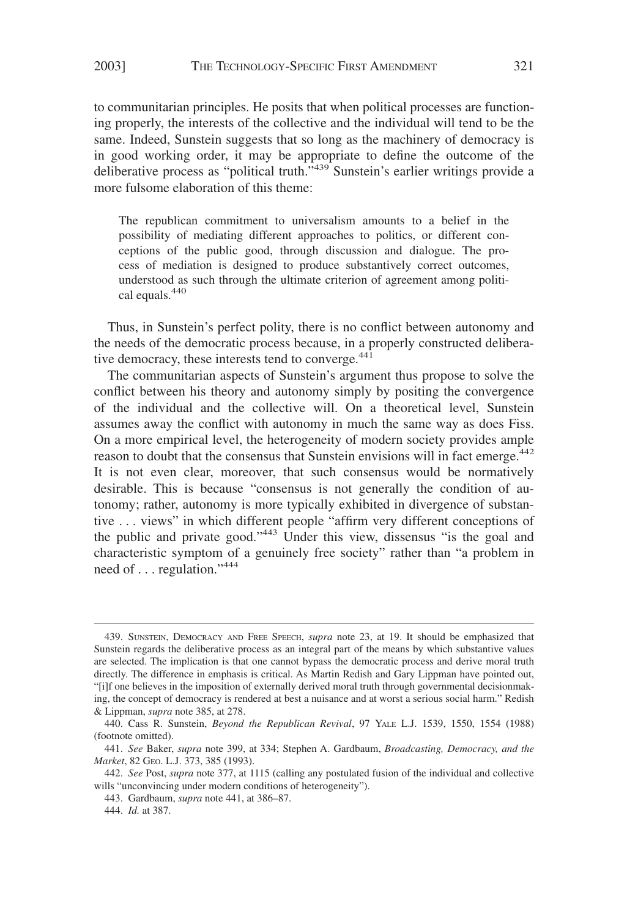to communitarian principles. He posits that when political processes are functioning properly, the interests of the collective and the individual will tend to be the same. Indeed, Sunstein suggests that so long as the machinery of democracy is in good working order, it may be appropriate to define the outcome of the deliberative process as "political truth."[439] Sunstein's earlier writings provide a more fulsome elaboration of this theme:

> The republican commitment to universalism amounts to a belief in the possibility of mediating different approaches to politics, or different conceptions of the public good, through discussion and dialogue. The process of mediation is designed to produce substantively correct outcomes, understood as such through the ultimate criterion of agreement among political equals.[440]

Thus, in Sunstein's perfect polity, there is no conflict between autonomy and the needs of the democratic process because, in a properly constructed deliberative democracy, these interests tend to converge.[441]

The communitarian aspects of Sunstein's argument thus propose to solve the conflict between his theory and autonomy simply by positing the convergence of the individual and the collective will. On a theoretical level, Sunstein assumes away the conflict with autonomy in much the same way as does Fiss. On a more empirical level, the heterogeneity of modern society provides ample reason to doubt that the consensus that Sunstein envisions will in fact emerge.[442] It is not even clear, moreover, that such consensus would be normatively desirable. This is because "consensus is not generally the condition of autonomy; rather, autonomy is more typically exhibited in divergence of substantive . . . views" in which different people "affirm very different conceptions of the public and private good."[443] Under this view, dissensus "is the goal and characteristic symptom of a genuinely free society" rather than "a problem in need of . . . regulation."[444]

---

439. SUNSTEIN, DEMOCRACY AND FREE SPEECH, *supra* note 23, at 19. It should be emphasized that Sunstein regards the deliberative process as an integral part of the means by which substantive values are selected. The implication is that one cannot bypass the democratic process and derive moral truth directly. The difference in emphasis is critical. As Martin Redish and Gary Lippman have pointed out, "[i]f one believes in the imposition of externally derived moral truth through governmental decisionmaking, the concept of democracy is rendered at best a nuisance and at worst a serious social harm." Redish & Lippman, *supra* note 385, at 278.

440. Cass R. Sunstein, *Beyond the Republican Revival*, 97 YALE L.J. 1539, 1550, 1554 (1988) (footnote omitted).

441. *See* Baker, *supra* note 399, at 334; Stephen A. Gardbaum, *Broadcasting, Democracy, and the Market*, 82 GEO. L.J. 373, 385 (1993).

442. *See* Post, *supra* note 377, at 1115 (calling any postulated fusion of the individual and collective wills "unconvincing under modern conditions of heterogeneity").

443. Gardbaum, *supra* note 441, at 386–87.

444. *Id.* at 387.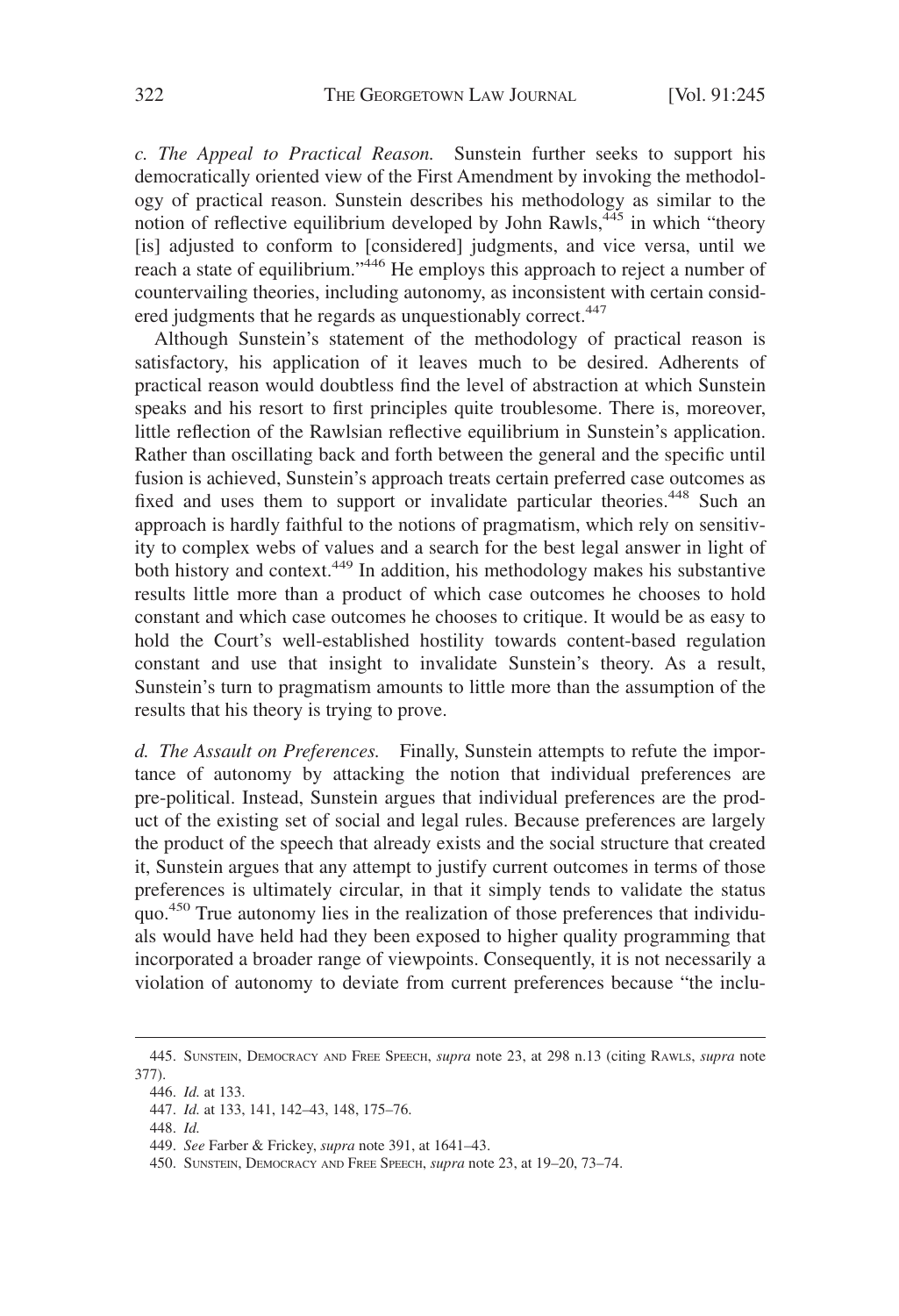*c. The Appeal to Practical Reason.* Sunstein further seeks to support his democratically oriented view of the First Amendment by invoking the methodology of practical reason. Sunstein describes his methodology as similar to the notion of reflective equilibrium developed by John Rawls,[445] in which "theory [is] adjusted to conform to [considered] judgments, and vice versa, until we reach a state of equilibrium."[446] He employs this approach to reject a number of countervailing theories, including autonomy, as inconsistent with certain considered judgments that he regards as unquestionably correct.[447]

Although Sunstein's statement of the methodology of practical reason is satisfactory, his application of it leaves much to be desired. Adherents of practical reason would doubtless find the level of abstraction at which Sunstein speaks and his resort to first principles quite troublesome. There is, moreover, little reflection of the Rawlsian reflective equilibrium in Sunstein's application. Rather than oscillating back and forth between the general and the specific until fusion is achieved, Sunstein's approach treats certain preferred case outcomes as fixed and uses them to support or invalidate particular theories.[448] Such an approach is hardly faithful to the notions of pragmatism, which rely on sensitivity to complex webs of values and a search for the best legal answer in light of both history and context.[449] In addition, his methodology makes his substantive results little more than a product of which case outcomes he chooses to hold constant and which case outcomes he chooses to critique. It would be as easy to hold the Court's well-established hostility towards content-based regulation constant and use that insight to invalidate Sunstein's theory. As a result, Sunstein's turn to pragmatism amounts to little more than the assumption of the results that his theory is trying to prove.

*d. The Assault on Preferences.* Finally, Sunstein attempts to refute the importance of autonomy by attacking the notion that individual preferences are pre-political. Instead, Sunstein argues that individual preferences are the product of the existing set of social and legal rules. Because preferences are largely the product of the speech that already exists and the social structure that created it, Sunstein argues that any attempt to justify current outcomes in terms of those preferences is ultimately circular, in that it simply tends to validate the status quo.[450] True autonomy lies in the realization of those preferences that individuals would have held had they been exposed to higher quality programming that incorporated a broader range of viewpoints. Consequently, it is not necessarily a violation of autonomy to deviate from current preferences because "the inclu-

---

445. SUNSTEIN, DEMOCRACY AND FREE SPEECH, *supra* note 23, at 298 n.13 (citing RAWLS, *supra* note 377).

446. *Id.* at 133.

447. *Id.* at 133, 141, 142–43, 148, 175–76.

448. *Id.*

449. *See* Farber & Frickey, *supra* note 391, at 1641–43.

450. SUNSTEIN, DEMOCRACY AND FREE SPEECH, *supra* note 23, at 19–20, 73–74.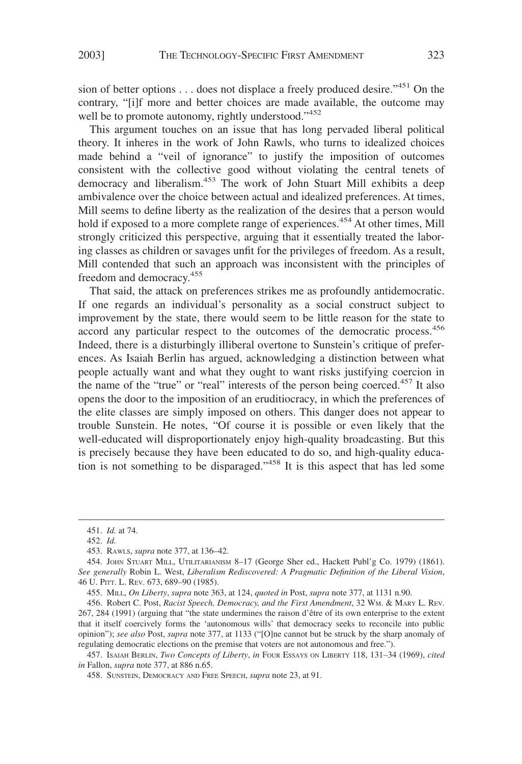sion of better options . . . does not displace a freely produced desire."[451] On the contrary, "[i]f more and better choices are made available, the outcome may well be to promote autonomy, rightly understood."[452]

This argument touches on an issue that has long pervaded liberal political theory. It inheres in the work of John Rawls, who turns to idealized choices made behind a "veil of ignorance" to justify the imposition of outcomes consistent with the collective good without violating the central tenets of democracy and liberalism.[453] The work of John Stuart Mill exhibits a deep ambivalence over the choice between actual and idealized preferences. At times, Mill seems to define liberty as the realization of the desires that a person would hold if exposed to a more complete range of experiences.[454] At other times, Mill strongly criticized this perspective, arguing that it essentially treated the laboring classes as children or savages unfit for the privileges of freedom. As a result, Mill contended that such an approach was inconsistent with the principles of freedom and democracy.[455]

That said, the attack on preferences strikes me as profoundly antidemocratic. If one regards an individual's personality as a social construct subject to improvement by the state, there would seem to be little reason for the state to accord any particular respect to the outcomes of the democratic process.[456] Indeed, there is a disturbingly illiberal overtone to Sunstein's critique of preferences. As Isaiah Berlin has argued, acknowledging a distinction between what people actually want and what they ought to want risks justifying coercion in the name of the "true" or "real" interests of the person being coerced.[457] It also opens the door to the imposition of an eruditiocracy, in which the preferences of the elite classes are simply imposed on others. This danger does not appear to trouble Sunstein. He notes, "Of course it is possible or even likely that the well-educated will disproportionately enjoy high-quality broadcasting. But this is precisely because they have been educated to do so, and high-quality education is not something to be disparaged."[458] It is this aspect that has led some

---

451. *Id.* at 74.

452. *Id.*

453. RAWLS, *supra* note 377, at 136–42.

454. JOHN STUART MILL, UTILITARIANISM 8–17 (George Sher ed., Hackett Publ'g Co. 1979) (1861). *See generally* Robin L. West, *Liberalism Rediscovered: A Pragmatic Definition of the Liberal Vision*, 46 U. PITT. L. REV. 673, 689–90 (1985).

455. MILL, *On Liberty*, *supra* note 363, at 124, *quoted in* Post, *supra* note 377, at 1131 n.90.

456. Robert C. Post, *Racist Speech, Democracy, and the First Amendment*, 32 WM. & MARY L. REV. 267, 284 (1991) (arguing that "the state undermines the raison d'être of its own enterprise to the extent that it itself coercively forms the 'autonomous wills' that democracy seeks to reconcile into public opinion"); *see also* Post, *supra* note 377, at 1133 ("[O]ne cannot but be struck by the sharp anomaly of regulating democratic elections on the premise that voters are not autonomous and free.").

457. ISAIAH BERLIN, *Two Concepts of Liberty*, *in* FOUR ESSAYS ON LIBERTY 118, 131–34 (1969), *cited in* Fallon, *supra* note 377, at 886 n.65.

458. SUNSTEIN, DEMOCRACY AND FREE SPEECH, *supra* note 23, at 91.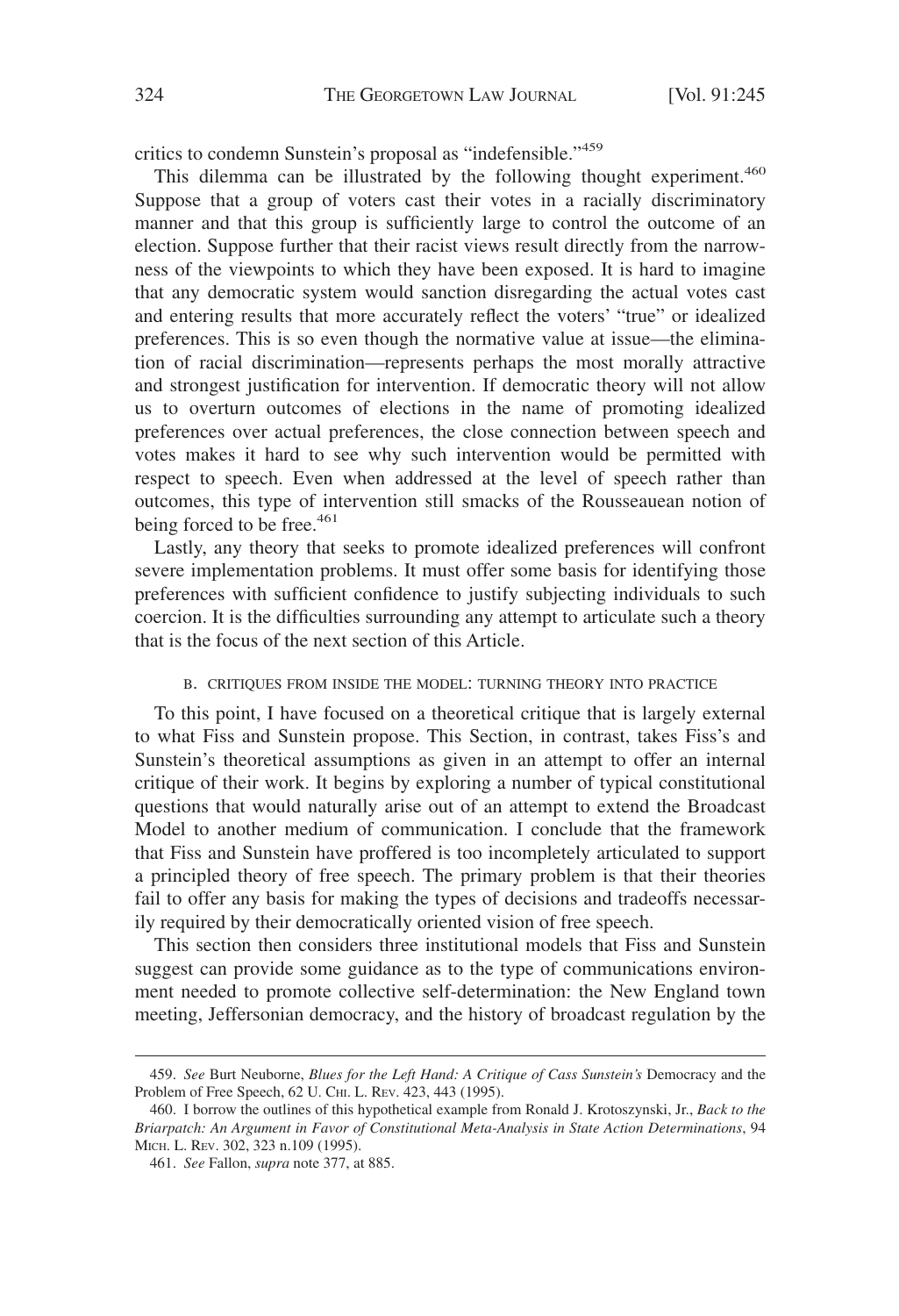critics to condemn Sunstein's proposal as "indefensible."[459]

This dilemma can be illustrated by the following thought experiment.[460] Suppose that a group of voters cast their votes in a racially discriminatory manner and that this group is sufficiently large to control the outcome of an election. Suppose further that their racist views result directly from the narrowness of the viewpoints to which they have been exposed. It is hard to imagine that any democratic system would sanction disregarding the actual votes cast and entering results that more accurately reflect the voters' "true" or idealized preferences. This is so even though the normative value at issue—the elimination of racial discrimination—represents perhaps the most morally attractive and strongest justification for intervention. If democratic theory will not allow us to overturn outcomes of elections in the name of promoting idealized preferences over actual preferences, the close connection between speech and votes makes it hard to see why such intervention would be permitted with respect to speech. Even when addressed at the level of speech rather than outcomes, this type of intervention still smacks of the Rousseauean notion of being forced to be free.[461]

Lastly, any theory that seeks to promote idealized preferences will confront severe implementation problems. It must offer some basis for identifying those preferences with sufficient confidence to justify subjecting individuals to such coercion. It is the difficulties surrounding any attempt to articulate such a theory that is the focus of the next section of this Article.

### B. CRITIQUES FROM INSIDE THE MODEL: TURNING THEORY INTO PRACTICE

To this point, I have focused on a theoretical critique that is largely external to what Fiss and Sunstein propose. This Section, in contrast, takes Fiss's and Sunstein's theoretical assumptions as given in an attempt to offer an internal critique of their work. It begins by exploring a number of typical constitutional questions that would naturally arise out of an attempt to extend the Broadcast Model to another medium of communication. I conclude that the framework that Fiss and Sunstein have proffered is too incompletely articulated to support a principled theory of free speech. The primary problem is that their theories fail to offer any basis for making the types of decisions and tradeoffs necessarily required by their democratically oriented vision of free speech.

This section then considers three institutional models that Fiss and Sunstein suggest can provide some guidance as to the type of communications environment needed to promote collective self-determination: the New England town meeting, Jeffersonian democracy, and the history of broadcast regulation by the

---

459. *See* Burt Neuborne, *Blues for the Left Hand: A Critique of Cass Sunstein's* Democracy and the Problem of Free Speech, 62 U. CHI. L. REV. 423, 443 (1995).

460. I borrow the outlines of this hypothetical example from Ronald J. Krotoszynski, Jr., *Back to the Briarpatch: An Argument in Favor of Constitutional Meta-Analysis in State Action Determinations*, 94 MICH. L. REV. 302, 323 n.109 (1995).

461. *See* Fallon, *supra* note 377, at 885.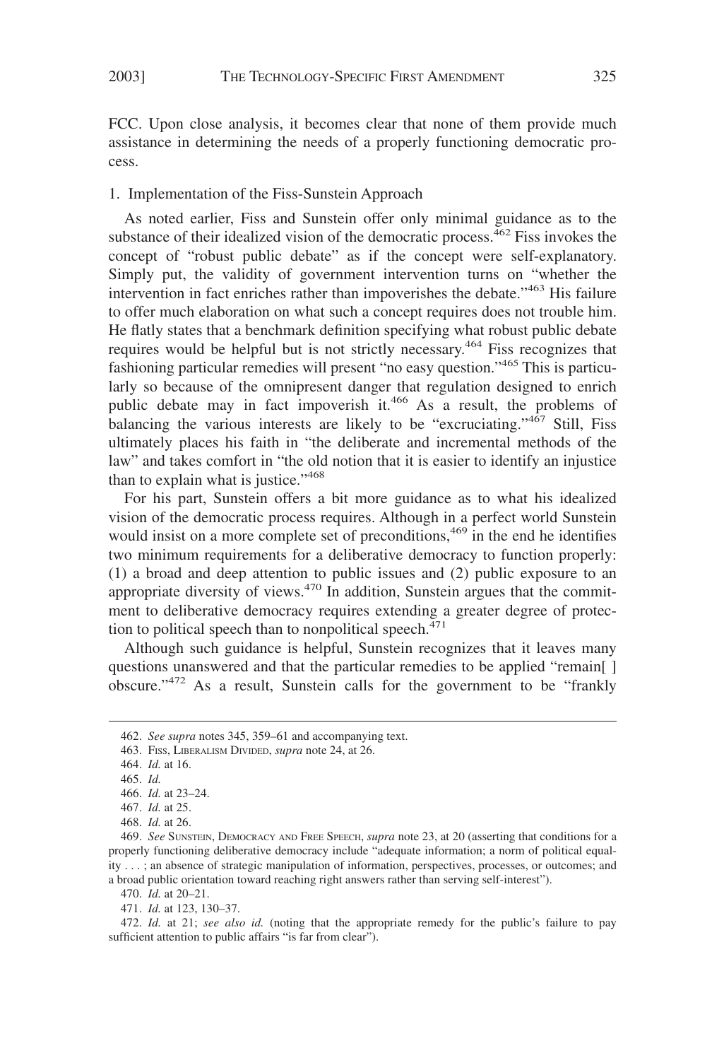FCC. Upon close analysis, it becomes clear that none of them provide much assistance in determining the needs of a properly functioning democratic process.

1. Implementation of the Fiss-Sunstein Approach

As noted earlier, Fiss and Sunstein offer only minimal guidance as to the substance of their idealized vision of the democratic process.[462] Fiss invokes the concept of "robust public debate" as if the concept were self-explanatory. Simply put, the validity of government intervention turns on "whether the intervention in fact enriches rather than impoverishes the debate."[463] His failure to offer much elaboration on what such a concept requires does not trouble him. He flatly states that a benchmark definition specifying what robust public debate requires would be helpful but is not strictly necessary.[464] Fiss recognizes that fashioning particular remedies will present "no easy question."[465] This is particularly so because of the omnipresent danger that regulation designed to enrich public debate may in fact impoverish it.[466] As a result, the problems of balancing the various interests are likely to be "excruciating."[467] Still, Fiss ultimately places his faith in "the deliberate and incremental methods of the law" and takes comfort in "the old notion that it is easier to identify an injustice than to explain what is justice."[468]

For his part, Sunstein offers a bit more guidance as to what his idealized vision of the democratic process requires. Although in a perfect world Sunstein would insist on a more complete set of preconditions,[469] in the end he identifies two minimum requirements for a deliberative democracy to function properly: (1) a broad and deep attention to public issues and (2) public exposure to an appropriate diversity of views.[470] In addition, Sunstein argues that the commitment to deliberative democracy requires extending a greater degree of protection to political speech than to nonpolitical speech.[471]

Although such guidance is helpful, Sunstein recognizes that it leaves many questions unanswered and that the particular remedies to be applied "remain[ ] obscure."[472] As a result, Sunstein calls for the government to be "frankly

---

462. *See supra* notes 345, 359–61 and accompanying text.

463. Fiss, Liberalism Divided, *supra* note 24, at 26.

464. *Id.* at 16.

465. *Id.*

466. *Id.* at 23–24.

467. *Id.* at 25.

468. *Id.* at 26.

469. *See* Sunstein, Democracy and Free Speech, *supra* note 23, at 20 (asserting that conditions for a properly functioning deliberative democracy include "adequate information; a norm of political equality . . . ; an absence of strategic manipulation of information, perspectives, processes, or outcomes; and a broad public orientation toward reaching right answers rather than serving self-interest").

470. *Id.* at 20–21.

471. *Id.* at 123, 130–37.

472. *Id.* at 21; *see also id.* (noting that the appropriate remedy for the public's failure to pay sufficient attention to public affairs "is far from clear").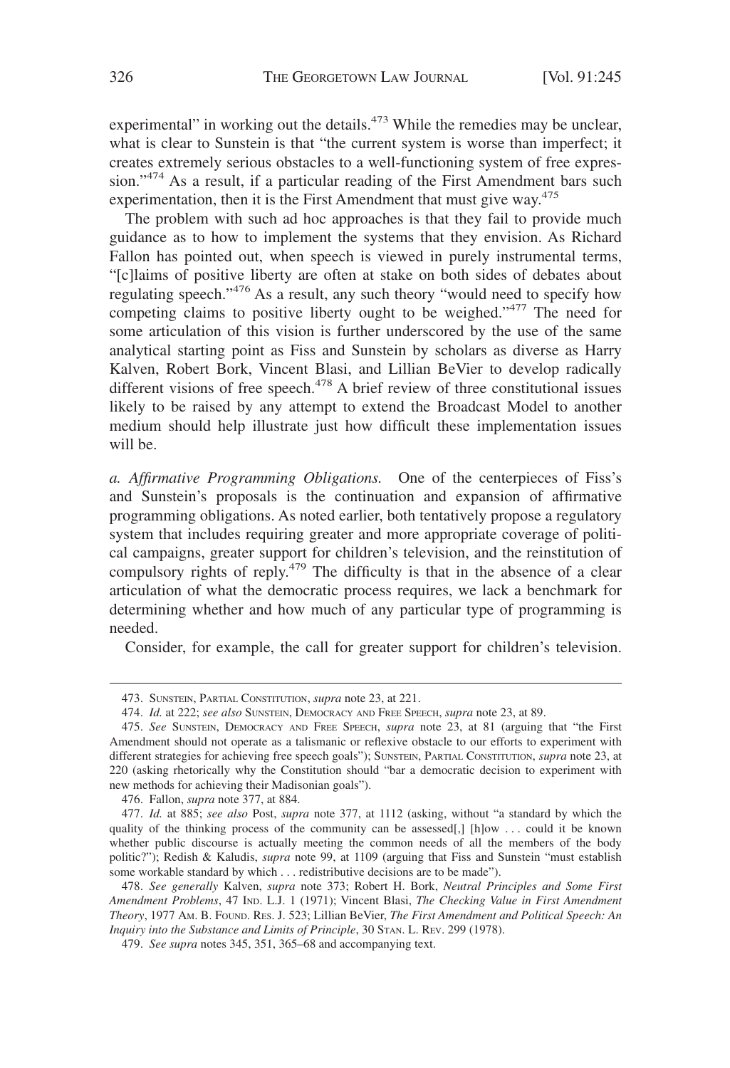experimental" in working out the details.[473] While the remedies may be unclear, what is clear to Sunstein is that "the current system is worse than imperfect; it creates extremely serious obstacles to a well-functioning system of free expression."[474] As a result, if a particular reading of the First Amendment bars such experimentation, then it is the First Amendment that must give way.[475]

The problem with such ad hoc approaches is that they fail to provide much guidance as to how to implement the systems that they envision. As Richard Fallon has pointed out, when speech is viewed in purely instrumental terms, "[c]laims of positive liberty are often at stake on both sides of debates about regulating speech."[476] As a result, any such theory "would need to specify how competing claims to positive liberty ought to be weighed."[477] The need for some articulation of this vision is further underscored by the use of the same analytical starting point as Fiss and Sunstein by scholars as diverse as Harry Kalven, Robert Bork, Vincent Blasi, and Lillian BeVier to develop radically different visions of free speech.[478] A brief review of three constitutional issues likely to be raised by any attempt to extend the Broadcast Model to another medium should help illustrate just how difficult these implementation issues will be.

*a. Affirmative Programming Obligations.* One of the centerpieces of Fiss's and Sunstein's proposals is the continuation and expansion of affirmative programming obligations. As noted earlier, both tentatively propose a regulatory system that includes requiring greater and more appropriate coverage of political campaigns, greater support for children's television, and the reinstitution of compulsory rights of reply.[479] The difficulty is that in the absence of a clear articulation of what the democratic process requires, we lack a benchmark for determining whether and how much of any particular type of programming is needed.

Consider, for example, the call for greater support for children's television.

---

473. SUNSTEIN, PARTIAL CONSTITUTION, *supra* note 23, at 221.

474. *Id.* at 222; *see also* SUNSTEIN, DEMOCRACY AND FREE SPEECH, *supra* note 23, at 89.

475. *See* SUNSTEIN, DEMOCRACY AND FREE SPEECH, *supra* note 23, at 81 (arguing that "the First Amendment should not operate as a talismanic or reflexive obstacle to our efforts to experiment with different strategies for achieving free speech goals"); SUNSTEIN, PARTIAL CONSTITUTION, *supra* note 23, at 220 (asking rhetorically why the Constitution should "bar a democratic decision to experiment with new methods for achieving their Madisonian goals").

476. Fallon, *supra* note 377, at 884.

477. *Id.* at 885; *see also* Post, *supra* note 377, at 1112 (asking, without "a standard by which the quality of the thinking process of the community can be assessed[,] [h]ow . . . could it be known whether public discourse is actually meeting the common needs of all the members of the body politic?"); Redish & Kaludis, *supra* note 99, at 1109 (arguing that Fiss and Sunstein "must establish some workable standard by which . . . redistributive decisions are to be made").

478. *See generally* Kalven, *supra* note 373; Robert H. Bork, *Neutral Principles and Some First Amendment Problems*, 47 IND. L.J. 1 (1971); Vincent Blasi, *The Checking Value in First Amendment Theory*, 1977 AM. B. FOUND. RES. J. 523; Lillian BeVier, *The First Amendment and Political Speech: An Inquiry into the Substance and Limits of Principle*, 30 STAN. L. REV. 299 (1978).

479. *See supra* notes 345, 351, 365–68 and accompanying text.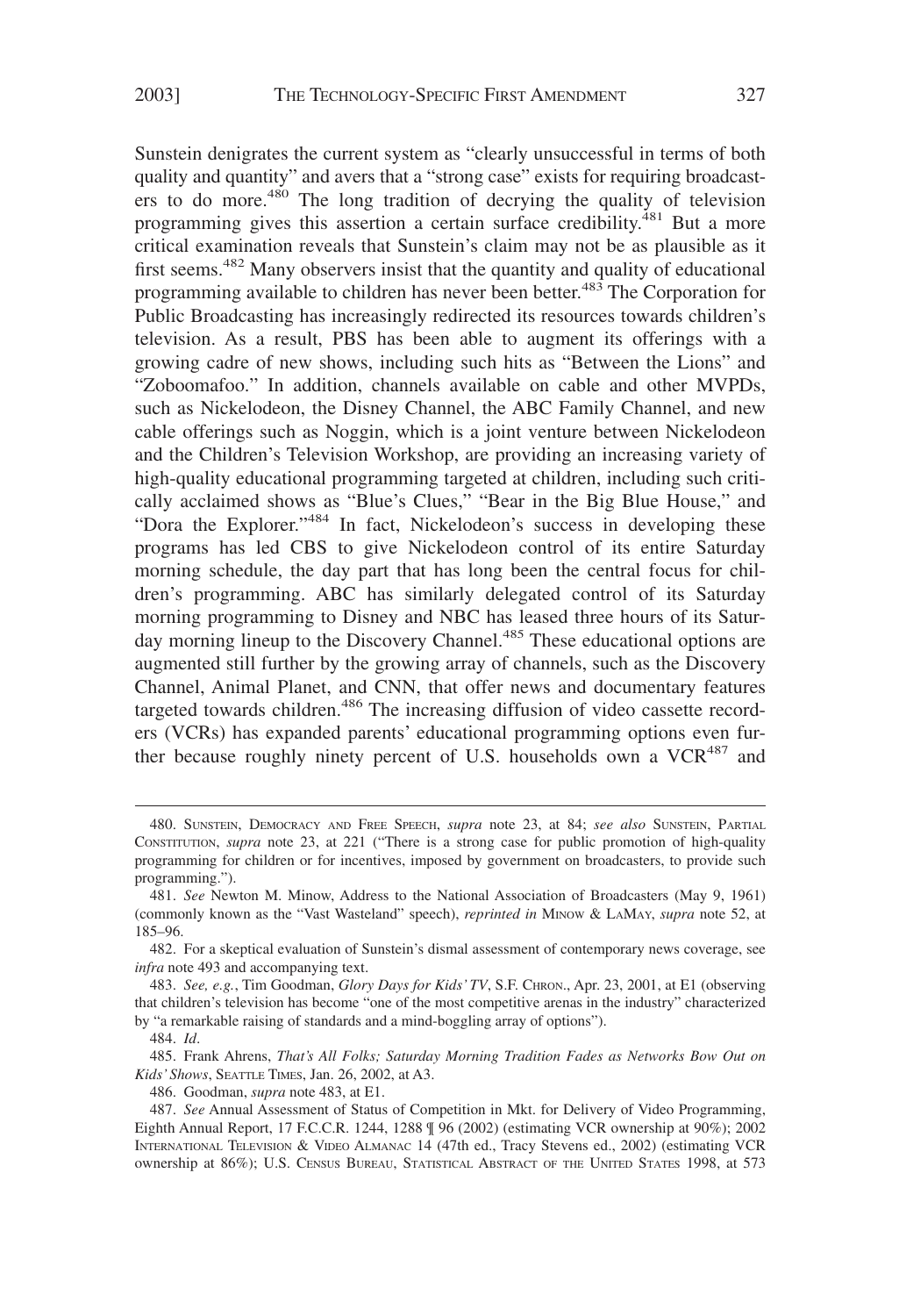Sunstein denigrates the current system as "clearly unsuccessful in terms of both quality and quantity" and avers that a "strong case" exists for requiring broadcasters to do more.[480] The long tradition of decrying the quality of television programming gives this assertion a certain surface credibility.[481] But a more critical examination reveals that Sunstein's claim may not be as plausible as it first seems.[482] Many observers insist that the quantity and quality of educational programming available to children has never been better.[483] The Corporation for Public Broadcasting has increasingly redirected its resources towards children's television. As a result, PBS has been able to augment its offerings with a growing cadre of new shows, including such hits as "Between the Lions" and "Zoboomafoo." In addition, channels available on cable and other MVPDs, such as Nickelodeon, the Disney Channel, the ABC Family Channel, and new cable offerings such as Noggin, which is a joint venture between Nickelodeon and the Children's Television Workshop, are providing an increasing variety of high-quality educational programming targeted at children, including such critically acclaimed shows as "Blue's Clues," "Bear in the Big Blue House," and "Dora the Explorer."[484] In fact, Nickelodeon's success in developing these programs has led CBS to give Nickelodeon control of its entire Saturday morning schedule, the day part that has long been the central focus for children's programming. ABC has similarly delegated control of its Saturday morning programming to Disney and NBC has leased three hours of its Saturday morning lineup to the Discovery Channel.[485] These educational options are augmented still further by the growing array of channels, such as the Discovery Channel, Animal Planet, and CNN, that offer news and documentary features targeted towards children.[486] The increasing diffusion of video cassette recorders (VCRs) has expanded parents' educational programming options even further because roughly ninety percent of U.S. households own a VCR[487] and

---

480. SUNSTEIN, DEMOCRACY AND FREE SPEECH, *supra* note 23, at 84; *see also* SUNSTEIN, PARTIAL CONSTITUTION, *supra* note 23, at 221 ("There is a strong case for public promotion of high-quality programming for children or for incentives, imposed by government on broadcasters, to provide such programming.").

481. *See* Newton M. Minow, Address to the National Association of Broadcasters (May 9, 1961) (commonly known as the "Vast Wasteland" speech), *reprinted in* MINOW & LAMAY, *supra* note 52, at 185–96.

482. For a skeptical evaluation of Sunstein's dismal assessment of contemporary news coverage, see *infra* note 493 and accompanying text.

483. *See, e.g.*, Tim Goodman, *Glory Days for Kids' TV*, S.F. CHRON., Apr. 23, 2001, at E1 (observing that children's television has become "one of the most competitive arenas in the industry" characterized by "a remarkable raising of standards and a mind-boggling array of options").

484. *Id*.

485. Frank Ahrens, *That's All Folks; Saturday Morning Tradition Fades as Networks Bow Out on Kids' Shows*, SEATTLE TIMES, Jan. 26, 2002, at A3.

486. Goodman, *supra* note 483, at E1.

487. *See* Annual Assessment of Status of Competition in Mkt. for Delivery of Video Programming, Eighth Annual Report, 17 F.C.C.R. 1244, 1288 ¶ 96 (2002) (estimating VCR ownership at 90%); 2002 INTERNATIONAL TELEVISION & VIDEO ALMANAC 14 (47th ed., Tracy Stevens ed., 2002) (estimating VCR ownership at 86%); U.S. CENSUS BUREAU, STATISTICAL ABSTRACT OF THE UNITED STATES 1998, at 573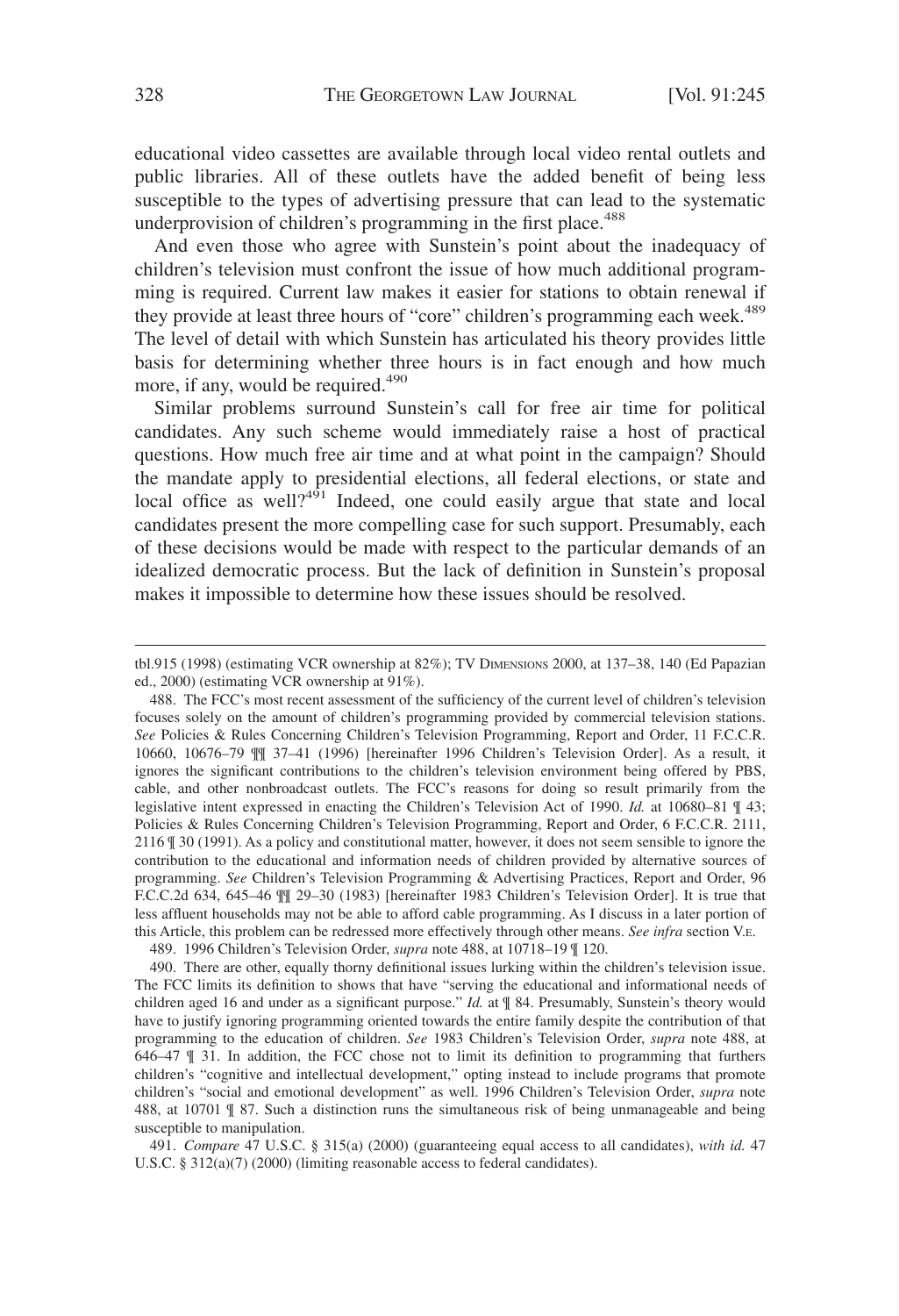educational video cassettes are available through local video rental outlets and public libraries. All of these outlets have the added benefit of being less susceptible to the types of advertising pressure that can lead to the systematic underprovision of children's programming in the first place.[488]

And even those who agree with Sunstein's point about the inadequacy of children's television must confront the issue of how much additional programming is required. Current law makes it easier for stations to obtain renewal if they provide at least three hours of "core" children's programming each week.[489] The level of detail with which Sunstein has articulated his theory provides little basis for determining whether three hours is in fact enough and how much more, if any, would be required.[490]

Similar problems surround Sunstein's call for free air time for political candidates. Any such scheme would immediately raise a host of practical questions. How much free air time and at what point in the campaign? Should the mandate apply to presidential elections, all federal elections, or state and local office as well?[491] Indeed, one could easily argue that state and local candidates present the more compelling case for such support. Presumably, each of these decisions would be made with respect to the particular demands of an idealized democratic process. But the lack of definition in Sunstein's proposal makes it impossible to determine how these issues should be resolved.

---

tbl.915 (1998) (estimating VCR ownership at 82%); TV DIMENSIONS 2000, at 137–38, 140 (Ed Papazian ed., 2000) (estimating VCR ownership at 91%).

488. The FCC's most recent assessment of the sufficiency of the current level of children's television focuses solely on the amount of children's programming provided by commercial television stations. *See* Policies & Rules Concerning Children's Television Programming, Report and Order, 11 F.C.C.R. 10660, 10676–79 ¶¶ 37–41 (1996) [hereinafter 1996 Children's Television Order]. As a result, it ignores the significant contributions to the children's television environment being offered by PBS, cable, and other nonbroadcast outlets. The FCC's reasons for doing so result primarily from the legislative intent expressed in enacting the Children's Television Act of 1990. *Id.* at 10680–81 ¶ 43; Policies & Rules Concerning Children's Television Programming, Report and Order, 6 F.C.C.R. 2111, 2116 ¶ 30 (1991). As a policy and constitutional matter, however, it does not seem sensible to ignore the contribution to the educational and information needs of children provided by alternative sources of programming. *See* Children's Television Programming & Advertising Practices, Report and Order, 96 F.C.C.2d 634, 645–46 ¶¶ 29–30 (1983) [hereinafter 1983 Children's Television Order]. It is true that less affluent households may not be able to afford cable programming. As I discuss in a later portion of this Article, this problem can be redressed more effectively through other means. *See infra* section V.E.

489. 1996 Children's Television Order, *supra* note 488, at 10718–19 ¶ 120.

490. There are other, equally thorny definitional issues lurking within the children's television issue. The FCC limits its definition to shows that have "serving the educational and informational needs of children aged 16 and under as a significant purpose." *Id.* at ¶ 84. Presumably, Sunstein's theory would have to justify ignoring programming oriented towards the entire family despite the contribution of that programming to the education of children. *See* 1983 Children's Television Order, *supra* note 488, at 646–47 ¶ 31. In addition, the FCC chose not to limit its definition to programming that furthers children's "cognitive and intellectual development," opting instead to include programs that promote children's "social and emotional development" as well. 1996 Children's Television Order, *supra* note 488, at 10701 ¶ 87. Such a distinction runs the simultaneous risk of being unmanageable and being susceptible to manipulation.

491. *Compare* 47 U.S.C. § 315(a) (2000) (guaranteeing equal access to all candidates), *with id.* 47 U.S.C. § 312(a)(7) (2000) (limiting reasonable access to federal candidates).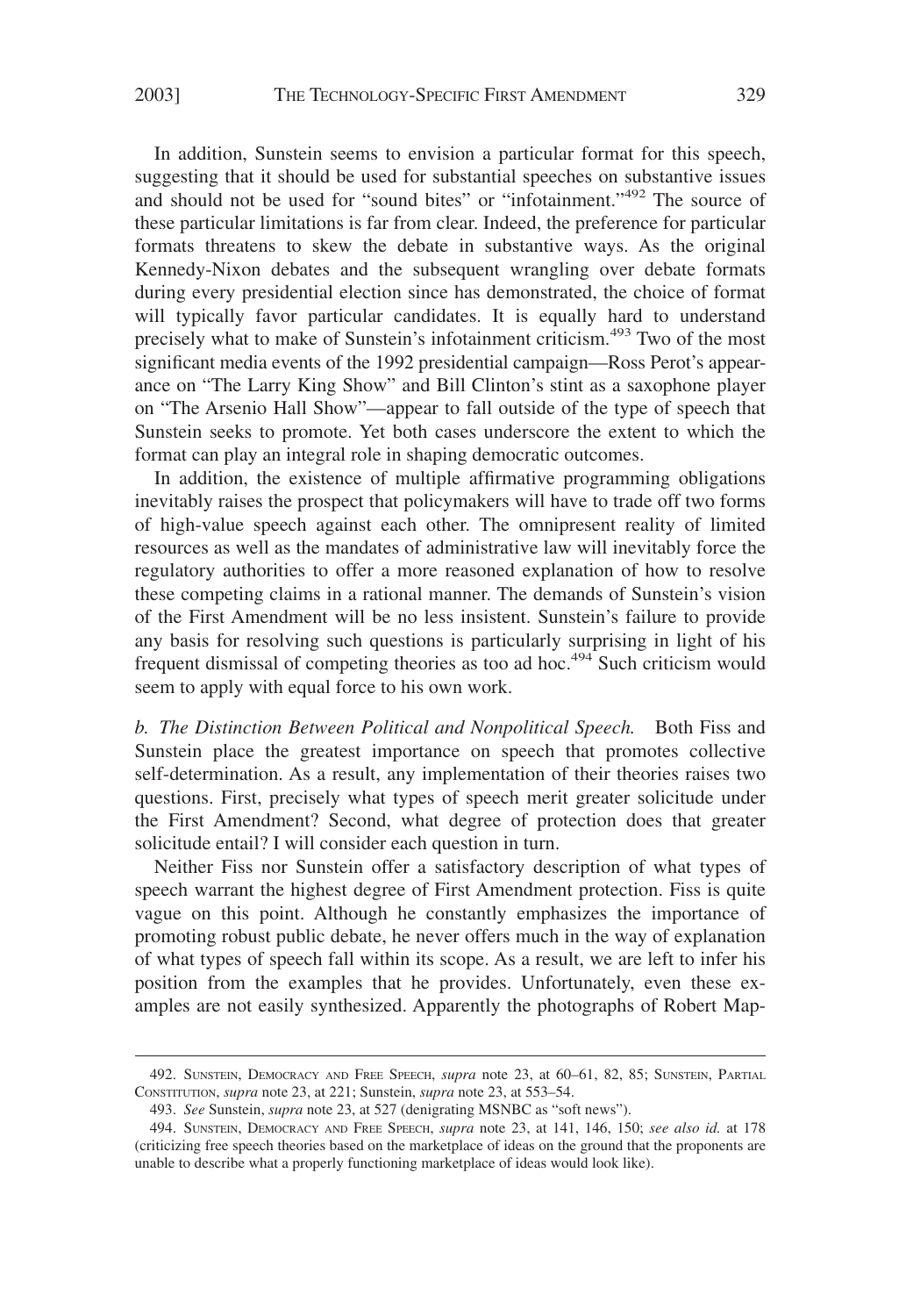In addition, Sunstein seems to envision a particular format for this speech, suggesting that it should be used for substantial speeches on substantive issues and should not be used for "sound bites" or "infotainment."[492] The source of these particular limitations is far from clear. Indeed, the preference for particular formats threatens to skew the debate in substantive ways. As the original Kennedy-Nixon debates and the subsequent wrangling over debate formats during every presidential election since has demonstrated, the choice of format will typically favor particular candidates. It is equally hard to understand precisely what to make of Sunstein's infotainment criticism.[493] Two of the most significant media events of the 1992 presidential campaign—Ross Perot's appearance on "The Larry King Show" and Bill Clinton's stint as a saxophone player on "The Arsenio Hall Show"—appear to fall outside of the type of speech that Sunstein seeks to promote. Yet both cases underscore the extent to which the format can play an integral role in shaping democratic outcomes.

In addition, the existence of multiple affirmative programming obligations inevitably raises the prospect that policymakers will have to trade off two forms of high-value speech against each other. The omnipresent reality of limited resources as well as the mandates of administrative law will inevitably force the regulatory authorities to offer a more reasoned explanation of how to resolve these competing claims in a rational manner. The demands of Sunstein's vision of the First Amendment will be no less insistent. Sunstein's failure to provide any basis for resolving such questions is particularly surprising in light of his frequent dismissal of competing theories as too ad hoc.[494] Such criticism would seem to apply with equal force to his own work.

*b. The Distinction Between Political and Nonpolitical Speech.* Both Fiss and Sunstein place the greatest importance on speech that promotes collective self-determination. As a result, any implementation of their theories raises two questions. First, precisely what types of speech merit greater solicitude under the First Amendment? Second, what degree of protection does that greater solicitude entail? I will consider each question in turn.

Neither Fiss nor Sunstein offer a satisfactory description of what types of speech warrant the highest degree of First Amendment protection. Fiss is quite vague on this point. Although he constantly emphasizes the importance of promoting robust public debate, he never offers much in the way of explanation of what types of speech fall within its scope. As a result, we are left to infer his position from the examples that he provides. Unfortunately, even these examples are not easily synthesized. Apparently the photographs of Robert Map-

---

492. Sunstein, Democracy and Free Speech, *supra* note 23, at 60–61, 82, 85; Sunstein, Partial Constitution, *supra* note 23, at 221; Sunstein, *supra* note 23, at 553–54.

493. *See* Sunstein, *supra* note 23, at 527 (denigrating MSNBC as "soft news").

494. Sunstein, Democracy and Free Speech, *supra* note 23, at 141, 146, 150; *see also id.* at 178 (criticizing free speech theories based on the marketplace of ideas on the ground that the proponents are unable to describe what a properly functioning marketplace of ideas would look like).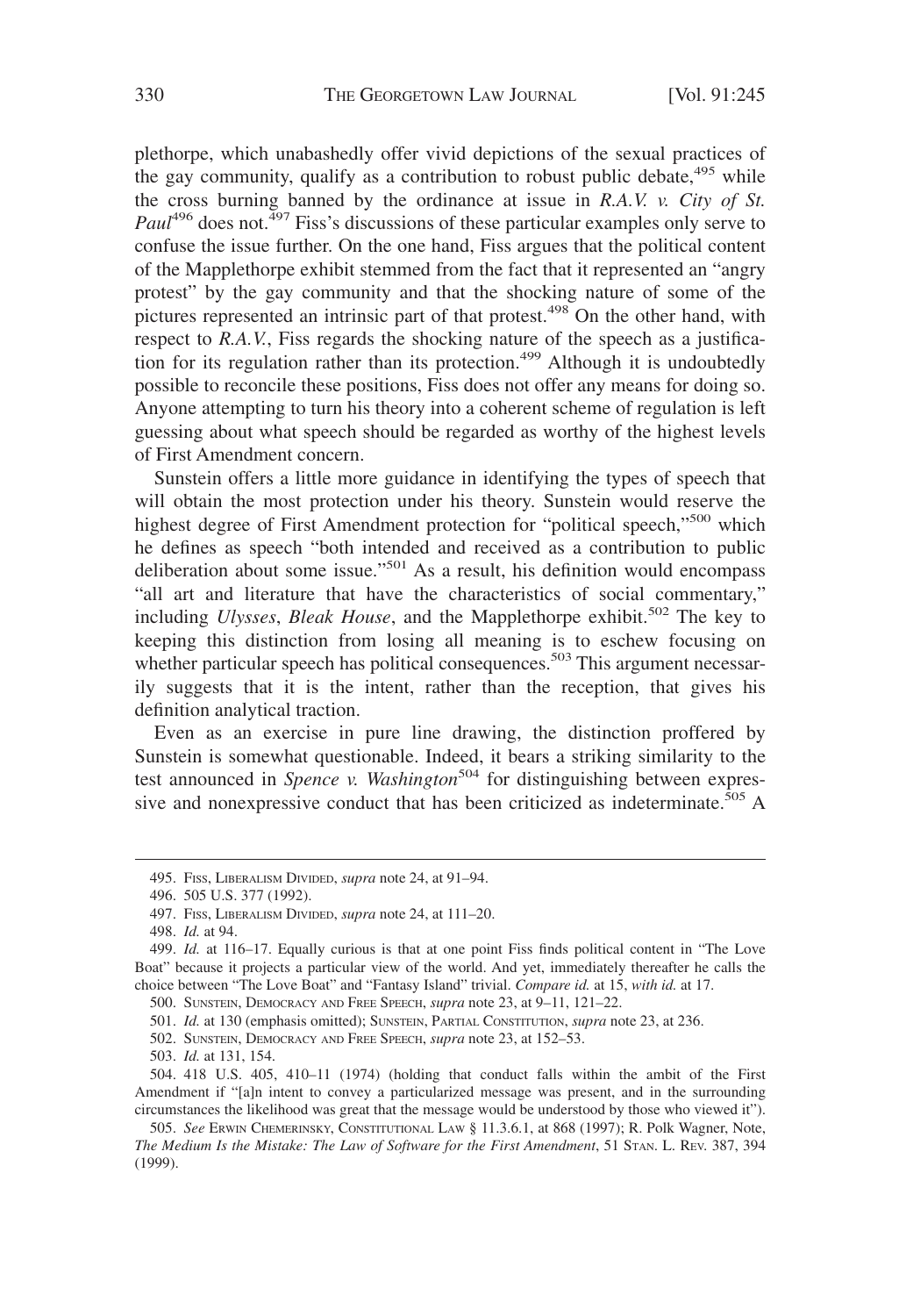plethorpe, which unabashedly offer vivid depictions of the sexual practices of the gay community, qualify as a contribution to robust public debate,[495] while the cross burning banned by the ordinance at issue in *R.A.V. v. City of St. Paul*[496] does not.[497] Fiss's discussions of these particular examples only serve to confuse the issue further. On the one hand, Fiss argues that the political content of the Mapplethorpe exhibit stemmed from the fact that it represented an "angry protest" by the gay community and that the shocking nature of some of the pictures represented an intrinsic part of that protest.[498] On the other hand, with respect to *R.A.V.*, Fiss regards the shocking nature of the speech as a justification for its regulation rather than its protection.[499] Although it is undoubtedly possible to reconcile these positions, Fiss does not offer any means for doing so. Anyone attempting to turn his theory into a coherent scheme of regulation is left guessing about what speech should be regarded as worthy of the highest levels of First Amendment concern.

Sunstein offers a little more guidance in identifying the types of speech that will obtain the most protection under his theory. Sunstein would reserve the highest degree of First Amendment protection for "political speech,"[500] which he defines as speech "both intended and received as a contribution to public deliberation about some issue."[501] As a result, his definition would encompass "all art and literature that have the characteristics of social commentary," including *Ulysses*, *Bleak House*, and the Mapplethorpe exhibit.[502] The key to keeping this distinction from losing all meaning is to eschew focusing on whether particular speech has political consequences.[503] This argument necessarily suggests that it is the intent, rather than the reception, that gives his definition analytical traction.

Even as an exercise in pure line drawing, the distinction proffered by Sunstein is somewhat questionable. Indeed, it bears a striking similarity to the test announced in *Spence v. Washington*[504] for distinguishing between expressive and nonexpressive conduct that has been criticized as indeterminate.[505] A

---

495. FISS, LIBERALISM DIVIDED, *supra* note 24, at 91–94.

496. 505 U.S. 377 (1992).

497. FISS, LIBERALISM DIVIDED, *supra* note 24, at 111–20.

498. *Id.* at 94.

499. *Id.* at 116–17. Equally curious is that at one point Fiss finds political content in "The Love Boat" because it projects a particular view of the world. And yet, immediately thereafter he calls the choice between "The Love Boat" and "Fantasy Island" trivial. *Compare id.* at 15, *with id.* at 17.

500. SUNSTEIN, DEMOCRACY AND FREE SPEECH, *supra* note 23, at 9–11, 121–22.

501. *Id.* at 130 (emphasis omitted); SUNSTEIN, PARTIAL CONSTITUTION, *supra* note 23, at 236.

502. SUNSTEIN, DEMOCRACY AND FREE SPEECH, *supra* note 23, at 152–53.

503. *Id.* at 131, 154.

504. 418 U.S. 405, 410–11 (1974) (holding that conduct falls within the ambit of the First Amendment if "[a]n intent to convey a particularized message was present, and in the surrounding circumstances the likelihood was great that the message would be understood by those who viewed it").

505. *See* ERWIN CHEMERINSKY, CONSTITUTIONAL LAW § 11.3.6.1, at 868 (1997); R. Polk Wagner, Note, *The Medium Is the Mistake: The Law of Software for the First Amendment*, 51 STAN. L. REV. 387, 394 (1999).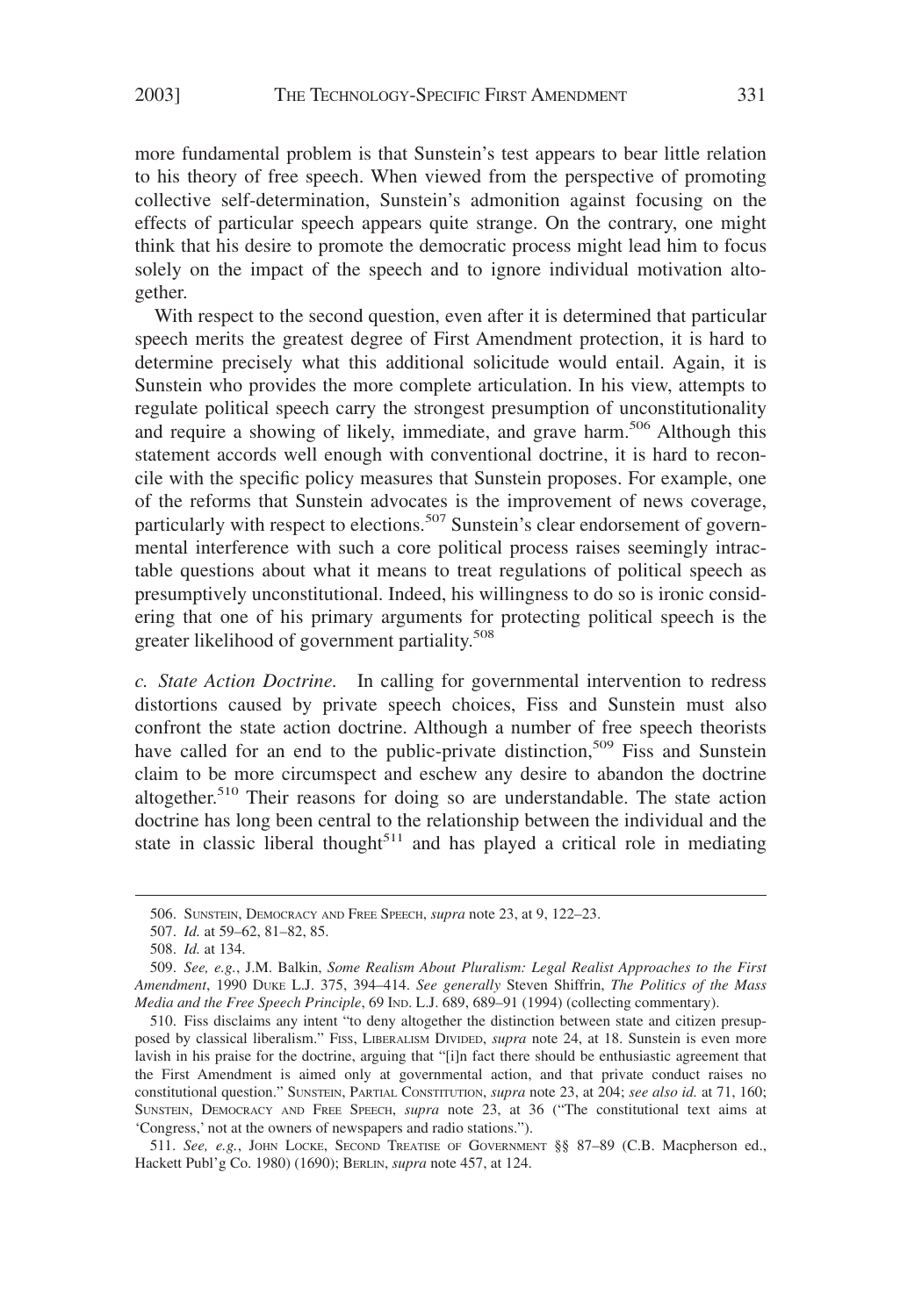more fundamental problem is that Sunstein's test appears to bear little relation to his theory of free speech. When viewed from the perspective of promoting collective self-determination, Sunstein's admonition against focusing on the effects of particular speech appears quite strange. On the contrary, one might think that his desire to promote the democratic process might lead him to focus solely on the impact of the speech and to ignore individual motivation altogether.

With respect to the second question, even after it is determined that particular speech merits the greatest degree of First Amendment protection, it is hard to determine precisely what this additional solicitude would entail. Again, it is Sunstein who provides the more complete articulation. In his view, attempts to regulate political speech carry the strongest presumption of unconstitutionality and require a showing of likely, immediate, and grave harm.[506] Although this statement accords well enough with conventional doctrine, it is hard to reconcile with the specific policy measures that Sunstein proposes. For example, one of the reforms that Sunstein advocates is the improvement of news coverage, particularly with respect to elections.[507] Sunstein's clear endorsement of governmental interference with such a core political process raises seemingly intractable questions about what it means to treat regulations of political speech as presumptively unconstitutional. Indeed, his willingness to do so is ironic considering that one of his primary arguments for protecting political speech is the greater likelihood of government partiality.[508]

*c. State Action Doctrine.* In calling for governmental intervention to redress distortions caused by private speech choices, Fiss and Sunstein must also confront the state action doctrine. Although a number of free speech theorists have called for an end to the public-private distinction,[509] Fiss and Sunstein claim to be more circumspect and eschew any desire to abandon the doctrine altogether.[510] Their reasons for doing so are understandable. The state action doctrine has long been central to the relationship between the individual and the state in classic liberal thought[511] and has played a critical role in mediating

---

506. SUNSTEIN, DEMOCRACY AND FREE SPEECH, *supra* note 23, at 9, 122–23.

507. *Id.* at 59–62, 81–82, 85.

508. *Id.* at 134.

509. *See, e.g.*, J.M. Balkin, *Some Realism About Pluralism: Legal Realist Approaches to the First Amendment*, 1990 DUKE L.J. 375, 394–414. *See generally* Steven Shiffrin, *The Politics of the Mass Media and the Free Speech Principle*, 69 IND. L.J. 689, 689–91 (1994) (collecting commentary).

510. Fiss disclaims any intent "to deny altogether the distinction between state and citizen presupposed by classical liberalism." FISS, LIBERALISM DIVIDED, *supra* note 24, at 18. Sunstein is even more lavish in his praise for the doctrine, arguing that "[i]n fact there should be enthusiastic agreement that the First Amendment is aimed only at governmental action, and that private conduct raises no constitutional question." SUNSTEIN, PARTIAL CONSTITUTION, *supra* note 23, at 204; *see also id.* at 71, 160; SUNSTEIN, DEMOCRACY AND FREE SPEECH, *supra* note 23, at 36 ("The constitutional text aims at 'Congress,' not at the owners of newspapers and radio stations.").

511. *See, e.g.*, JOHN LOCKE, SECOND TREATISE OF GOVERNMENT §§ 87–89 (C.B. Macpherson ed., Hackett Publ'g Co. 1980) (1690); BERLIN, *supra* note 457, at 124.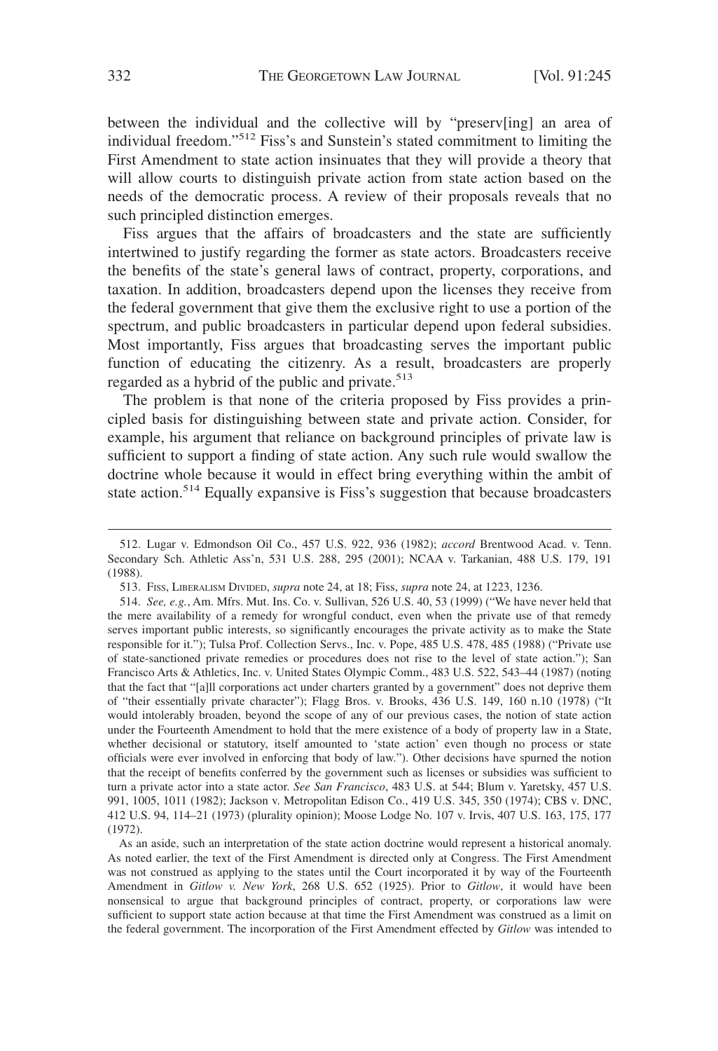between the individual and the collective will by "preserv[ing] an area of individual freedom."[512] Fiss's and Sunstein's stated commitment to limiting the First Amendment to state action insinuates that they will provide a theory that will allow courts to distinguish private action from state action based on the needs of the democratic process. A review of their proposals reveals that no such principled distinction emerges.

Fiss argues that the affairs of broadcasters and the state are sufficiently intertwined to justify regarding the former as state actors. Broadcasters receive the benefits of the state's general laws of contract, property, corporations, and taxation. In addition, broadcasters depend upon the licenses they receive from the federal government that give them the exclusive right to use a portion of the spectrum, and public broadcasters in particular depend upon federal subsidies. Most importantly, Fiss argues that broadcasting serves the important public function of educating the citizenry. As a result, broadcasters are properly regarded as a hybrid of the public and private.[513]

The problem is that none of the criteria proposed by Fiss provides a principled basis for distinguishing between state and private action. Consider, for example, his argument that reliance on background principles of private law is sufficient to support a finding of state action. Any such rule would swallow the doctrine whole because it would in effect bring everything within the ambit of state action.[514] Equally expansive is Fiss's suggestion that because broadcasters

---

512. Lugar v. Edmondson Oil Co., 457 U.S. 922, 936 (1982); *accord* Brentwood Acad. v. Tenn. Secondary Sch. Athletic Ass'n, 531 U.S. 288, 295 (2001); NCAA v. Tarkanian, 488 U.S. 179, 191 (1988).

513. Fiss, Liberalism Divided, *supra* note 24, at 18; Fiss, *supra* note 24, at 1223, 1236.

514. *See, e.g.*, Am. Mfrs. Mut. Ins. Co. v. Sullivan, 526 U.S. 40, 53 (1999) ("We have never held that the mere availability of a remedy for wrongful conduct, even when the private use of that remedy serves important public interests, so significantly encourages the private activity as to make the State responsible for it."); Tulsa Prof. Collection Servs., Inc. v. Pope, 485 U.S. 478, 485 (1988) ("Private use of state-sanctioned private remedies or procedures does not rise to the level of state action."); San Francisco Arts & Athletics, Inc. v. United States Olympic Comm., 483 U.S. 522, 543–44 (1987) (noting that the fact that "[a]ll corporations act under charters granted by a government" does not deprive them of "their essentially private character"); Flagg Bros. v. Brooks, 436 U.S. 149, 160 n.10 (1978) ("It would intolerably broaden, beyond the scope of any of our previous cases, the notion of state action under the Fourteenth Amendment to hold that the mere existence of a body of property law in a State, whether decisional or statutory, itself amounted to 'state action' even though no process or state officials were ever involved in enforcing that body of law."). Other decisions have spurned the notion that the receipt of benefits conferred by the government such as licenses or subsidies was sufficient to turn a private actor into a state actor. *See San Francisco*, 483 U.S. at 544; Blum v. Yaretsky, 457 U.S. 991, 1005, 1011 (1982); Jackson v. Metropolitan Edison Co., 419 U.S. 345, 350 (1974); CBS v. DNC, 412 U.S. 94, 114–21 (1973) (plurality opinion); Moose Lodge No. 107 v. Irvis, 407 U.S. 163, 175, 177 (1972).

As an aside, such an interpretation of the state action doctrine would represent a historical anomaly. As noted earlier, the text of the First Amendment is directed only at Congress. The First Amendment was not construed as applying to the states until the Court incorporated it by way of the Fourteenth Amendment in *Gitlow v. New York*, 268 U.S. 652 (1925). Prior to *Gitlow*, it would have been nonsensical to argue that background principles of contract, property, or corporations law were sufficient to support state action because at that time the First Amendment was construed as a limit on the federal government. The incorporation of the First Amendment effected by *Gitlow* was intended to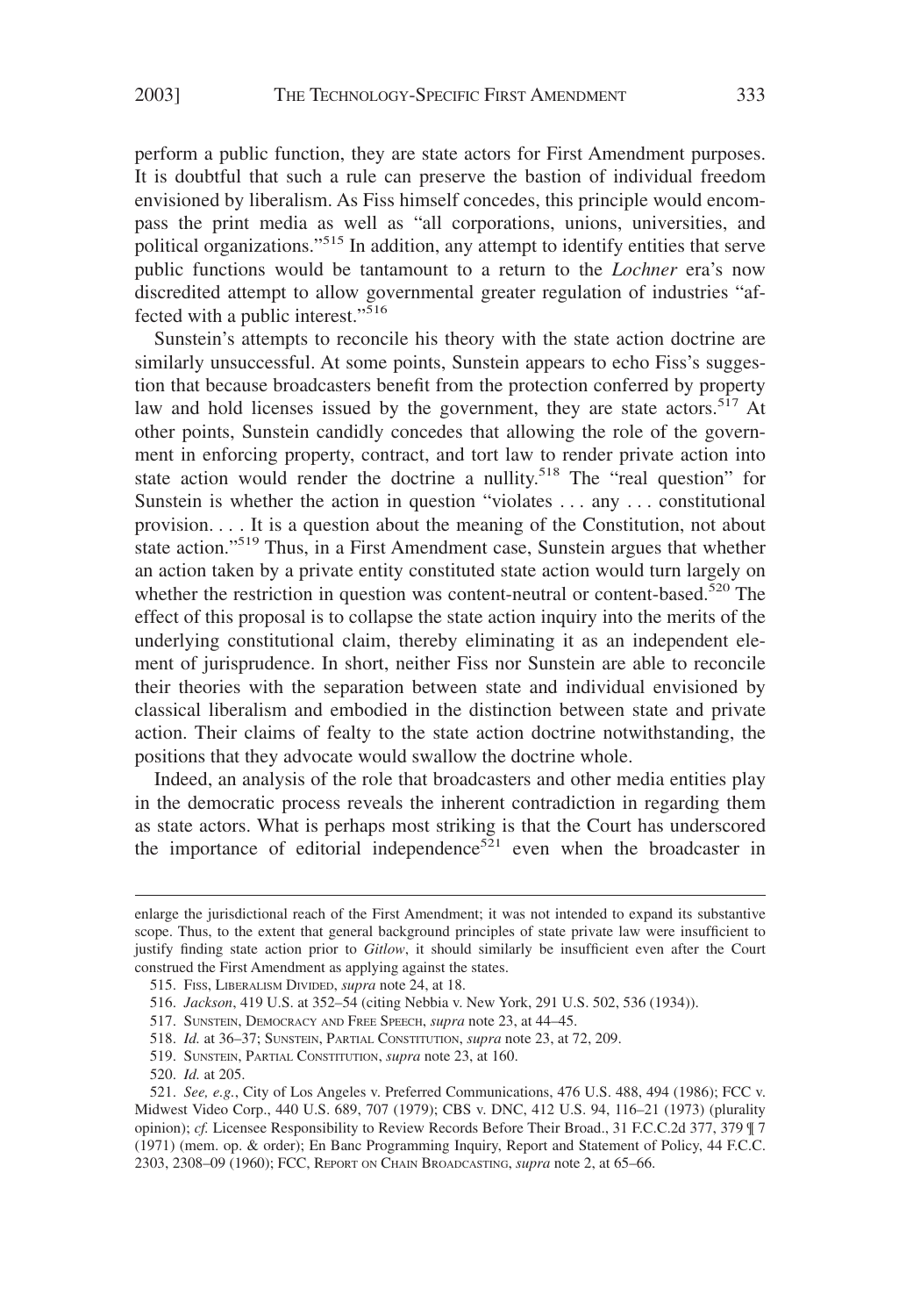perform a public function, they are state actors for First Amendment purposes. It is doubtful that such a rule can preserve the bastion of individual freedom envisioned by liberalism. As Fiss himself concedes, this principle would encompass the print media as well as "all corporations, unions, universities, and political organizations."[515] In addition, any attempt to identify entities that serve public functions would be tantamount to a return to the *Lochner* era's now discredited attempt to allow governmental greater regulation of industries "affected with a public interest."[516]

Sunstein's attempts to reconcile his theory with the state action doctrine are similarly unsuccessful. At some points, Sunstein appears to echo Fiss's suggestion that because broadcasters benefit from the protection conferred by property law and hold licenses issued by the government, they are state actors.[517] At other points, Sunstein candidly concedes that allowing the role of the government in enforcing property, contract, and tort law to render private action into state action would render the doctrine a nullity.[518] The "real question" for Sunstein is whether the action in question "violates . . . any . . . constitutional provision. . . . It is a question about the meaning of the Constitution, not about state action."[519] Thus, in a First Amendment case, Sunstein argues that whether an action taken by a private entity constituted state action would turn largely on whether the restriction in question was content-neutral or content-based.[520] The effect of this proposal is to collapse the state action inquiry into the merits of the underlying constitutional claim, thereby eliminating it as an independent element of jurisprudence. In short, neither Fiss nor Sunstein are able to reconcile their theories with the separation between state and individual envisioned by classical liberalism and embodied in the distinction between state and private action. Their claims of fealty to the state action doctrine notwithstanding, the positions that they advocate would swallow the doctrine whole.

Indeed, an analysis of the role that broadcasters and other media entities play in the democratic process reveals the inherent contradiction in regarding them as state actors. What is perhaps most striking is that the Court has underscored the importance of editorial independence[521] even when the broadcaster in

---

enlarge the jurisdictional reach of the First Amendment; it was not intended to expand its substantive scope. Thus, to the extent that general background principles of state private law were insufficient to justify finding state action prior to *Gitlow*, it should similarly be insufficient even after the Court construed the First Amendment as applying against the states.

515. FISS, LIBERALISM DIVIDED, *supra* note 24, at 18.

516. *Jackson*, 419 U.S. at 352–54 (citing Nebbia v. New York, 291 U.S. 502, 536 (1934)).

517. SUNSTEIN, DEMOCRACY AND FREE SPEECH, *supra* note 23, at 44–45.

518. *Id.* at 36–37; SUNSTEIN, PARTIAL CONSTITUTION, *supra* note 23, at 72, 209.

519. SUNSTEIN, PARTIAL CONSTITUTION, *supra* note 23, at 160.

520. *Id.* at 205.

521. *See, e.g.*, City of Los Angeles v. Preferred Communications, 476 U.S. 488, 494 (1986); FCC v. Midwest Video Corp., 440 U.S. 689, 707 (1979); CBS v. DNC, 412 U.S. 94, 116–21 (1973) (plurality opinion); *cf.* Licensee Responsibility to Review Records Before Their Broad., 31 F.C.C.2d 377, 379 ¶ 7 (1971) (mem. op. & order); En Banc Programming Inquiry, Report and Statement of Policy, 44 F.C.C. 2303, 2308–09 (1960); FCC, REPORT ON CHAIN BROADCASTING, *supra* note 2, at 65–66.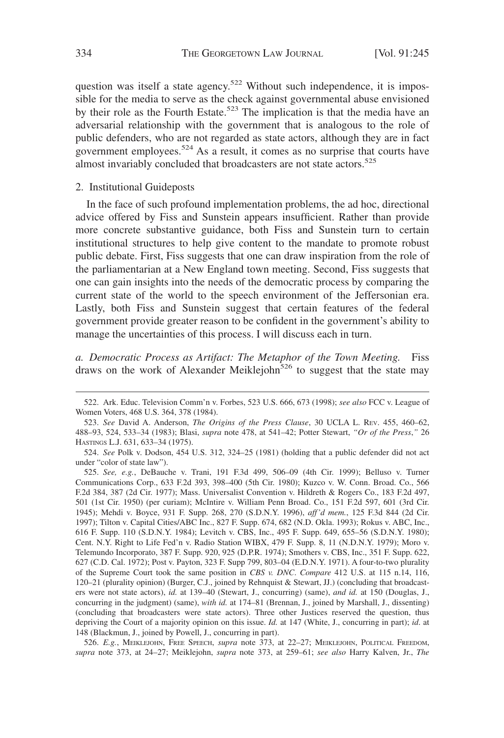question was itself a state agency.[522] Without such independence, it is impossible for the media to serve as the check against governmental abuse envisioned by their role as the Fourth Estate.[523] The implication is that the media have an adversarial relationship with the government that is analogous to the role of public defenders, who are not regarded as state actors, although they are in fact government employees.[524] As a result, it comes as no surprise that courts have almost invariably concluded that broadcasters are not state actors.[525]

### 2. Institutional Guideposts

In the face of such profound implementation problems, the ad hoc, directional advice offered by Fiss and Sunstein appears insufficient. Rather than provide more concrete substantive guidance, both Fiss and Sunstein turn to certain institutional structures to help give content to the mandate to promote robust public debate. First, Fiss suggests that one can draw inspiration from the role of the parliamentarian at a New England town meeting. Second, Fiss suggests that one can gain insights into the needs of the democratic process by comparing the current state of the world to the speech environment of the Jeffersonian era. Lastly, both Fiss and Sunstein suggest that certain features of the federal government provide greater reason to be confident in the government's ability to manage the uncertainties of this process. I will discuss each in turn.

*a. Democratic Process as Artifact: The Metaphor of the Town Meeting.* Fiss draws on the work of Alexander Meiklejohn[526] to suggest that the state may

---

522. Ark. Educ. Television Comm'n v. Forbes, 523 U.S. 666, 673 (1998); *see also* FCC v. League of Women Voters, 468 U.S. 364, 378 (1984).

523. *See* David A. Anderson, *The Origins of the Press Clause*, 30 UCLA L. REV. 455, 460–62, 488–93, 524, 533–34 (1983); Blasi, *supra* note 478, at 541–42; Potter Stewart, *"Or of the Press*,*"* 26 HASTINGS L.J. 631, 633–34 (1975).

524. *See* Polk v. Dodson, 454 U.S. 312, 324–25 (1981) (holding that a public defender did not act under "color of state law").

525. *See, e.g.*, DeBauche v. Trani, 191 F.3d 499, 506–09 (4th Cir. 1999); Belluso v. Turner Communications Corp., 633 F.2d 393, 398–400 (5th Cir. 1980); Kuzco v. W. Conn. Broad. Co., 566 F.2d 384, 387 (2d Cir. 1977); Mass. Universalist Convention v. Hildreth & Rogers Co., 183 F.2d 497, 501 (1st Cir. 1950) (per curiam); McIntire v. William Penn Broad. Co., 151 F.2d 597, 601 (3rd Cir. 1945); Mehdi v. Boyce, 931 F. Supp. 268, 270 (S.D.N.Y. 1996), *aff'd mem.*, 125 F.3d 844 (2d Cir. 1997); Tilton v. Capital Cities/ABC Inc., 827 F. Supp. 674, 682 (N.D. Okla. 1993); Rokus v. ABC, Inc., 616 F. Supp. 110 (S.D.N.Y. 1984); Levitch v. CBS, Inc., 495 F. Supp. 649, 655–56 (S.D.N.Y. 1980); Cent. N.Y. Right to Life Fed'n v. Radio Station WIBX, 479 F. Supp. 8, 11 (N.D.N.Y. 1979); Moro v. Telemundo Incorporato, 387 F. Supp. 920, 925 (D.P.R. 1974); Smothers v. CBS, Inc., 351 F. Supp. 622, 627 (C.D. Cal. 1972); Post v. Payton, 323 F. Supp 799, 803–04 (E.D.N.Y. 1971). A four-to-two plurality of the Supreme Court took the same position in *CBS v. DNC*. *Compare* 412 U.S. at 115 n.14, 116, 120–21 (plurality opinion) (Burger, C.J., joined by Rehnquist & Stewart, JJ.) (concluding that broadcasters were not state actors), *id.* at 139–40 (Stewart, J., concurring) (same), *and id.* at 150 (Douglas, J., concurring in the judgment) (same), *with id.* at 174–81 (Brennan, J., joined by Marshall, J., dissenting) (concluding that broadcasters were state actors). Three other Justices reserved the question, thus depriving the Court of a majority opinion on this issue. *Id.* at 147 (White, J., concurring in part); *id*. at 148 (Blackmun, J., joined by Powell, J., concurring in part).

526. *E.g.*, MEIKLEJOHN, FREE SPEECH, *supra* note 373, at 22–27; MEIKLEJOHN, POLITICAL FREEDOM, *supra* note 373, at 24–27; Meiklejohn, *supra* note 373, at 259–61; *see also* Harry Kalven, Jr., *The*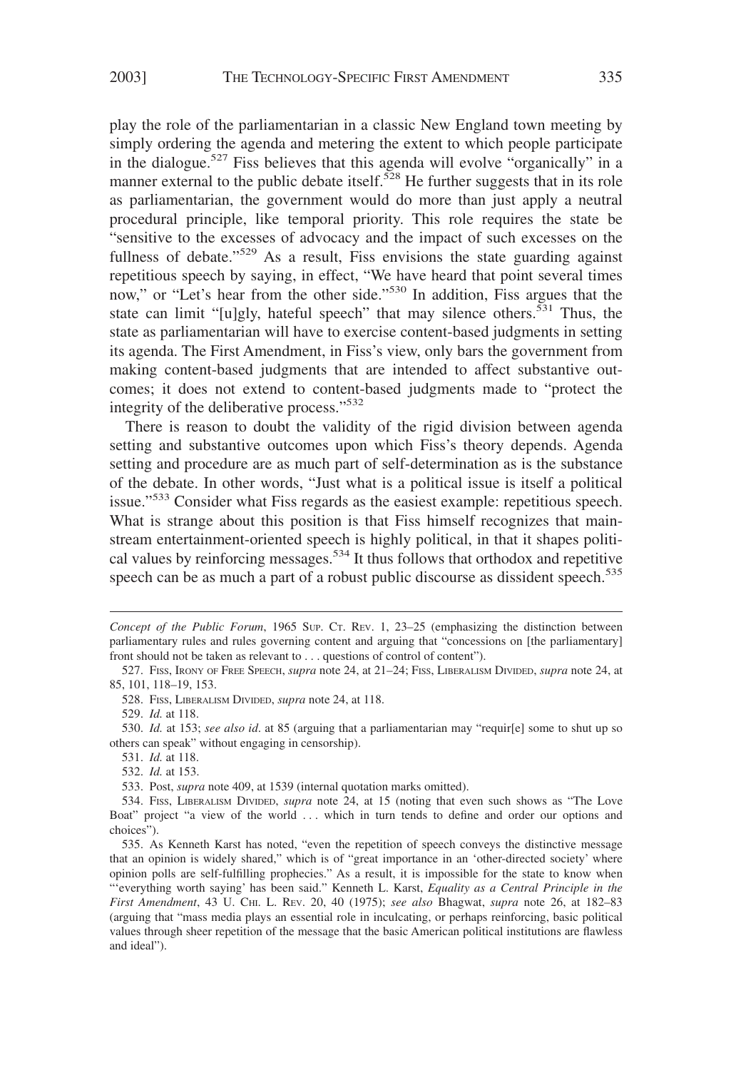play the role of the parliamentarian in a classic New England town meeting by simply ordering the agenda and metering the extent to which people participate in the dialogue.[527] Fiss believes that this agenda will evolve "organically" in a manner external to the public debate itself.[528] He further suggests that in its role as parliamentarian, the government would do more than just apply a neutral procedural principle, like temporal priority. This role requires the state be "sensitive to the excesses of advocacy and the impact of such excesses on the fullness of debate."[529] As a result, Fiss envisions the state guarding against repetitious speech by saying, in effect, "We have heard that point several times now," or "Let's hear from the other side."[530] In addition, Fiss argues that the state can limit "[u]gly, hateful speech" that may silence others.[531] Thus, the state as parliamentarian will have to exercise content-based judgments in setting its agenda. The First Amendment, in Fiss's view, only bars the government from making content-based judgments that are intended to affect substantive outcomes; it does not extend to content-based judgments made to "protect the integrity of the deliberative process."[532]

There is reason to doubt the validity of the rigid division between agenda setting and substantive outcomes upon which Fiss's theory depends. Agenda setting and procedure are as much part of self-determination as is the substance of the debate. In other words, "Just what is a political issue is itself a political issue."[533] Consider what Fiss regards as the easiest example: repetitious speech. What is strange about this position is that Fiss himself recognizes that mainstream entertainment-oriented speech is highly political, in that it shapes political values by reinforcing messages.[534] It thus follows that orthodox and repetitive speech can be as much a part of a robust public discourse as dissident speech.[535]

---

*Concept of the Public Forum*, 1965 SUP. CT. REV. 1, 23–25 (emphasizing the distinction between parliamentary rules and rules governing content and arguing that "concessions on [the parliamentary] front should not be taken as relevant to . . . questions of control of content").

527. FISS, IRONY OF FREE SPEECH, *supra* note 24, at 21–24; FISS, LIBERALISM DIVIDED, *supra* note 24, at 85, 101, 118–19, 153.

528. FISS, LIBERALISM DIVIDED, *supra* note 24, at 118.

529. *Id.* at 118.

530. *Id.* at 153; *see also id.* at 85 (arguing that a parliamentarian may "requir[e] some to shut up so others can speak" without engaging in censorship).

531. *Id.* at 118.

532. *Id.* at 153.

533. Post, *supra* note 409, at 1539 (internal quotation marks omitted).

534. FISS, LIBERALISM DIVIDED, *supra* note 24, at 15 (noting that even such shows as "The Love Boat" project "a view of the world . . . which in turn tends to define and order our options and choices").

535. As Kenneth Karst has noted, "even the repetition of speech conveys the distinctive message that an opinion is widely shared," which is of "great importance in an 'other-directed society' where opinion polls are self-fulfilling prophecies." As a result, it is impossible for the state to know when "'everything worth saying' has been said." Kenneth L. Karst, *Equality as a Central Principle in the First Amendment*, 43 U. CHI. L. REV. 20, 40 (1975); *see also* Bhagwat, *supra* note 26, at 182–83 (arguing that "mass media plays an essential role in inculcating, or perhaps reinforcing, basic political values through sheer repetition of the message that the basic American political institutions are flawless and ideal").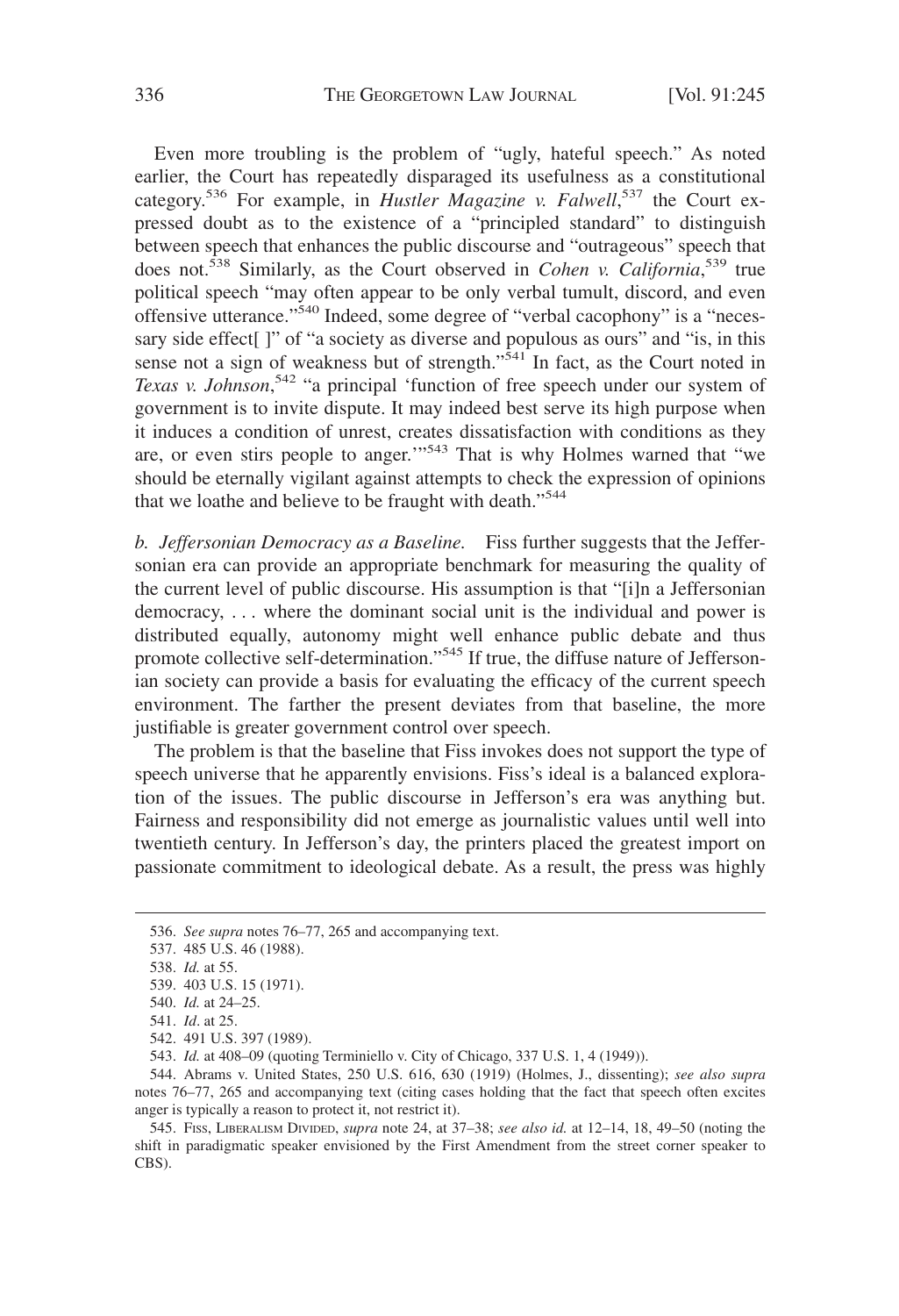Even more troubling is the problem of "ugly, hateful speech." As noted earlier, the Court has repeatedly disparaged its usefulness as a constitutional category.[536] For example, in *Hustler Magazine v. Falwell*,[537] the Court expressed doubt as to the existence of a "principled standard" to distinguish between speech that enhances the public discourse and "outrageous" speech that does not.[538] Similarly, as the Court observed in *Cohen v. California*,[539] true political speech "may often appear to be only verbal tumult, discord, and even offensive utterance."[540] Indeed, some degree of "verbal cacophony" is a "necessary side effect[ ]" of "a society as diverse and populous as ours" and "is, in this sense not a sign of weakness but of strength."[541] In fact, as the Court noted in *Texas v. Johnson*,[542] "a principal 'function of free speech under our system of government is to invite dispute. It may indeed best serve its high purpose when it induces a condition of unrest, creates dissatisfaction with conditions as they are, or even stirs people to anger.'"[543] That is why Holmes warned that "we should be eternally vigilant against attempts to check the expression of opinions that we loathe and believe to be fraught with death."[544]

*b. Jeffersonian Democracy as a Baseline.* Fiss further suggests that the Jeffersonian era can provide an appropriate benchmark for measuring the quality of the current level of public discourse. His assumption is that "[i]n a Jeffersonian democracy, . . . where the dominant social unit is the individual and power is distributed equally, autonomy might well enhance public debate and thus promote collective self-determination."[545] If true, the diffuse nature of Jeffersonian society can provide a basis for evaluating the efficacy of the current speech environment. The farther the present deviates from that baseline, the more justifiable is greater government control over speech.

The problem is that the baseline that Fiss invokes does not support the type of speech universe that he apparently envisions. Fiss's ideal is a balanced exploration of the issues. The public discourse in Jefferson's era was anything but. Fairness and responsibility did not emerge as journalistic values until well into twentieth century. In Jefferson's day, the printers placed the greatest import on passionate commitment to ideological debate. As a result, the press was highly

---

536. *See supra* notes 76–77, 265 and accompanying text.

537. 485 U.S. 46 (1988).

538. *Id.* at 55.

539. 403 U.S. 15 (1971).

540. *Id.* at 24–25.

541. *Id*. at 25.

542. 491 U.S. 397 (1989).

543. *Id.* at 408–09 (quoting Terminiello v. City of Chicago, 337 U.S. 1, 4 (1949)).

544. Abrams v. United States, 250 U.S. 616, 630 (1919) (Holmes, J., dissenting); *see also supra* notes 76–77, 265 and accompanying text (citing cases holding that the fact that speech often excites anger is typically a reason to protect it, not restrict it).

545. Fiss, Liberalism Divided, *supra* note 24, at 37–38; *see also id.* at 12–14, 18, 49–50 (noting the shift in paradigmatic speaker envisioned by the First Amendment from the street corner speaker to CBS).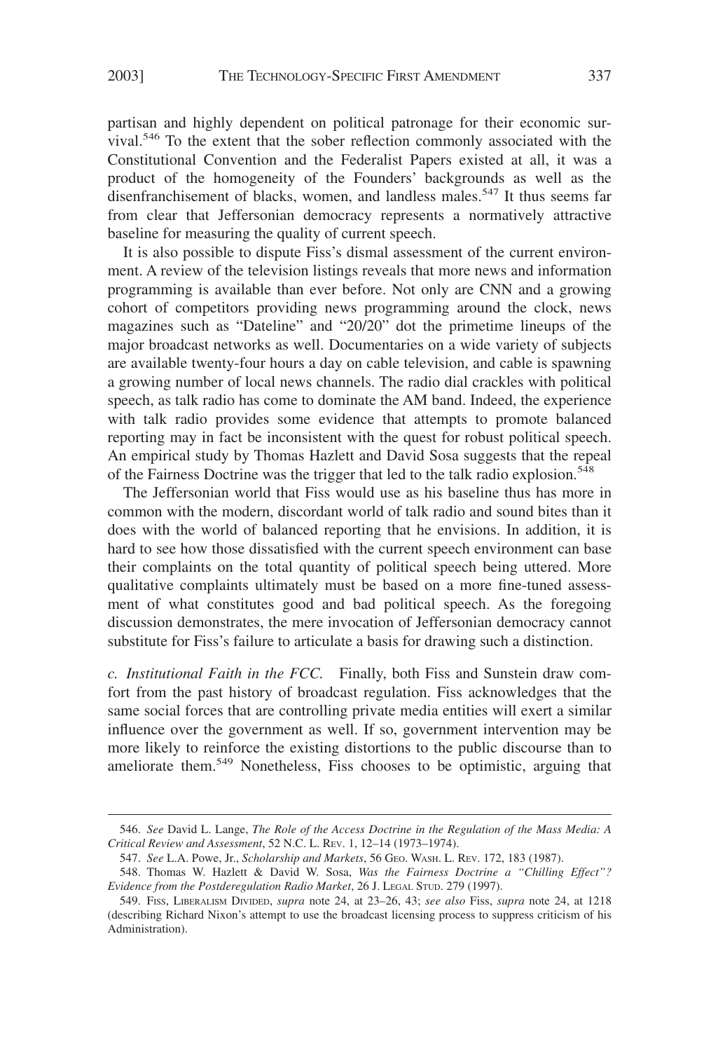partisan and highly dependent on political patronage for their economic survival.[546] To the extent that the sober reflection commonly associated with the Constitutional Convention and the Federalist Papers existed at all, it was a product of the homogeneity of the Founders' backgrounds as well as the disenfranchisement of blacks, women, and landless males.[547] It thus seems far from clear that Jeffersonian democracy represents a normatively attractive baseline for measuring the quality of current speech.

It is also possible to dispute Fiss's dismal assessment of the current environment. A review of the television listings reveals that more news and information programming is available than ever before. Not only are CNN and a growing cohort of competitors providing news programming around the clock, news magazines such as "Dateline" and "20/20" dot the primetime lineups of the major broadcast networks as well. Documentaries on a wide variety of subjects are available twenty-four hours a day on cable television, and cable is spawning a growing number of local news channels. The radio dial crackles with political speech, as talk radio has come to dominate the AM band. Indeed, the experience with talk radio provides some evidence that attempts to promote balanced reporting may in fact be inconsistent with the quest for robust political speech. An empirical study by Thomas Hazlett and David Sosa suggests that the repeal of the Fairness Doctrine was the trigger that led to the talk radio explosion.[548]

The Jeffersonian world that Fiss would use as his baseline thus has more in common with the modern, discordant world of talk radio and sound bites than it does with the world of balanced reporting that he envisions. In addition, it is hard to see how those dissatisfied with the current speech environment can base their complaints on the total quantity of political speech being uttered. More qualitative complaints ultimately must be based on a more fine-tuned assessment of what constitutes good and bad political speech. As the foregoing discussion demonstrates, the mere invocation of Jeffersonian democracy cannot substitute for Fiss's failure to articulate a basis for drawing such a distinction.

*c. Institutional Faith in the FCC.* Finally, both Fiss and Sunstein draw comfort from the past history of broadcast regulation. Fiss acknowledges that the same social forces that are controlling private media entities will exert a similar influence over the government as well. If so, government intervention may be more likely to reinforce the existing distortions to the public discourse than to ameliorate them.[549] Nonetheless, Fiss chooses to be optimistic, arguing that

---

546. *See* David L. Lange, *The Role of the Access Doctrine in the Regulation of the Mass Media: A Critical Review and Assessment*, 52 N.C. L. Rev. 1, 12–14 (1973–1974).

547. *See* L.A. Powe, Jr., *Scholarship and Markets*, 56 Geo. Wash. L. Rev. 172, 183 (1987).

548. Thomas W. Hazlett & David W. Sosa, *Was the Fairness Doctrine a "Chilling Effect"? Evidence from the Postderegulation Radio Market*, 26 J. Legal Stud. 279 (1997).

549. Fiss, Liberalism Divided, *supra* note 24, at 23–26, 43; *see also* Fiss, *supra* note 24, at 1218 (describing Richard Nixon's attempt to use the broadcast licensing process to suppress criticism of his Administration).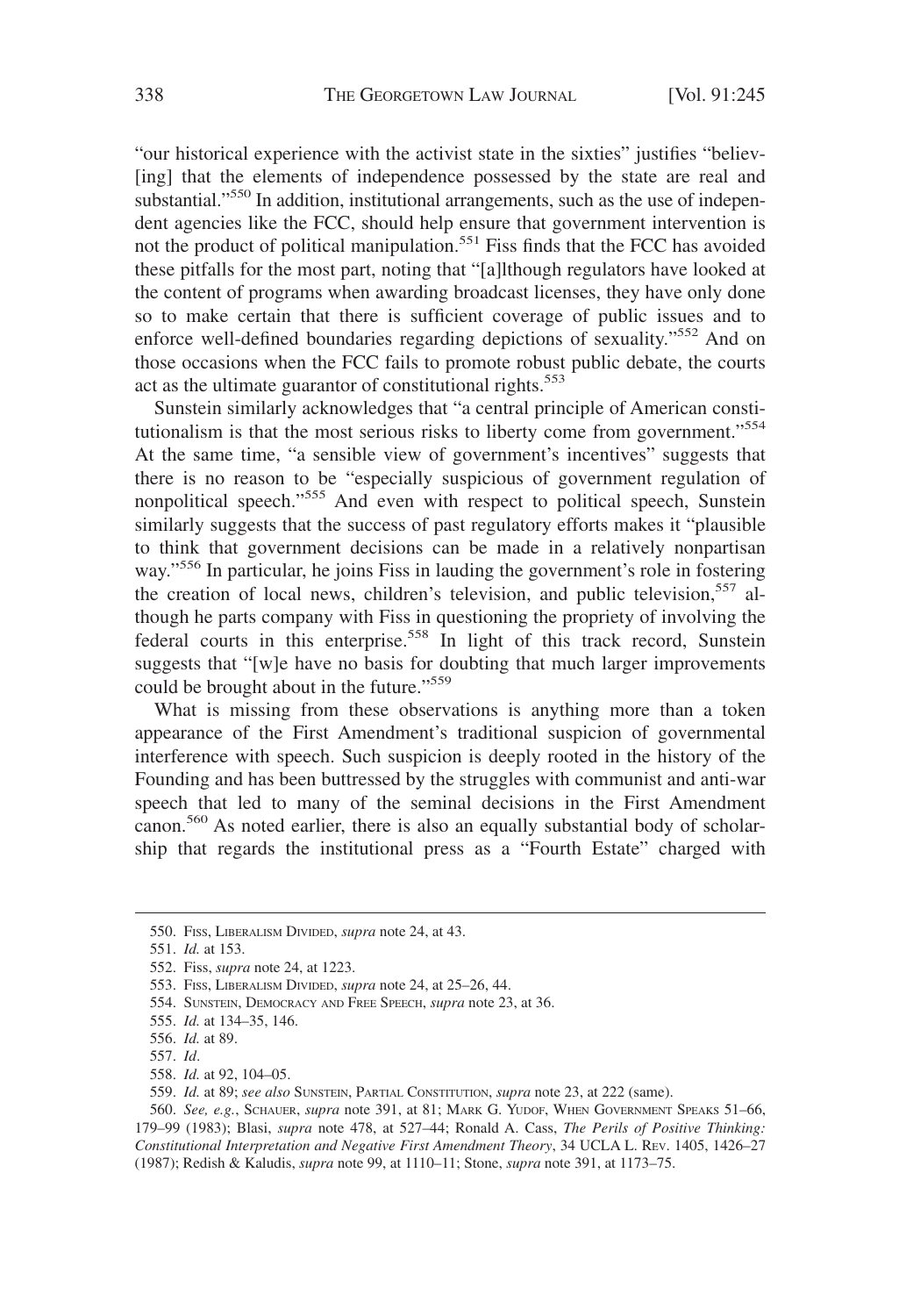"our historical experience with the activist state in the sixties" justifies "believ-[ing] that the elements of independence possessed by the state are real and substantial."[550] In addition, institutional arrangements, such as the use of independent agencies like the FCC, should help ensure that government intervention is not the product of political manipulation.[551] Fiss finds that the FCC has avoided these pitfalls for the most part, noting that "[a]lthough regulators have looked at the content of programs when awarding broadcast licenses, they have only done so to make certain that there is sufficient coverage of public issues and to enforce well-defined boundaries regarding depictions of sexuality."[552] And on those occasions when the FCC fails to promote robust public debate, the courts act as the ultimate guarantor of constitutional rights.[553]

Sunstein similarly acknowledges that "a central principle of American constitutionalism is that the most serious risks to liberty come from government."[554] At the same time, "a sensible view of government's incentives" suggests that there is no reason to be "especially suspicious of government regulation of nonpolitical speech."[555] And even with respect to political speech, Sunstein similarly suggests that the success of past regulatory efforts makes it "plausible to think that government decisions can be made in a relatively nonpartisan way."[556] In particular, he joins Fiss in lauding the government's role in fostering the creation of local news, children's television, and public television,[557] although he parts company with Fiss in questioning the propriety of involving the federal courts in this enterprise.[558] In light of this track record, Sunstein suggests that "[w]e have no basis for doubting that much larger improvements could be brought about in the future."[559]

What is missing from these observations is anything more than a token appearance of the First Amendment's traditional suspicion of governmental interference with speech. Such suspicion is deeply rooted in the history of the Founding and has been buttressed by the struggles with communist and anti-war speech that led to many of the seminal decisions in the First Amendment canon.[560] As noted earlier, there is also an equally substantial body of scholarship that regards the institutional press as a "Fourth Estate" charged with

---

550. FISS, LIBERALISM DIVIDED, *supra* note 24, at 43.

551. *Id.* at 153.

552. Fiss, *supra* note 24, at 1223.

553. FISS, LIBERALISM DIVIDED, *supra* note 24, at 25–26, 44.

554. SUNSTEIN, DEMOCRACY AND FREE SPEECH, *supra* note 23, at 36.

555. *Id.* at 134–35, 146.

556. *Id.* at 89.

557. *Id*.

558. *Id.* at 92, 104–05.

559. *Id.* at 89; *see also* SUNSTEIN, PARTIAL CONSTITUTION, *supra* note 23, at 222 (same).

560. *See, e.g.*, SCHAUER, *supra* note 391, at 81; MARK G. YUDOF, WHEN GOVERNMENT SPEAKS 51–66, 179–99 (1983); Blasi, *supra* note 478, at 527–44; Ronald A. Cass, *The Perils of Positive Thinking: Constitutional Interpretation and Negative First Amendment Theory*, 34 UCLA L. REV. 1405, 1426–27 (1987); Redish & Kaludis, *supra* note 99, at 1110–11; Stone, *supra* note 391, at 1173–75.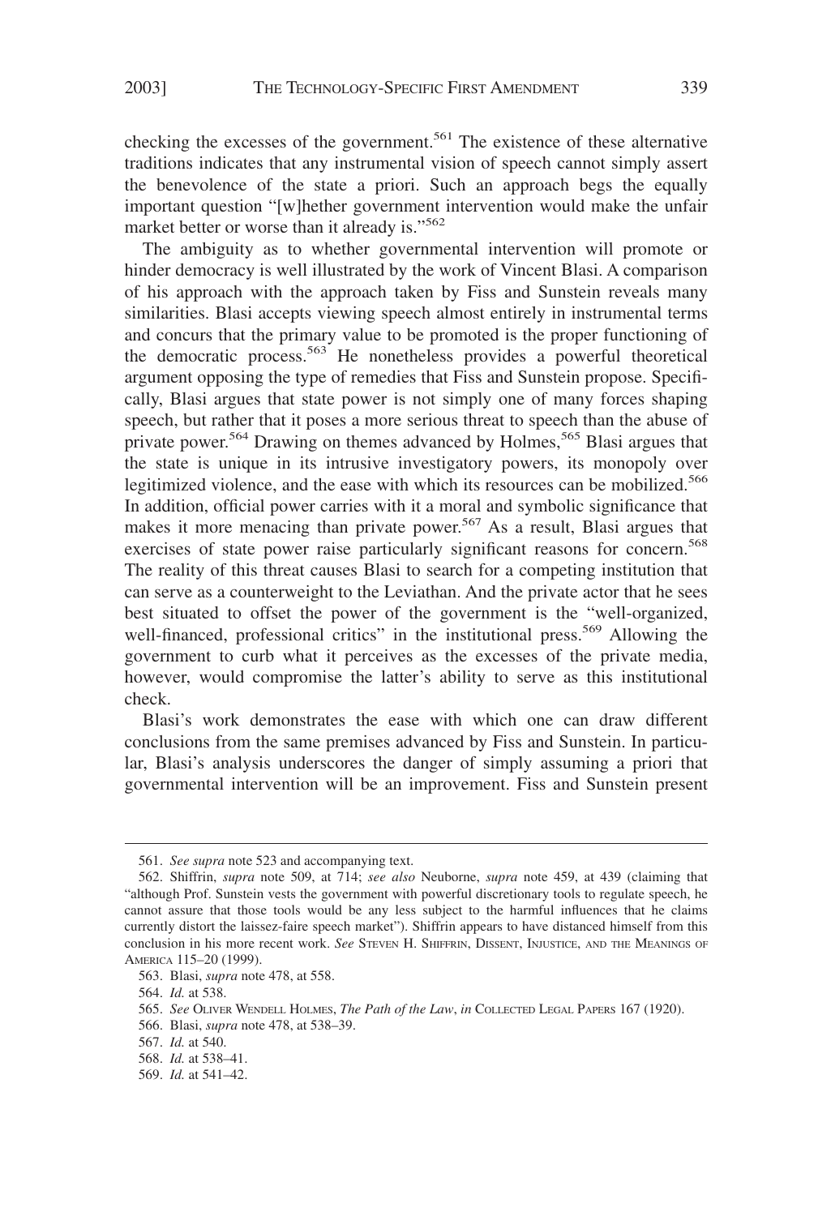checking the excesses of the government.[561] The existence of these alternative traditions indicates that any instrumental vision of speech cannot simply assert the benevolence of the state a priori. Such an approach begs the equally important question "[w]hether government intervention would make the unfair market better or worse than it already is."[562]

The ambiguity as to whether governmental intervention will promote or hinder democracy is well illustrated by the work of Vincent Blasi. A comparison of his approach with the approach taken by Fiss and Sunstein reveals many similarities. Blasi accepts viewing speech almost entirely in instrumental terms and concurs that the primary value to be promoted is the proper functioning of the democratic process.[563] He nonetheless provides a powerful theoretical argument opposing the type of remedies that Fiss and Sunstein propose. Specifically, Blasi argues that state power is not simply one of many forces shaping speech, but rather that it poses a more serious threat to speech than the abuse of private power.[564] Drawing on themes advanced by Holmes,[565] Blasi argues that the state is unique in its intrusive investigatory powers, its monopoly over legitimized violence, and the ease with which its resources can be mobilized.[566] In addition, official power carries with it a moral and symbolic significance that makes it more menacing than private power.[567] As a result, Blasi argues that exercises of state power raise particularly significant reasons for concern.[568] The reality of this threat causes Blasi to search for a competing institution that can serve as a counterweight to the Leviathan. And the private actor that he sees best situated to offset the power of the government is the "well-organized, well-financed, professional critics" in the institutional press.[569] Allowing the government to curb what it perceives as the excesses of the private media, however, would compromise the latter's ability to serve as this institutional check.

Blasi's work demonstrates the ease with which one can draw different conclusions from the same premises advanced by Fiss and Sunstein. In particular, Blasi's analysis underscores the danger of simply assuming a priori that governmental intervention will be an improvement. Fiss and Sunstein present

---

561. *See supra* note 523 and accompanying text.

562. Shiffrin, *supra* note 509, at 714; *see also* Neuborne, *supra* note 459, at 439 (claiming that "although Prof. Sunstein vests the government with powerful discretionary tools to regulate speech, he cannot assure that those tools would be any less subject to the harmful influences that he claims currently distort the laissez-faire speech market"). Shiffrin appears to have distanced himself from this conclusion in his more recent work. *See* STEVEN H. SHIFFRIN, DISSENT, INJUSTICE, AND THE MEANINGS OF AMERICA 115–20 (1999).

563. Blasi, *supra* note 478, at 558.

564. *Id.* at 538.

565. *See* OLIVER WENDELL HOLMES, *The Path of the Law*, *in* COLLECTED LEGAL PAPERS 167 (1920).

566. Blasi, *supra* note 478, at 538–39.

567. *Id.* at 540.

568. *Id.* at 538–41.

569. *Id.* at 541–42.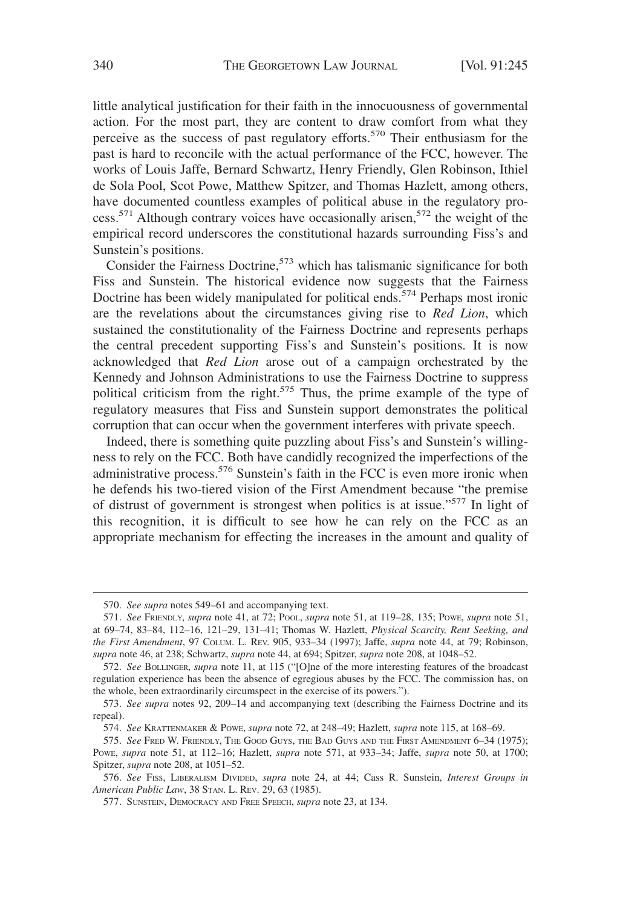little analytical justification for their faith in the innocuousness of governmental action. For the most part, they are content to draw comfort from what they perceive as the success of past regulatory efforts.[570] Their enthusiasm for the past is hard to reconcile with the actual performance of the FCC, however. The works of Louis Jaffe, Bernard Schwartz, Henry Friendly, Glen Robinson, Ithiel de Sola Pool, Scot Powe, Matthew Spitzer, and Thomas Hazlett, among others, have documented countless examples of political abuse in the regulatory process.[571] Although contrary voices have occasionally arisen,[572] the weight of the empirical record underscores the constitutional hazards surrounding Fiss's and Sunstein's positions.

Consider the Fairness Doctrine,[573] which has talismanic significance for both Fiss and Sunstein. The historical evidence now suggests that the Fairness Doctrine has been widely manipulated for political ends.[574] Perhaps most ironic are the revelations about the circumstances giving rise to *Red Lion*, which sustained the constitutionality of the Fairness Doctrine and represents perhaps the central precedent supporting Fiss's and Sunstein's positions. It is now acknowledged that *Red Lion* arose out of a campaign orchestrated by the Kennedy and Johnson Administrations to use the Fairness Doctrine to suppress political criticism from the right.[575] Thus, the prime example of the type of regulatory measures that Fiss and Sunstein support demonstrates the political corruption that can occur when the government interferes with private speech.

Indeed, there is something quite puzzling about Fiss's and Sunstein's willingness to rely on the FCC. Both have candidly recognized the imperfections of the administrative process.[576] Sunstein's faith in the FCC is even more ironic when he defends his two-tiered vision of the First Amendment because "the premise of distrust of government is strongest when politics is at issue."[577] In light of this recognition, it is difficult to see how he can rely on the FCC as an appropriate mechanism for effecting the increases in the amount and quality of

---

570. *See supra* notes 549–61 and accompanying text.

571. *See* FRIENDLY, *supra* note 41, at 72; POOL, *supra* note 51, at 119–28, 135; POWE, *supra* note 51, at 69–74, 83–84, 112–16, 121–29, 131–41; Thomas W. Hazlett, *Physical Scarcity, Rent Seeking, and the First Amendment*, 97 COLUM. L. REV. 905, 933–34 (1997); Jaffe, *supra* note 44, at 79; Robinson, *supra* note 46, at 238; Schwartz, *supra* note 44, at 694; Spitzer, *supra* note 208, at 1048–52.

572. *See* BOLLINGER, *supra* note 11, at 115 ("[O]ne of the more interesting features of the broadcast regulation experience has been the absence of egregious abuses by the FCC. The commission has, on the whole, been extraordinarily circumspect in the exercise of its powers.").

573. *See supra* notes 92, 209–14 and accompanying text (describing the Fairness Doctrine and its repeal).

574. *See* KRATTENMAKER & POWE, *supra* note 72, at 248–49; Hazlett, *supra* note 115, at 168–69.

575. *See* FRED W. FRIENDLY, THE GOOD GUYS, THE BAD GUYS AND THE FIRST AMENDMENT 6–34 (1975); POWE, *supra* note 51, at 112–16; Hazlett, *supra* note 571, at 933–34; Jaffe, *supra* note 50, at 1700; Spitzer, *supra* note 208, at 1051–52.

576. *See* FISS, LIBERALISM DIVIDED, *supra* note 24, at 44; Cass R. Sunstein, *Interest Groups in American Public Law*, 38 STAN. L. REV. 29, 63 (1985).

577. SUNSTEIN, DEMOCRACY AND FREE SPEECH, *supra* note 23, at 134.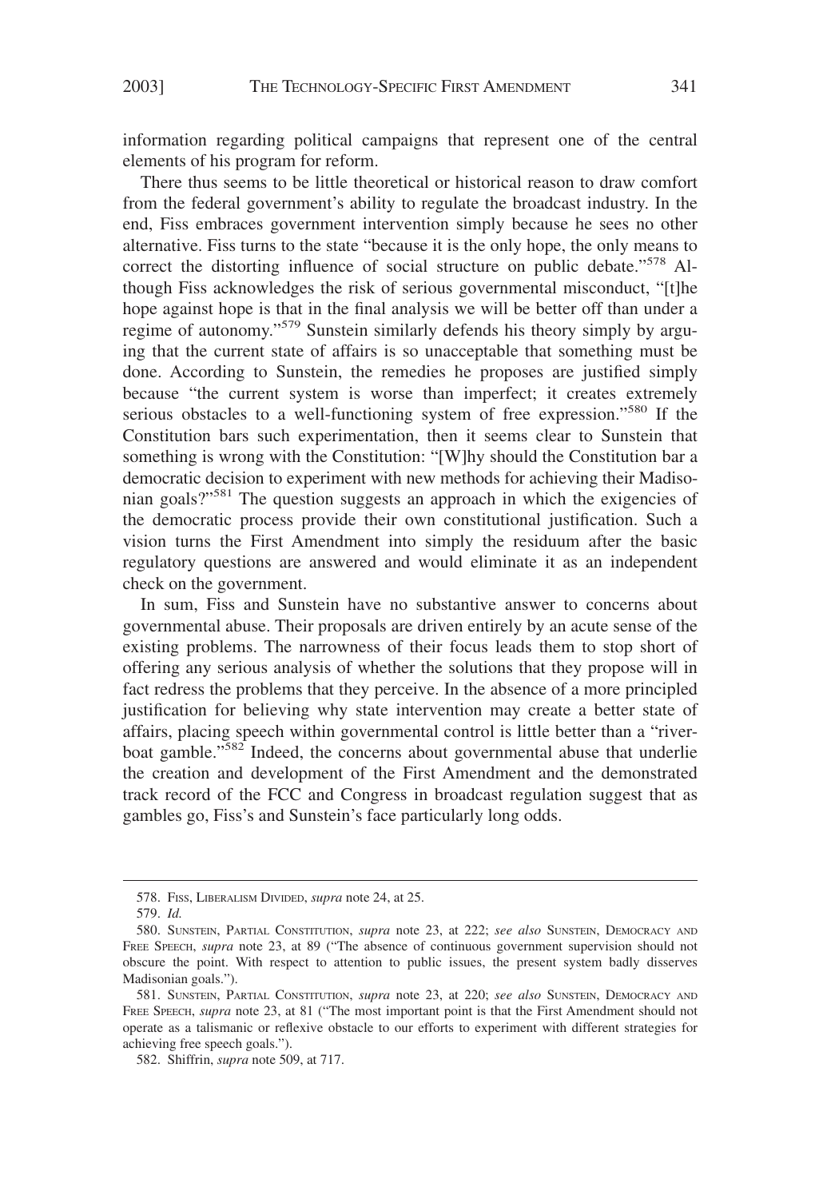information regarding political campaigns that represent one of the central elements of his program for reform.

There thus seems to be little theoretical or historical reason to draw comfort from the federal government's ability to regulate the broadcast industry. In the end, Fiss embraces government intervention simply because he sees no other alternative. Fiss turns to the state "because it is the only hope, the only means to correct the distorting influence of social structure on public debate."[578] Although Fiss acknowledges the risk of serious governmental misconduct, "[t]he hope against hope is that in the final analysis we will be better off than under a regime of autonomy."[579] Sunstein similarly defends his theory simply by arguing that the current state of affairs is so unacceptable that something must be done. According to Sunstein, the remedies he proposes are justified simply because "the current system is worse than imperfect; it creates extremely serious obstacles to a well-functioning system of free expression."[580] If the Constitution bars such experimentation, then it seems clear to Sunstein that something is wrong with the Constitution: "[W]hy should the Constitution bar a democratic decision to experiment with new methods for achieving their Madisonian goals?"[581] The question suggests an approach in which the exigencies of the democratic process provide their own constitutional justification. Such a vision turns the First Amendment into simply the residuum after the basic regulatory questions are answered and would eliminate it as an independent check on the government.

In sum, Fiss and Sunstein have no substantive answer to concerns about governmental abuse. Their proposals are driven entirely by an acute sense of the existing problems. The narrowness of their focus leads them to stop short of offering any serious analysis of whether the solutions that they propose will in fact redress the problems that they perceive. In the absence of a more principled justification for believing why state intervention may create a better state of affairs, placing speech within governmental control is little better than a "riverboat gamble."[582] Indeed, the concerns about governmental abuse that underlie the creation and development of the First Amendment and the demonstrated track record of the FCC and Congress in broadcast regulation suggest that as gambles go, Fiss's and Sunstein's face particularly long odds.

---

578. Fiss, Liberalism Divided, *supra* note 24, at 25.

579. *Id.*

580. Sunstein, Partial Constitution, *supra* note 23, at 222; *see also* Sunstein, Democracy and Free Speech, *supra* note 23, at 89 ("The absence of continuous government supervision should not obscure the point. With respect to attention to public issues, the present system badly disserves Madisonian goals.").

581. Sunstein, Partial Constitution, *supra* note 23, at 220; *see also* Sunstein, Democracy and Free Speech, *supra* note 23, at 81 ("The most important point is that the First Amendment should not operate as a talismanic or reflexive obstacle to our efforts to experiment with different strategies for achieving free speech goals.").

582. Shiffrin, *supra* note 509, at 717.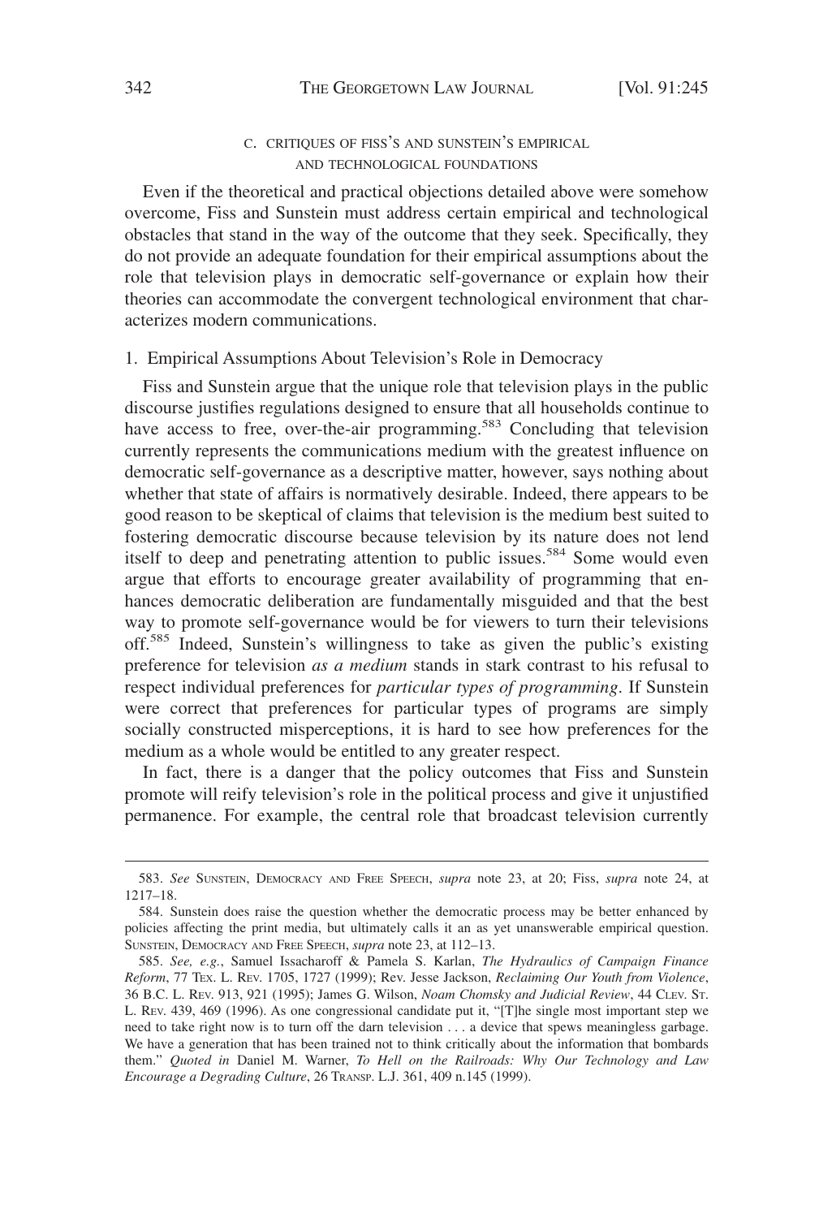### C. CRITIQUES OF FISS'S AND SUNSTEIN'S EMPIRICAL AND TECHNOLOGICAL FOUNDATIONS

Even if the theoretical and practical objections detailed above were somehow overcome, Fiss and Sunstein must address certain empirical and technological obstacles that stand in the way of the outcome that they seek. Specifically, they do not provide an adequate foundation for their empirical assumptions about the role that television plays in democratic self-governance or explain how their theories can accommodate the convergent technological environment that characterizes modern communications.

#### 1. Empirical Assumptions About Television's Role in Democracy

Fiss and Sunstein argue that the unique role that television plays in the public discourse justifies regulations designed to ensure that all households continue to have access to free, over-the-air programming.[583] Concluding that television currently represents the communications medium with the greatest influence on democratic self-governance as a descriptive matter, however, says nothing about whether that state of affairs is normatively desirable. Indeed, there appears to be good reason to be skeptical of claims that television is the medium best suited to fostering democratic discourse because television by its nature does not lend itself to deep and penetrating attention to public issues.[584] Some would even argue that efforts to encourage greater availability of programming that enhances democratic deliberation are fundamentally misguided and that the best way to promote self-governance would be for viewers to turn their televisions off.[585] Indeed, Sunstein's willingness to take as given the public's existing preference for television *as a medium* stands in stark contrast to his refusal to respect individual preferences for *particular types of programming*. If Sunstein were correct that preferences for particular types of programs are simply socially constructed misperceptions, it is hard to see how preferences for the medium as a whole would be entitled to any greater respect.

In fact, there is a danger that the policy outcomes that Fiss and Sunstein promote will reify television's role in the political process and give it unjustified permanence. For example, the central role that broadcast television currently

---

583. *See* SUNSTEIN, DEMOCRACY AND FREE SPEECH, *supra* note 23, at 20; Fiss, *supra* note 24, at 1217–18.

584. Sunstein does raise the question whether the democratic process may be better enhanced by policies affecting the print media, but ultimately calls it an as yet unanswerable empirical question. SUNSTEIN, DEMOCRACY AND FREE SPEECH, *supra* note 23, at 112–13.

585. *See, e.g.*, Samuel Issacharoff & Pamela S. Karlan, *The Hydraulics of Campaign Finance Reform*, 77 TEX. L. REV. 1705, 1727 (1999); Rev. Jesse Jackson, *Reclaiming Our Youth from Violence*, 36 B.C. L. REV. 913, 921 (1995); James G. Wilson, *Noam Chomsky and Judicial Review*, 44 CLEV. ST. L. REV. 439, 469 (1996). As one congressional candidate put it, "[T]he single most important step we need to take right now is to turn off the darn television . . . a device that spews meaningless garbage. We have a generation that has been trained not to think critically about the information that bombards them." *Quoted in* Daniel M. Warner, *To Hell on the Railroads: Why Our Technology and Law Encourage a Degrading Culture*, 26 TRANSP. L.J. 361, 409 n.145 (1999).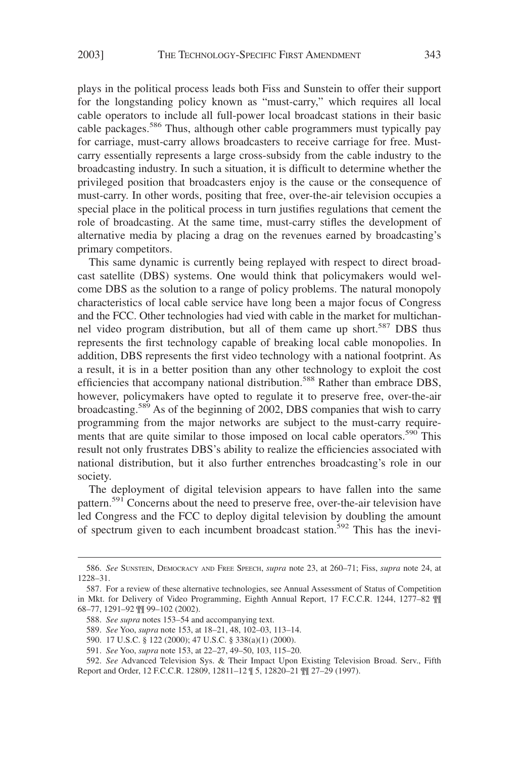plays in the political process leads both Fiss and Sunstein to offer their support for the longstanding policy known as "must-carry," which requires all local cable operators to include all full-power local broadcast stations in their basic cable packages.[586] Thus, although other cable programmers must typically pay for carriage, must-carry allows broadcasters to receive carriage for free. Must-carry essentially represents a large cross-subsidy from the cable industry to the broadcasting industry. In such a situation, it is difficult to determine whether the privileged position that broadcasters enjoy is the cause or the consequence of must-carry. In other words, positing that free, over-the-air television occupies a special place in the political process in turn justifies regulations that cement the role of broadcasting. At the same time, must-carry stifles the development of alternative media by placing a drag on the revenues earned by broadcasting's primary competitors.

This same dynamic is currently being replayed with respect to direct broadcast satellite (DBS) systems. One would think that policymakers would welcome DBS as the solution to a range of policy problems. The natural monopoly characteristics of local cable service have long been a major focus of Congress and the FCC. Other technologies had vied with cable in the market for multichannel video program distribution, but all of them came up short.[587] DBS thus represents the first technology capable of breaking local cable monopolies. In addition, DBS represents the first video technology with a national footprint. As a result, it is in a better position than any other technology to exploit the cost efficiencies that accompany national distribution.[588] Rather than embrace DBS, however, policymakers have opted to regulate it to preserve free, over-the-air broadcasting.[589] As of the beginning of 2002, DBS companies that wish to carry programming from the major networks are subject to the must-carry requirements that are quite similar to those imposed on local cable operators.[590] This result not only frustrates DBS's ability to realize the efficiencies associated with national distribution, but it also further entrenches broadcasting's role in our society.

The deployment of digital television appears to have fallen into the same pattern.[591] Concerns about the need to preserve free, over-the-air television have led Congress and the FCC to deploy digital television by doubling the amount of spectrum given to each incumbent broadcast station.[592] This has the inevi-

---

586. *See* SUNSTEIN, DEMOCRACY AND FREE SPEECH, *supra* note 23, at 260–71; Fiss, *supra* note 24, at 1228–31.

587. For a review of these alternative technologies, see Annual Assessment of Status of Competition in Mkt. for Delivery of Video Programming, Eighth Annual Report, 17 F.C.C.R. 1244, 1277–82 ¶¶ 68–77, 1291–92 ¶¶ 99–102 (2002).

588. *See supra* notes 153–54 and accompanying text.

589. *See* Yoo, *supra* note 153, at 18–21, 48, 102–03, 113–14.

590. 17 U.S.C. § 122 (2000); 47 U.S.C. § 338(a)(1) (2000).

591. *See* Yoo, *supra* note 153, at 22–27, 49–50, 103, 115–20.

592. *See* Advanced Television Sys. & Their Impact Upon Existing Television Broad. Serv., Fifth Report and Order, 12 F.C.C.R. 12809, 12811–12 ¶ 5, 12820–21 ¶¶ 27–29 (1997).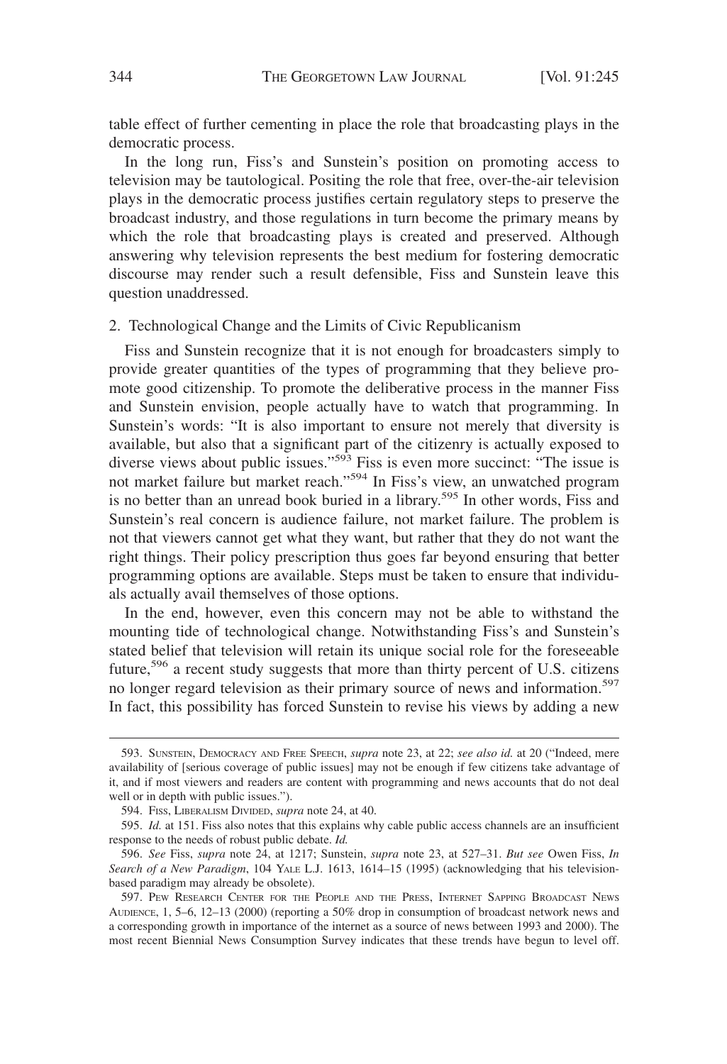table effect of further cementing in place the role that broadcasting plays in the democratic process.

In the long run, Fiss's and Sunstein's position on promoting access to television may be tautological. Positing the role that free, over-the-air television plays in the democratic process justifies certain regulatory steps to preserve the broadcast industry, and those regulations in turn become the primary means by which the role that broadcasting plays is created and preserved. Although answering why television represents the best medium for fostering democratic discourse may render such a result defensible, Fiss and Sunstein leave this question unaddressed.

### 2. Technological Change and the Limits of Civic Republicanism

Fiss and Sunstein recognize that it is not enough for broadcasters simply to provide greater quantities of the types of programming that they believe promote good citizenship. To promote the deliberative process in the manner Fiss and Sunstein envision, people actually have to watch that programming. In Sunstein's words: "It is also important to ensure not merely that diversity is available, but also that a significant part of the citizenry is actually exposed to diverse views about public issues."[593] Fiss is even more succinct: "The issue is not market failure but market reach."[594] In Fiss's view, an unwatched program is no better than an unread book buried in a library.[595] In other words, Fiss and Sunstein's real concern is audience failure, not market failure. The problem is not that viewers cannot get what they want, but rather that they do not want the right things. Their policy prescription thus goes far beyond ensuring that better programming options are available. Steps must be taken to ensure that individuals actually avail themselves of those options.

In the end, however, even this concern may not be able to withstand the mounting tide of technological change. Notwithstanding Fiss's and Sunstein's stated belief that television will retain its unique social role for the foreseeable future,[596] a recent study suggests that more than thirty percent of U.S. citizens no longer regard television as their primary source of news and information.[597] In fact, this possibility has forced Sunstein to revise his views by adding a new

---

593. Sunstein, Democracy and Free Speech, *supra* note 23, at 22; *see also id.* at 20 ("Indeed, mere availability of [serious coverage of public issues] may not be enough if few citizens take advantage of it, and if most viewers and readers are content with programming and news accounts that do not deal well or in depth with public issues.").

594. Fiss, Liberalism Divided, *supra* note 24, at 40.

595. *Id.* at 151. Fiss also notes that this explains why cable public access channels are an insufficient response to the needs of robust public debate. *Id.*

596. *See* Fiss, *supra* note 24, at 1217; Sunstein, *supra* note 23, at 527–31. *But see* Owen Fiss, *In Search of a New Paradigm*, 104 Yale L.J. 1613, 1614–15 (1995) (acknowledging that his television-based paradigm may already be obsolete).

597. Pew Research Center for the People and the Press, Internet Sapping Broadcast News Audience, 1, 5–6, 12–13 (2000) (reporting a 50% drop in consumption of broadcast network news and a corresponding growth in importance of the internet as a source of news between 1993 and 2000). The most recent Biennial News Consumption Survey indicates that these trends have begun to level off.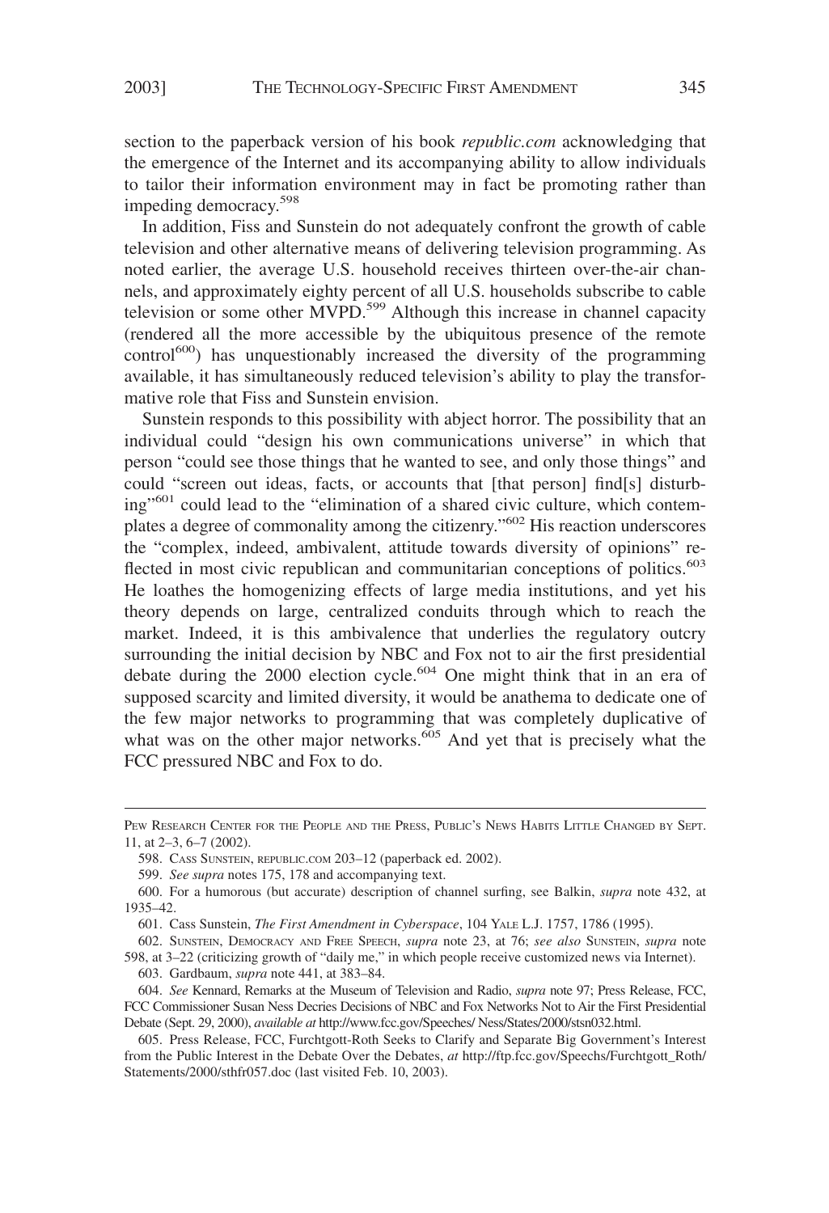section to the paperback version of his book *republic.com* acknowledging that the emergence of the Internet and its accompanying ability to allow individuals to tailor their information environment may in fact be promoting rather than impeding democracy.[598]

In addition, Fiss and Sunstein do not adequately confront the growth of cable television and other alternative means of delivering television programming. As noted earlier, the average U.S. household receives thirteen over-the-air channels, and approximately eighty percent of all U.S. households subscribe to cable television or some other MVPD.[599] Although this increase in channel capacity (rendered all the more accessible by the ubiquitous presence of the remote control[600]) has unquestionably increased the diversity of the programming available, it has simultaneously reduced television's ability to play the transformative role that Fiss and Sunstein envision.

Sunstein responds to this possibility with abject horror. The possibility that an individual could "design his own communications universe" in which that person "could see those things that he wanted to see, and only those things" and could "screen out ideas, facts, or accounts that [that person] find[s] disturbing"[601] could lead to the "elimination of a shared civic culture, which contemplates a degree of commonality among the citizenry."[602] His reaction underscores the "complex, indeed, ambivalent, attitude towards diversity of opinions" reflected in most civic republican and communitarian conceptions of politics.[603] He loathes the homogenizing effects of large media institutions, and yet his theory depends on large, centralized conduits through which to reach the market. Indeed, it is this ambivalence that underlies the regulatory outcry surrounding the initial decision by NBC and Fox not to air the first presidential debate during the 2000 election cycle.[604] One might think that in an era of supposed scarcity and limited diversity, it would be anathema to dedicate one of the few major networks to programming that was completely duplicative of what was on the other major networks.[605] And yet that is precisely what the FCC pressured NBC and Fox to do.

---

Pew Research Center for the People and the Press, Public's News Habits Little Changed by Sept. 11, at 2–3, 6–7 (2002).

598. Cass Sunstein, republic.com 203–12 (paperback ed. 2002).

599. *See supra* notes 175, 178 and accompanying text.

600. For a humorous (but accurate) description of channel surfing, see Balkin, *supra* note 432, at 1935–42.

601. Cass Sunstein, *The First Amendment in Cyberspace*, 104 Yale L.J. 1757, 1786 (1995).

602. Sunstein, Democracy and Free Speech, *supra* note 23, at 76; *see also* Sunstein, *supra* note 598, at 3–22 (criticizing growth of "daily me," in which people receive customized news via Internet).

603. Gardbaum, *supra* note 441, at 383–84.

604. *See* Kennard, Remarks at the Museum of Television and Radio, *supra* note 97; Press Release, FCC, FCC Commissioner Susan Ness Decries Decisions of NBC and Fox Networks Not to Air the First Presidential Debate (Sept. 29, 2000), *available at* http://www.fcc.gov/Speeches/ Ness/States/2000/stsn032.html.

605. Press Release, FCC, Furchtgott-Roth Seeks to Clarify and Separate Big Government's Interest from the Public Interest in the Debate Over the Debates, *at* http://ftp.fcc.gov/Speechs/Furchtgott_Roth/Statements/2000/sthfr057.doc (last visited Feb. 10, 2003).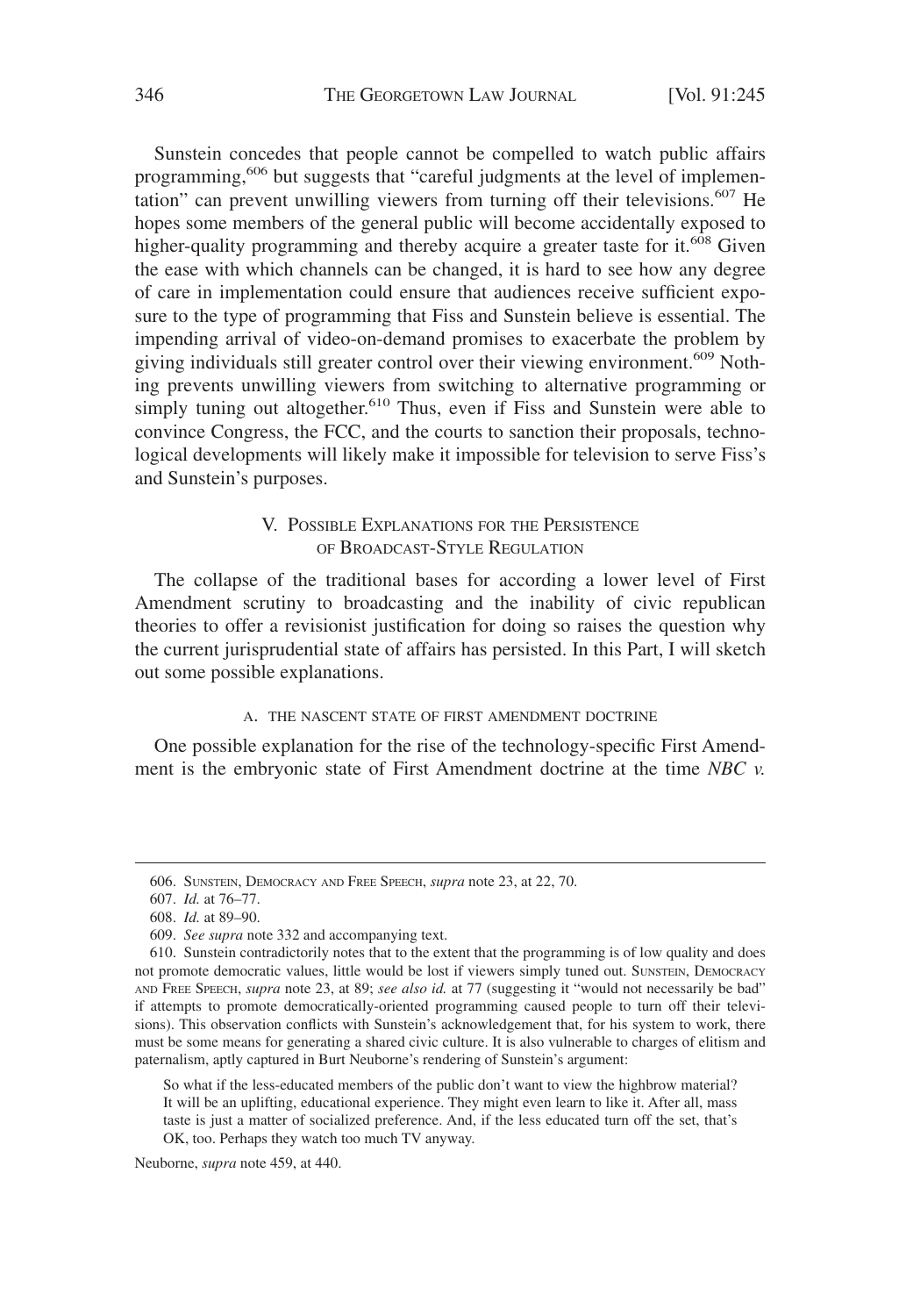Sunstein concedes that people cannot be compelled to watch public affairs programming,[606] but suggests that "careful judgments at the level of implementation" can prevent unwilling viewers from turning off their televisions.[607] He hopes some members of the general public will become accidentally exposed to higher-quality programming and thereby acquire a greater taste for it.[608] Given the ease with which channels can be changed, it is hard to see how any degree of care in implementation could ensure that audiences receive sufficient exposure to the type of programming that Fiss and Sunstein believe is essential. The impending arrival of video-on-demand promises to exacerbate the problem by giving individuals still greater control over their viewing environment.[609] Nothing prevents unwilling viewers from switching to alternative programming or simply tuning out altogether.[610] Thus, even if Fiss and Sunstein were able to convince Congress, the FCC, and the courts to sanction their proposals, technological developments will likely make it impossible for television to serve Fiss's and Sunstein's purposes.

## V. Possible Explanations for the Persistence of Broadcast-Style Regulation

The collapse of the traditional bases for according a lower level of First Amendment scrutiny to broadcasting and the inability of civic republican theories to offer a revisionist justification for doing so raises the question why the current jurisprudential state of affairs has persisted. In this Part, I will sketch out some possible explanations.

### A. The Nascent State of First Amendment Doctrine

One possible explanation for the rise of the technology-specific First Amendment is the embryonic state of First Amendment doctrine at the time *NBC v.*

---

606. Sunstein, Democracy and Free Speech, *supra* note 23, at 22, 70.

607. *Id.* at 76–77.

608. *Id.* at 89–90.

609. *See supra* note 332 and accompanying text.

610. Sunstein contradictorily notes that to the extent that the programming is of low quality and does not promote democratic values, little would be lost if viewers simply tuned out. Sunstein, Democracy and Free Speech, *supra* note 23, at 89; *see also id.* at 77 (suggesting it "would not necessarily be bad" if attempts to promote democratically-oriented programming caused people to turn off their televisions). This observation conflicts with Sunstein's acknowledgement that, for his system to work, there must be some means for generating a shared civic culture. It is also vulnerable to charges of elitism and paternalism, aptly captured in Burt Neuborne's rendering of Sunstein's argument:

> So what if the less-educated members of the public don't want to view the highbrow material? It will be an uplifting, educational experience. They might even learn to like it. After all, mass taste is just a matter of socialized preference. And, if the less educated turn off the set, that's OK, too. Perhaps they watch too much TV anyway.

Neuborne, *supra* note 459, at 440.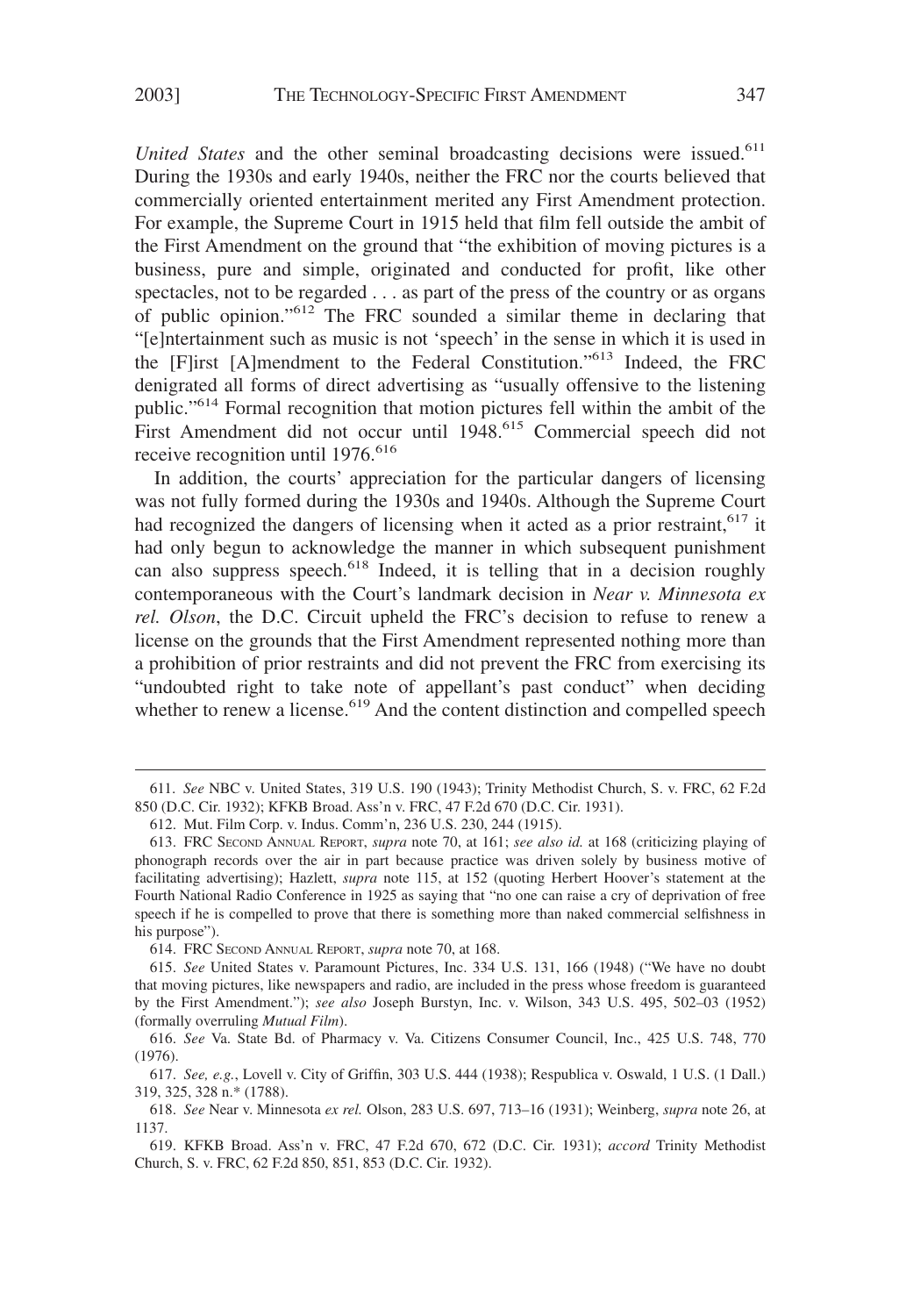*United States* and the other seminal broadcasting decisions were issued.[611] During the 1930s and early 1940s, neither the FRC nor the courts believed that commercially oriented entertainment merited any First Amendment protection. For example, the Supreme Court in 1915 held that film fell outside the ambit of the First Amendment on the ground that "the exhibition of moving pictures is a business, pure and simple, originated and conducted for profit, like other spectacles, not to be regarded . . . as part of the press of the country or as organs of public opinion."[612] The FRC sounded a similar theme in declaring that "[e]ntertainment such as music is not 'speech' in the sense in which it is used in the [F]irst [A]mendment to the Federal Constitution."[613] Indeed, the FRC denigrated all forms of direct advertising as "usually offensive to the listening public."[614] Formal recognition that motion pictures fell within the ambit of the First Amendment did not occur until 1948.[615] Commercial speech did not receive recognition until 1976.[616]

In addition, the courts' appreciation for the particular dangers of licensing was not fully formed during the 1930s and 1940s. Although the Supreme Court had recognized the dangers of licensing when it acted as a prior restraint,[617] it had only begun to acknowledge the manner in which subsequent punishment can also suppress speech.[618] Indeed, it is telling that in a decision roughly contemporaneous with the Court's landmark decision in *Near v. Minnesota ex rel. Olson*, the D.C. Circuit upheld the FRC's decision to refuse to renew a license on the grounds that the First Amendment represented nothing more than a prohibition of prior restraints and did not prevent the FRC from exercising its "undoubted right to take note of appellant's past conduct" when deciding whether to renew a license.[619] And the content distinction and compelled speech

---

611. *See* NBC v. United States, 319 U.S. 190 (1943); Trinity Methodist Church, S. v. FRC, 62 F.2d 850 (D.C. Cir. 1932); KFKB Broad. Ass'n v. FRC, 47 F.2d 670 (D.C. Cir. 1931).

612. Mut. Film Corp. v. Indus. Comm'n, 236 U.S. 230, 244 (1915).

613. FRC SECOND ANNUAL REPORT, *supra* note 70, at 161; *see also id.* at 168 (criticizing playing of phonograph records over the air in part because practice was driven solely by business motive of facilitating advertising); Hazlett, *supra* note 115, at 152 (quoting Herbert Hoover's statement at the Fourth National Radio Conference in 1925 as saying that "no one can raise a cry of deprivation of free speech if he is compelled to prove that there is something more than naked commercial selfishness in his purpose").

614. FRC SECOND ANNUAL REPORT, *supra* note 70, at 168.

615. *See* United States v. Paramount Pictures, Inc. 334 U.S. 131, 166 (1948) ("We have no doubt that moving pictures, like newspapers and radio, are included in the press whose freedom is guaranteed by the First Amendment."); *see also* Joseph Burstyn, Inc. v. Wilson, 343 U.S. 495, 502–03 (1952) (formally overruling *Mutual Film*).

616. *See* Va. State Bd. of Pharmacy v. Va. Citizens Consumer Council, Inc., 425 U.S. 748, 770 (1976).

617. *See, e.g.*, Lovell v. City of Griffin, 303 U.S. 444 (1938); Respublica v. Oswald, 1 U.S. (1 Dall.) 319, 325, 328 n.* (1788).

618. *See* Near v. Minnesota *ex rel.* Olson, 283 U.S. 697, 713–16 (1931); Weinberg, *supra* note 26, at 1137.

619. KFKB Broad. Ass'n v. FRC, 47 F.2d 670, 672 (D.C. Cir. 1931); *accord* Trinity Methodist Church, S. v. FRC, 62 F.2d 850, 851, 853 (D.C. Cir. 1932).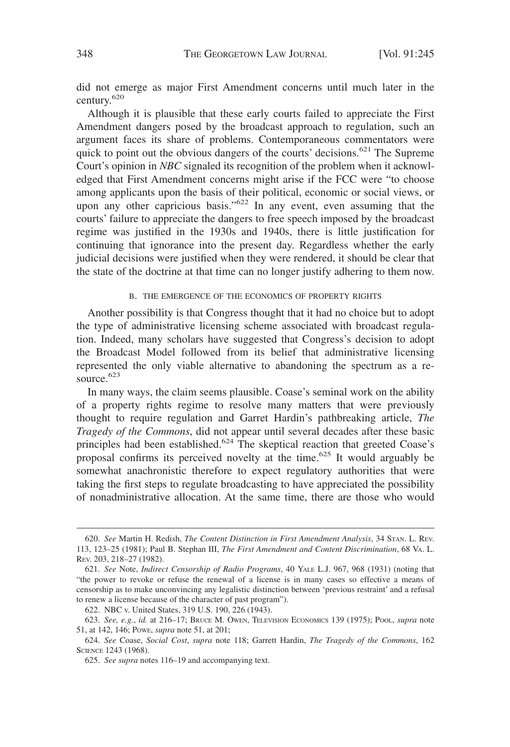did not emerge as major First Amendment concerns until much later in the century.[620]

Although it is plausible that these early courts failed to appreciate the First Amendment dangers posed by the broadcast approach to regulation, such an argument faces its share of problems. Contemporaneous commentators were quick to point out the obvious dangers of the courts' decisions.[621] The Supreme Court's opinion in *NBC* signaled its recognition of the problem when it acknowledged that First Amendment concerns might arise if the FCC were "to choose among applicants upon the basis of their political, economic or social views, or upon any other capricious basis."[622] In any event, even assuming that the courts' failure to appreciate the dangers to free speech imposed by the broadcast regime was justified in the 1930s and 1940s, there is little justification for continuing that ignorance into the present day. Regardless whether the early judicial decisions were justified when they were rendered, it should be clear that the state of the doctrine at that time can no longer justify adhering to them now.

### B. THE EMERGENCE OF THE ECONOMICS OF PROPERTY RIGHTS

Another possibility is that Congress thought that it had no choice but to adopt the type of administrative licensing scheme associated with broadcast regulation. Indeed, many scholars have suggested that Congress's decision to adopt the Broadcast Model followed from its belief that administrative licensing represented the only viable alternative to abandoning the spectrum as a resource.[623]

In many ways, the claim seems plausible. Coase's seminal work on the ability of a property rights regime to resolve many matters that were previously thought to require regulation and Garret Hardin's pathbreaking article, *The Tragedy of the Commons*, did not appear until several decades after these basic principles had been established.[624] The skeptical reaction that greeted Coase's proposal confirms its perceived novelty at the time.[625] It would arguably be somewhat anachronistic therefore to expect regulatory authorities that were taking the first steps to regulate broadcasting to have appreciated the possibility of nonadministrative allocation. At the same time, there are those who would

---

620. *See* Martin H. Redish, *The Content Distinction in First Amendment Analysis*, 34 STAN. L. REV. 113, 123–25 (1981); Paul B. Stephan III, *The First Amendment and Content Discrimination*, 68 VA. L. REV. 203, 218–27 (1982).

621. *See* Note, *Indirect Censorship of Radio Programs*, 40 YALE L.J. 967, 968 (1931) (noting that "the power to revoke or refuse the renewal of a license is in many cases so effective a means of censorship as to make unconvincing any legalistic distinction between 'previous restraint' and a refusal to renew a license because of the character of past program").

622. NBC v. United States, 319 U.S. 190, 226 (1943).

623. *See, e.g.*, *id.* at 216–17; BRUCE M. OWEN, TELEVISION ECONOMICS 139 (1975); POOL, *supra* note 51, at 142, 146; POWE, *supra* note 51, at 201;

624. *See* Coase, *Social Cost*, *supra* note 118; Garrett Hardin, *The Tragedy of the Commons*, 162 SCIENCE 1243 (1968).

625. *See supra* notes 116–19 and accompanying text.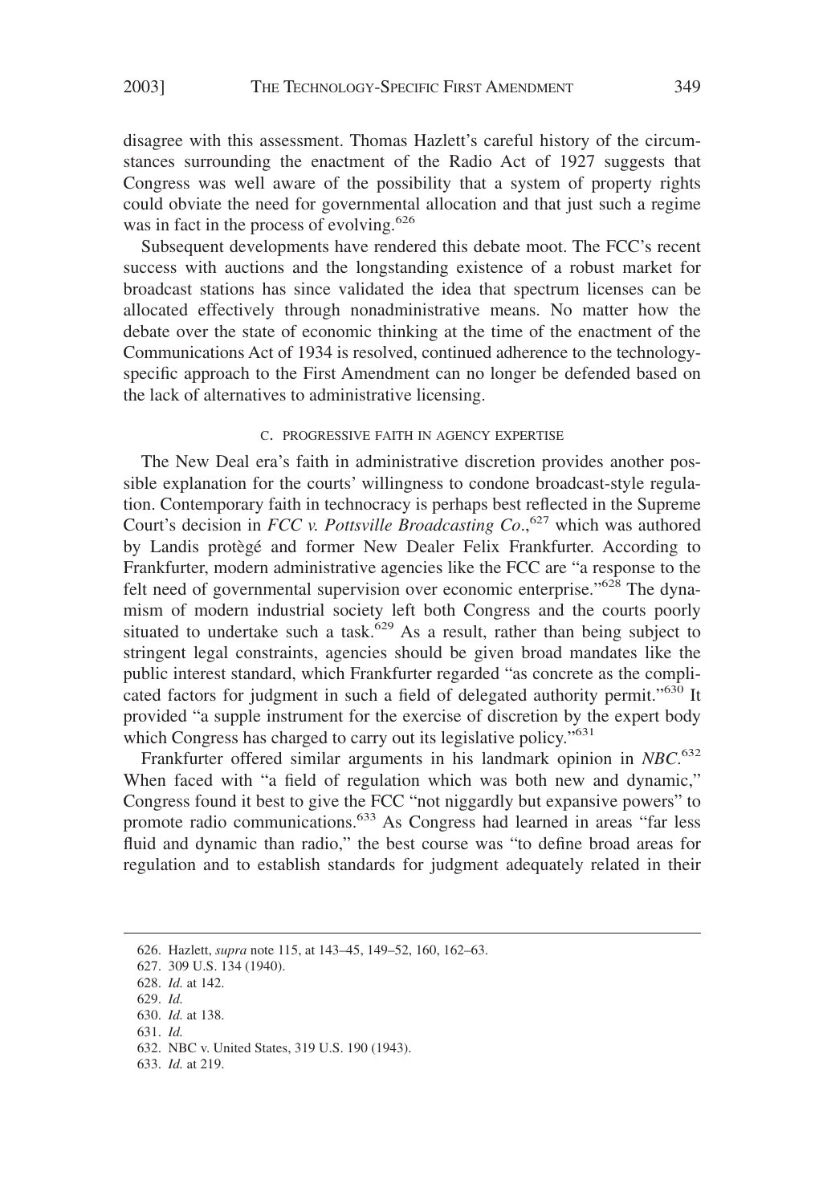disagree with this assessment. Thomas Hazlett's careful history of the circumstances surrounding the enactment of the Radio Act of 1927 suggests that Congress was well aware of the possibility that a system of property rights could obviate the need for governmental allocation and that just such a regime was in fact in the process of evolving.[626]

Subsequent developments have rendered this debate moot. The FCC's recent success with auctions and the longstanding existence of a robust market for broadcast stations has since validated the idea that spectrum licenses can be allocated effectively through nonadministrative means. No matter how the debate over the state of economic thinking at the time of the enactment of the Communications Act of 1934 is resolved, continued adherence to the technology-specific approach to the First Amendment can no longer be defended based on the lack of alternatives to administrative licensing.

### C. PROGRESSIVE FAITH IN AGENCY EXPERTISE

The New Deal era's faith in administrative discretion provides another possible explanation for the courts' willingness to condone broadcast-style regulation. Contemporary faith in technocracy is perhaps best reflected in the Supreme Court's decision in *FCC v. Pottsville Broadcasting Co.*,[627] which was authored by Landis protègé and former New Dealer Felix Frankfurter. According to Frankfurter, modern administrative agencies like the FCC are "a response to the felt need of governmental supervision over economic enterprise."[628] The dynamism of modern industrial society left both Congress and the courts poorly situated to undertake such a task.[629] As a result, rather than being subject to stringent legal constraints, agencies should be given broad mandates like the public interest standard, which Frankfurter regarded "as concrete as the complicated factors for judgment in such a field of delegated authority permit."[630] It provided "a supple instrument for the exercise of discretion by the expert body which Congress has charged to carry out its legislative policy."[631]

Frankfurter offered similar arguments in his landmark opinion in *NBC*.[632] When faced with "a field of regulation which was both new and dynamic," Congress found it best to give the FCC "not niggardly but expansive powers" to promote radio communications.[633] As Congress had learned in areas "far less fluid and dynamic than radio," the best course was "to define broad areas for regulation and to establish standards for judgment adequately related in their

---

626. Hazlett, *supra* note 115, at 143–45, 149–52, 160, 162–63.

627. 309 U.S. 134 (1940).

628. *Id.* at 142.

629. *Id.*

630. *Id.* at 138.

631. *Id.*

632. NBC v. United States, 319 U.S. 190 (1943).

633. *Id.* at 219.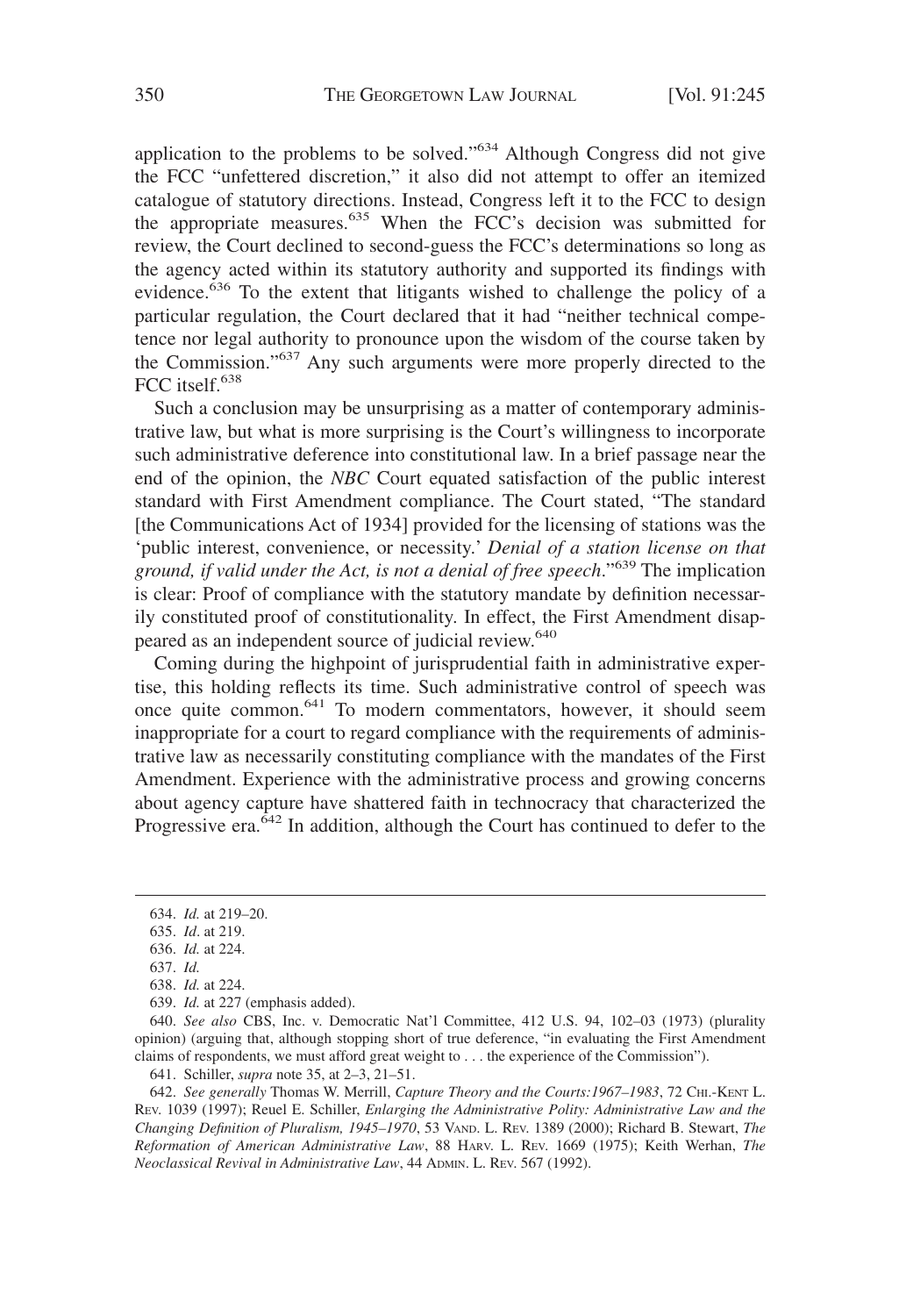application to the problems to be solved."[634] Although Congress did not give the FCC "unfettered discretion," it also did not attempt to offer an itemized catalogue of statutory directions. Instead, Congress left it to the FCC to design the appropriate measures.[635] When the FCC's decision was submitted for review, the Court declined to second-guess the FCC's determinations so long as the agency acted within its statutory authority and supported its findings with evidence.[636] To the extent that litigants wished to challenge the policy of a particular regulation, the Court declared that it had "neither technical competence nor legal authority to pronounce upon the wisdom of the course taken by the Commission."[637] Any such arguments were more properly directed to the FCC itself.[638]

Such a conclusion may be unsurprising as a matter of contemporary administrative law, but what is more surprising is the Court's willingness to incorporate such administrative deference into constitutional law. In a brief passage near the end of the opinion, the *NBC* Court equated satisfaction of the public interest standard with First Amendment compliance. The Court stated, "The standard [the Communications Act of 1934] provided for the licensing of stations was the 'public interest, convenience, or necessity.' *Denial of a station license on that ground, if valid under the Act, is not a denial of free speech*."[639] The implication is clear: Proof of compliance with the statutory mandate by definition necessarily constituted proof of constitutionality. In effect, the First Amendment disappeared as an independent source of judicial review.[640]

Coming during the highpoint of jurisprudential faith in administrative expertise, this holding reflects its time. Such administrative control of speech was once quite common.[641] To modern commentators, however, it should seem inappropriate for a court to regard compliance with the requirements of administrative law as necessarily constituting compliance with the mandates of the First Amendment. Experience with the administrative process and growing concerns about agency capture have shattered faith in technocracy that characterized the Progressive era.[642] In addition, although the Court has continued to defer to the

---

634. *Id.* at 219–20.

635. *Id*. at 219.

636. *Id.* at 224.

637. *Id.*

638. *Id.* at 224.

639. *Id.* at 227 (emphasis added).

640. *See also* CBS, Inc. v. Democratic Nat'l Committee, 412 U.S. 94, 102–03 (1973) (plurality opinion) (arguing that, although stopping short of true deference, "in evaluating the First Amendment claims of respondents, we must afford great weight to . . . the experience of the Commission").

641. Schiller, *supra* note 35, at 2–3, 21–51.

642. *See generally* Thomas W. Merrill, *Capture Theory and the Courts:1967–1983*, 72 CHI.-KENT L. REV. 1039 (1997); Reuel E. Schiller, *Enlarging the Administrative Polity: Administrative Law and the Changing Definition of Pluralism, 1945–1970*, 53 VAND. L. REV. 1389 (2000); Richard B. Stewart, *The Reformation of American Administrative Law*, 88 HARV. L. REV. 1669 (1975); Keith Werhan, *The Neoclassical Revival in Administrative Law*, 44 ADMIN. L. REV. 567 (1992).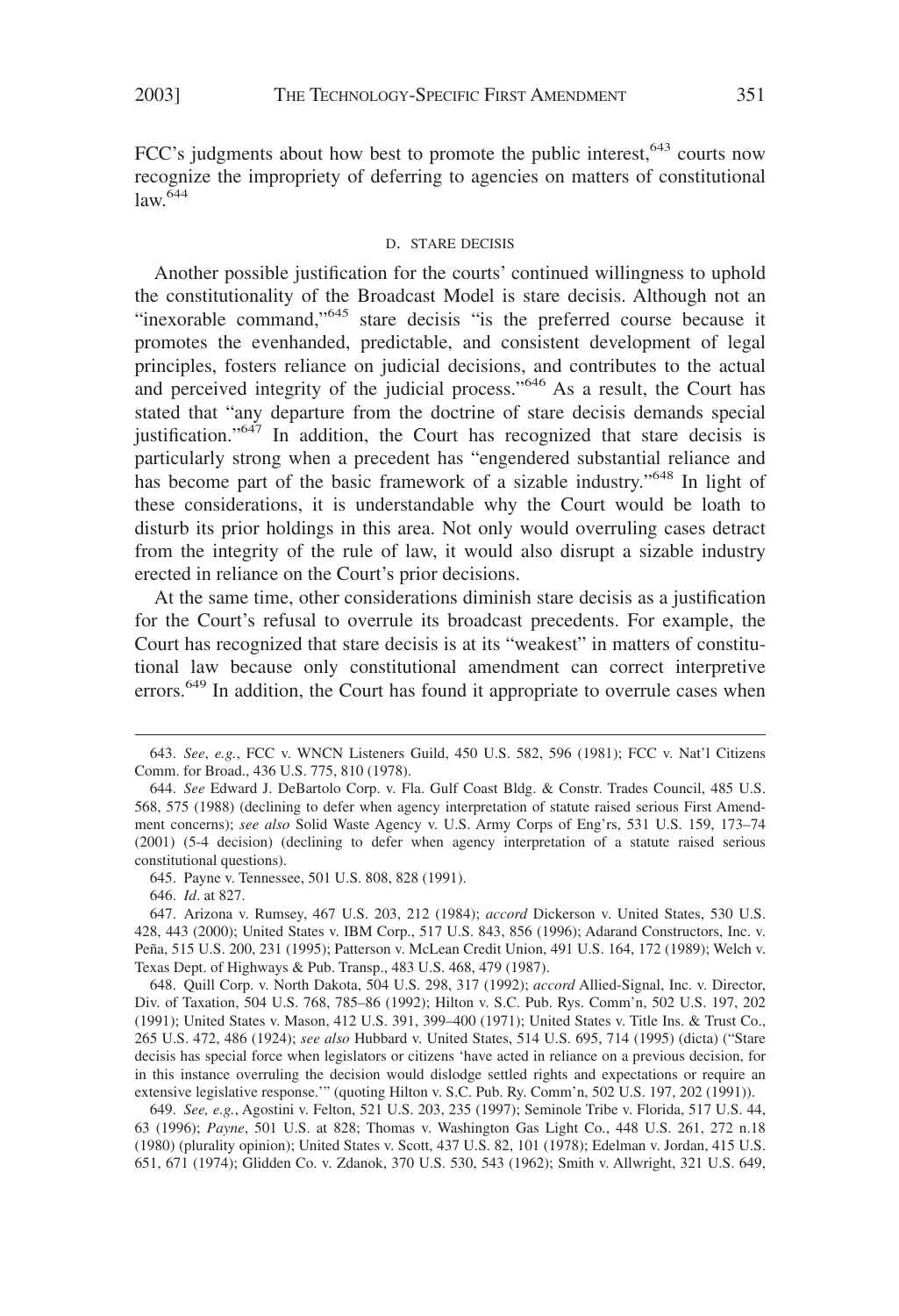FCC's judgments about how best to promote the public interest,[643] courts now recognize the impropriety of deferring to agencies on matters of constitutional law.[644]

### D. STARE DECISIS

Another possible justification for the courts' continued willingness to uphold the constitutionality of the Broadcast Model is stare decisis. Although not an "inexorable command,"[645] stare decisis "is the preferred course because it promotes the evenhanded, predictable, and consistent development of legal principles, fosters reliance on judicial decisions, and contributes to the actual and perceived integrity of the judicial process."[646] As a result, the Court has stated that "any departure from the doctrine of stare decisis demands special justification."[647] In addition, the Court has recognized that stare decisis is particularly strong when a precedent has "engendered substantial reliance and has become part of the basic framework of a sizable industry."[648] In light of these considerations, it is understandable why the Court would be loath to disturb its prior holdings in this area. Not only would overruling cases detract from the integrity of the rule of law, it would also disrupt a sizable industry erected in reliance on the Court's prior decisions.

At the same time, other considerations diminish stare decisis as a justification for the Court's refusal to overrule its broadcast precedents. For example, the Court has recognized that stare decisis is at its "weakest" in matters of constitutional law because only constitutional amendment can correct interpretive errors.[649] In addition, the Court has found it appropriate to overrule cases when

---

643. *See*, *e.g.*, FCC v. WNCN Listeners Guild, 450 U.S. 582, 596 (1981); FCC v. Nat'l Citizens Comm. for Broad., 436 U.S. 775, 810 (1978).

644. *See* Edward J. DeBartolo Corp. v. Fla. Gulf Coast Bldg. & Constr. Trades Council, 485 U.S. 568, 575 (1988) (declining to defer when agency interpretation of statute raised serious First Amendment concerns); *see also* Solid Waste Agency v. U.S. Army Corps of Eng'rs, 531 U.S. 159, 173–74 (2001) (5-4 decision) (declining to defer when agency interpretation of a statute raised serious constitutional questions).

645. Payne v. Tennessee, 501 U.S. 808, 828 (1991).

646. *Id*. at 827.

647. Arizona v. Rumsey, 467 U.S. 203, 212 (1984); *accord* Dickerson v. United States, 530 U.S. 428, 443 (2000); United States v. IBM Corp., 517 U.S. 843, 856 (1996); Adarand Constructors, Inc. v. Peña, 515 U.S. 200, 231 (1995); Patterson v. McLean Credit Union, 491 U.S. 164, 172 (1989); Welch v. Texas Dept. of Highways & Pub. Transp., 483 U.S. 468, 479 (1987).

648. Quill Corp. v. North Dakota, 504 U.S. 298, 317 (1992); *accord* Allied-Signal, Inc. v. Director, Div. of Taxation, 504 U.S. 768, 785–86 (1992); Hilton v. S.C. Pub. Rys. Comm'n, 502 U.S. 197, 202 (1991); United States v. Mason, 412 U.S. 391, 399–400 (1971); United States v. Title Ins. & Trust Co., 265 U.S. 472, 486 (1924); *see also* Hubbard v. United States, 514 U.S. 695, 714 (1995) (dicta) ("Stare decisis has special force when legislators or citizens 'have acted in reliance on a previous decision, for in this instance overruling the decision would dislodge settled rights and expectations or require an extensive legislative response.'" (quoting Hilton v. S.C. Pub. Ry. Comm'n, 502 U.S. 197, 202 (1991)).

649. *See, e.g.*, Agostini v. Felton, 521 U.S. 203, 235 (1997); Seminole Tribe v. Florida, 517 U.S. 44, 63 (1996); *Payne*, 501 U.S. at 828; Thomas v. Washington Gas Light Co., 448 U.S. 261, 272 n.18 (1980) (plurality opinion); United States v. Scott, 437 U.S. 82, 101 (1978); Edelman v. Jordan, 415 U.S. 651, 671 (1974); Glidden Co. v. Zdanok, 370 U.S. 530, 543 (1962); Smith v. Allwright, 321 U.S. 649,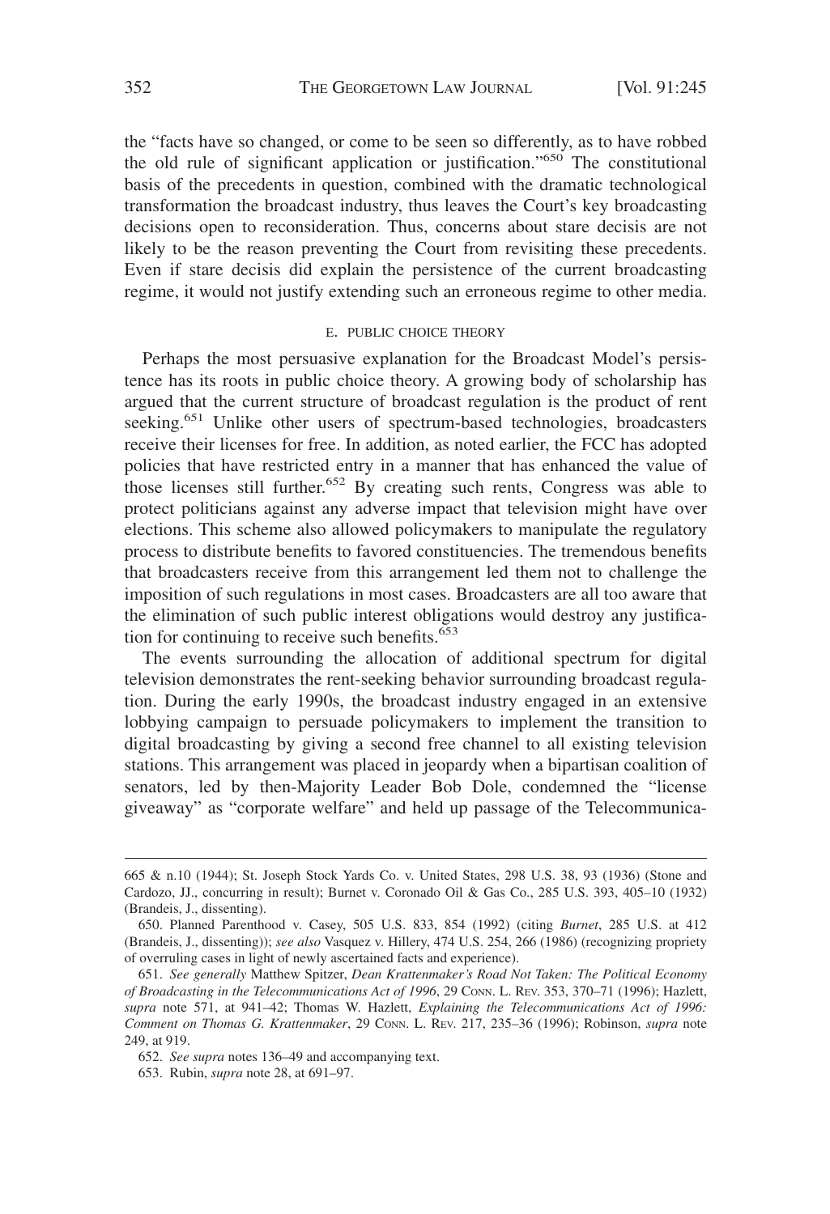the "facts have so changed, or come to be seen so differently, as to have robbed the old rule of significant application or justification."[650] The constitutional basis of the precedents in question, combined with the dramatic technological transformation the broadcast industry, thus leaves the Court's key broadcasting decisions open to reconsideration. Thus, concerns about stare decisis are not likely to be the reason preventing the Court from revisiting these precedents. Even if stare decisis did explain the persistence of the current broadcasting regime, it would not justify extending such an erroneous regime to other media.

#### E. PUBLIC CHOICE THEORY

Perhaps the most persuasive explanation for the Broadcast Model's persistence has its roots in public choice theory. A growing body of scholarship has argued that the current structure of broadcast regulation is the product of rent seeking.[651] Unlike other users of spectrum-based technologies, broadcasters receive their licenses for free. In addition, as noted earlier, the FCC has adopted policies that have restricted entry in a manner that has enhanced the value of those licenses still further.[652] By creating such rents, Congress was able to protect politicians against any adverse impact that television might have over elections. This scheme also allowed policymakers to manipulate the regulatory process to distribute benefits to favored constituencies. The tremendous benefits that broadcasters receive from this arrangement led them not to challenge the imposition of such regulations in most cases. Broadcasters are all too aware that the elimination of such public interest obligations would destroy any justification for continuing to receive such benefits.[653]

The events surrounding the allocation of additional spectrum for digital television demonstrates the rent-seeking behavior surrounding broadcast regulation. During the early 1990s, the broadcast industry engaged in an extensive lobbying campaign to persuade policymakers to implement the transition to digital broadcasting by giving a second free channel to all existing television stations. This arrangement was placed in jeopardy when a bipartisan coalition of senators, led by then-Majority Leader Bob Dole, condemned the "license giveaway" as "corporate welfare" and held up passage of the Telecommunica-

---

665 & n.10 (1944); St. Joseph Stock Yards Co. v. United States, 298 U.S. 38, 93 (1936) (Stone and Cardozo, JJ., concurring in result); Burnet v. Coronado Oil & Gas Co., 285 U.S. 393, 405–10 (1932) (Brandeis, J., dissenting).

650. Planned Parenthood v. Casey, 505 U.S. 833, 854 (1992) (citing *Burnet*, 285 U.S. at 412 (Brandeis, J., dissenting)); *see also* Vasquez v. Hillery, 474 U.S. 254, 266 (1986) (recognizing propriety of overruling cases in light of newly ascertained facts and experience).

651. *See generally* Matthew Spitzer, *Dean Krattenmaker's Road Not Taken: The Political Economy of Broadcasting in the Telecommunications Act of 1996*, 29 CONN. L. REV. 353, 370–71 (1996); Hazlett, *supra* note 571, at 941–42; Thomas W. Hazlett, *Explaining the Telecommunications Act of 1996: Comment on Thomas G. Krattenmaker*, 29 CONN. L. REV. 217, 235–36 (1996); Robinson, *supra* note 249, at 919.

652. *See supra* notes 136–49 and accompanying text.

653. Rubin, *supra* note 28, at 691–97.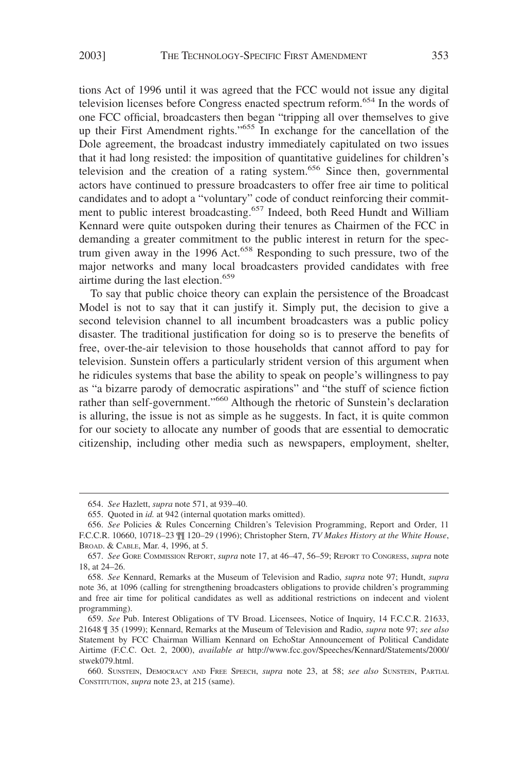tions Act of 1996 until it was agreed that the FCC would not issue any digital television licenses before Congress enacted spectrum reform.[654] In the words of one FCC official, broadcasters then began "tripping all over themselves to give up their First Amendment rights."[655] In exchange for the cancellation of the Dole agreement, the broadcast industry immediately capitulated on two issues that it had long resisted: the imposition of quantitative guidelines for children's television and the creation of a rating system.[656] Since then, governmental actors have continued to pressure broadcasters to offer free air time to political candidates and to adopt a "voluntary" code of conduct reinforcing their commitment to public interest broadcasting.[657] Indeed, both Reed Hundt and William Kennard were quite outspoken during their tenures as Chairmen of the FCC in demanding a greater commitment to the public interest in return for the spectrum given away in the 1996 Act.[658] Responding to such pressure, two of the major networks and many local broadcasters provided candidates with free airtime during the last election.[659]

To say that public choice theory can explain the persistence of the Broadcast Model is not to say that it can justify it. Simply put, the decision to give a second television channel to all incumbent broadcasters was a public policy disaster. The traditional justification for doing so is to preserve the benefits of free, over-the-air television to those households that cannot afford to pay for television. Sunstein offers a particularly strident version of this argument when he ridicules systems that base the ability to speak on people's willingness to pay as "a bizarre parody of democratic aspirations" and "the stuff of science fiction rather than self-government."[660] Although the rhetoric of Sunstein's declaration is alluring, the issue is not as simple as he suggests. In fact, it is quite common for our society to allocate any number of goods that are essential to democratic citizenship, including other media such as newspapers, employment, shelter,

---

654. *See* Hazlett, *supra* note 571, at 939–40.

655. Quoted in *id.* at 942 (internal quotation marks omitted).

656. *See* Policies & Rules Concerning Children's Television Programming, Report and Order, 11 F.C.C.R. 10660, 10718–23 ¶¶ 120–29 (1996); Christopher Stern, *TV Makes History at the White House*, BROAD. & CABLE, Mar. 4, 1996, at 5.

657. *See* GORE COMMISSION REPORT, *supra* note 17, at 46–47, 56–59; REPORT TO CONGRESS, *supra* note 18, at 24–26.

658. *See* Kennard, Remarks at the Museum of Television and Radio, *supra* note 97; Hundt, *supra* note 36, at 1096 (calling for strengthening broadcasters obligations to provide children's programming and free air time for political candidates as well as additional restrictions on indecent and violent programming).

659. *See* Pub. Interest Obligations of TV Broad. Licensees, Notice of Inquiry, 14 F.C.C.R. 21633, 21648 ¶ 35 (1999); Kennard, Remarks at the Museum of Television and Radio, *supra* note 97; *see also* Statement by FCC Chairman William Kennard on EchoStar Announcement of Political Candidate Airtime (F.C.C. Oct. 2, 2000), *available at* http://www.fcc.gov/Speeches/Kennard/Statements/2000/stwek079.html.

660. SUNSTEIN, DEMOCRACY AND FREE SPEECH, *supra* note 23, at 58; *see also* SUNSTEIN, PARTIAL CONSTITUTION, *supra* note 23, at 215 (same).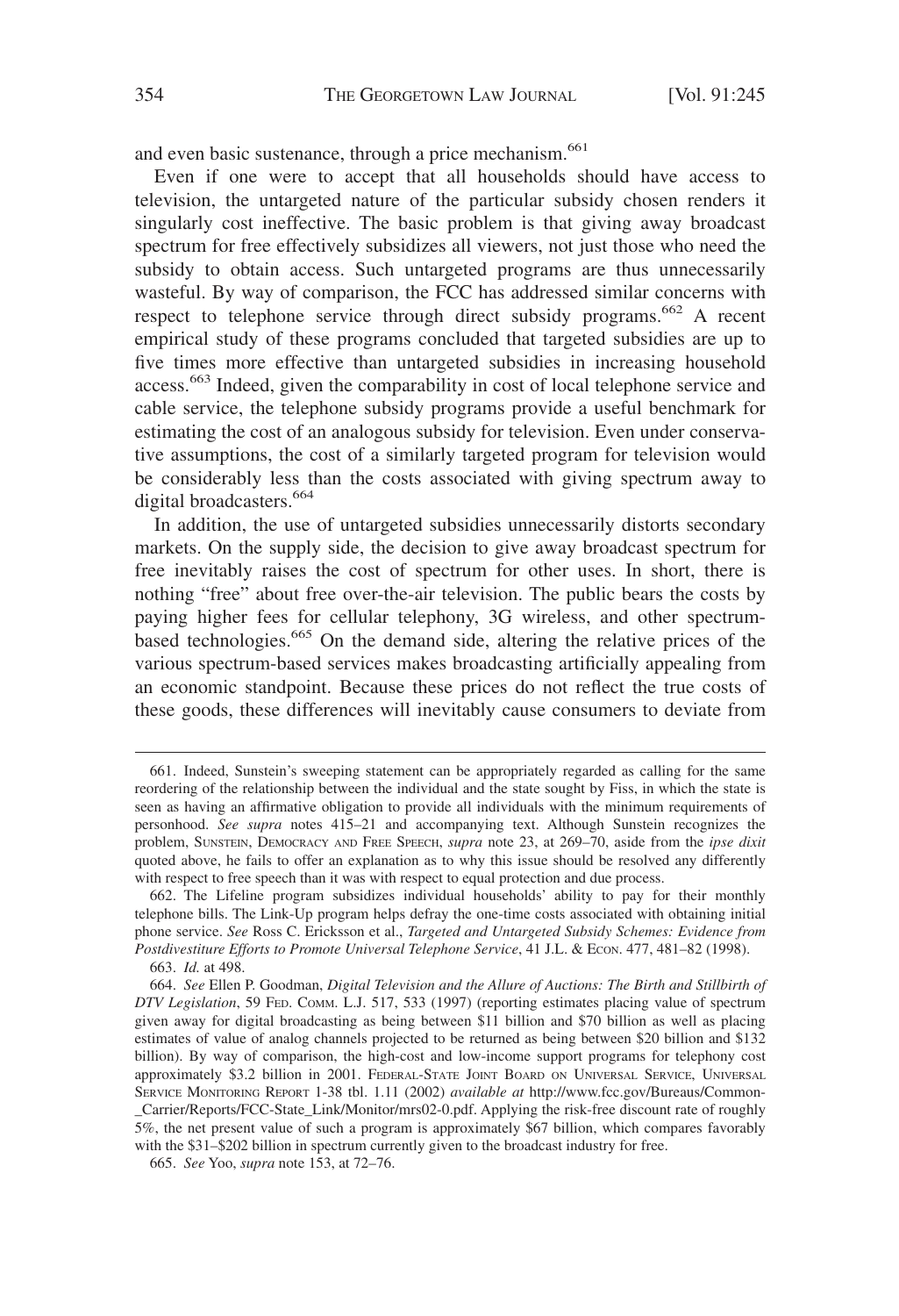and even basic sustenance, through a price mechanism.[661]

Even if one were to accept that all households should have access to television, the untargeted nature of the particular subsidy chosen renders it singularly cost ineffective. The basic problem is that giving away broadcast spectrum for free effectively subsidizes all viewers, not just those who need the subsidy to obtain access. Such untargeted programs are thus unnecessarily wasteful. By way of comparison, the FCC has addressed similar concerns with respect to telephone service through direct subsidy programs.[662] A recent empirical study of these programs concluded that targeted subsidies are up to five times more effective than untargeted subsidies in increasing household access.[663] Indeed, given the comparability in cost of local telephone service and cable service, the telephone subsidy programs provide a useful benchmark for estimating the cost of an analogous subsidy for television. Even under conservative assumptions, the cost of a similarly targeted program for television would be considerably less than the costs associated with giving spectrum away to digital broadcasters.[664]

In addition, the use of untargeted subsidies unnecessarily distorts secondary markets. On the supply side, the decision to give away broadcast spectrum for free inevitably raises the cost of spectrum for other uses. In short, there is nothing "free" about free over-the-air television. The public bears the costs by paying higher fees for cellular telephony, 3G wireless, and other spectrum-based technologies.[665] On the demand side, altering the relative prices of the various spectrum-based services makes broadcasting artificially appealing from an economic standpoint. Because these prices do not reflect the true costs of these goods, these differences will inevitably cause consumers to deviate from

---

661. Indeed, Sunstein's sweeping statement can be appropriately regarded as calling for the same reordering of the relationship between the individual and the state sought by Fiss, in which the state is seen as having an affirmative obligation to provide all individuals with the minimum requirements of personhood. *See supra* notes 415–21 and accompanying text. Although Sunstein recognizes the problem, SUNSTEIN, DEMOCRACY AND FREE SPEECH, *supra* note 23, at 269–70, aside from the *ipse dixit* quoted above, he fails to offer an explanation as to why this issue should be resolved any differently with respect to free speech than it was with respect to equal protection and due process.

662. The Lifeline program subsidizes individual households' ability to pay for their monthly telephone bills. The Link-Up program helps defray the one-time costs associated with obtaining initial phone service. *See* Ross C. Ericksson et al., *Targeted and Untargeted Subsidy Schemes: Evidence from Postdivestiture Efforts to Promote Universal Telephone Service*, 41 J.L. & ECON. 477, 481–82 (1998).

663. *Id.* at 498.

664. *See* Ellen P. Goodman, *Digital Television and the Allure of Auctions: The Birth and Stillbirth of DTV Legislation*, 59 FED. COMM. L.J. 517, 533 (1997) (reporting estimates placing value of spectrum given away for digital broadcasting as being between $11 billion and $70 billion as well as placing estimates of value of analog channels projected to be returned as being between $20 billion and $132 billion). By way of comparison, the high-cost and low-income support programs for telephony cost approximately $3.2 billion in 2001. FEDERAL-STATE JOINT BOARD ON UNIVERSAL SERVICE, UNIVERSAL SERVICE MONITORING REPORT 1-38 tbl. 1.11 (2002) *available at* http://www.fcc.gov/Bureaus/Common-_Carrier/Reports/FCC-State_Link/Monitor/mrs02-0.pdf. Applying the risk-free discount rate of roughly 5%, the net present value of such a program is approximately $67 billion, which compares favorably with the $31–$202 billion in spectrum currently given to the broadcast industry for free.

665. *See* Yoo, *supra* note 153, at 72–76.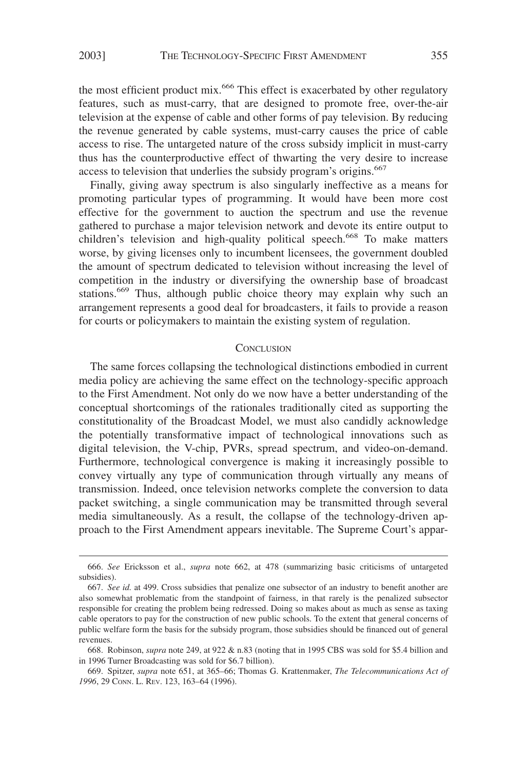the most efficient product mix.[666] This effect is exacerbated by other regulatory features, such as must-carry, that are designed to promote free, over-the-air television at the expense of cable and other forms of pay television. By reducing the revenue generated by cable systems, must-carry causes the price of cable access to rise. The untargeted nature of the cross subsidy implicit in must-carry thus has the counterproductive effect of thwarting the very desire to increase access to television that underlies the subsidy program's origins.[667]

Finally, giving away spectrum is also singularly ineffective as a means for promoting particular types of programming. It would have been more cost effective for the government to auction the spectrum and use the revenue gathered to purchase a major television network and devote its entire output to children's television and high-quality political speech.[668] To make matters worse, by giving licenses only to incumbent licensees, the government doubled the amount of spectrum dedicated to television without increasing the level of competition in the industry or diversifying the ownership base of broadcast stations.[669] Thus, although public choice theory may explain why such an arrangement represents a good deal for broadcasters, it fails to provide a reason for courts or policymakers to maintain the existing system of regulation.

## Conclusion

The same forces collapsing the technological distinctions embodied in current media policy are achieving the same effect on the technology-specific approach to the First Amendment. Not only do we now have a better understanding of the conceptual shortcomings of the rationales traditionally cited as supporting the constitutionality of the Broadcast Model, we must also candidly acknowledge the potentially transformative impact of technological innovations such as digital television, the V-chip, PVRs, spread spectrum, and video-on-demand. Furthermore, technological convergence is making it increasingly possible to convey virtually any type of communication through virtually any means of transmission. Indeed, once television networks complete the conversion to data packet switching, a single communication may be transmitted through several media simultaneously. As a result, the collapse of the technology-driven approach to the First Amendment appears inevitable. The Supreme Court's appar-

---

666. *See* Ericksson et al., *supra* note 662, at 478 (summarizing basic criticisms of untargeted subsidies).

667. *See id.* at 499. Cross subsidies that penalize one subsector of an industry to benefit another are also somewhat problematic from the standpoint of fairness, in that rarely is the penalized subsector responsible for creating the problem being redressed. Doing so makes about as much as sense as taxing cable operators to pay for the construction of new public schools. To the extent that general concerns of public welfare form the basis for the subsidy program, those subsidies should be financed out of general revenues.

668. Robinson, *supra* note 249, at 922 & n.83 (noting that in 1995 CBS was sold for $5.4 billion and in 1996 Turner Broadcasting was sold for $6.7 billion).

669. Spitzer, *supra* note 651, at 365–66; Thomas G. Krattenmaker, *The Telecommunications Act of 1996*, 29 Conn. L. Rev. 123, 163–64 (1996).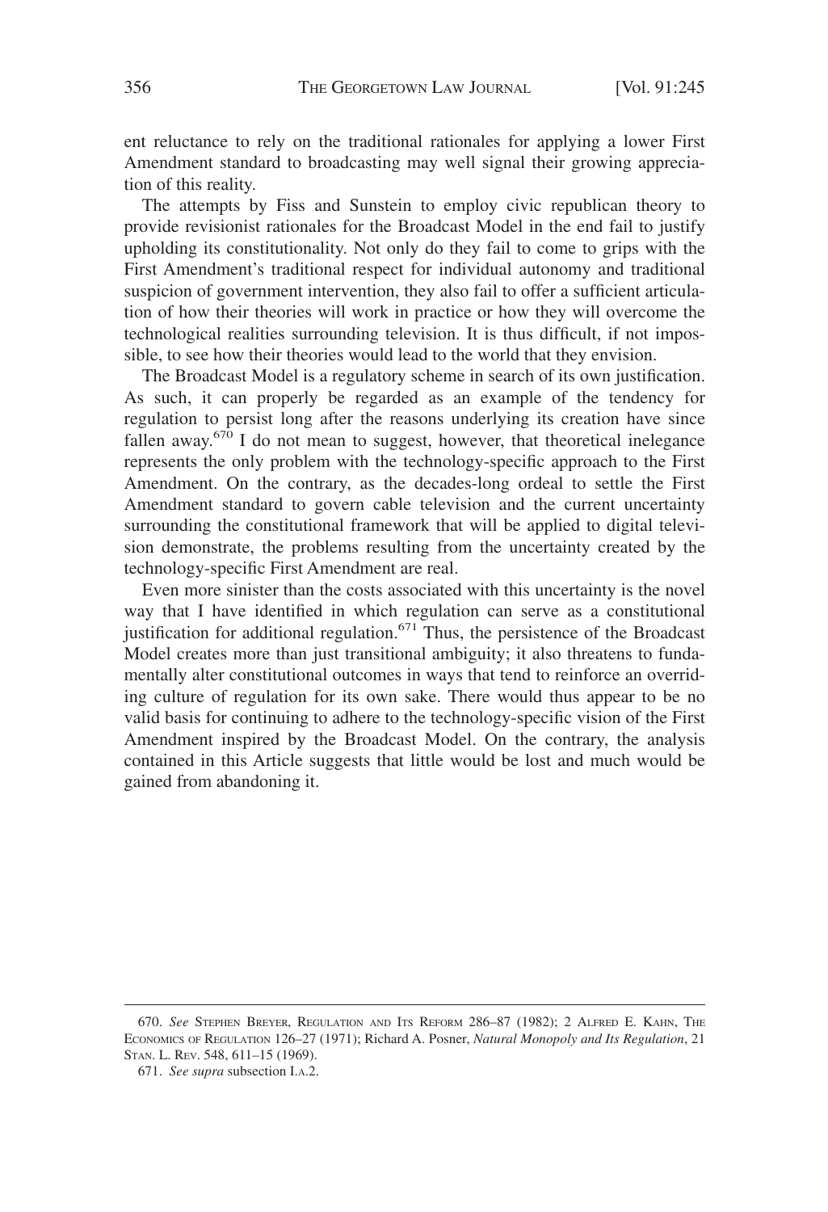ent reluctance to rely on the traditional rationales for applying a lower First Amendment standard to broadcasting may well signal their growing appreciation of this reality.

The attempts by Fiss and Sunstein to employ civic republican theory to provide revisionist rationales for the Broadcast Model in the end fail to justify upholding its constitutionality. Not only do they fail to come to grips with the First Amendment's traditional respect for individual autonomy and traditional suspicion of government intervention, they also fail to offer a sufficient articulation of how their theories will work in practice or how they will overcome the technological realities surrounding television. It is thus difficult, if not impossible, to see how their theories would lead to the world that they envision.

The Broadcast Model is a regulatory scheme in search of its own justification. As such, it can properly be regarded as an example of the tendency for regulation to persist long after the reasons underlying its creation have since fallen away.[670] I do not mean to suggest, however, that theoretical inelegance represents the only problem with the technology-specific approach to the First Amendment. On the contrary, as the decades-long ordeal to settle the First Amendment standard to govern cable television and the current uncertainty surrounding the constitutional framework that will be applied to digital television demonstrate, the problems resulting from the uncertainty created by the technology-specific First Amendment are real.

Even more sinister than the costs associated with this uncertainty is the novel way that I have identified in which regulation can serve as a constitutional justification for additional regulation.[671] Thus, the persistence of the Broadcast Model creates more than just transitional ambiguity; it also threatens to fundamentally alter constitutional outcomes in ways that tend to reinforce an overriding culture of regulation for its own sake. There would thus appear to be no valid basis for continuing to adhere to the technology-specific vision of the First Amendment inspired by the Broadcast Model. On the contrary, the analysis contained in this Article suggests that little would be lost and much would be gained from abandoning it.

---

670. *See* Stephen Breyer, Regulation and Its Reform 286–87 (1982); 2 Alfred E. Kahn, The Economics of Regulation 126–27 (1971); Richard A. Posner, *Natural Monopoly and Its Regulation*, 21 Stan. L. Rev. 548, 611–15 (1969).

671. *See supra* subsection I.A.2.